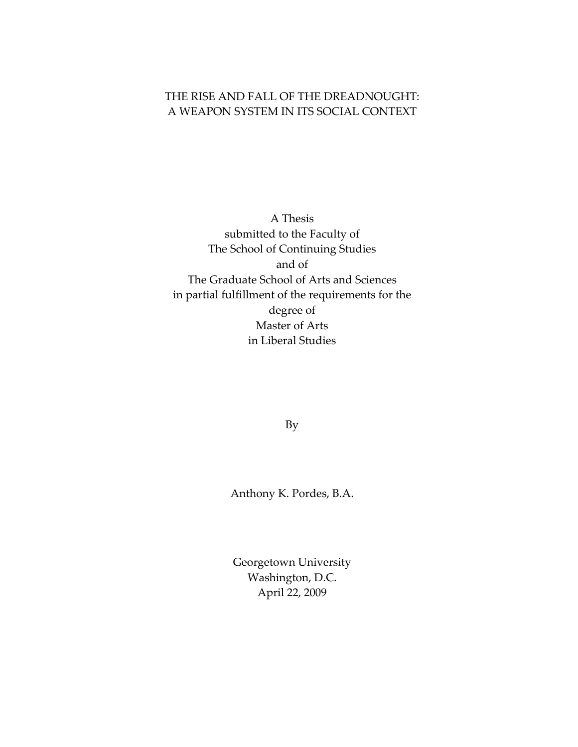# THE RISE AND FALL OF THE DREADNOUGHT: A WEAPON SYSTEM IN ITS SOCIAL CONTEXT

A Thesis
submitted to the Faculty of
The School of Continuing Studies
and of
The Graduate School of Arts and Sciences
in partial fulfillment of the requirements for the
degree of
Master of Arts
in Liberal Studies

By

Anthony K. Pordes, B.A.

Georgetown University
Washington, D.C.
April 22, 2009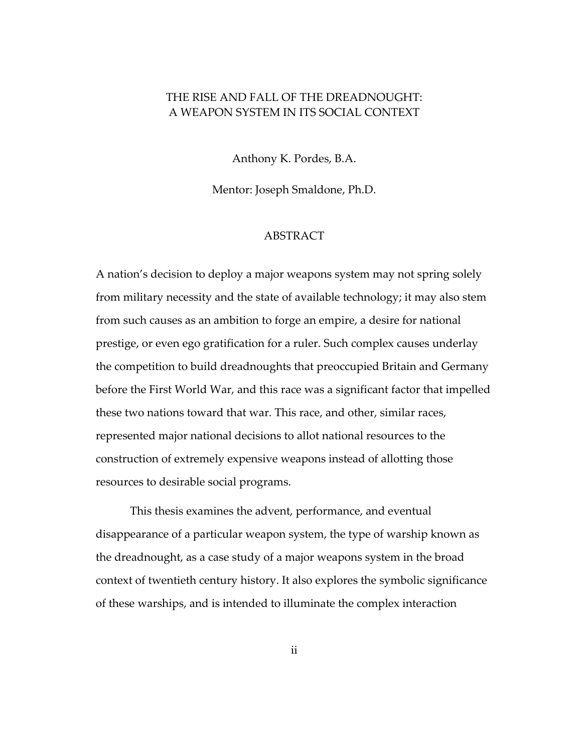# THE RISE AND FALL OF THE DREADNOUGHT:
# A WEAPON SYSTEM IN ITS SOCIAL CONTEXT

Anthony K. Pordes, B.A.

Mentor: Joseph Smaldone, Ph.D.

## ABSTRACT

A nation's decision to deploy a major weapons system may not spring solely from military necessity and the state of available technology; it may also stem from such causes as an ambition to forge an empire, a desire for national prestige, or even ego gratification for a ruler. Such complex causes underlay the competition to build dreadnoughts that preoccupied Britain and Germany before the First World War, and this race was a significant factor that impelled these two nations toward that war. This race, and other, similar races, represented major national decisions to allot national resources to the construction of extremely expensive weapons instead of allotting those resources to desirable social programs.

This thesis examines the advent, performance, and eventual disappearance of a particular weapon system, the type of warship known as the dreadnought, as a case study of a major weapons system in the broad context of twentieth century history. It also explores the symbolic significance of these warships, and is intended to illuminate the complex interaction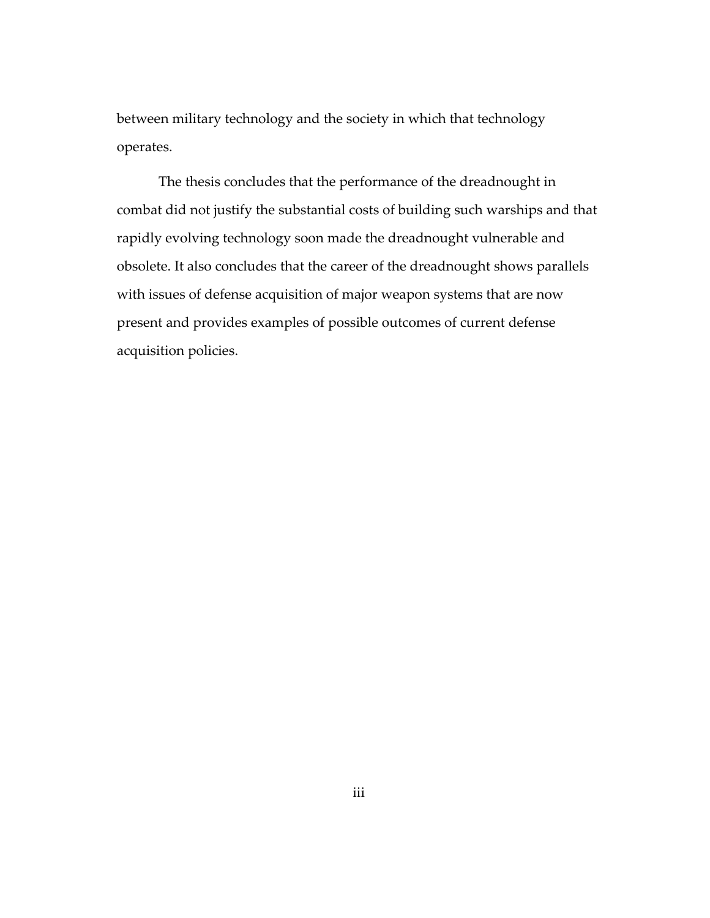between military technology and the society in which that technology operates.

The thesis concludes that the performance of the dreadnought in combat did not justify the substantial costs of building such warships and that rapidly evolving technology soon made the dreadnought vulnerable and obsolete. It also concludes that the career of the dreadnought shows parallels with issues of defense acquisition of major weapon systems that are now present and provides examples of possible outcomes of current defense acquisition policies.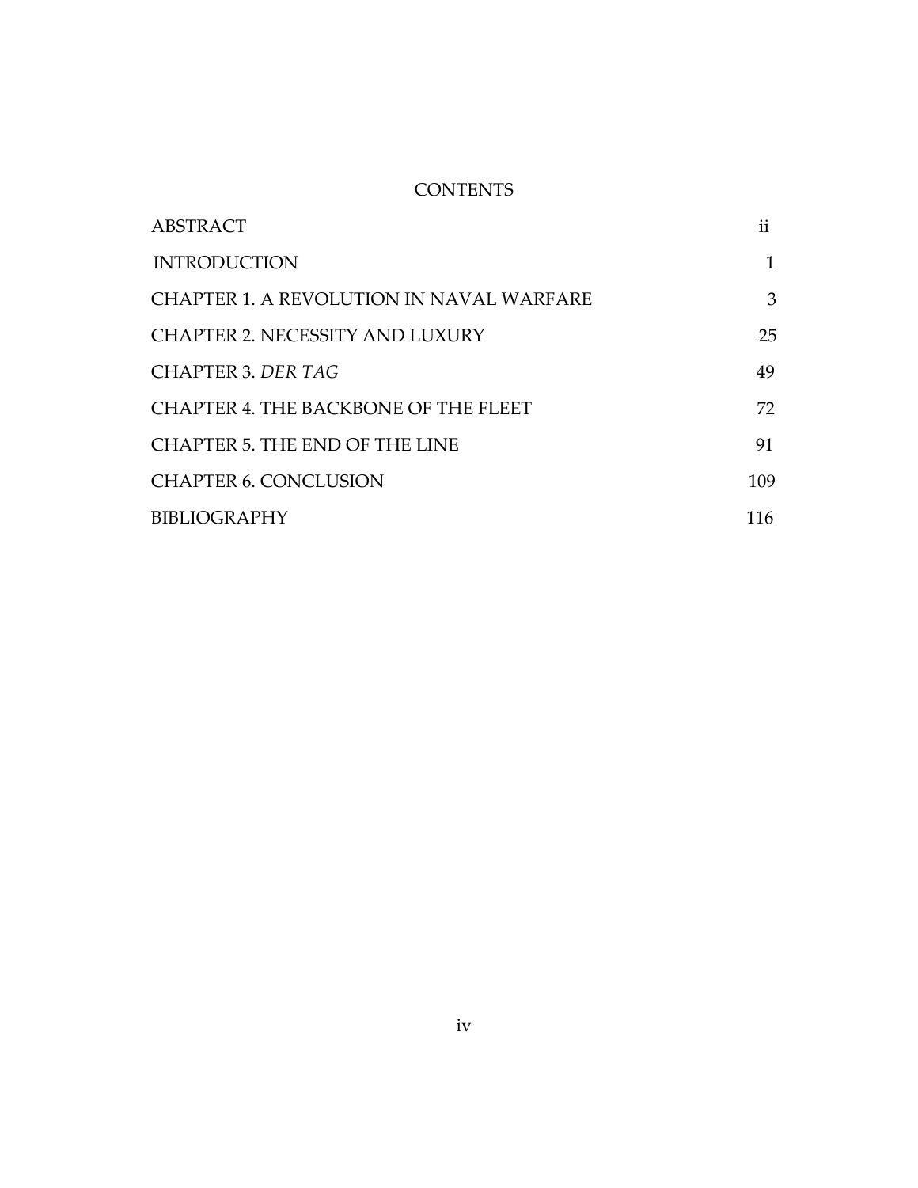# CONTENTS

| | |
|---|---|
| ABSTRACT | ii |
| INTRODUCTION | 1 |
| CHAPTER 1. A REVOLUTION IN NAVAL WARFARE | 3 |
| CHAPTER 2. NECESSITY AND LUXURY | 25 |
| CHAPTER 3. *DER TAG* | 49 |
| CHAPTER 4. THE BACKBONE OF THE FLEET | 72 |
| CHAPTER 5. THE END OF THE LINE | 91 |
| CHAPTER 6. CONCLUSION | 109 |
| BIBLIOGRAPHY | 116 |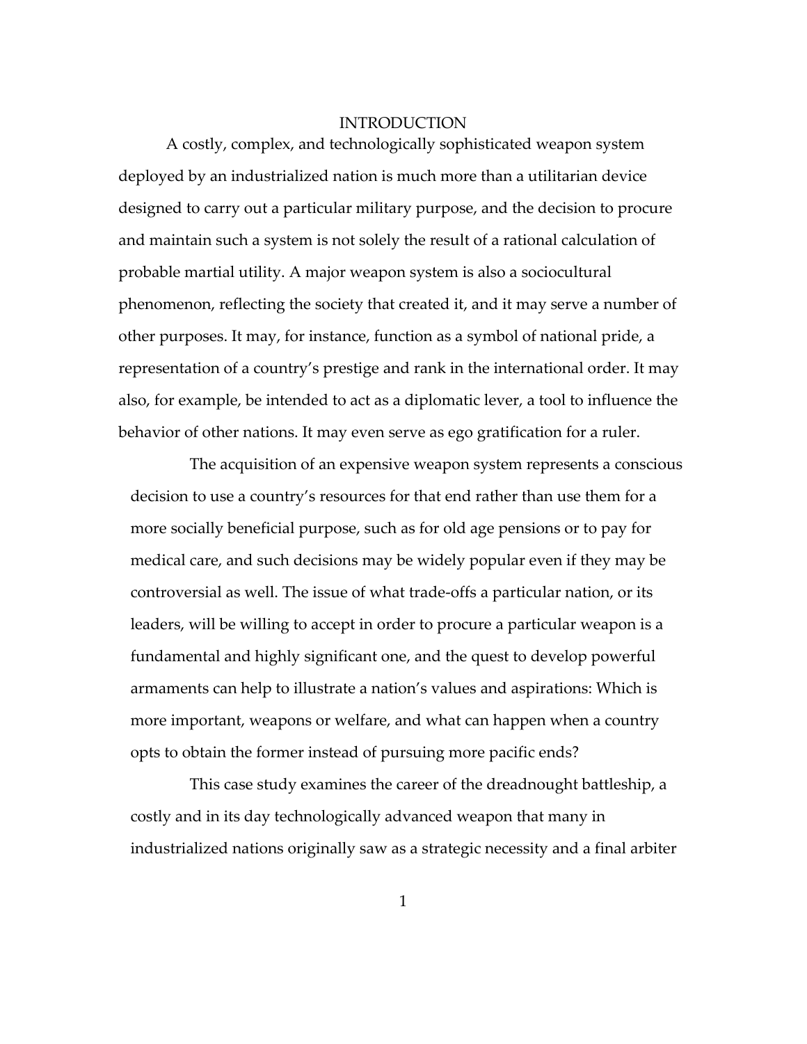# INTRODUCTION

A costly, complex, and technologically sophisticated weapon system deployed by an industrialized nation is much more than a utilitarian device designed to carry out a particular military purpose, and the decision to procure and maintain such a system is not solely the result of a rational calculation of probable martial utility. A major weapon system is also a sociocultural phenomenon, reflecting the society that created it, and it may serve a number of other purposes. It may, for instance, function as a symbol of national pride, a representation of a country's prestige and rank in the international order. It may also, for example, be intended to act as a diplomatic lever, a tool to influence the behavior of other nations. It may even serve as ego gratification for a ruler.

The acquisition of an expensive weapon system represents a conscious decision to use a country's resources for that end rather than use them for a more socially beneficial purpose, such as for old age pensions or to pay for medical care, and such decisions may be widely popular even if they may be controversial as well. The issue of what trade-offs a particular nation, or its leaders, will be willing to accept in order to procure a particular weapon is a fundamental and highly significant one, and the quest to develop powerful armaments can help to illustrate a nation's values and aspirations: Which is more important, weapons or welfare, and what can happen when a country opts to obtain the former instead of pursuing more pacific ends?

This case study examines the career of the dreadnought battleship, a costly and in its day technologically advanced weapon that many in industrialized nations originally saw as a strategic necessity and a final arbiter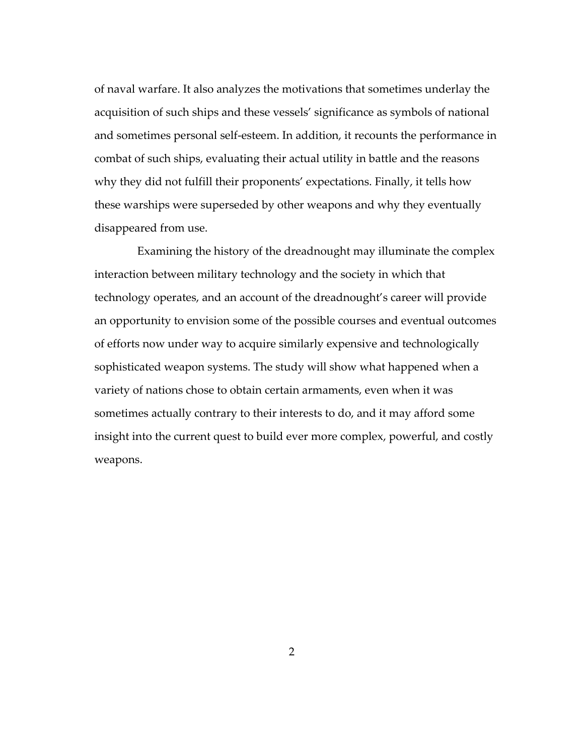of naval warfare. It also analyzes the motivations that sometimes underlay the acquisition of such ships and these vessels' significance as symbols of national and sometimes personal self-esteem. In addition, it recounts the performance in combat of such ships, evaluating their actual utility in battle and the reasons why they did not fulfill their proponents' expectations. Finally, it tells how these warships were superseded by other weapons and why they eventually disappeared from use.

Examining the history of the dreadnought may illuminate the complex interaction between military technology and the society in which that technology operates, and an account of the dreadnought's career will provide an opportunity to envision some of the possible courses and eventual outcomes of efforts now under way to acquire similarly expensive and technologically sophisticated weapon systems. The study will show what happened when a variety of nations chose to obtain certain armaments, even when it was sometimes actually contrary to their interests to do, and it may afford some insight into the current quest to build ever more complex, powerful, and costly weapons.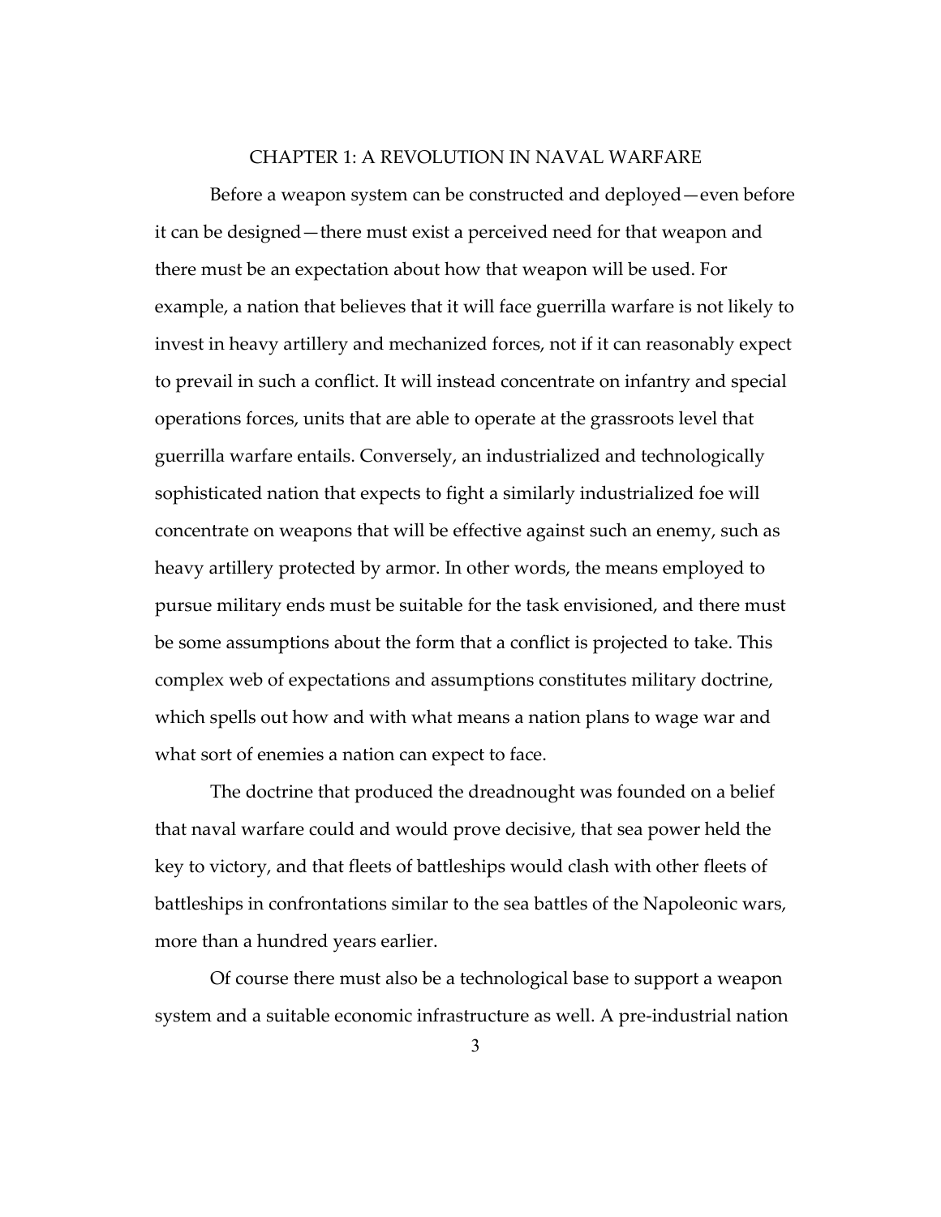# CHAPTER 1: A REVOLUTION IN NAVAL WARFARE

Before a weapon system can be constructed and deployed—even before it can be designed—there must exist a perceived need for that weapon and there must be an expectation about how that weapon will be used. For example, a nation that believes that it will face guerrilla warfare is not likely to invest in heavy artillery and mechanized forces, not if it can reasonably expect to prevail in such a conflict. It will instead concentrate on infantry and special operations forces, units that are able to operate at the grassroots level that guerrilla warfare entails. Conversely, an industrialized and technologically sophisticated nation that expects to fight a similarly industrialized foe will concentrate on weapons that will be effective against such an enemy, such as heavy artillery protected by armor. In other words, the means employed to pursue military ends must be suitable for the task envisioned, and there must be some assumptions about the form that a conflict is projected to take. This complex web of expectations and assumptions constitutes military doctrine, which spells out how and with what means a nation plans to wage war and what sort of enemies a nation can expect to face.

The doctrine that produced the dreadnought was founded on a belief that naval warfare could and would prove decisive, that sea power held the key to victory, and that fleets of battleships would clash with other fleets of battleships in confrontations similar to the sea battles of the Napoleonic wars, more than a hundred years earlier.

Of course there must also be a technological base to support a weapon system and a suitable economic infrastructure as well. A pre-industrial nation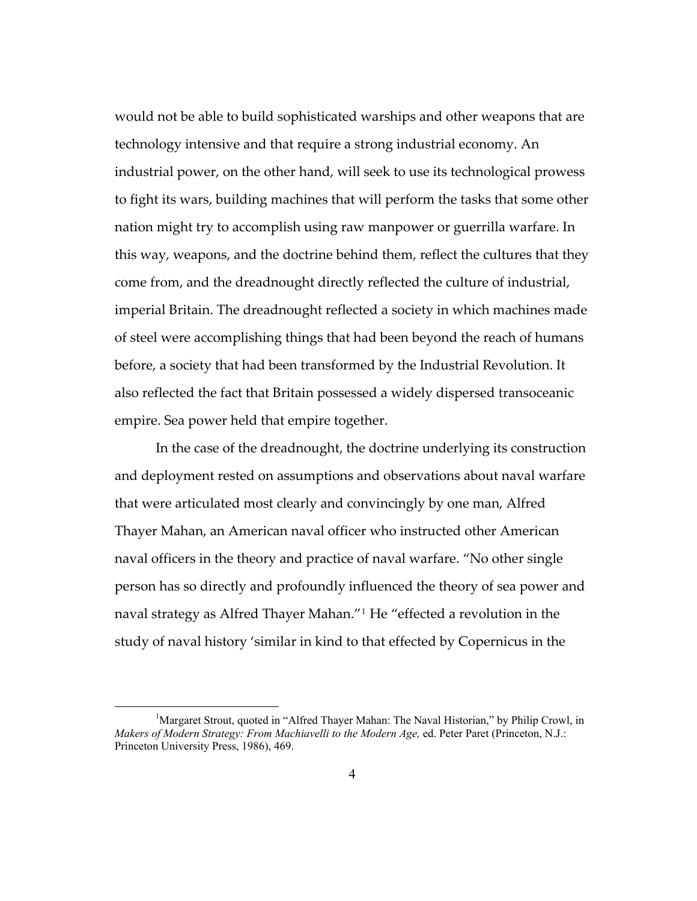would not be able to build sophisticated warships and other weapons that are technology intensive and that require a strong industrial economy. An industrial power, on the other hand, will seek to use its technological prowess to fight its wars, building machines that will perform the tasks that some other nation might try to accomplish using raw manpower or guerrilla warfare. In this way, weapons, and the doctrine behind them, reflect the cultures that they come from, and the dreadnought directly reflected the culture of industrial, imperial Britain. The dreadnought reflected a society in which machines made of steel were accomplishing things that had been beyond the reach of humans before, a society that had been transformed by the Industrial Revolution. It also reflected the fact that Britain possessed a widely dispersed transoceanic empire. Sea power held that empire together.

In the case of the dreadnought, the doctrine underlying its construction and deployment rested on assumptions and observations about naval warfare that were articulated most clearly and convincingly by one man, Alfred Thayer Mahan, an American naval officer who instructed other American naval officers in the theory and practice of naval warfare. "No other single person has so directly and profoundly influenced the theory of sea power and naval strategy as Alfred Thayer Mahan."[1] He "effected a revolution in the study of naval history 'similar in kind to that effected by Copernicus in the

[1] Margaret Strout, quoted in "Alfred Thayer Mahan: The Naval Historian," by Philip Crowl, in *Makers of Modern Strategy: From Machiavelli to the Modern Age,* ed. Peter Paret (Princeton, N.J.: Princeton University Press, 1986), 469.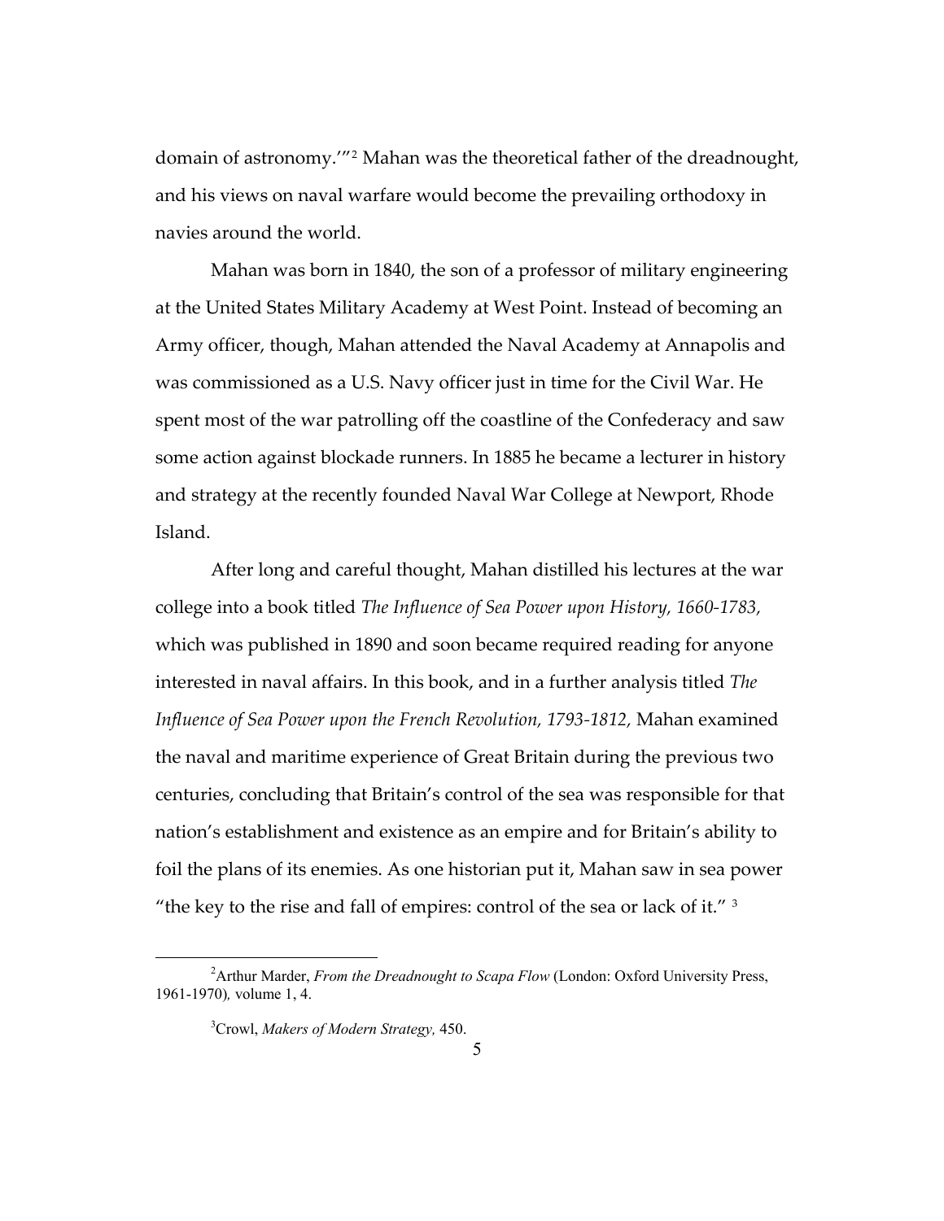domain of astronomy.'"[2] Mahan was the theoretical father of the dreadnought, and his views on naval warfare would become the prevailing orthodoxy in navies around the world.

Mahan was born in 1840, the son of a professor of military engineering at the United States Military Academy at West Point. Instead of becoming an Army officer, though, Mahan attended the Naval Academy at Annapolis and was commissioned as a U.S. Navy officer just in time for the Civil War. He spent most of the war patrolling off the coastline of the Confederacy and saw some action against blockade runners. In 1885 he became a lecturer in history and strategy at the recently founded Naval War College at Newport, Rhode Island.

After long and careful thought, Mahan distilled his lectures at the war college into a book titled *The Influence of Sea Power upon History, 1660-1783,* which was published in 1890 and soon became required reading for anyone interested in naval affairs. In this book, and in a further analysis titled *The Influence of Sea Power upon the French Revolution, 1793-1812,* Mahan examined the naval and maritime experience of Great Britain during the previous two centuries, concluding that Britain's control of the sea was responsible for that nation's establishment and existence as an empire and for Britain's ability to foil the plans of its enemies. As one historian put it, Mahan saw in sea power "the key to the rise and fall of empires: control of the sea or lack of it." [3]

---

[2] Arthur Marder, *From the Dreadnought to Scapa Flow* (London: Oxford University Press, 1961-1970), volume 1, 4.

[3] Crowl, *Makers of Modern Strategy,* 450.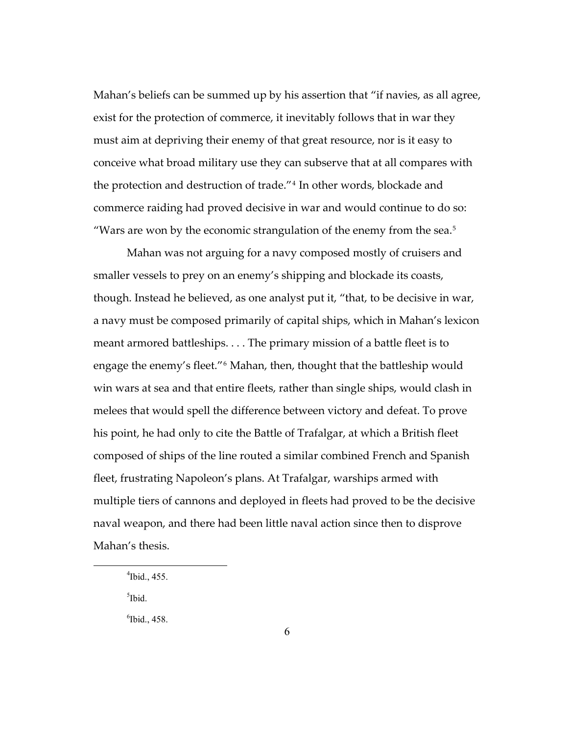Mahan's beliefs can be summed up by his assertion that "if navies, as all agree, exist for the protection of commerce, it inevitably follows that in war they must aim at depriving their enemy of that great resource, nor is it easy to conceive what broad military use they can subserve that at all compares with the protection and destruction of trade."[4] In other words, blockade and commerce raiding had proved decisive in war and would continue to do so: "Wars are won by the economic strangulation of the enemy from the sea.[5]

Mahan was not arguing for a navy composed mostly of cruisers and smaller vessels to prey on an enemy's shipping and blockade its coasts, though. Instead he believed, as one analyst put it, "that, to be decisive in war, a navy must be composed primarily of capital ships, which in Mahan's lexicon meant armored battleships. . . . The primary mission of a battle fleet is to engage the enemy's fleet."[6] Mahan, then, thought that the battleship would win wars at sea and that entire fleets, rather than single ships, would clash in melees that would spell the difference between victory and defeat. To prove his point, he had only to cite the Battle of Trafalgar, at which a British fleet composed of ships of the line routed a similar combined French and Spanish fleet, frustrating Napoleon's plans. At Trafalgar, warships armed with multiple tiers of cannons and deployed in fleets had proved to be the decisive naval weapon, and there had been little naval action since then to disprove Mahan's thesis.

---

[4] Ibid., 455.

[5] Ibid.

[6] Ibid., 458.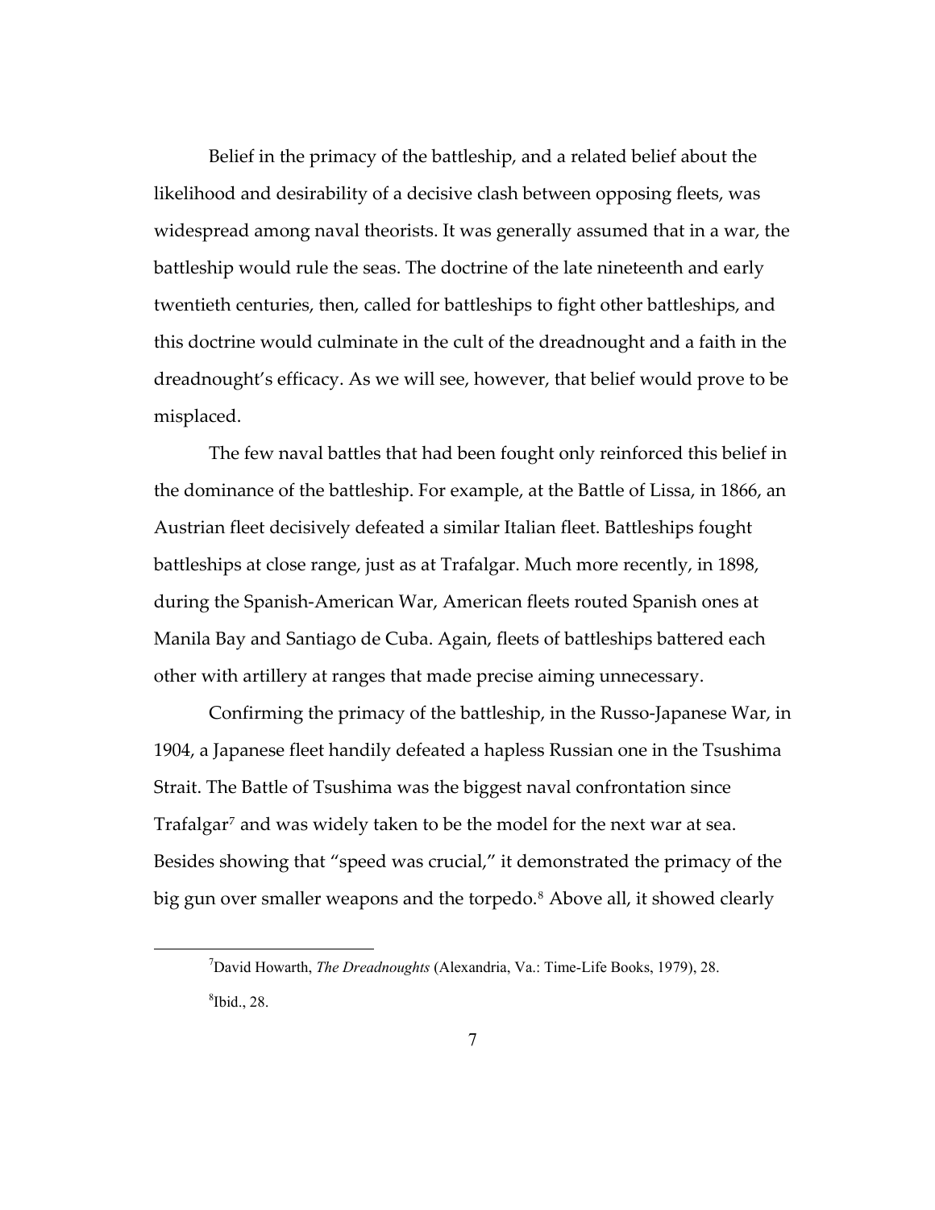Belief in the primacy of the battleship, and a related belief about the likelihood and desirability of a decisive clash between opposing fleets, was widespread among naval theorists. It was generally assumed that in a war, the battleship would rule the seas. The doctrine of the late nineteenth and early twentieth centuries, then, called for battleships to fight other battleships, and this doctrine would culminate in the cult of the dreadnought and a faith in the dreadnought's efficacy. As we will see, however, that belief would prove to be misplaced.

The few naval battles that had been fought only reinforced this belief in the dominance of the battleship. For example, at the Battle of Lissa, in 1866, an Austrian fleet decisively defeated a similar Italian fleet. Battleships fought battleships at close range, just as at Trafalgar. Much more recently, in 1898, during the Spanish-American War, American fleets routed Spanish ones at Manila Bay and Santiago de Cuba. Again, fleets of battleships battered each other with artillery at ranges that made precise aiming unnecessary.

Confirming the primacy of the battleship, in the Russo-Japanese War, in 1904, a Japanese fleet handily defeated a hapless Russian one in the Tsushima Strait. The Battle of Tsushima was the biggest naval confrontation since Trafalgar[7] and was widely taken to be the model for the next war at sea. Besides showing that "speed was crucial," it demonstrated the primacy of the big gun over smaller weapons and the torpedo.[8] Above all, it showed clearly

---

[7] David Howarth, *The Dreadnoughts* (Alexandria, Va.: Time-Life Books, 1979), 28.

[8] Ibid., 28.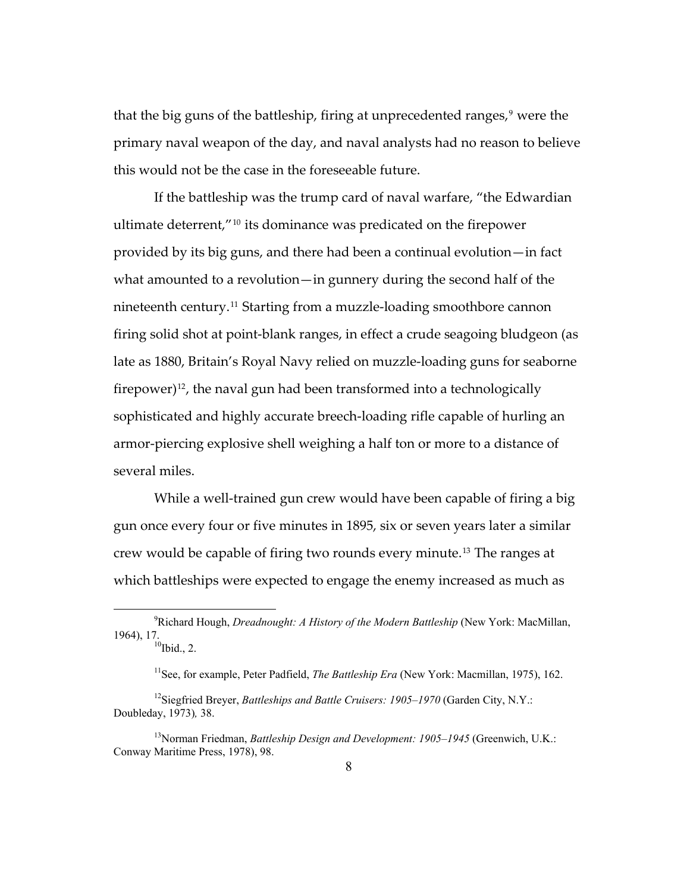that the big guns of the battleship, firing at unprecedented ranges,[9] were the primary naval weapon of the day, and naval analysts had no reason to believe this would not be the case in the foreseeable future.

If the battleship was the trump card of naval warfare, "the Edwardian ultimate deterrent,"[10] its dominance was predicated on the firepower provided by its big guns, and there had been a continual evolution—in fact what amounted to a revolution—in gunnery during the second half of the nineteenth century.[11] Starting from a muzzle-loading smoothbore cannon firing solid shot at point-blank ranges, in effect a crude seagoing bludgeon (as late as 1880, Britain's Royal Navy relied on muzzle-loading guns for seaborne firepower)[12], the naval gun had been transformed into a technologically sophisticated and highly accurate breech-loading rifle capable of hurling an armor-piercing explosive shell weighing a half ton or more to a distance of several miles.

While a well-trained gun crew would have been capable of firing a big gun once every four or five minutes in 1895, six or seven years later a similar crew would be capable of firing two rounds every minute.[13] The ranges at which battleships were expected to engage the enemy increased as much as

---

[9] Richard Hough, *Dreadnought: A History of the Modern Battleship* (New York: MacMillan, 1964), 17.

[10] Ibid., 2.

[11] See, for example, Peter Padfield, *The Battleship Era* (New York: Macmillan, 1975), 162.

[12] Siegfried Breyer, *Battleships and Battle Cruisers: 1905–1970* (Garden City, N.Y.: Doubleday, 1973), 38.

[13] Norman Friedman, *Battleship Design and Development: 1905–1945* (Greenwich, U.K.: Conway Maritime Press, 1978), 98.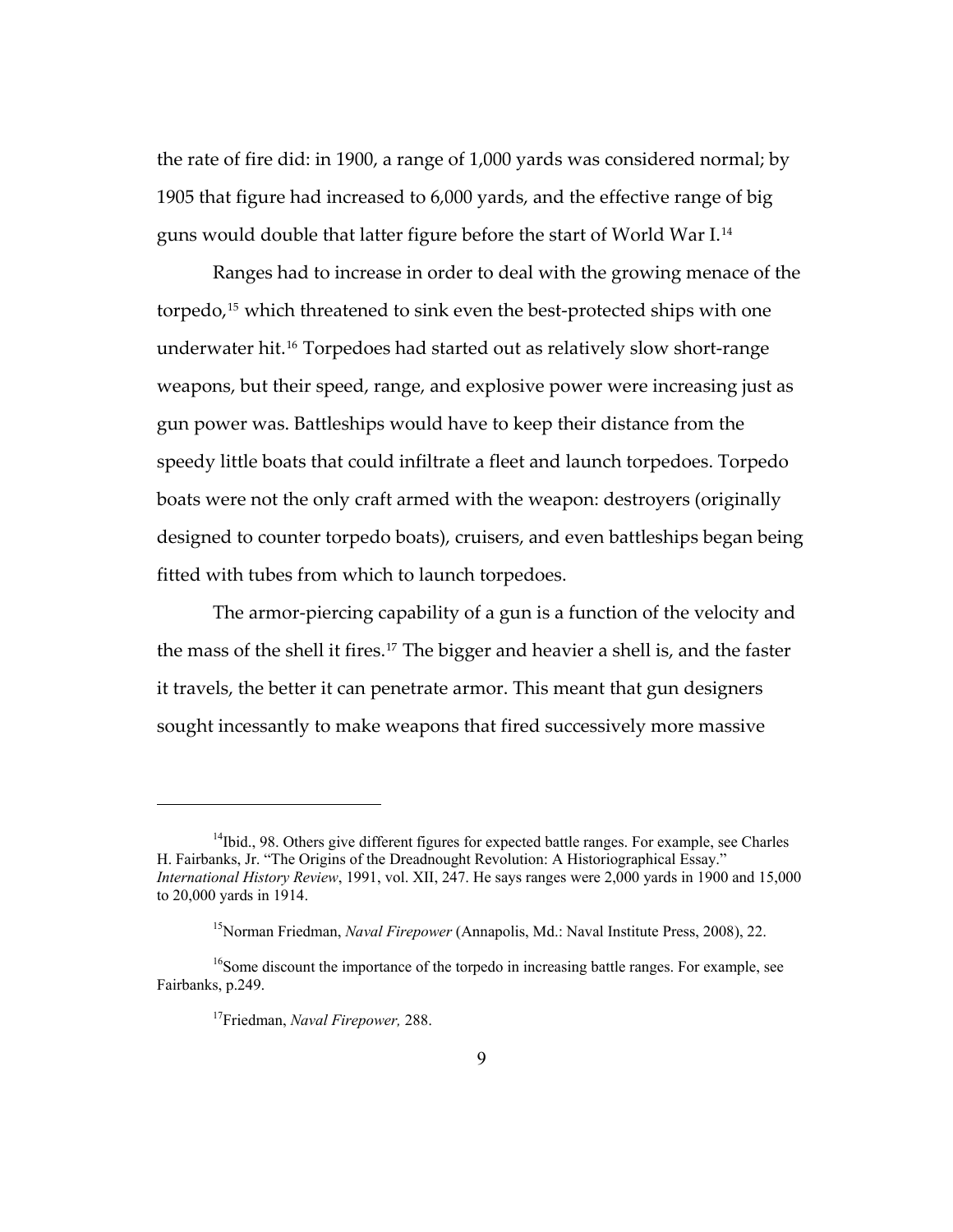the rate of fire did: in 1900, a range of 1,000 yards was considered normal; by 1905 that figure had increased to 6,000 yards, and the effective range of big guns would double that latter figure before the start of World War I.[14]

Ranges had to increase in order to deal with the growing menace of the torpedo,[15] which threatened to sink even the best-protected ships with one underwater hit.[16] Torpedoes had started out as relatively slow short-range weapons, but their speed, range, and explosive power were increasing just as gun power was. Battleships would have to keep their distance from the speedy little boats that could infiltrate a fleet and launch torpedoes. Torpedo boats were not the only craft armed with the weapon: destroyers (originally designed to counter torpedo boats), cruisers, and even battleships began being fitted with tubes from which to launch torpedoes.

The armor-piercing capability of a gun is a function of the velocity and the mass of the shell it fires.[17] The bigger and heavier a shell is, and the faster it travels, the better it can penetrate armor. This meant that gun designers sought incessantly to make weapons that fired successively more massive

---

[14]Ibid., 98. Others give different figures for expected battle ranges. For example, see Charles H. Fairbanks, Jr. "The Origins of the Dreadnought Revolution: A Historiographical Essay." *International History Review*, 1991, vol. XII, 247. He says ranges were 2,000 yards in 1900 and 15,000 to 20,000 yards in 1914.

[15]Norman Friedman, *Naval Firepower* (Annapolis, Md.: Naval Institute Press, 2008), 22.

[16]Some discount the importance of the torpedo in increasing battle ranges. For example, see Fairbanks, p.249.

[17]Friedman, *Naval Firepower,* 288.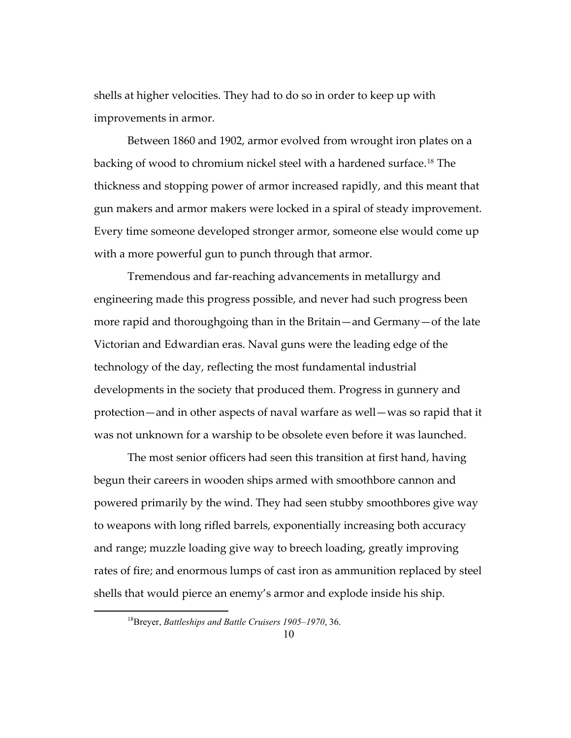shells at higher velocities. They had to do so in order to keep up with improvements in armor.

Between 1860 and 1902, armor evolved from wrought iron plates on a backing of wood to chromium nickel steel with a hardened surface.[18] The thickness and stopping power of armor increased rapidly, and this meant that gun makers and armor makers were locked in a spiral of steady improvement. Every time someone developed stronger armor, someone else would come up with a more powerful gun to punch through that armor.

Tremendous and far-reaching advancements in metallurgy and engineering made this progress possible, and never had such progress been more rapid and thoroughgoing than in the Britain—and Germany—of the late Victorian and Edwardian eras. Naval guns were the leading edge of the technology of the day, reflecting the most fundamental industrial developments in the society that produced them. Progress in gunnery and protection—and in other aspects of naval warfare as well—was so rapid that it was not unknown for a warship to be obsolete even before it was launched.

The most senior officers had seen this transition at first hand, having begun their careers in wooden ships armed with smoothbore cannon and powered primarily by the wind. They had seen stubby smoothbores give way to weapons with long rifled barrels, exponentially increasing both accuracy and range; muzzle loading give way to breech loading, greatly improving rates of fire; and enormous lumps of cast iron as ammunition replaced by steel shells that would pierce an enemy's armor and explode inside his ship.

---

[18] Breyer, *Battleships and Battle Cruisers 1905–1970*, 36.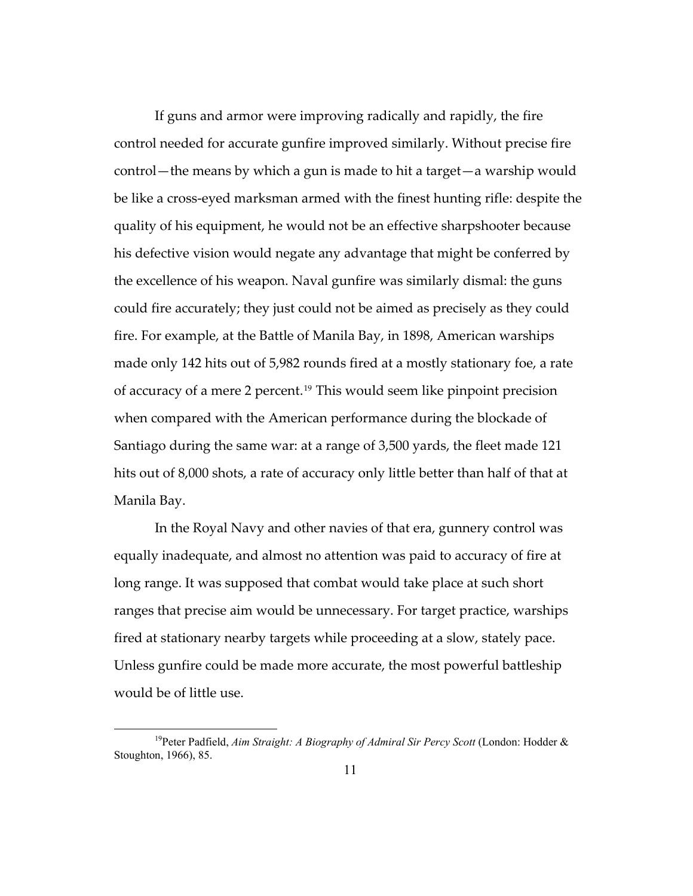If guns and armor were improving radically and rapidly, the fire control needed for accurate gunfire improved similarly. Without precise fire control—the means by which a gun is made to hit a target—a warship would be like a cross-eyed marksman armed with the finest hunting rifle: despite the quality of his equipment, he would not be an effective sharpshooter because his defective vision would negate any advantage that might be conferred by the excellence of his weapon. Naval gunfire was similarly dismal: the guns could fire accurately; they just could not be aimed as precisely as they could fire. For example, at the Battle of Manila Bay, in 1898, American warships made only 142 hits out of 5,982 rounds fired at a mostly stationary foe, a rate of accuracy of a mere 2 percent.[19] This would seem like pinpoint precision when compared with the American performance during the blockade of Santiago during the same war: at a range of 3,500 yards, the fleet made 121 hits out of 8,000 shots, a rate of accuracy only little better than half of that at Manila Bay.

In the Royal Navy and other navies of that era, gunnery control was equally inadequate, and almost no attention was paid to accuracy of fire at long range. It was supposed that combat would take place at such short ranges that precise aim would be unnecessary. For target practice, warships fired at stationary nearby targets while proceeding at a slow, stately pace. Unless gunfire could be made more accurate, the most powerful battleship would be of little use.

---

[19]Peter Padfield, *Aim Straight: A Biography of Admiral Sir Percy Scott* (London: Hodder & Stoughton, 1966), 85.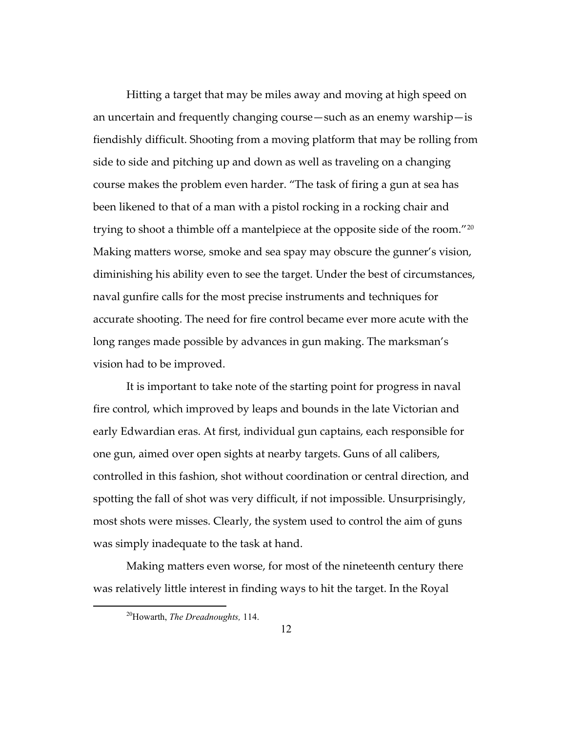Hitting a target that may be miles away and moving at high speed on an uncertain and frequently changing course—such as an enemy warship—is fiendishly difficult. Shooting from a moving platform that may be rolling from side to side and pitching up and down as well as traveling on a changing course makes the problem even harder. "The task of firing a gun at sea has been likened to that of a man with a pistol rocking in a rocking chair and trying to shoot a thimble off a mantelpiece at the opposite side of the room."[20] Making matters worse, smoke and sea spay may obscure the gunner's vision, diminishing his ability even to see the target. Under the best of circumstances, naval gunfire calls for the most precise instruments and techniques for accurate shooting. The need for fire control became ever more acute with the long ranges made possible by advances in gun making. The marksman's vision had to be improved.

It is important to take note of the starting point for progress in naval fire control, which improved by leaps and bounds in the late Victorian and early Edwardian eras. At first, individual gun captains, each responsible for one gun, aimed over open sights at nearby targets. Guns of all calibers, controlled in this fashion, shot without coordination or central direction, and spotting the fall of shot was very difficult, if not impossible. Unsurprisingly, most shots were misses. Clearly, the system used to control the aim of guns was simply inadequate to the task at hand.

Making matters even worse, for most of the nineteenth century there was relatively little interest in finding ways to hit the target. In the Royal

[20] Howarth, *The Dreadnoughts,* 114.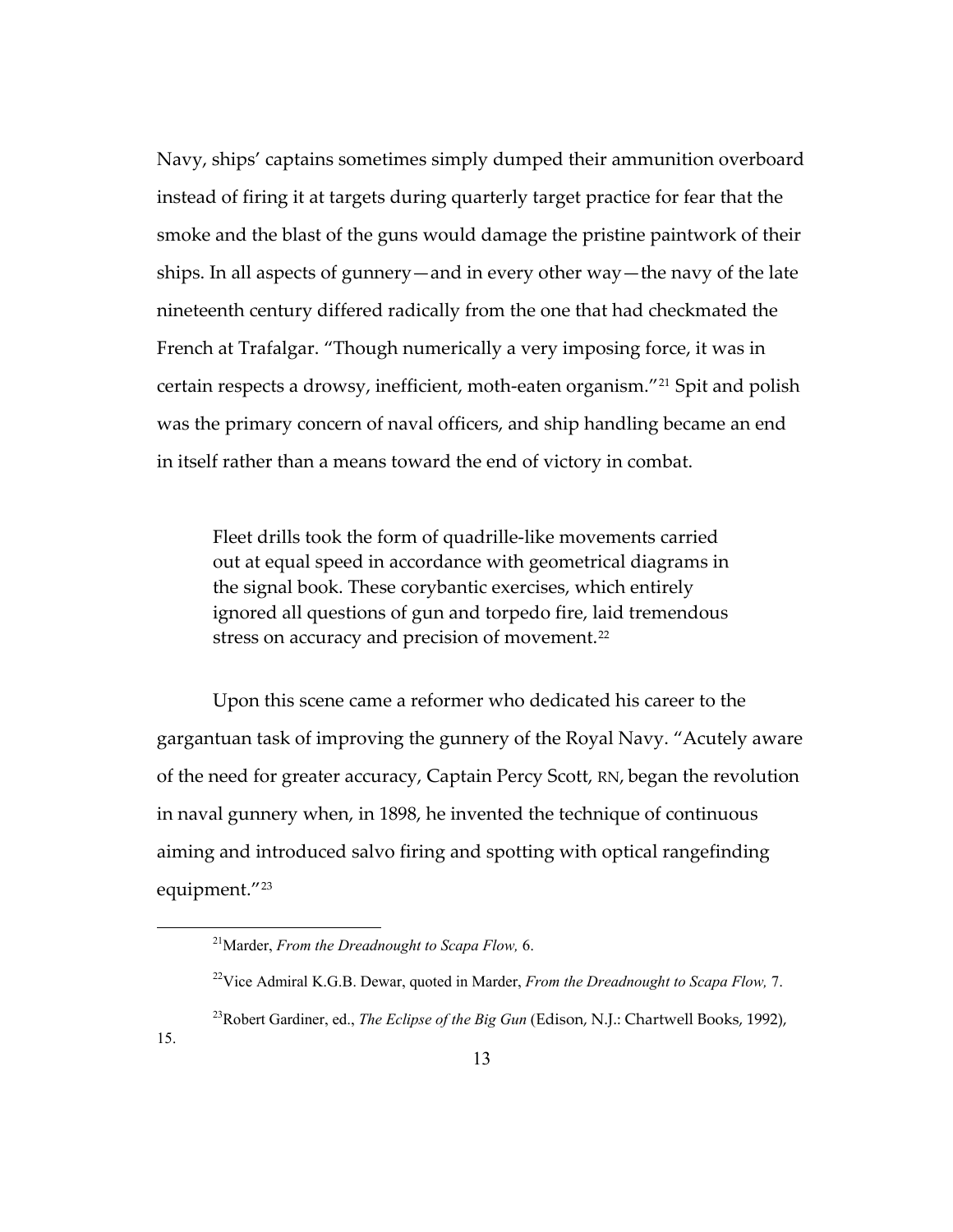Navy, ships' captains sometimes simply dumped their ammunition overboard instead of firing it at targets during quarterly target practice for fear that the smoke and the blast of the guns would damage the pristine paintwork of their ships. In all aspects of gunnery—and in every other way—the navy of the late nineteenth century differed radically from the one that had checkmated the French at Trafalgar. "Though numerically a very imposing force, it was in certain respects a drowsy, inefficient, moth-eaten organism."[21] Spit and polish was the primary concern of naval officers, and ship handling became an end in itself rather than a means toward the end of victory in combat.

> Fleet drills took the form of quadrille-like movements carried out at equal speed in accordance with geometrical diagrams in the signal book. These corybantic exercises, which entirely ignored all questions of gun and torpedo fire, laid tremendous stress on accuracy and precision of movement.[22]

Upon this scene came a reformer who dedicated his career to the gargantuan task of improving the gunnery of the Royal Navy. "Acutely aware of the need for greater accuracy, Captain Percy Scott, RN, began the revolution in naval gunnery when, in 1898, he invented the technique of continuous aiming and introduced salvo firing and spotting with optical rangefinding equipment."[23]

---

[21] Marder, *From the Dreadnought to Scapa Flow,* 6.

[22] Vice Admiral K.G.B. Dewar, quoted in Marder, *From the Dreadnought to Scapa Flow,* 7.

[23] Robert Gardiner, ed., *The Eclipse of the Big Gun* (Edison, N.J.: Chartwell Books, 1992), 15.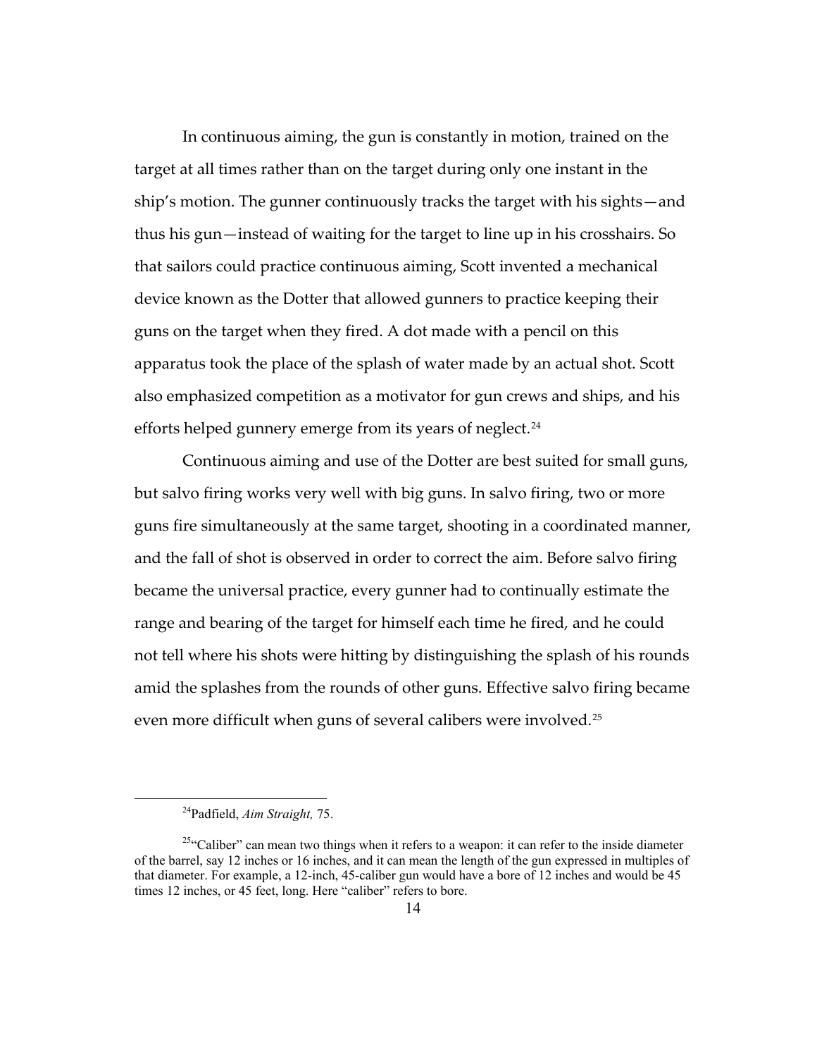In continuous aiming, the gun is constantly in motion, trained on the target at all times rather than on the target during only one instant in the ship's motion. The gunner continuously tracks the target with his sights—and thus his gun—instead of waiting for the target to line up in his crosshairs. So that sailors could practice continuous aiming, Scott invented a mechanical device known as the Dotter that allowed gunners to practice keeping their guns on the target when they fired. A dot made with a pencil on this apparatus took the place of the splash of water made by an actual shot. Scott also emphasized competition as a motivator for gun crews and ships, and his efforts helped gunnery emerge from its years of neglect.[24]

Continuous aiming and use of the Dotter are best suited for small guns, but salvo firing works very well with big guns. In salvo firing, two or more guns fire simultaneously at the same target, shooting in a coordinated manner, and the fall of shot is observed in order to correct the aim. Before salvo firing became the universal practice, every gunner had to continually estimate the range and bearing of the target for himself each time he fired, and he could not tell where his shots were hitting by distinguishing the splash of his rounds amid the splashes from the rounds of other guns. Effective salvo firing became even more difficult when guns of several calibers were involved.[25]

---

[24]Padfield, *Aim Straight,* 75.

[25]"Caliber" can mean two things when it refers to a weapon: it can refer to the inside diameter of the barrel, say 12 inches or 16 inches, and it can mean the length of the gun expressed in multiples of that diameter. For example, a 12-inch, 45-caliber gun would have a bore of 12 inches and would be 45 times 12 inches, or 45 feet, long. Here "caliber" refers to bore.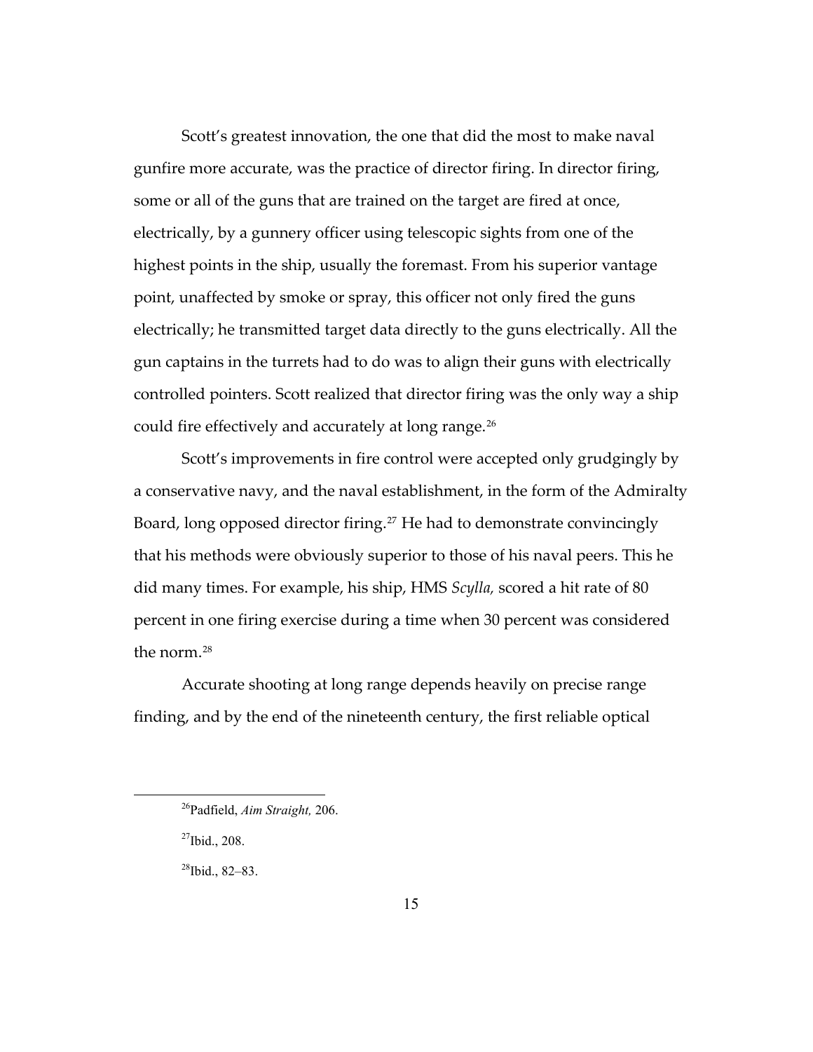Scott's greatest innovation, the one that did the most to make naval gunfire more accurate, was the practice of director firing. In director firing, some or all of the guns that are trained on the target are fired at once, electrically, by a gunnery officer using telescopic sights from one of the highest points in the ship, usually the foremast. From his superior vantage point, unaffected by smoke or spray, this officer not only fired the guns electrically; he transmitted target data directly to the guns electrically. All the gun captains in the turrets had to do was to align their guns with electrically controlled pointers. Scott realized that director firing was the only way a ship could fire effectively and accurately at long range.[26]

Scott's improvements in fire control were accepted only grudgingly by a conservative navy, and the naval establishment, in the form of the Admiralty Board, long opposed director firing.[27] He had to demonstrate convincingly that his methods were obviously superior to those of his naval peers. This he did many times. For example, his ship, HMS *Scylla,* scored a hit rate of 80 percent in one firing exercise during a time when 30 percent was considered the norm.[28]

Accurate shooting at long range depends heavily on precise range finding, and by the end of the nineteenth century, the first reliable optical

---

[26]Padfield, *Aim Straight,* 206.

[27]Ibid., 208.

[28]Ibid., 82–83.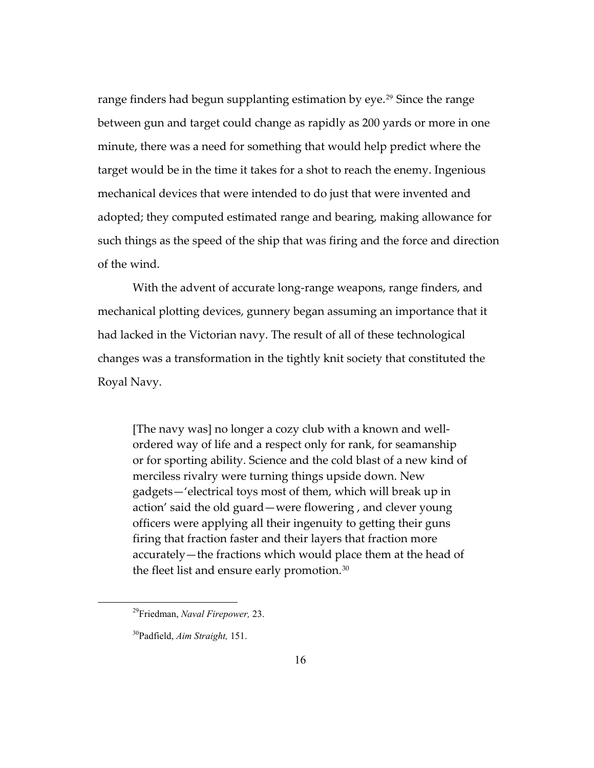range finders had begun supplanting estimation by eye.[29] Since the range between gun and target could change as rapidly as 200 yards or more in one minute, there was a need for something that would help predict where the target would be in the time it takes for a shot to reach the enemy. Ingenious mechanical devices that were intended to do just that were invented and adopted; they computed estimated range and bearing, making allowance for such things as the speed of the ship that was firing and the force and direction of the wind.

With the advent of accurate long-range weapons, range finders, and mechanical plotting devices, gunnery began assuming an importance that it had lacked in the Victorian navy. The result of all of these technological changes was a transformation in the tightly knit society that constituted the Royal Navy.

> [The navy was] no longer a cozy club with a known and well-ordered way of life and a respect only for rank, for seamanship or for sporting ability. Science and the cold blast of a new kind of merciless rivalry were turning things upside down. New gadgets—'electrical toys most of them, which will break up in action' said the old guard—were flowering , and clever young officers were applying all their ingenuity to getting their guns firing that fraction faster and their layers that fraction more accurately—the fractions which would place them at the head of the fleet list and ensure early promotion.[30]

---

[29] Friedman, *Naval Firepower,* 23.

[30] Padfield, *Aim Straight,* 151.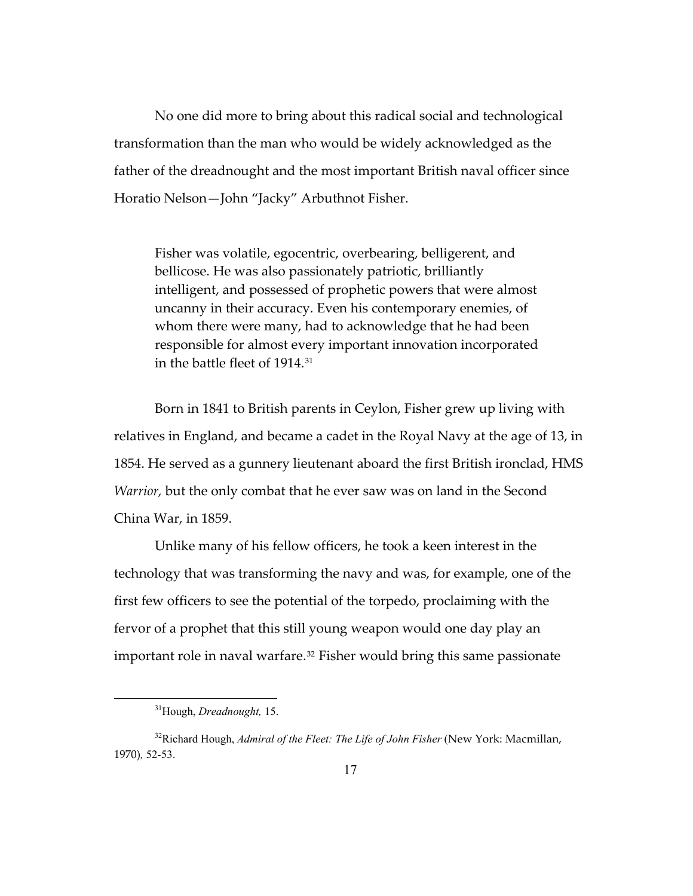No one did more to bring about this radical social and technological transformation than the man who would be widely acknowledged as the father of the dreadnought and the most important British naval officer since Horatio Nelson—John "Jacky" Arbuthnot Fisher.

> Fisher was volatile, egocentric, overbearing, belligerent, and bellicose. He was also passionately patriotic, brilliantly intelligent, and possessed of prophetic powers that were almost uncanny in their accuracy. Even his contemporary enemies, of whom there were many, had to acknowledge that he had been responsible for almost every important innovation incorporated in the battle fleet of 1914.[31]

Born in 1841 to British parents in Ceylon, Fisher grew up living with relatives in England, and became a cadet in the Royal Navy at the age of 13, in 1854. He served as a gunnery lieutenant aboard the first British ironclad, HMS *Warrior,* but the only combat that he ever saw was on land in the Second China War, in 1859.

Unlike many of his fellow officers, he took a keen interest in the technology that was transforming the navy and was, for example, one of the first few officers to see the potential of the torpedo, proclaiming with the fervor of a prophet that this still young weapon would one day play an important role in naval warfare.[32] Fisher would bring this same passionate

---

[31] Hough, *Dreadnought,* 15.

[32] Richard Hough, *Admiral of the Fleet: The Life of John Fisher* (New York: Macmillan, 1970), 52-53.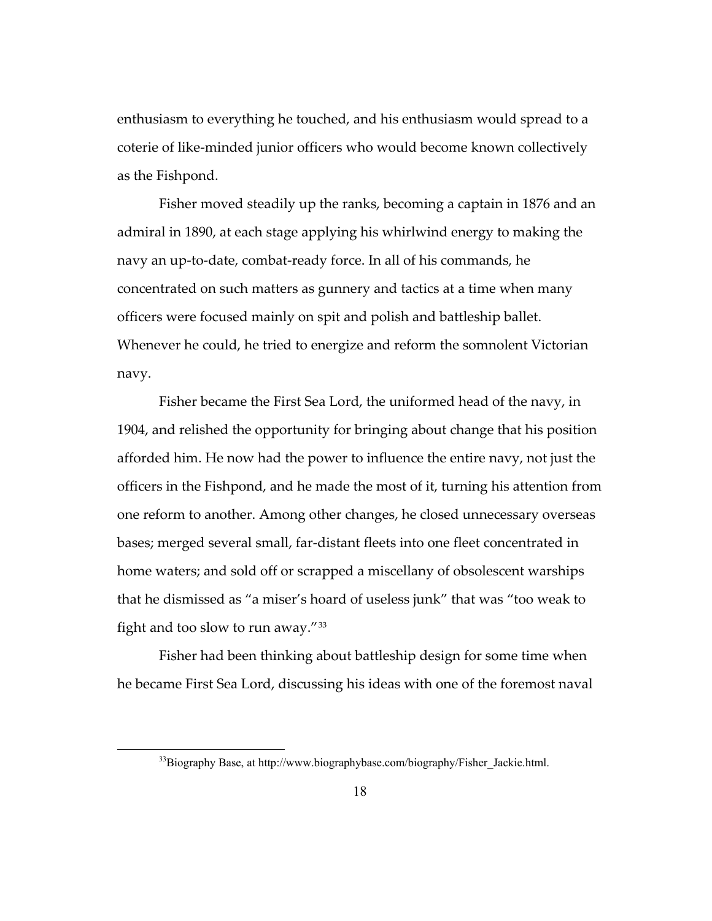enthusiasm to everything he touched, and his enthusiasm would spread to a coterie of like-minded junior officers who would become known collectively as the Fishpond.

Fisher moved steadily up the ranks, becoming a captain in 1876 and an admiral in 1890, at each stage applying his whirlwind energy to making the navy an up-to-date, combat-ready force. In all of his commands, he concentrated on such matters as gunnery and tactics at a time when many officers were focused mainly on spit and polish and battleship ballet. Whenever he could, he tried to energize and reform the somnolent Victorian navy.

Fisher became the First Sea Lord, the uniformed head of the navy, in 1904, and relished the opportunity for bringing about change that his position afforded him. He now had the power to influence the entire navy, not just the officers in the Fishpond, and he made the most of it, turning his attention from one reform to another. Among other changes, he closed unnecessary overseas bases; merged several small, far-distant fleets into one fleet concentrated in home waters; and sold off or scrapped a miscellany of obsolescent warships that he dismissed as "a miser's hoard of useless junk" that was "too weak to fight and too slow to run away."[33]

Fisher had been thinking about battleship design for some time when he became First Sea Lord, discussing his ideas with one of the foremost naval

[33]Biography Base, at http://www.biographybase.com/biography/Fisher_Jackie.html.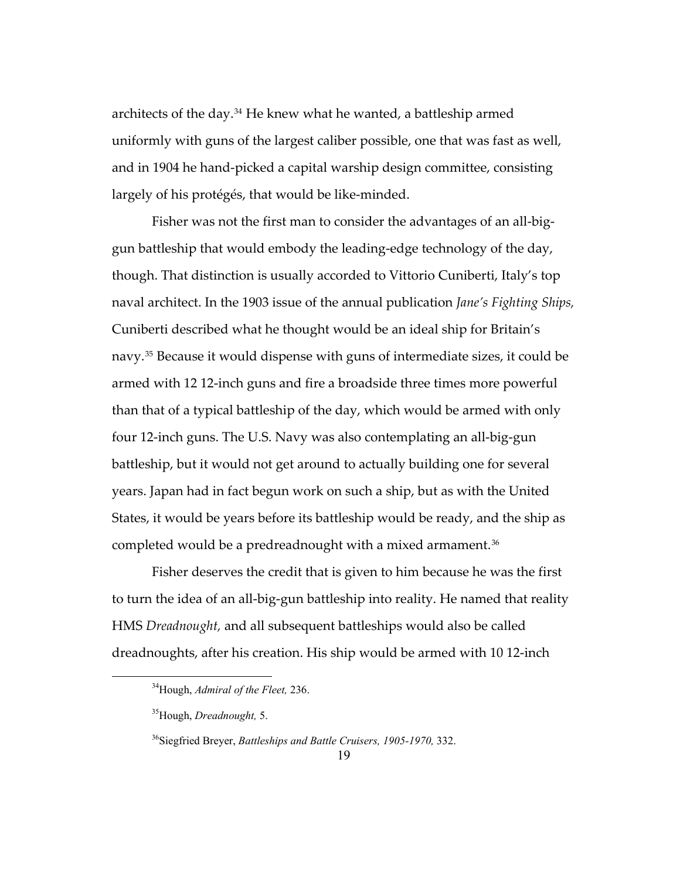architects of the day.[34] He knew what he wanted, a battleship armed uniformly with guns of the largest caliber possible, one that was fast as well, and in 1904 he hand-picked a capital warship design committee, consisting largely of his protégés, that would be like-minded.

Fisher was not the first man to consider the advantages of an all-big-gun battleship that would embody the leading-edge technology of the day, though. That distinction is usually accorded to Vittorio Cuniberti, Italy's top naval architect. In the 1903 issue of the annual publication *Jane's Fighting Ships,* Cuniberti described what he thought would be an ideal ship for Britain's navy.[35] Because it would dispense with guns of intermediate sizes, it could be armed with 12 12-inch guns and fire a broadside three times more powerful than that of a typical battleship of the day, which would be armed with only four 12-inch guns. The U.S. Navy was also contemplating an all-big-gun battleship, but it would not get around to actually building one for several years. Japan had in fact begun work on such a ship, but as with the United States, it would be years before its battleship would be ready, and the ship as completed would be a predreadnought with a mixed armament.[36]

Fisher deserves the credit that is given to him because he was the first to turn the idea of an all-big-gun battleship into reality. He named that reality HMS *Dreadnought,* and all subsequent battleships would also be called dreadnoughts, after his creation. His ship would be armed with 10 12-inch

---

[34] Hough, *Admiral of the Fleet,* 236.

[35] Hough, *Dreadnought,* 5.

[36] Siegfried Breyer, *Battleships and Battle Cruisers, 1905-1970,* 332.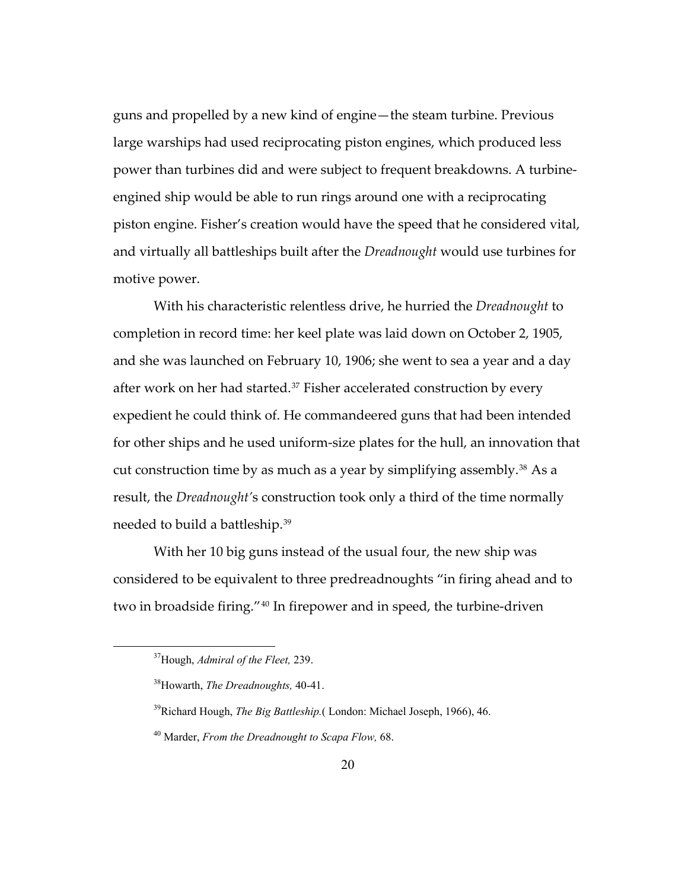guns and propelled by a new kind of engine—the steam turbine. Previous large warships had used reciprocating piston engines, which produced less power than turbines did and were subject to frequent breakdowns. A turbine-engined ship would be able to run rings around one with a reciprocating piston engine. Fisher's creation would have the speed that he considered vital, and virtually all battleships built after the *Dreadnought* would use turbines for motive power.

With his characteristic relentless drive, he hurried the *Dreadnought* to completion in record time: her keel plate was laid down on October 2, 1905, and she was launched on February 10, 1906; she went to sea a year and a day after work on her had started.[37] Fisher accelerated construction by every expedient he could think of. He commandeered guns that had been intended for other ships and he used uniform-size plates for the hull, an innovation that cut construction time by as much as a year by simplifying assembly.[38] As a result, the *Dreadnought*'s construction took only a third of the time normally needed to build a battleship.[39]

With her 10 big guns instead of the usual four, the new ship was considered to be equivalent to three predreadnoughts "in firing ahead and to two in broadside firing."[40] In firepower and in speed, the turbine-driven

---

[37] Hough, *Admiral of the Fleet,* 239.

[38] Howarth, *The Dreadnoughts,* 40-41.

[39] Richard Hough, *The Big Battleship.*( London: Michael Joseph, 1966), 46.

[40] Marder, *From the Dreadnought to Scapa Flow,* 68.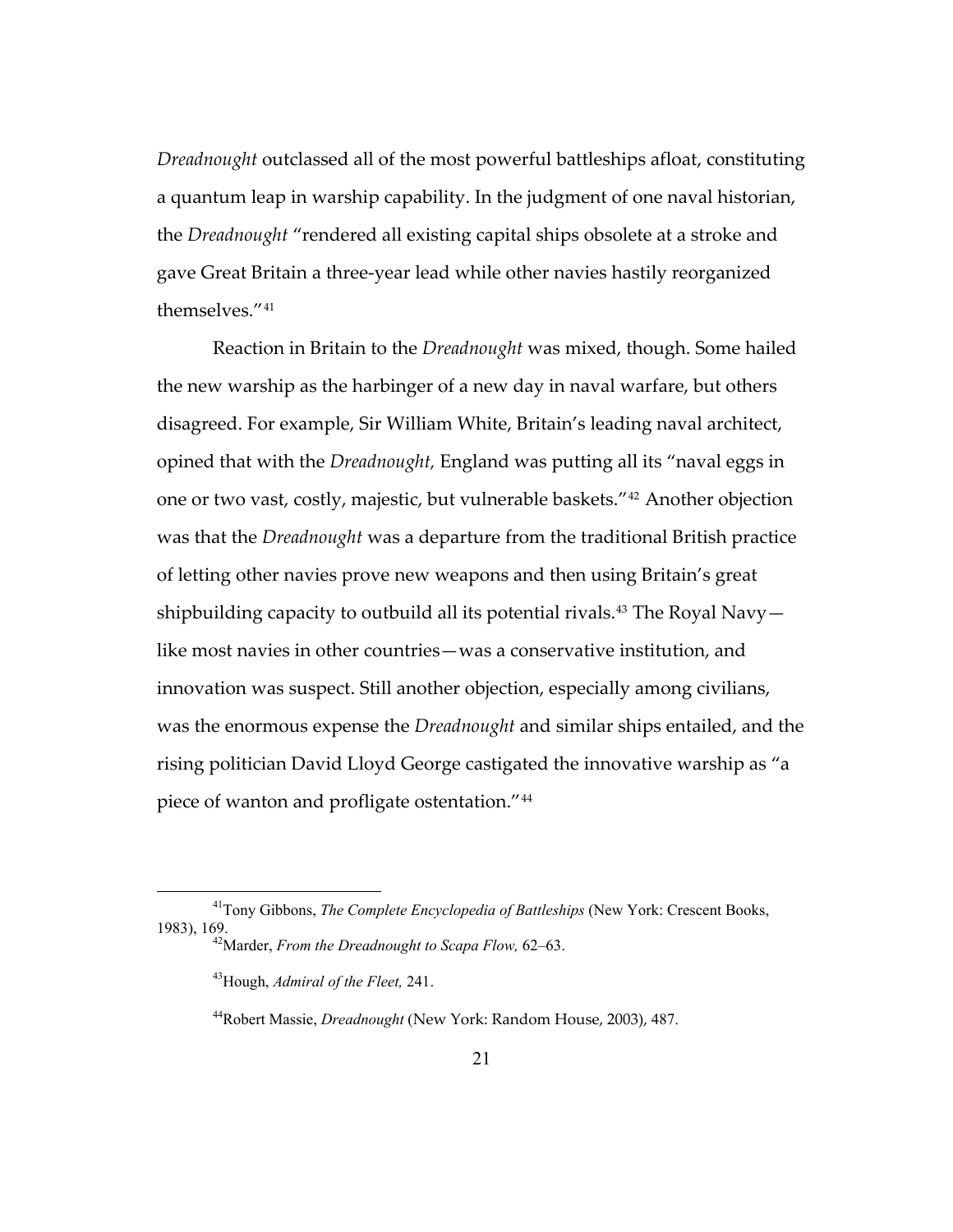*Dreadnought* outclassed all of the most powerful battleships afloat, constituting a quantum leap in warship capability. In the judgment of one naval historian, the *Dreadnought* "rendered all existing capital ships obsolete at a stroke and gave Great Britain a three-year lead while other navies hastily reorganized themselves."[41]

Reaction in Britain to the *Dreadnought* was mixed, though. Some hailed the new warship as the harbinger of a new day in naval warfare, but others disagreed. For example, Sir William White, Britain's leading naval architect, opined that with the *Dreadnought,* England was putting all its "naval eggs in one or two vast, costly, majestic, but vulnerable baskets."[42] Another objection was that the *Dreadnought* was a departure from the traditional British practice of letting other navies prove new weapons and then using Britain's great shipbuilding capacity to outbuild all its potential rivals.[43] The Royal Navy—like most navies in other countries—was a conservative institution, and innovation was suspect. Still another objection, especially among civilians, was the enormous expense the *Dreadnought* and similar ships entailed, and the rising politician David Lloyd George castigated the innovative warship as "a piece of wanton and profligate ostentation."[44]

---

[41] Tony Gibbons, *The Complete Encyclopedia of Battleships* (New York: Crescent Books, 1983), 169.

[42] Marder, *From the Dreadnought to Scapa Flow,* 62–63.

[43] Hough, *Admiral of the Fleet,* 241.

[44] Robert Massie, *Dreadnought* (New York: Random House, 2003), 487.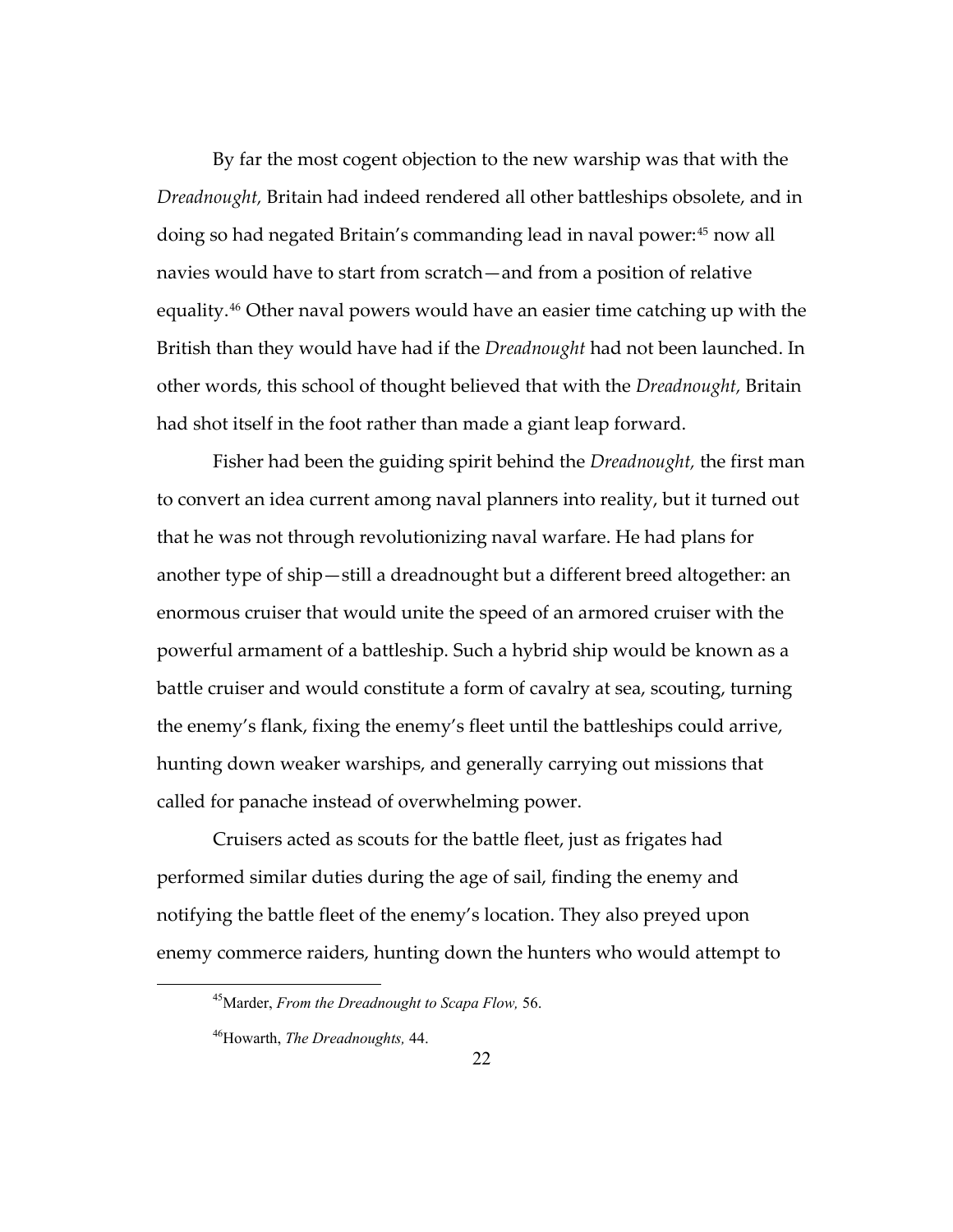By far the most cogent objection to the new warship was that with the *Dreadnought,* Britain had indeed rendered all other battleships obsolete, and in doing so had negated Britain's commanding lead in naval power:[45] now all navies would have to start from scratch—and from a position of relative equality.[46] Other naval powers would have an easier time catching up with the British than they would have had if the *Dreadnought* had not been launched. In other words, this school of thought believed that with the *Dreadnought,* Britain had shot itself in the foot rather than made a giant leap forward.

Fisher had been the guiding spirit behind the *Dreadnought,* the first man to convert an idea current among naval planners into reality, but it turned out that he was not through revolutionizing naval warfare. He had plans for another type of ship—still a dreadnought but a different breed altogether: an enormous cruiser that would unite the speed of an armored cruiser with the powerful armament of a battleship. Such a hybrid ship would be known as a battle cruiser and would constitute a form of cavalry at sea, scouting, turning the enemy's flank, fixing the enemy's fleet until the battleships could arrive, hunting down weaker warships, and generally carrying out missions that called for panache instead of overwhelming power.

Cruisers acted as scouts for the battle fleet, just as frigates had performed similar duties during the age of sail, finding the enemy and notifying the battle fleet of the enemy's location. They also preyed upon enemy commerce raiders, hunting down the hunters who would attempt to

---

[45] Marder, *From the Dreadnought to Scapa Flow,* 56.

[46] Howarth, *The Dreadnoughts,* 44.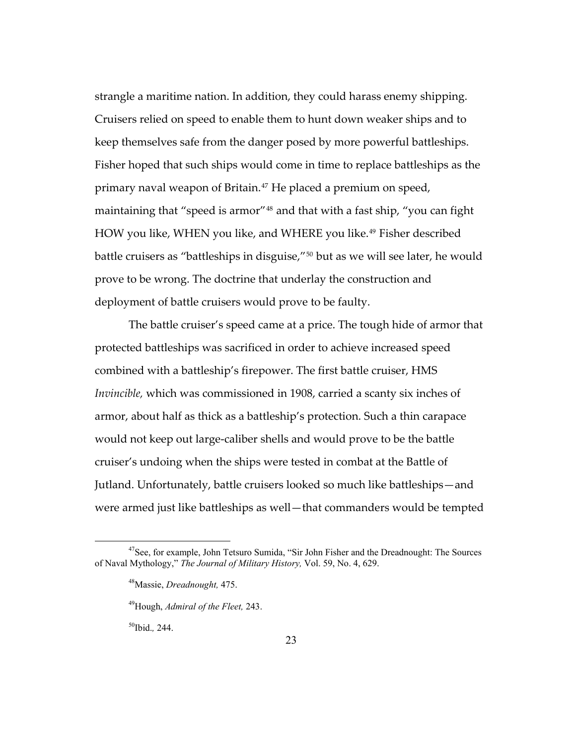strangle a maritime nation. In addition, they could harass enemy shipping. Cruisers relied on speed to enable them to hunt down weaker ships and to keep themselves safe from the danger posed by more powerful battleships. Fisher hoped that such ships would come in time to replace battleships as the primary naval weapon of Britain.[47] He placed a premium on speed, maintaining that "speed is armor"[48] and that with a fast ship, "you can fight HOW you like, WHEN you like, and WHERE you like.[49] Fisher described battle cruisers as "battleships in disguise,"[50] but as we will see later, he would prove to be wrong. The doctrine that underlay the construction and deployment of battle cruisers would prove to be faulty.

The battle cruiser's speed came at a price. The tough hide of armor that protected battleships was sacrificed in order to achieve increased speed combined with a battleship's firepower. The first battle cruiser, HMS *Invincible,* which was commissioned in 1908, carried a scanty six inches of armor, about half as thick as a battleship's protection. Such a thin carapace would not keep out large-caliber shells and would prove to be the battle cruiser's undoing when the ships were tested in combat at the Battle of Jutland. Unfortunately, battle cruisers looked so much like battleships—and were armed just like battleships as well—that commanders would be tempted

---

[47] See, for example, John Tetsuro Sumida, "Sir John Fisher and the Dreadnought: The Sources of Naval Mythology," *The Journal of Military History,* Vol. 59, No. 4, 629.

[48] Massie, *Dreadnought,* 475.

[49] Hough, *Admiral of the Fleet,* 243.

[50] Ibid., 244.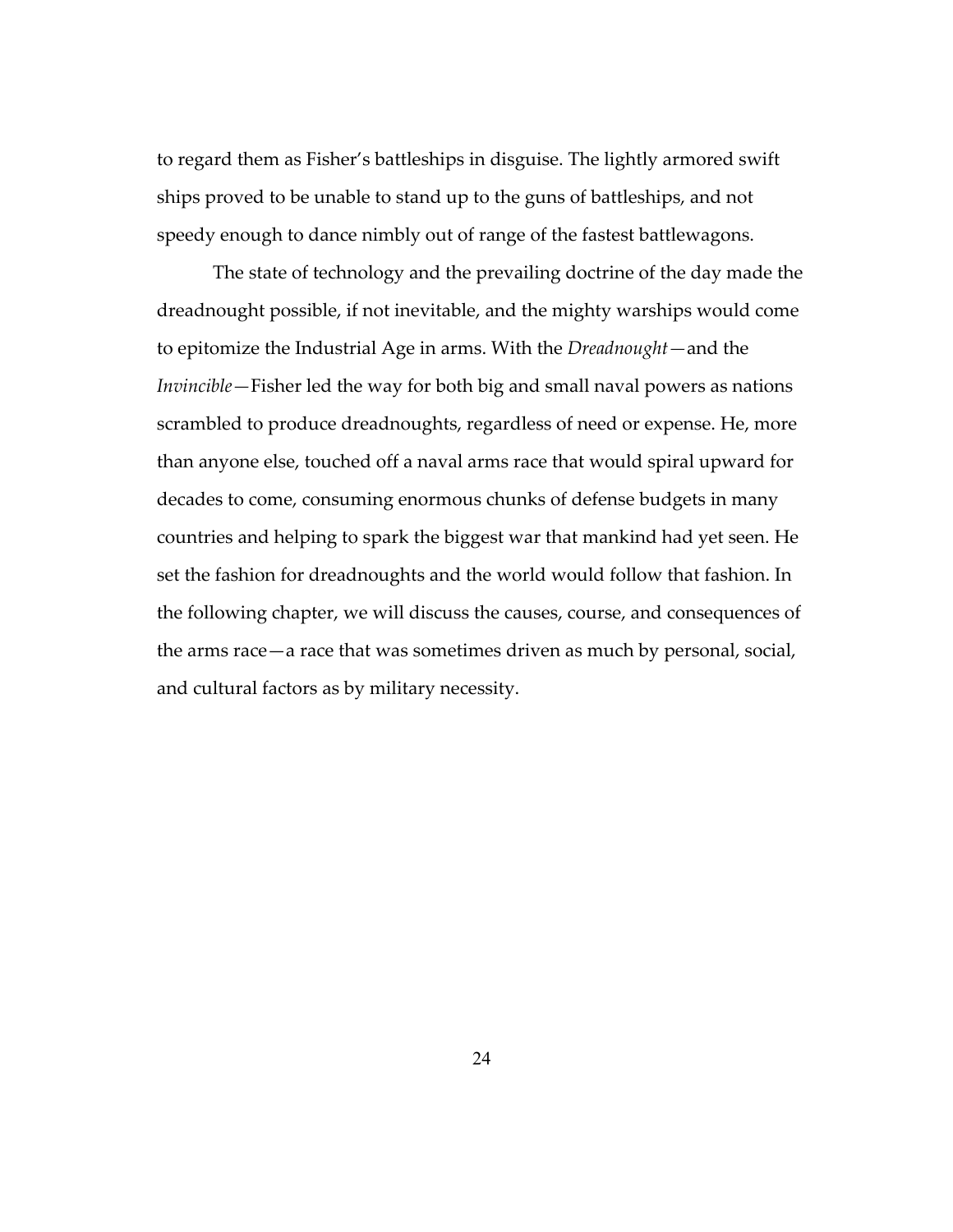to regard them as Fisher's battleships in disguise. The lightly armored swift ships proved to be unable to stand up to the guns of battleships, and not speedy enough to dance nimbly out of range of the fastest battlewagons.

The state of technology and the prevailing doctrine of the day made the dreadnought possible, if not inevitable, and the mighty warships would come to epitomize the Industrial Age in arms. With the *Dreadnought*—and the *Invincible*—Fisher led the way for both big and small naval powers as nations scrambled to produce dreadnoughts, regardless of need or expense. He, more than anyone else, touched off a naval arms race that would spiral upward for decades to come, consuming enormous chunks of defense budgets in many countries and helping to spark the biggest war that mankind had yet seen. He set the fashion for dreadnoughts and the world would follow that fashion. In the following chapter, we will discuss the causes, course, and consequences of the arms race—a race that was sometimes driven as much by personal, social, and cultural factors as by military necessity.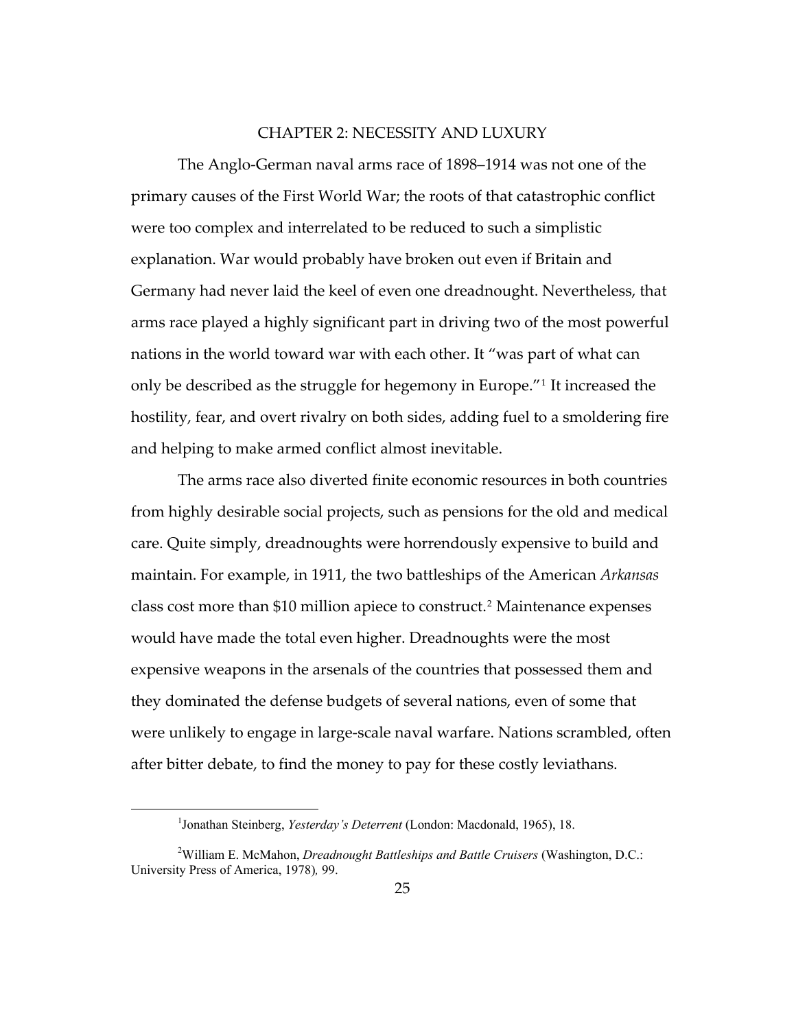# CHAPTER 2: NECESSITY AND LUXURY

The Anglo-German naval arms race of 1898–1914 was not one of the primary causes of the First World War; the roots of that catastrophic conflict were too complex and interrelated to be reduced to such a simplistic explanation. War would probably have broken out even if Britain and Germany had never laid the keel of even one dreadnought. Nevertheless, that arms race played a highly significant part in driving two of the most powerful nations in the world toward war with each other. It "was part of what can only be described as the struggle for hegemony in Europe."[1] It increased the hostility, fear, and overt rivalry on both sides, adding fuel to a smoldering fire and helping to make armed conflict almost inevitable.

The arms race also diverted finite economic resources in both countries from highly desirable social projects, such as pensions for the old and medical care. Quite simply, dreadnoughts were horrendously expensive to build and maintain. For example, in 1911, the two battleships of the American *Arkansas* class cost more than $10 million apiece to construct.[2] Maintenance expenses would have made the total even higher. Dreadnoughts were the most expensive weapons in the arsenals of the countries that possessed them and they dominated the defense budgets of several nations, even of some that were unlikely to engage in large-scale naval warfare. Nations scrambled, often after bitter debate, to find the money to pay for these costly leviathans.

---

[1] Jonathan Steinberg, *Yesterday's Deterrent* (London: Macdonald, 1965), 18.

[2] William E. McMahon, *Dreadnought Battleships and Battle Cruisers* (Washington, D.C.: University Press of America, 1978), 99.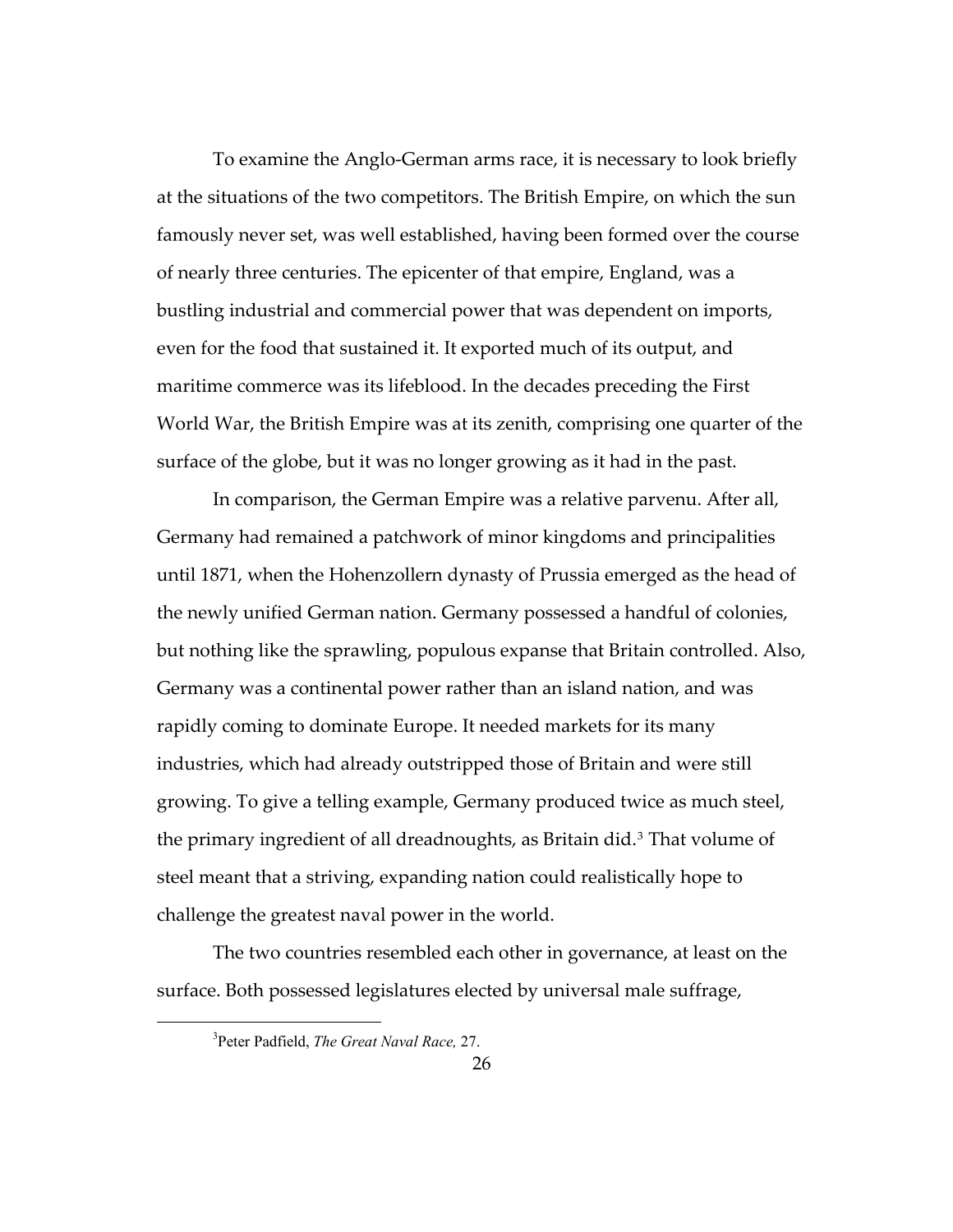To examine the Anglo-German arms race, it is necessary to look briefly at the situations of the two competitors. The British Empire, on which the sun famously never set, was well established, having been formed over the course of nearly three centuries. The epicenter of that empire, England, was a bustling industrial and commercial power that was dependent on imports, even for the food that sustained it. It exported much of its output, and maritime commerce was its lifeblood. In the decades preceding the First World War, the British Empire was at its zenith, comprising one quarter of the surface of the globe, but it was no longer growing as it had in the past.

In comparison, the German Empire was a relative parvenu. After all, Germany had remained a patchwork of minor kingdoms and principalities until 1871, when the Hohenzollern dynasty of Prussia emerged as the head of the newly unified German nation. Germany possessed a handful of colonies, but nothing like the sprawling, populous expanse that Britain controlled. Also, Germany was a continental power rather than an island nation, and was rapidly coming to dominate Europe. It needed markets for its many industries, which had already outstripped those of Britain and were still growing. To give a telling example, Germany produced twice as much steel, the primary ingredient of all dreadnoughts, as Britain did.[3] That volume of steel meant that a striving, expanding nation could realistically hope to challenge the greatest naval power in the world.

The two countries resembled each other in governance, at least on the surface. Both possessed legislatures elected by universal male suffrage,

---

[3] Peter Padfield, *The Great Naval Race,* 27.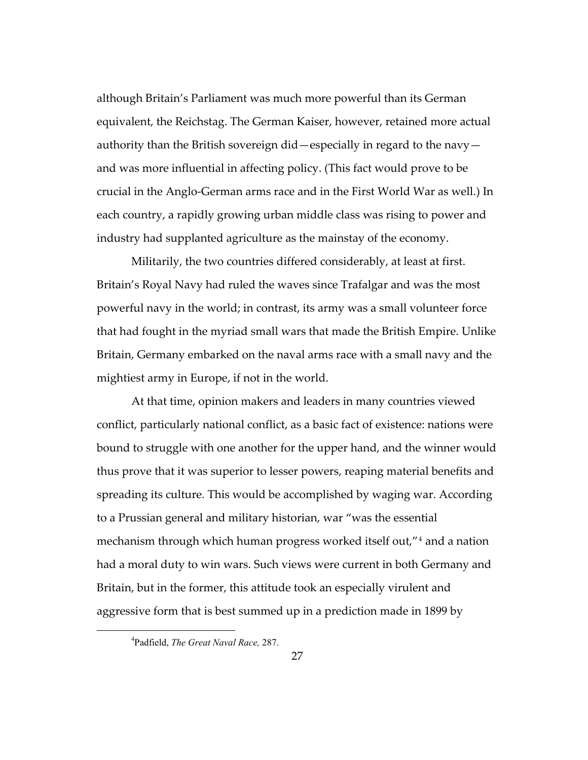although Britain's Parliament was much more powerful than its German equivalent, the Reichstag. The German Kaiser, however, retained more actual authority than the British sovereign did—especially in regard to the navy—and was more influential in affecting policy. (This fact would prove to be crucial in the Anglo-German arms race and in the First World War as well.) In each country, a rapidly growing urban middle class was rising to power and industry had supplanted agriculture as the mainstay of the economy.

Militarily, the two countries differed considerably, at least at first. Britain's Royal Navy had ruled the waves since Trafalgar and was the most powerful navy in the world; in contrast, its army was a small volunteer force that had fought in the myriad small wars that made the British Empire. Unlike Britain, Germany embarked on the naval arms race with a small navy and the mightiest army in Europe, if not in the world.

At that time, opinion makers and leaders in many countries viewed conflict, particularly national conflict, as a basic fact of existence: nations were bound to struggle with one another for the upper hand, and the winner would thus prove that it was superior to lesser powers, reaping material benefits and spreading its culture. This would be accomplished by waging war. According to a Prussian general and military historian, war "was the essential mechanism through which human progress worked itself out,"[4] and a nation had a moral duty to win wars. Such views were current in both Germany and Britain, but in the former, this attitude took an especially virulent and aggressive form that is best summed up in a prediction made in 1899 by

[4]Padfield, *The Great Naval Race,* 287.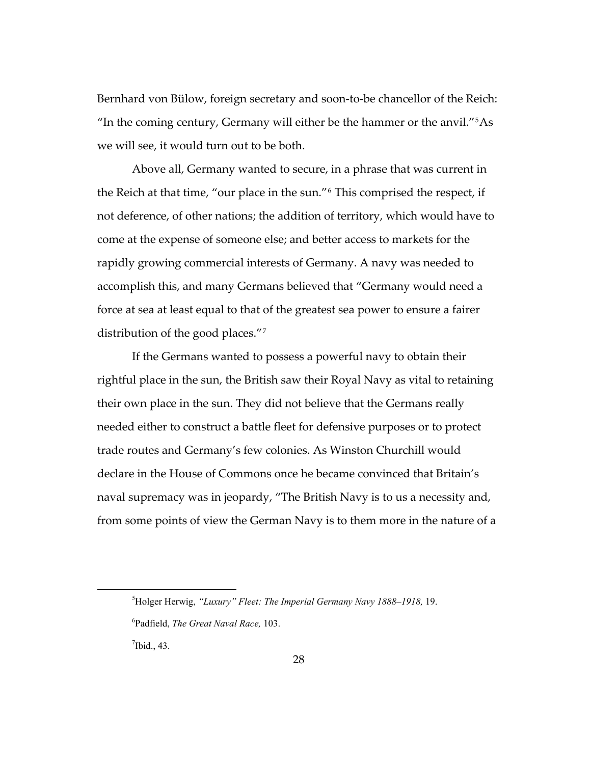Bernhard von Bülow, foreign secretary and soon-to-be chancellor of the Reich: "In the coming century, Germany will either be the hammer or the anvil."[5] As we will see, it would turn out to be both.

Above all, Germany wanted to secure, in a phrase that was current in the Reich at that time, "our place in the sun."[6] This comprised the respect, if not deference, of other nations; the addition of territory, which would have to come at the expense of someone else; and better access to markets for the rapidly growing commercial interests of Germany. A navy was needed to accomplish this, and many Germans believed that "Germany would need a force at sea at least equal to that of the greatest sea power to ensure a fairer distribution of the good places."[7]

If the Germans wanted to possess a powerful navy to obtain their rightful place in the sun, the British saw their Royal Navy as vital to retaining their own place in the sun. They did not believe that the Germans really needed either to construct a battle fleet for defensive purposes or to protect trade routes and Germany's few colonies. As Winston Churchill would declare in the House of Commons once he became convinced that Britain's naval supremacy was in jeopardy, "The British Navy is to us a necessity and, from some points of view the German Navy is to them more in the nature of a

---

[5] Holger Herwig, *"Luxury" Fleet: The Imperial Germany Navy 1888–1918,* 19.

[6] Padfield, *The Great Naval Race,* 103.

[7] Ibid., 43.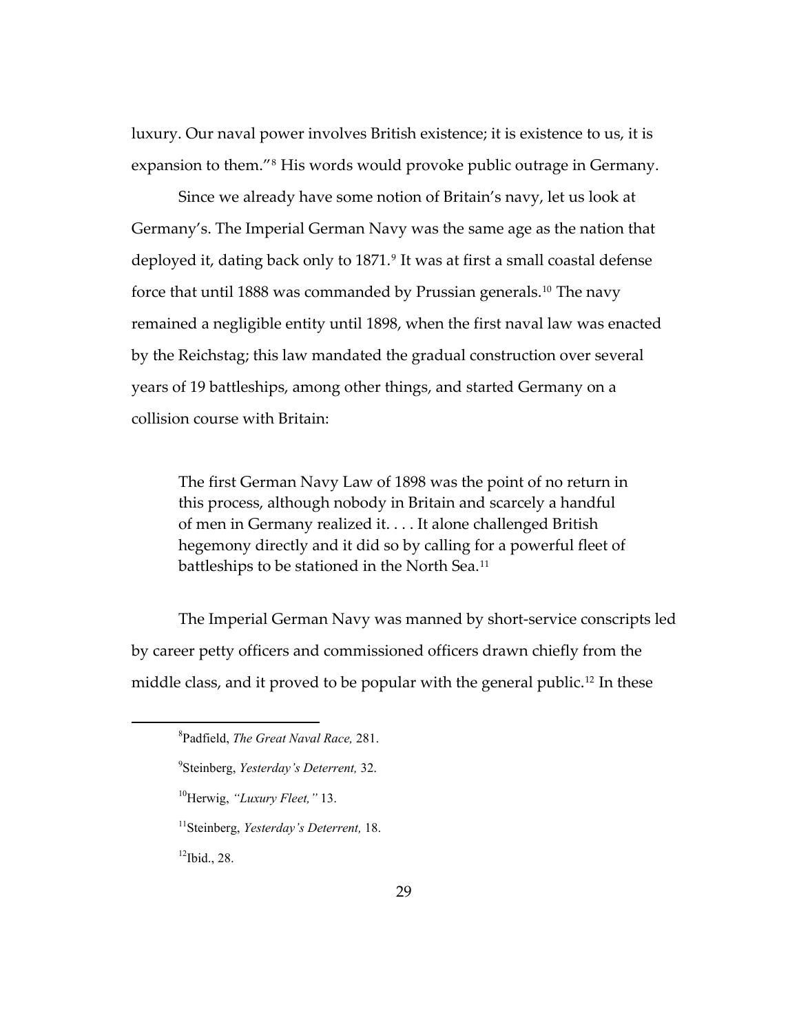luxury. Our naval power involves British existence; it is existence to us, it is expansion to them."[8] His words would provoke public outrage in Germany.

Since we already have some notion of Britain's navy, let us look at Germany's. The Imperial German Navy was the same age as the nation that deployed it, dating back only to 1871.[9] It was at first a small coastal defense force that until 1888 was commanded by Prussian generals.[10] The navy remained a negligible entity until 1898, when the first naval law was enacted by the Reichstag; this law mandated the gradual construction over several years of 19 battleships, among other things, and started Germany on a collision course with Britain:

> The first German Navy Law of 1898 was the point of no return in this process, although nobody in Britain and scarcely a handful of men in Germany realized it. . . . It alone challenged British hegemony directly and it did so by calling for a powerful fleet of battleships to be stationed in the North Sea.[11]

The Imperial German Navy was manned by short-service conscripts led by career petty officers and commissioned officers drawn chiefly from the middle class, and it proved to be popular with the general public.[12] In these

---

[8]Padfield, *The Great Naval Race,* 281.

[9]Steinberg, *Yesterday's Deterrent,* 32.

[10]Herwig, *"Luxury Fleet,"* 13.

[11]Steinberg, *Yesterday's Deterrent,* 18.

[12]Ibid., 28.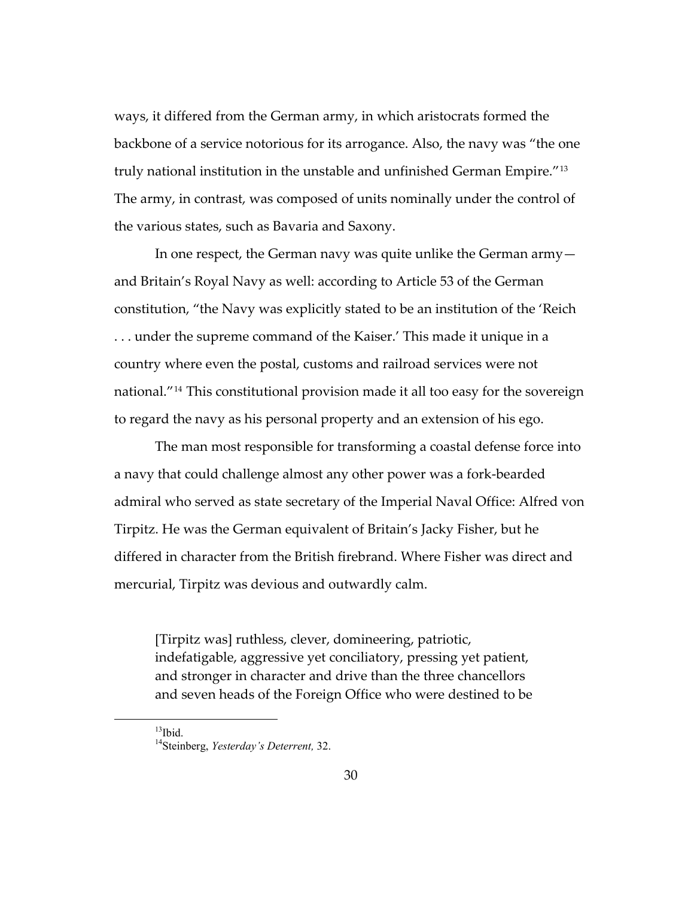ways, it differed from the German army, in which aristocrats formed the backbone of a service notorious for its arrogance. Also, the navy was "the one truly national institution in the unstable and unfinished German Empire."[13] The army, in contrast, was composed of units nominally under the control of the various states, such as Bavaria and Saxony.

In one respect, the German navy was quite unlike the German army—and Britain's Royal Navy as well: according to Article 53 of the German constitution, "the Navy was explicitly stated to be an institution of the 'Reich . . . under the supreme command of the Kaiser.' This made it unique in a country where even the postal, customs and railroad services were not national."[14] This constitutional provision made it all too easy for the sovereign to regard the navy as his personal property and an extension of his ego.

The man most responsible for transforming a coastal defense force into a navy that could challenge almost any other power was a fork-bearded admiral who served as state secretary of the Imperial Naval Office: Alfred von Tirpitz. He was the German equivalent of Britain's Jacky Fisher, but he differed in character from the British firebrand. Where Fisher was direct and mercurial, Tirpitz was devious and outwardly calm.

> [Tirpitz was] ruthless, clever, domineering, patriotic, indefatigable, aggressive yet conciliatory, pressing yet patient, and stronger in character and drive than the three chancellors and seven heads of the Foreign Office who were destined to be

---

[13] Ibid.

[14] Steinberg, *Yesterday's Deterrent,* 32.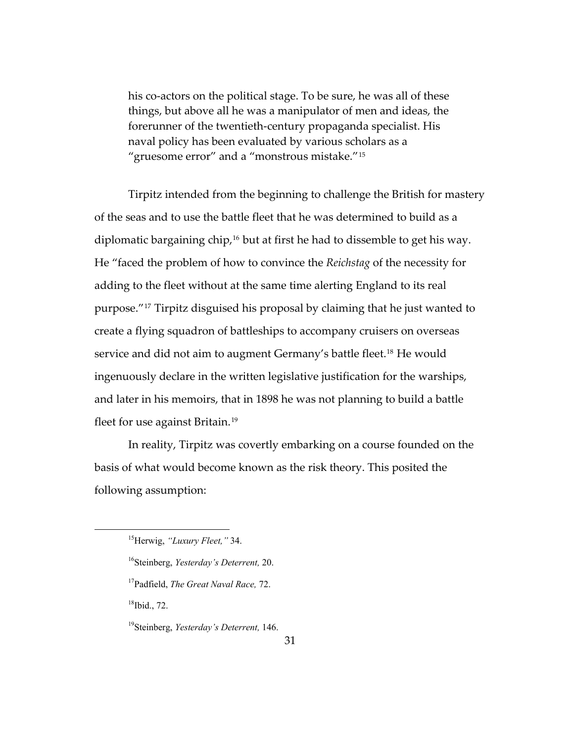his co-actors on the political stage. To be sure, he was all of these things, but above all he was a manipulator of men and ideas, the forerunner of the twentieth-century propaganda specialist. His naval policy has been evaluated by various scholars as a "gruesome error" and a "monstrous mistake."[15]

Tirpitz intended from the beginning to challenge the British for mastery of the seas and to use the battle fleet that he was determined to build as a diplomatic bargaining chip,[16] but at first he had to dissemble to get his way. He "faced the problem of how to convince the *Reichstag* of the necessity for adding to the fleet without at the same time alerting England to its real purpose."[17] Tirpitz disguised his proposal by claiming that he just wanted to create a flying squadron of battleships to accompany cruisers on overseas service and did not aim to augment Germany's battle fleet.[18] He would ingenuously declare in the written legislative justification for the warships, and later in his memoirs, that in 1898 he was not planning to build a battle fleet for use against Britain.[19]

In reality, Tirpitz was covertly embarking on a course founded on the basis of what would become known as the risk theory. This posited the following assumption:

---

[15]Herwig, *"Luxury Fleet,"* 34.

[16]Steinberg, *Yesterday's Deterrent,* 20.

[17]Padfield, *The Great Naval Race,* 72.

[18]Ibid., 72.

[19]Steinberg, *Yesterday's Deterrent,* 146.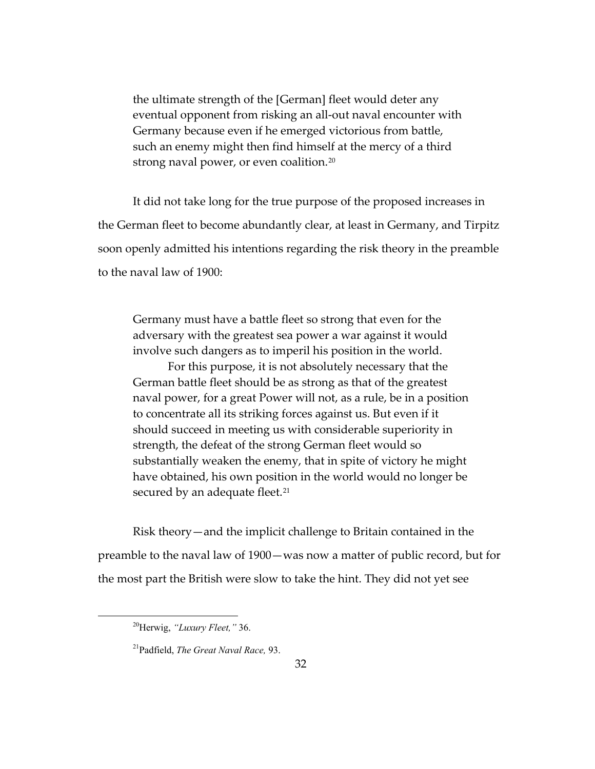> the ultimate strength of the [German] fleet would deter any eventual opponent from risking an all-out naval encounter with Germany because even if he emerged victorious from battle, such an enemy might then find himself at the mercy of a third strong naval power, or even coalition.[20]

It did not take long for the true purpose of the proposed increases in the German fleet to become abundantly clear, at least in Germany, and Tirpitz soon openly admitted his intentions regarding the risk theory in the preamble to the naval law of 1900:

> Germany must have a battle fleet so strong that even for the adversary with the greatest sea power a war against it would involve such dangers as to imperil his position in the world.
>
> For this purpose, it is not absolutely necessary that the German battle fleet should be as strong as that of the greatest naval power, for a great Power will not, as a rule, be in a position to concentrate all its striking forces against us. But even if it should succeed in meeting us with considerable superiority in strength, the defeat of the strong German fleet would so substantially weaken the enemy, that in spite of victory he might have obtained, his own position in the world would no longer be secured by an adequate fleet.[21]

Risk theory—and the implicit challenge to Britain contained in the preamble to the naval law of 1900—was now a matter of public record, but for the most part the British were slow to take the hint. They did not yet see

---

[20] Herwig, *"Luxury Fleet,"* 36.

[21] Padfield, *The Great Naval Race,* 93.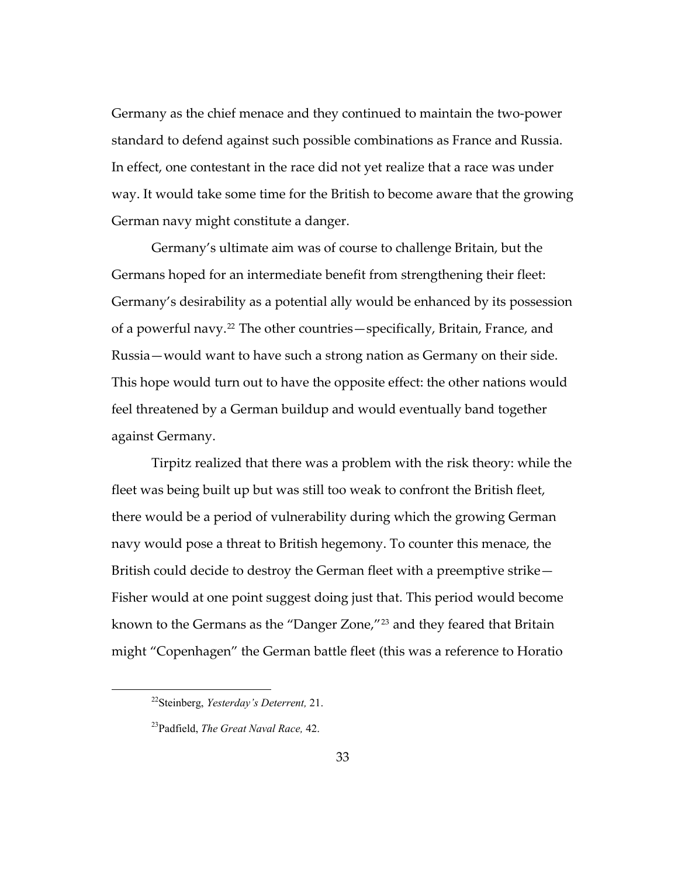Germany as the chief menace and they continued to maintain the two-power standard to defend against such possible combinations as France and Russia. In effect, one contestant in the race did not yet realize that a race was under way. It would take some time for the British to become aware that the growing German navy might constitute a danger.

Germany's ultimate aim was of course to challenge Britain, but the Germans hoped for an intermediate benefit from strengthening their fleet: Germany's desirability as a potential ally would be enhanced by its possession of a powerful navy.[22] The other countries—specifically, Britain, France, and Russia—would want to have such a strong nation as Germany on their side. This hope would turn out to have the opposite effect: the other nations would feel threatened by a German buildup and would eventually band together against Germany.

Tirpitz realized that there was a problem with the risk theory: while the fleet was being built up but was still too weak to confront the British fleet, there would be a period of vulnerability during which the growing German navy would pose a threat to British hegemony. To counter this menace, the British could decide to destroy the German fleet with a preemptive strike—Fisher would at one point suggest doing just that. This period would become known to the Germans as the "Danger Zone,"[23] and they feared that Britain might "Copenhagen" the German battle fleet (this was a reference to Horatio

[22] Steinberg, *Yesterday's Deterrent,* 21.

[23] Padfield, *The Great Naval Race,* 42.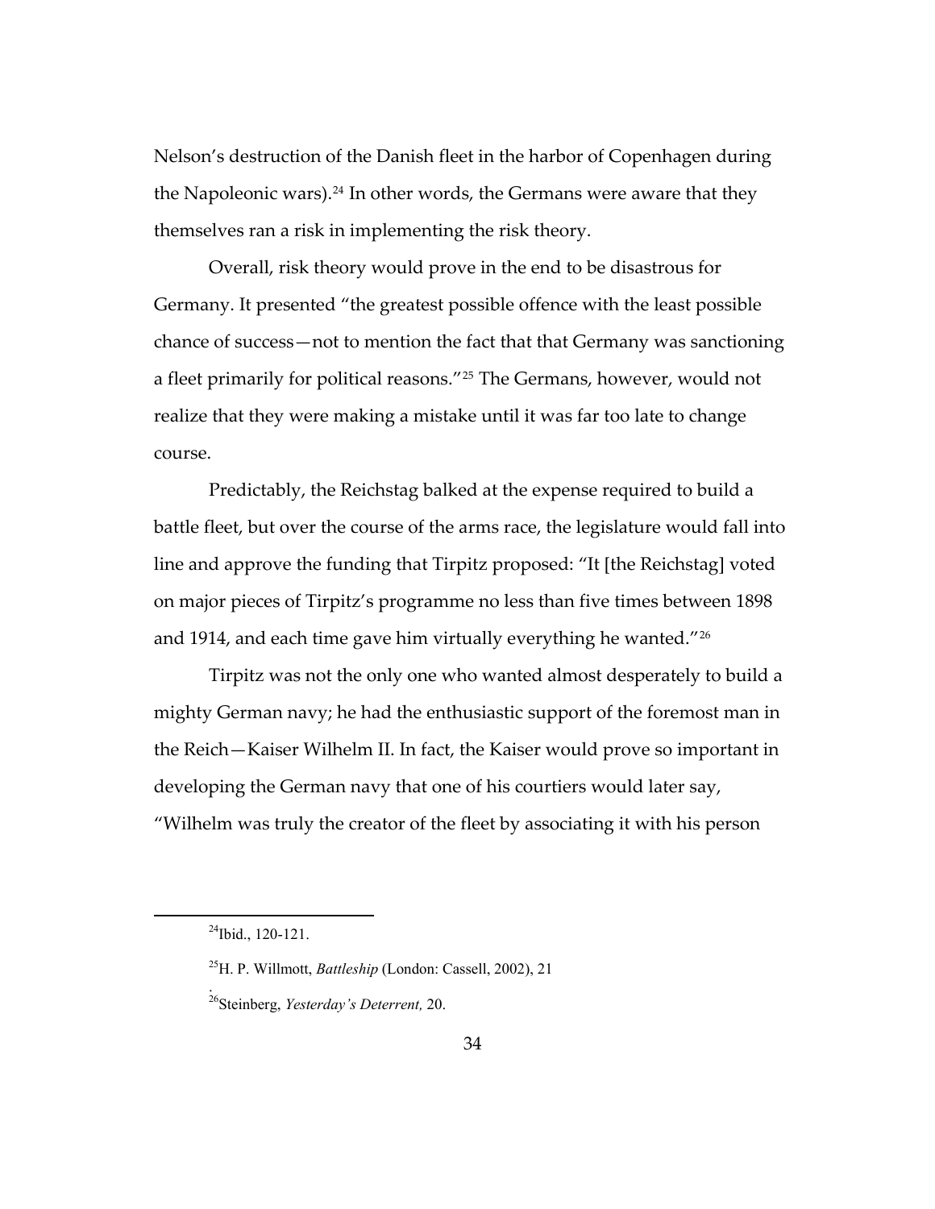Nelson's destruction of the Danish fleet in the harbor of Copenhagen during the Napoleonic wars).[24] In other words, the Germans were aware that they themselves ran a risk in implementing the risk theory.

Overall, risk theory would prove in the end to be disastrous for Germany. It presented "the greatest possible offence with the least possible chance of success—not to mention the fact that that Germany was sanctioning a fleet primarily for political reasons."[25] The Germans, however, would not realize that they were making a mistake until it was far too late to change course.

Predictably, the Reichstag balked at the expense required to build a battle fleet, but over the course of the arms race, the legislature would fall into line and approve the funding that Tirpitz proposed: "It [the Reichstag] voted on major pieces of Tirpitz's programme no less than five times between 1898 and 1914, and each time gave him virtually everything he wanted."[26]

Tirpitz was not the only one who wanted almost desperately to build a mighty German navy; he had the enthusiastic support of the foremost man in the Reich—Kaiser Wilhelm II. In fact, the Kaiser would prove so important in developing the German navy that one of his courtiers would later say, "Wilhelm was truly the creator of the fleet by associating it with his person

---

[24] Ibid., 120-121.

[25] H. P. Willmott, *Battleship* (London: Cassell, 2002), 21

.

[26] Steinberg, *Yesterday's Deterrent,* 20.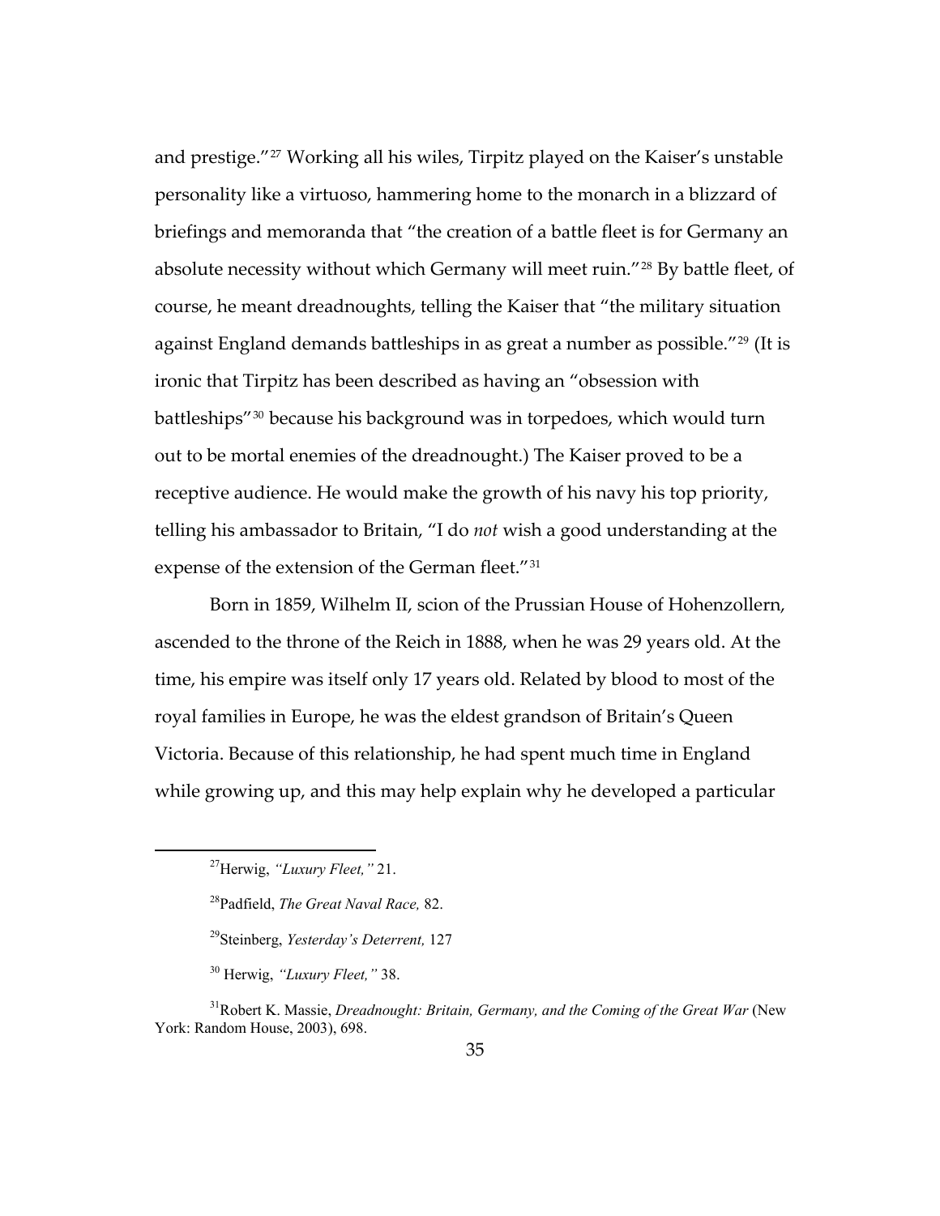and prestige."[27] Working all his wiles, Tirpitz played on the Kaiser's unstable personality like a virtuoso, hammering home to the monarch in a blizzard of briefings and memoranda that "the creation of a battle fleet is for Germany an absolute necessity without which Germany will meet ruin."[28] By battle fleet, of course, he meant dreadnoughts, telling the Kaiser that "the military situation against England demands battleships in as great a number as possible."[29] (It is ironic that Tirpitz has been described as having an "obsession with battleships"[30] because his background was in torpedoes, which would turn out to be mortal enemies of the dreadnought.) The Kaiser proved to be a receptive audience. He would make the growth of his navy his top priority, telling his ambassador to Britain, "I do *not* wish a good understanding at the expense of the extension of the German fleet."[31]

Born in 1859, Wilhelm II, scion of the Prussian House of Hohenzollern, ascended to the throne of the Reich in 1888, when he was 29 years old. At the time, his empire was itself only 17 years old. Related by blood to most of the royal families in Europe, he was the eldest grandson of Britain's Queen Victoria. Because of this relationship, he had spent much time in England while growing up, and this may help explain why he developed a particular

---

[27]Herwig, *"Luxury Fleet,"* 21.

[28]Padfield, *The Great Naval Race,* 82.

[29]Steinberg, *Yesterday's Deterrent,* 127

[30] Herwig, *"Luxury Fleet,"* 38.

[31]Robert K. Massie, *Dreadnought: Britain, Germany, and the Coming of the Great War* (New York: Random House, 2003), 698.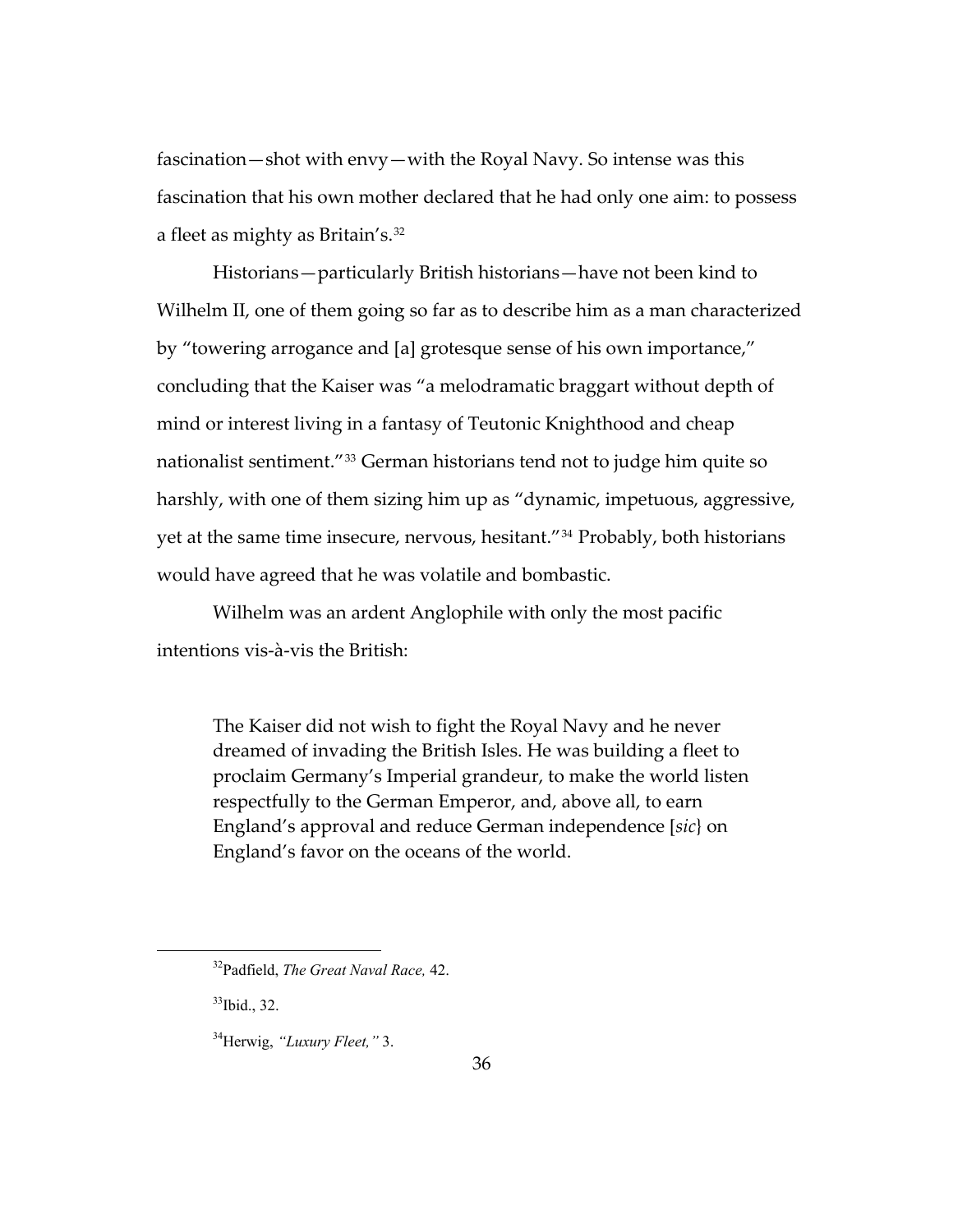fascination—shot with envy—with the Royal Navy. So intense was this fascination that his own mother declared that he had only one aim: to possess a fleet as mighty as Britain's.[32]

Historians—particularly British historians—have not been kind to Wilhelm II, one of them going so far as to describe him as a man characterized by "towering arrogance and [a] grotesque sense of his own importance," concluding that the Kaiser was "a melodramatic braggart without depth of mind or interest living in a fantasy of Teutonic Knighthood and cheap nationalist sentiment."[33] German historians tend not to judge him quite so harshly, with one of them sizing him up as "dynamic, impetuous, aggressive, yet at the same time insecure, nervous, hesitant."[34] Probably, both historians would have agreed that he was volatile and bombastic.

Wilhelm was an ardent Anglophile with only the most pacific intentions vis-à-vis the British:

> The Kaiser did not wish to fight the Royal Navy and he never dreamed of invading the British Isles. He was building a fleet to proclaim Germany's Imperial grandeur, to make the world listen respectfully to the German Emperor, and, above all, to earn England's approval and reduce German independence [*sic*} on England's favor on the oceans of the world.

---

[32] Padfield, *The Great Naval Race,* 42.

[33] Ibid., 32.

[34] Herwig, *"Luxury Fleet,"* 3.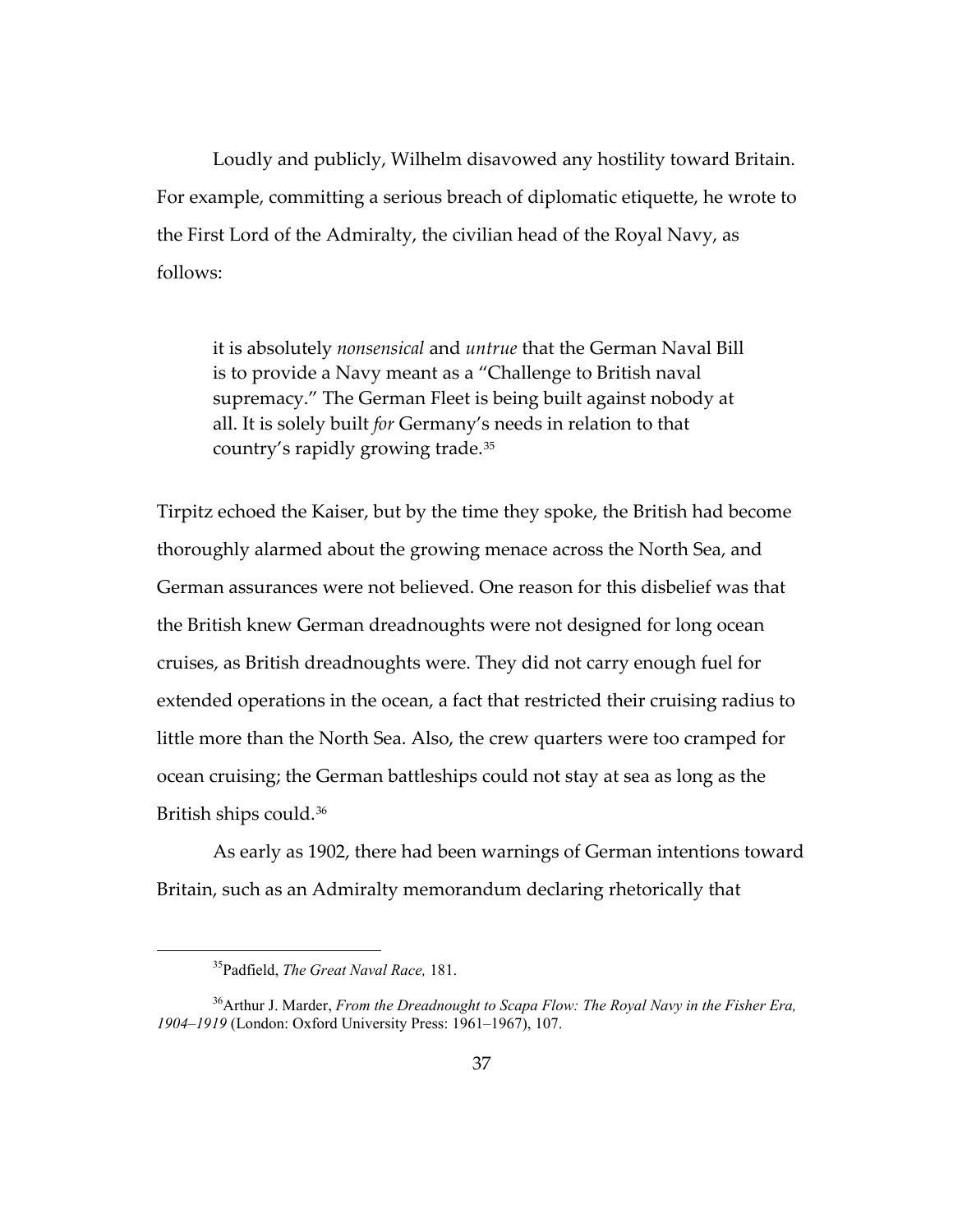Loudly and publicly, Wilhelm disavowed any hostility toward Britain. For example, committing a serious breach of diplomatic etiquette, he wrote to the First Lord of the Admiralty, the civilian head of the Royal Navy, as follows:

> it is absolutely *nonsensical* and *untrue* that the German Naval Bill is to provide a Navy meant as a "Challenge to British naval supremacy." The German Fleet is being built against nobody at all. It is solely built *for* Germany's needs in relation to that country's rapidly growing trade.[35]

Tirpitz echoed the Kaiser, but by the time they spoke, the British had become thoroughly alarmed about the growing menace across the North Sea, and German assurances were not believed. One reason for this disbelief was that the British knew German dreadnoughts were not designed for long ocean cruises, as British dreadnoughts were. They did not carry enough fuel for extended operations in the ocean, a fact that restricted their cruising radius to little more than the North Sea. Also, the crew quarters were too cramped for ocean cruising; the German battleships could not stay at sea as long as the British ships could.[36]

As early as 1902, there had been warnings of German intentions toward Britain, such as an Admiralty memorandum declaring rhetorically that

---

[35]Padfield, *The Great Naval Race,* 181.

[36]Arthur J. Marder, *From the Dreadnought to Scapa Flow: The Royal Navy in the Fisher Era, 1904–1919* (London: Oxford University Press: 1961–1967), 107.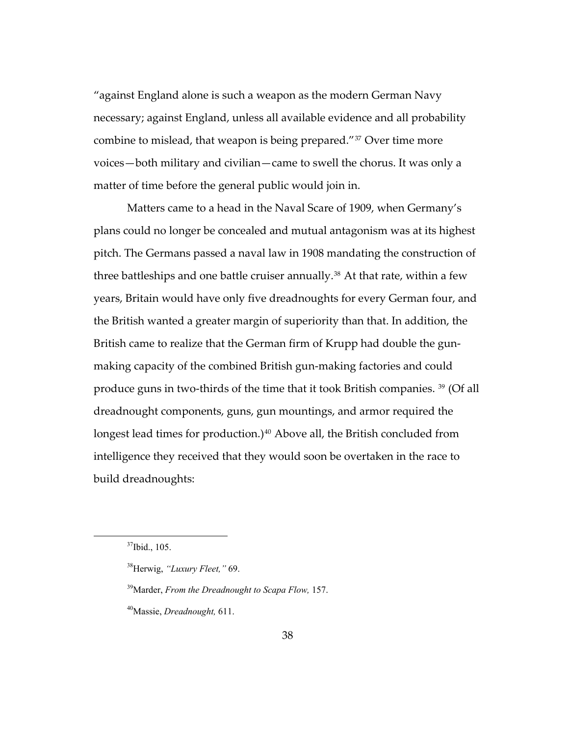"against England alone is such a weapon as the modern German Navy necessary; against England, unless all available evidence and all probability combine to mislead, that weapon is being prepared."[37] Over time more voices—both military and civilian—came to swell the chorus. It was only a matter of time before the general public would join in.

Matters came to a head in the Naval Scare of 1909, when Germany's plans could no longer be concealed and mutual antagonism was at its highest pitch. The Germans passed a naval law in 1908 mandating the construction of three battleships and one battle cruiser annually.[38] At that rate, within a few years, Britain would have only five dreadnoughts for every German four, and the British wanted a greater margin of superiority than that. In addition, the British came to realize that the German firm of Krupp had double the gun-making capacity of the combined British gun-making factories and could produce guns in two-thirds of the time that it took British companies. [39] (Of all dreadnought components, guns, gun mountings, and armor required the longest lead times for production.)[40] Above all, the British concluded from intelligence they received that they would soon be overtaken in the race to build dreadnoughts:

---

[37] Ibid., 105.

[38] Herwig, *"Luxury Fleet,"* 69.

[39] Marder, *From the Dreadnought to Scapa Flow,* 157.

[40] Massie, *Dreadnought,* 611.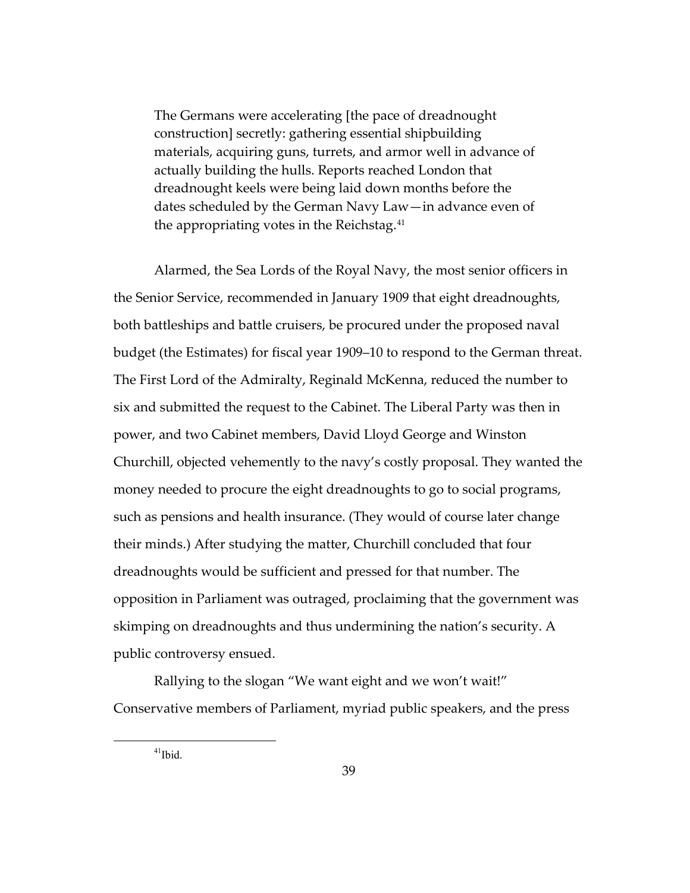> The Germans were accelerating [the pace of dreadnought construction] secretly: gathering essential shipbuilding materials, acquiring guns, turrets, and armor well in advance of actually building the hulls. Reports reached London that dreadnought keels were being laid down months before the dates scheduled by the German Navy Law—in advance even of the appropriating votes in the Reichstag.[41]

Alarmed, the Sea Lords of the Royal Navy, the most senior officers in the Senior Service, recommended in January 1909 that eight dreadnoughts, both battleships and battle cruisers, be procured under the proposed naval budget (the Estimates) for fiscal year 1909–10 to respond to the German threat. The First Lord of the Admiralty, Reginald McKenna, reduced the number to six and submitted the request to the Cabinet. The Liberal Party was then in power, and two Cabinet members, David Lloyd George and Winston Churchill, objected vehemently to the navy's costly proposal. They wanted the money needed to procure the eight dreadnoughts to go to social programs, such as pensions and health insurance. (They would of course later change their minds.) After studying the matter, Churchill concluded that four dreadnoughts would be sufficient and pressed for that number. The opposition in Parliament was outraged, proclaiming that the government was skimping on dreadnoughts and thus undermining the nation's security. A public controversy ensued.

Rallying to the slogan "We want eight and we won't wait!" Conservative members of Parliament, myriad public speakers, and the press

[41] Ibid.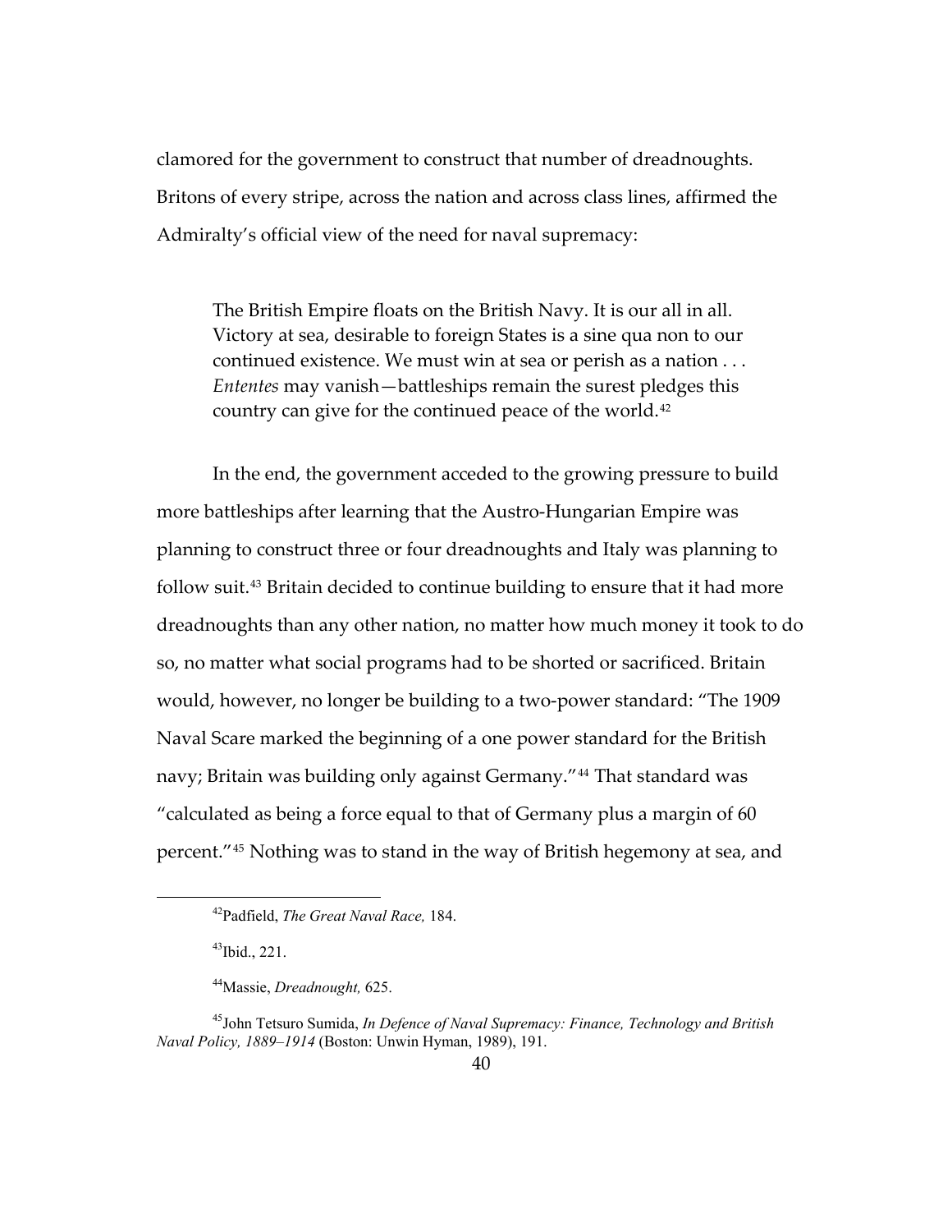clamored for the government to construct that number of dreadnoughts. Britons of every stripe, across the nation and across class lines, affirmed the Admiralty's official view of the need for naval supremacy:

> The British Empire floats on the British Navy. It is our all in all. Victory at sea, desirable to foreign States is a sine qua non to our continued existence. We must win at sea or perish as a nation . . . *Ententes* may vanish—battleships remain the surest pledges this country can give for the continued peace of the world.[42]

In the end, the government acceded to the growing pressure to build more battleships after learning that the Austro-Hungarian Empire was planning to construct three or four dreadnoughts and Italy was planning to follow suit.[43] Britain decided to continue building to ensure that it had more dreadnoughts than any other nation, no matter how much money it took to do so, no matter what social programs had to be shorted or sacrificed. Britain would, however, no longer be building to a two-power standard: "The 1909 Naval Scare marked the beginning of a one power standard for the British navy; Britain was building only against Germany."[44] That standard was "calculated as being a force equal to that of Germany plus a margin of 60 percent."[45] Nothing was to stand in the way of British hegemony at sea, and

---

[42]Padfield, *The Great Naval Race,* 184.

[43]Ibid., 221.

[44]Massie, *Dreadnought,* 625.

[45]John Tetsuro Sumida, *In Defence of Naval Supremacy: Finance, Technology and British Naval Policy, 1889–1914* (Boston: Unwin Hyman, 1989), 191.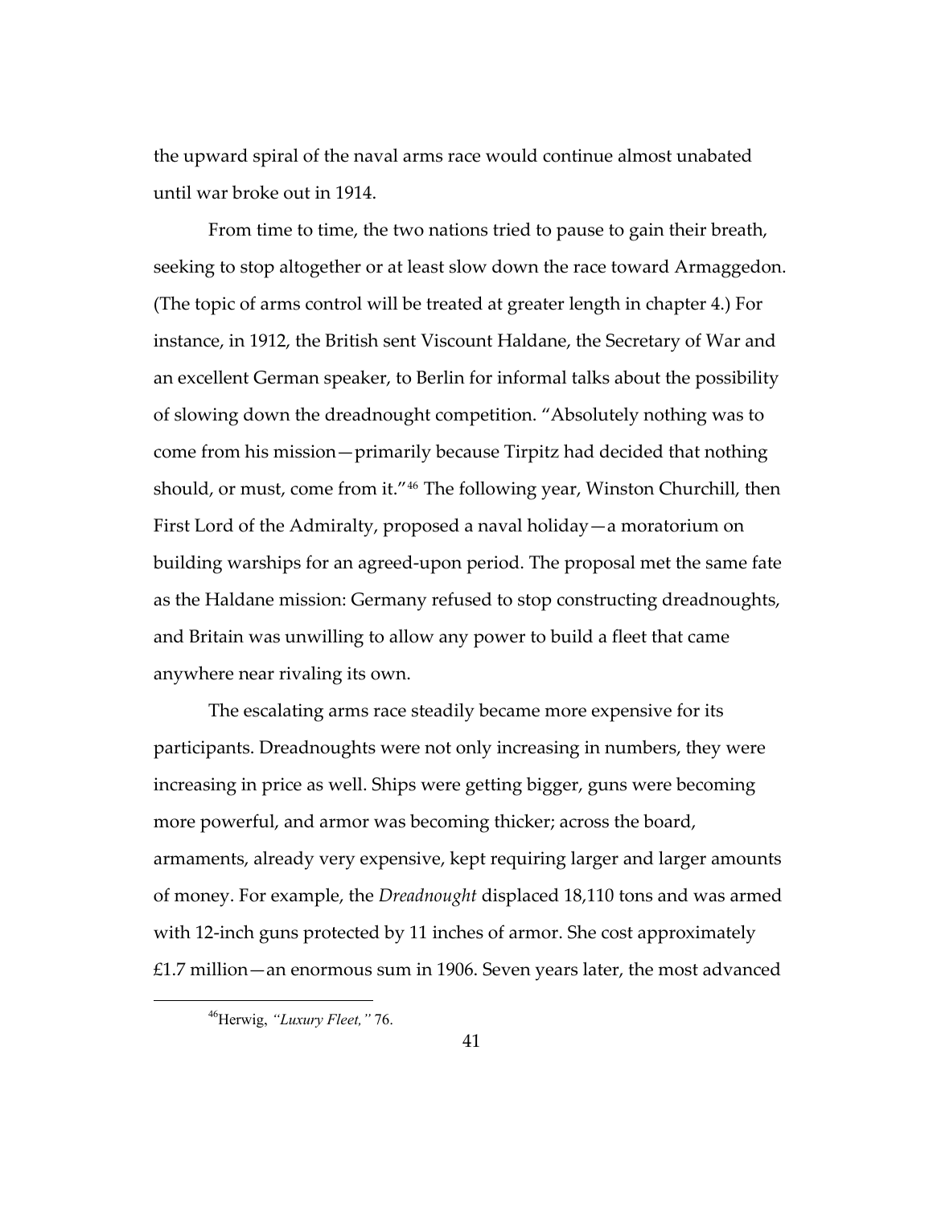the upward spiral of the naval arms race would continue almost unabated until war broke out in 1914.

From time to time, the two nations tried to pause to gain their breath, seeking to stop altogether or at least slow down the race toward Armaggedon. (The topic of arms control will be treated at greater length in chapter 4.) For instance, in 1912, the British sent Viscount Haldane, the Secretary of War and an excellent German speaker, to Berlin for informal talks about the possibility of slowing down the dreadnought competition. "Absolutely nothing was to come from his mission—primarily because Tirpitz had decided that nothing should, or must, come from it."[46] The following year, Winston Churchill, then First Lord of the Admiralty, proposed a naval holiday—a moratorium on building warships for an agreed-upon period. The proposal met the same fate as the Haldane mission: Germany refused to stop constructing dreadnoughts, and Britain was unwilling to allow any power to build a fleet that came anywhere near rivaling its own.

The escalating arms race steadily became more expensive for its participants. Dreadnoughts were not only increasing in numbers, they were increasing in price as well. Ships were getting bigger, guns were becoming more powerful, and armor was becoming thicker; across the board, armaments, already very expensive, kept requiring larger and larger amounts of money. For example, the *Dreadnought* displaced 18,110 tons and was armed with 12-inch guns protected by 11 inches of armor. She cost approximately £1.7 million—an enormous sum in 1906. Seven years later, the most advanced

[46] Herwig, *"Luxury Fleet,"* 76.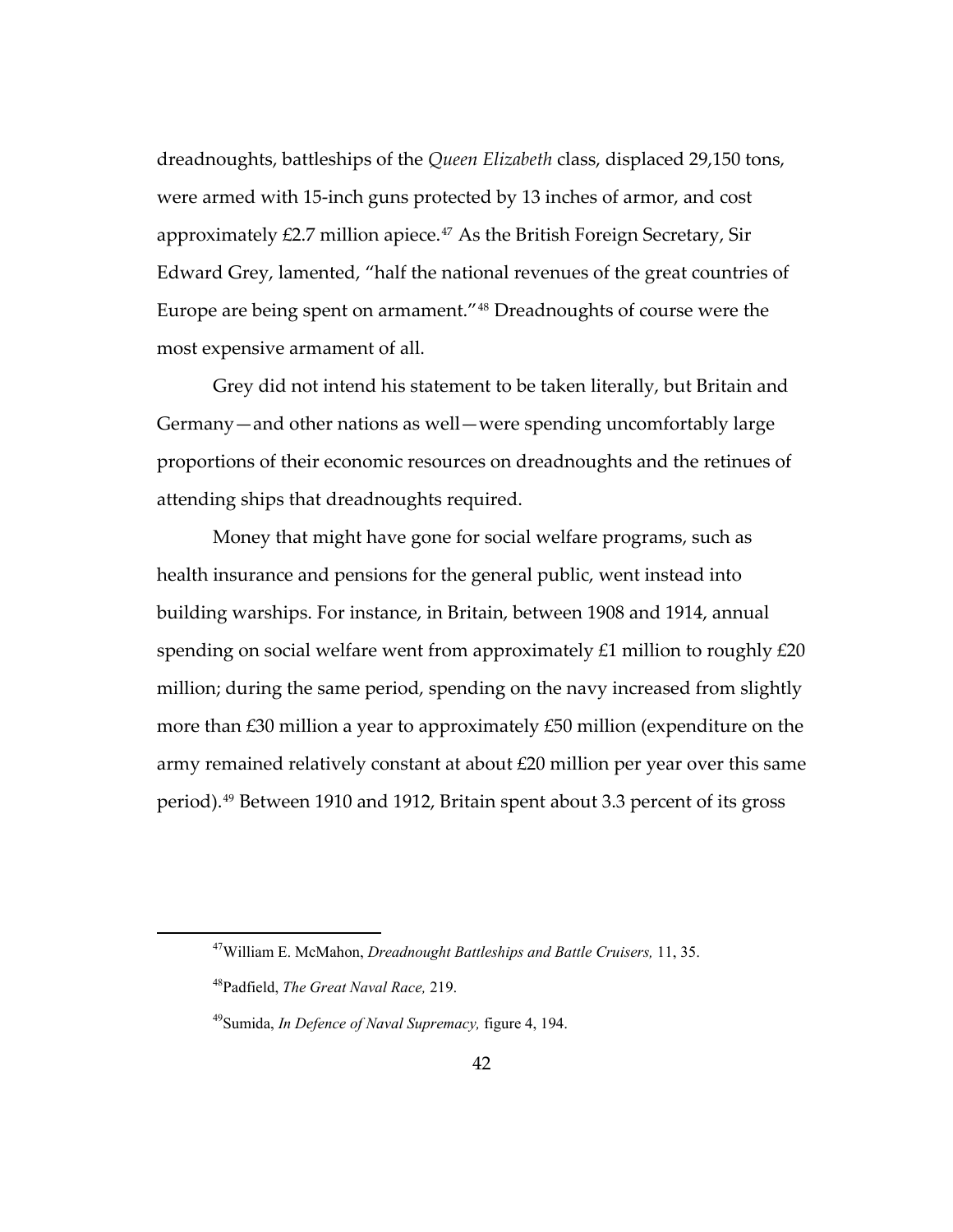dreadnoughts, battleships of the *Queen Elizabeth* class, displaced 29,150 tons, were armed with 15-inch guns protected by 13 inches of armor, and cost approximately £2.7 million apiece.[47] As the British Foreign Secretary, Sir Edward Grey, lamented, "half the national revenues of the great countries of Europe are being spent on armament."[48] Dreadnoughts of course were the most expensive armament of all.

Grey did not intend his statement to be taken literally, but Britain and Germany—and other nations as well—were spending uncomfortably large proportions of their economic resources on dreadnoughts and the retinues of attending ships that dreadnoughts required.

Money that might have gone for social welfare programs, such as health insurance and pensions for the general public, went instead into building warships. For instance, in Britain, between 1908 and 1914, annual spending on social welfare went from approximately £1 million to roughly £20 million; during the same period, spending on the navy increased from slightly more than £30 million a year to approximately £50 million (expenditure on the army remained relatively constant at about £20 million per year over this same period).[49] Between 1910 and 1912, Britain spent about 3.3 percent of its gross

---

[47] William E. McMahon, *Dreadnought Battleships and Battle Cruisers,* 11, 35.

[48] Padfield, *The Great Naval Race,* 219.

[49] Sumida, *In Defence of Naval Supremacy,* figure 4, 194.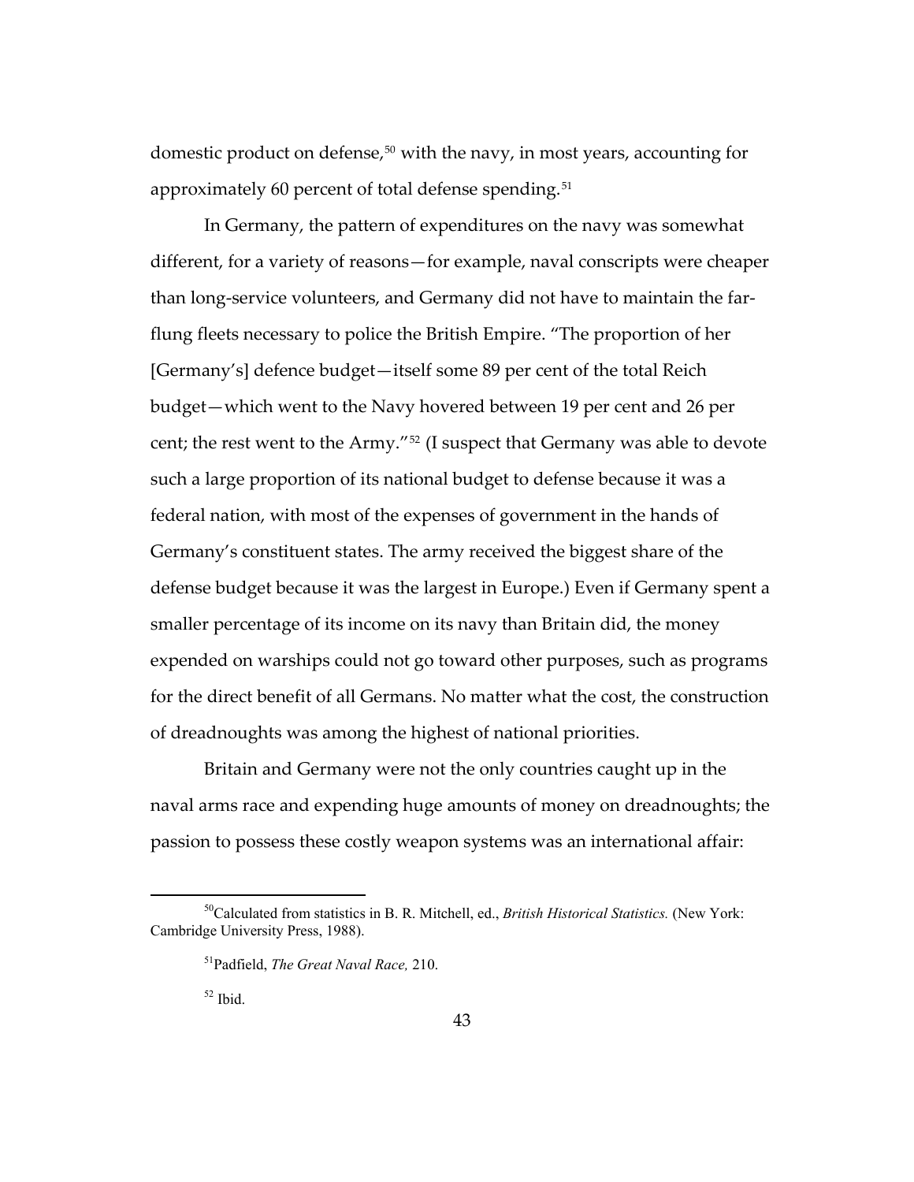domestic product on defense,[50] with the navy, in most years, accounting for approximately 60 percent of total defense spending.[51]

In Germany, the pattern of expenditures on the navy was somewhat different, for a variety of reasons—for example, naval conscripts were cheaper than long-service volunteers, and Germany did not have to maintain the far-flung fleets necessary to police the British Empire. "The proportion of her [Germany's] defence budget—itself some 89 per cent of the total Reich budget—which went to the Navy hovered between 19 per cent and 26 per cent; the rest went to the Army."[52] (I suspect that Germany was able to devote such a large proportion of its national budget to defense because it was a federal nation, with most of the expenses of government in the hands of Germany's constituent states. The army received the biggest share of the defense budget because it was the largest in Europe.) Even if Germany spent a smaller percentage of its income on its navy than Britain did, the money expended on warships could not go toward other purposes, such as programs for the direct benefit of all Germans. No matter what the cost, the construction of dreadnoughts was among the highest of national priorities.

Britain and Germany were not the only countries caught up in the naval arms race and expending huge amounts of money on dreadnoughts; the passion to possess these costly weapon systems was an international affair:

---

[50] Calculated from statistics in B. R. Mitchell, ed., *British Historical Statistics.* (New York: Cambridge University Press, 1988).

[51] Padfield, *The Great Naval Race,* 210.

[52] Ibid.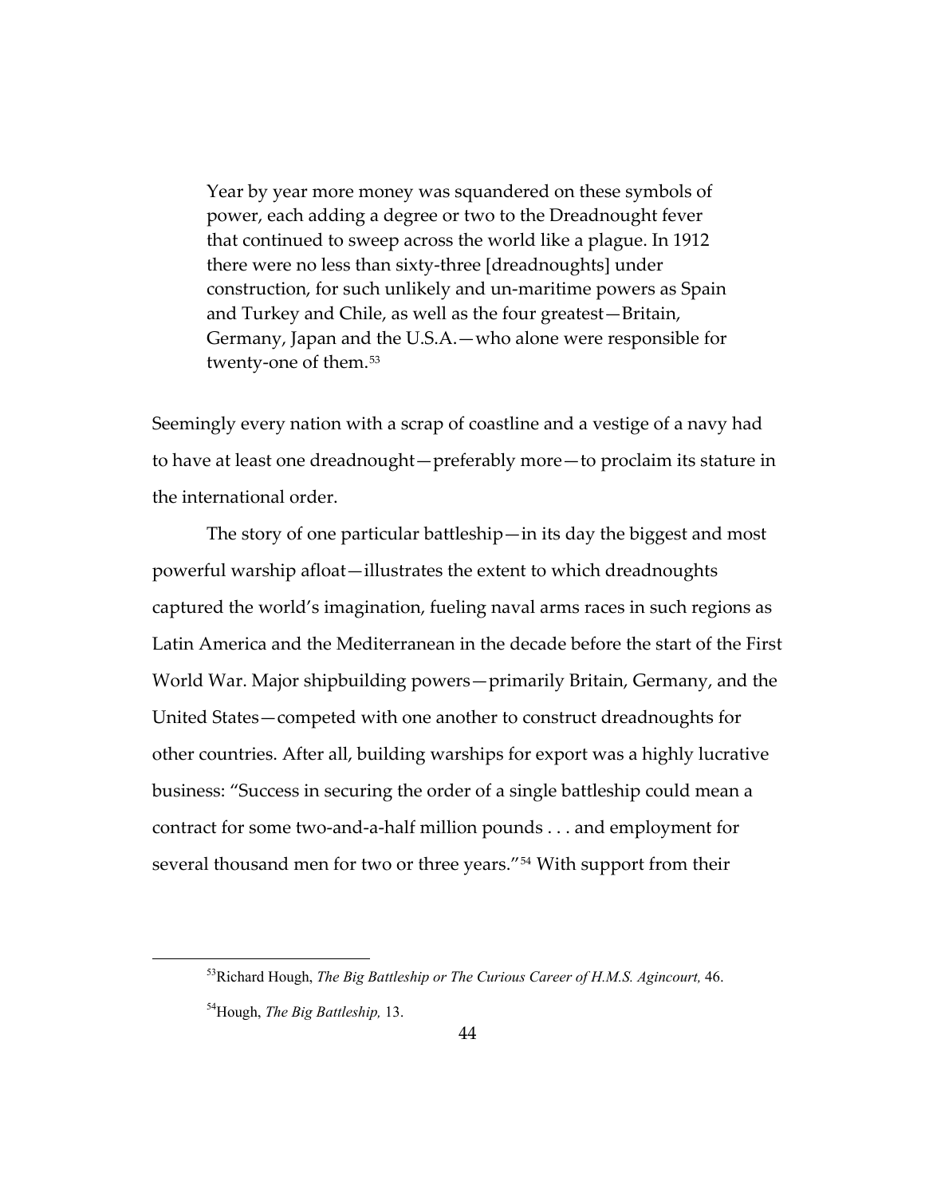> Year by year more money was squandered on these symbols of power, each adding a degree or two to the Dreadnought fever that continued to sweep across the world like a plague. In 1912 there were no less than sixty-three [dreadnoughts] under construction, for such unlikely and un-maritime powers as Spain and Turkey and Chile, as well as the four greatest—Britain, Germany, Japan and the U.S.A.—who alone were responsible for twenty-one of them.[53]

Seemingly every nation with a scrap of coastline and a vestige of a navy had to have at least one dreadnought—preferably more—to proclaim its stature in the international order.

The story of one particular battleship—in its day the biggest and most powerful warship afloat—illustrates the extent to which dreadnoughts captured the world's imagination, fueling naval arms races in such regions as Latin America and the Mediterranean in the decade before the start of the First World War. Major shipbuilding powers—primarily Britain, Germany, and the United States—competed with one another to construct dreadnoughts for other countries. After all, building warships for export was a highly lucrative business: "Success in securing the order of a single battleship could mean a contract for some two-and-a-half million pounds . . . and employment for several thousand men for two or three years."[54] With support from their

---

[53] Richard Hough, *The Big Battleship or The Curious Career of H.M.S. Agincourt,* 46.

[54] Hough, *The Big Battleship,* 13.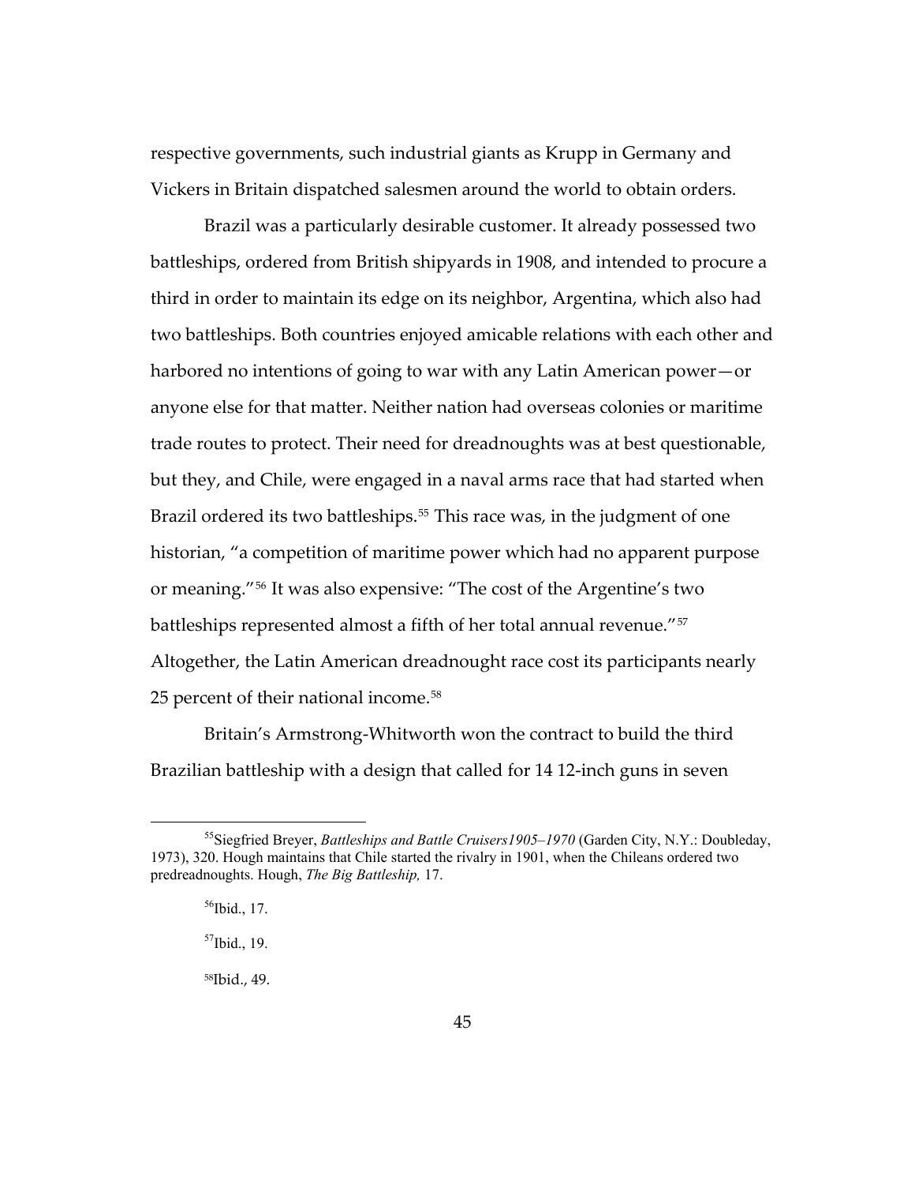respective governments, such industrial giants as Krupp in Germany and Vickers in Britain dispatched salesmen around the world to obtain orders.

Brazil was a particularly desirable customer. It already possessed two battleships, ordered from British shipyards in 1908, and intended to procure a third in order to maintain its edge on its neighbor, Argentina, which also had two battleships. Both countries enjoyed amicable relations with each other and harbored no intentions of going to war with any Latin American power—or anyone else for that matter. Neither nation had overseas colonies or maritime trade routes to protect. Their need for dreadnoughts was at best questionable, but they, and Chile, were engaged in a naval arms race that had started when Brazil ordered its two battleships.[55] This race was, in the judgment of one historian, "a competition of maritime power which had no apparent purpose or meaning."[56] It was also expensive: "The cost of the Argentine's two battleships represented almost a fifth of her total annual revenue."[57] Altogether, the Latin American dreadnought race cost its participants nearly 25 percent of their national income.[58]

Britain's Armstrong-Whitworth won the contract to build the third Brazilian battleship with a design that called for 14 12-inch guns in seven

---

[55] Siegfried Breyer, *Battleships and Battle Cruisers1905–1970* (Garden City, N.Y.: Doubleday, 1973), 320. Hough maintains that Chile started the rivalry in 1901, when the Chileans ordered two predreadnoughts. Hough, *The Big Battleship,* 17.

[56] Ibid., 17.

[57] Ibid., 19.

[58] Ibid., 49.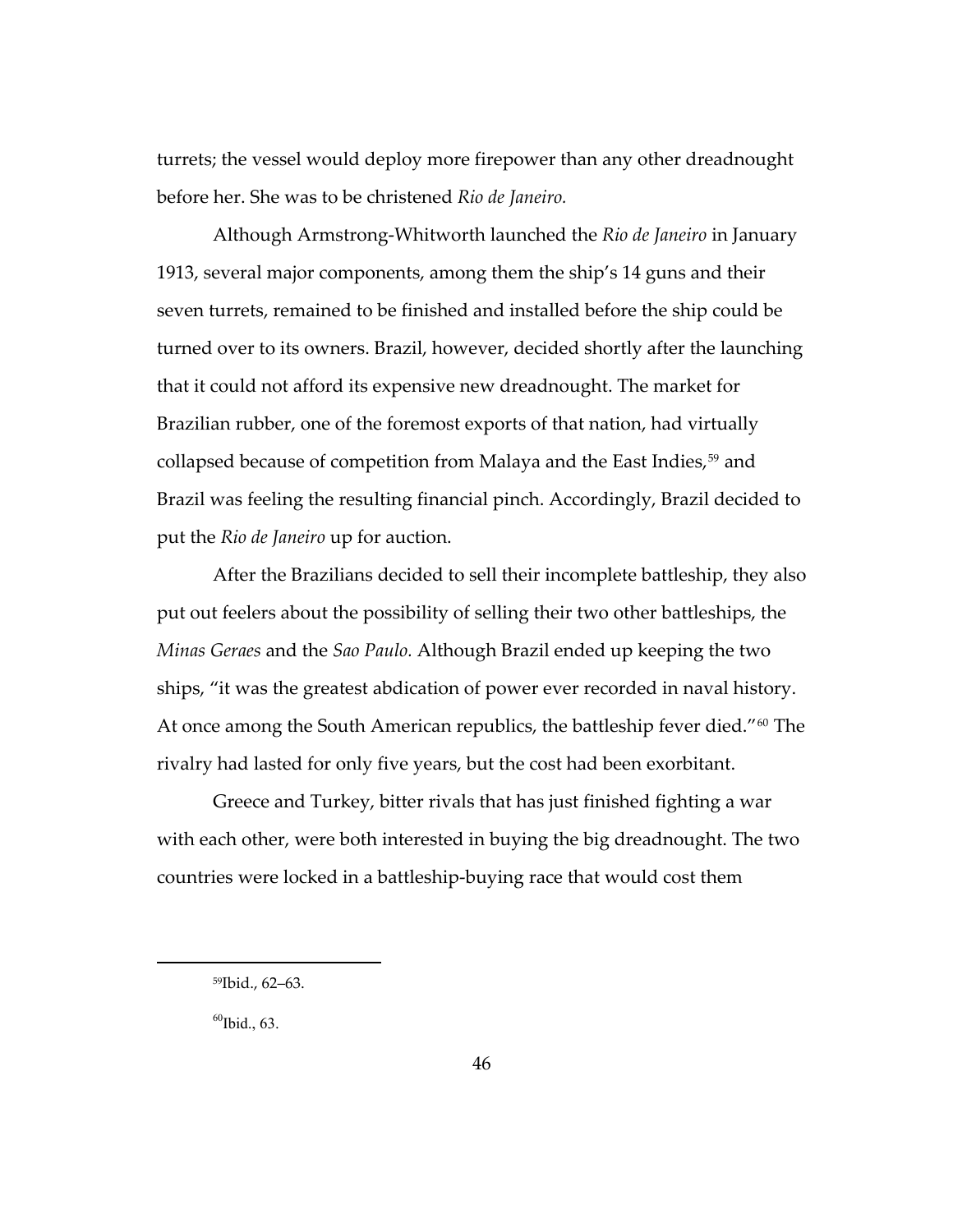turrets; the vessel would deploy more firepower than any other dreadnought before her. She was to be christened *Rio de Janeiro.*

Although Armstrong-Whitworth launched the *Rio de Janeiro* in January 1913, several major components, among them the ship's 14 guns and their seven turrets, remained to be finished and installed before the ship could be turned over to its owners. Brazil, however, decided shortly after the launching that it could not afford its expensive new dreadnought. The market for Brazilian rubber, one of the foremost exports of that nation, had virtually collapsed because of competition from Malaya and the East Indies,[59] and Brazil was feeling the resulting financial pinch. Accordingly, Brazil decided to put the *Rio de Janeiro* up for auction.

After the Brazilians decided to sell their incomplete battleship, they also put out feelers about the possibility of selling their two other battleships, the *Minas Geraes* and the *Sao Paulo.* Although Brazil ended up keeping the two ships, "it was the greatest abdication of power ever recorded in naval history. At once among the South American republics, the battleship fever died."[60] The rivalry had lasted for only five years, but the cost had been exorbitant.

Greece and Turkey, bitter rivals that has just finished fighting a war with each other, were both interested in buying the big dreadnought. The two countries were locked in a battleship-buying race that would cost them

---

[59]Ibid., 62–63.

[60]Ibid., 63.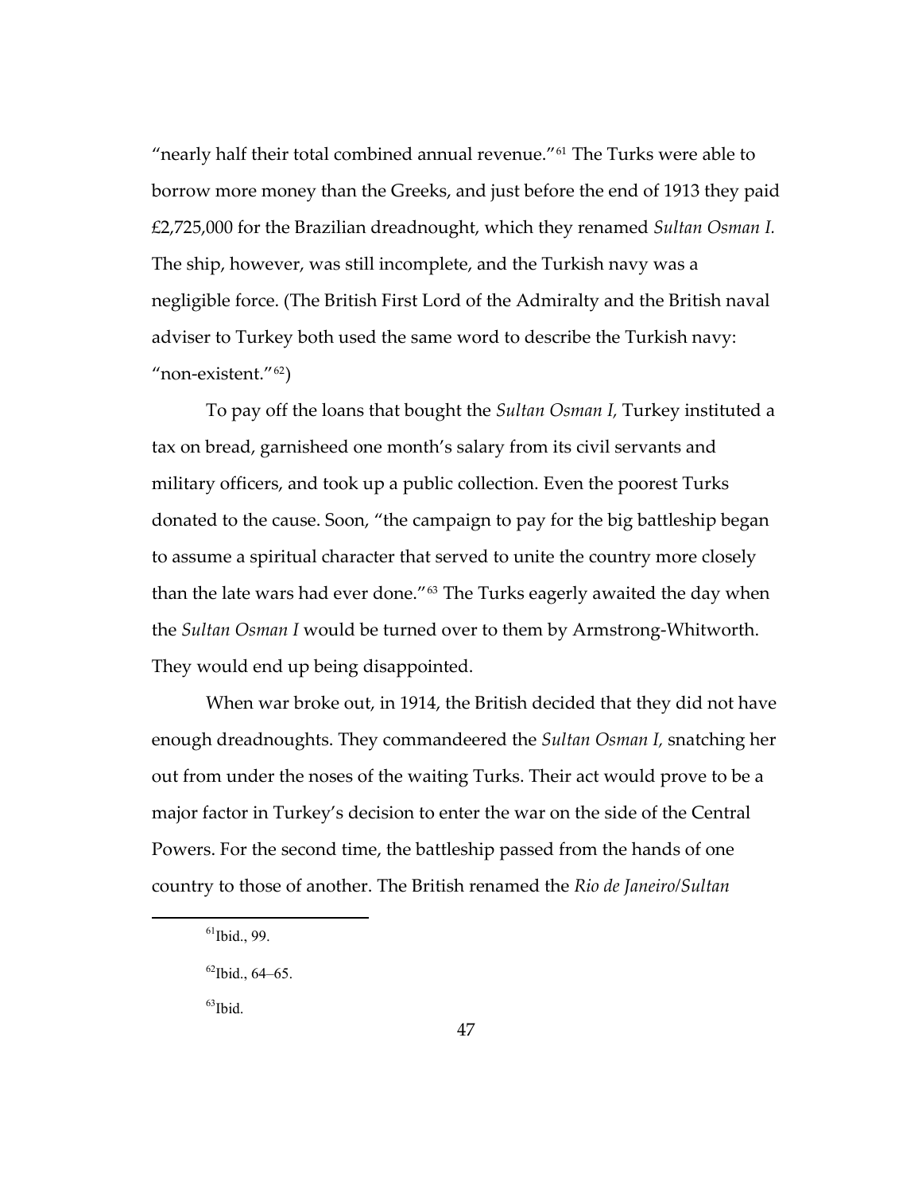"nearly half their total combined annual revenue."[61] The Turks were able to borrow more money than the Greeks, and just before the end of 1913 they paid £2,725,000 for the Brazilian dreadnought, which they renamed *Sultan Osman I.* The ship, however, was still incomplete, and the Turkish navy was a negligible force. (The British First Lord of the Admiralty and the British naval adviser to Turkey both used the same word to describe the Turkish navy: "non-existent."[62])

To pay off the loans that bought the *Sultan Osman I,* Turkey instituted a tax on bread, garnisheed one month's salary from its civil servants and military officers, and took up a public collection. Even the poorest Turks donated to the cause. Soon, "the campaign to pay for the big battleship began to assume a spiritual character that served to unite the country more closely than the late wars had ever done."[63] The Turks eagerly awaited the day when the *Sultan Osman I* would be turned over to them by Armstrong-Whitworth. They would end up being disappointed.

When war broke out, in 1914, the British decided that they did not have enough dreadnoughts. They commandeered the *Sultan Osman I,* snatching her out from under the noses of the waiting Turks. Their act would prove to be a major factor in Turkey's decision to enter the war on the side of the Central Powers. For the second time, the battleship passed from the hands of one country to those of another. The British renamed the *Rio de Janeiro/Sultan*

[61] Ibid., 99.

[62] Ibid., 64–65.

[63] Ibid.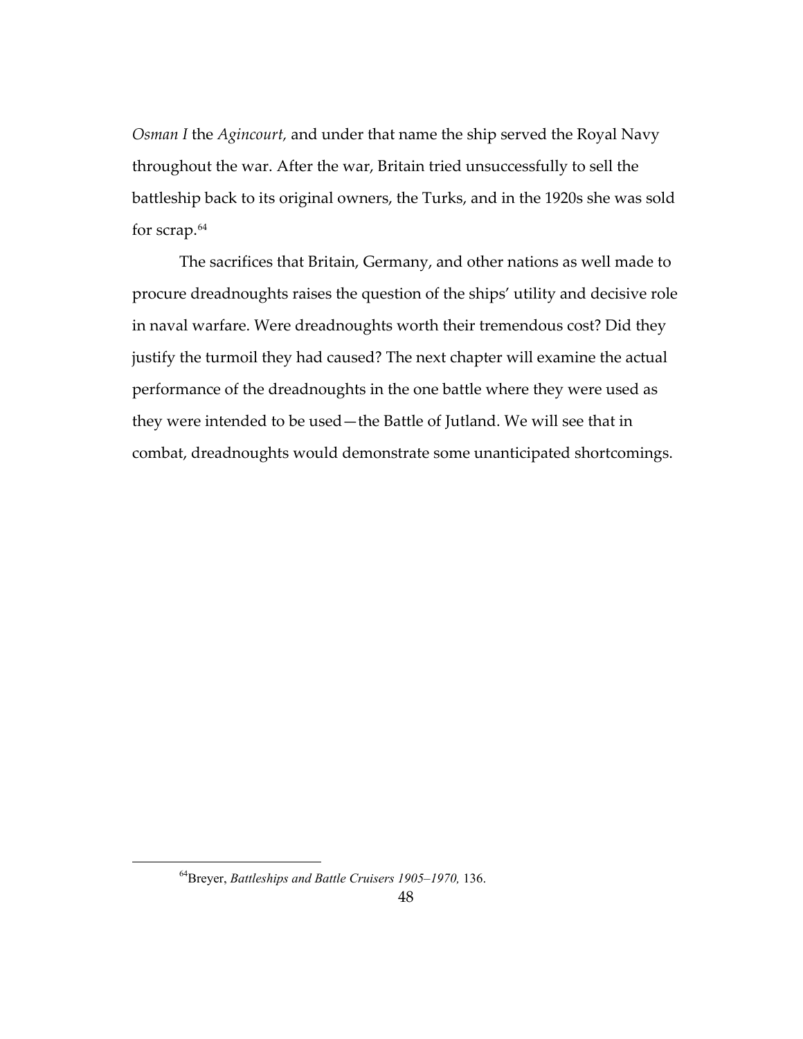*Osman I* the *Agincourt,* and under that name the ship served the Royal Navy throughout the war. After the war, Britain tried unsuccessfully to sell the battleship back to its original owners, the Turks, and in the 1920s she was sold for scrap.[64]

The sacrifices that Britain, Germany, and other nations as well made to procure dreadnoughts raises the question of the ships' utility and decisive role in naval warfare. Were dreadnoughts worth their tremendous cost? Did they justify the turmoil they had caused? The next chapter will examine the actual performance of the dreadnoughts in the one battle where they were used as they were intended to be used—the Battle of Jutland. We will see that in combat, dreadnoughts would demonstrate some unanticipated shortcomings.

---

[64]Breyer, *Battleships and Battle Cruisers 1905–1970,* 136.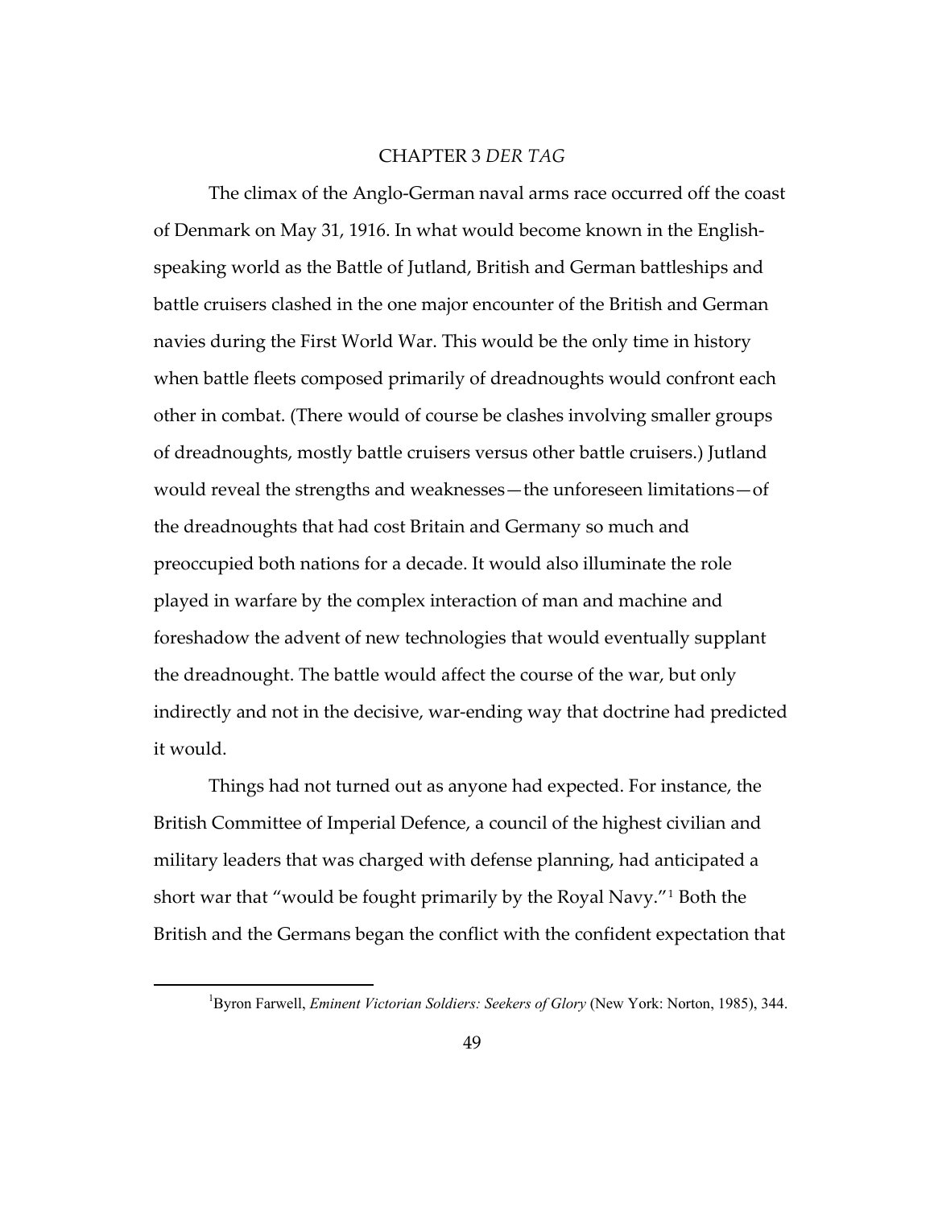# CHAPTER 3 *DER TAG*

The climax of the Anglo-German naval arms race occurred off the coast of Denmark on May 31, 1916. In what would become known in the English-speaking world as the Battle of Jutland, British and German battleships and battle cruisers clashed in the one major encounter of the British and German navies during the First World War. This would be the only time in history when battle fleets composed primarily of dreadnoughts would confront each other in combat. (There would of course be clashes involving smaller groups of dreadnoughts, mostly battle cruisers versus other battle cruisers.) Jutland would reveal the strengths and weaknesses—the unforeseen limitations—of the dreadnoughts that had cost Britain and Germany so much and preoccupied both nations for a decade. It would also illuminate the role played in warfare by the complex interaction of man and machine and foreshadow the advent of new technologies that would eventually supplant the dreadnought. The battle would affect the course of the war, but only indirectly and not in the decisive, war-ending way that doctrine had predicted it would.

Things had not turned out as anyone had expected. For instance, the British Committee of Imperial Defence, a council of the highest civilian and military leaders that was charged with defense planning, had anticipated a short war that "would be fought primarily by the Royal Navy."[1] Both the British and the Germans began the conflict with the confident expectation that

[1] Byron Farwell, *Eminent Victorian Soldiers: Seekers of Glory* (New York: Norton, 1985), 344.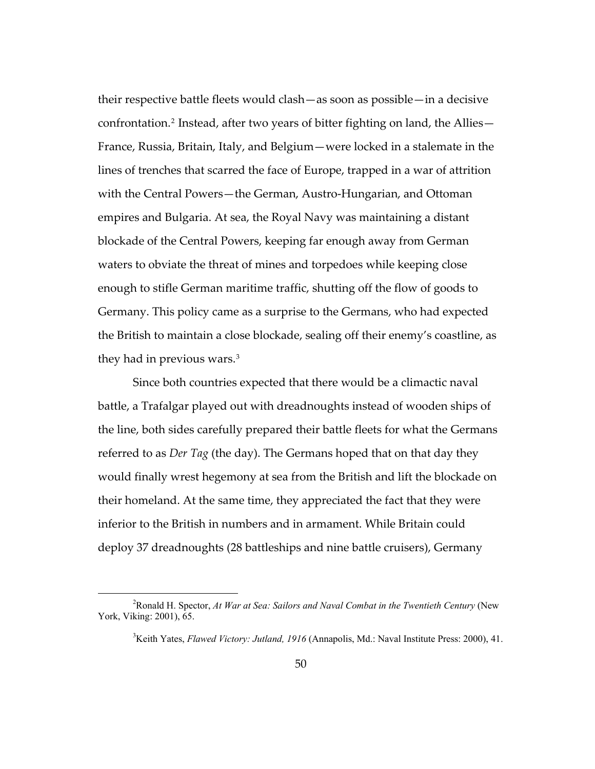their respective battle fleets would clash—as soon as possible—in a decisive confrontation.[2] Instead, after two years of bitter fighting on land, the Allies—France, Russia, Britain, Italy, and Belgium—were locked in a stalemate in the lines of trenches that scarred the face of Europe, trapped in a war of attrition with the Central Powers—the German, Austro-Hungarian, and Ottoman empires and Bulgaria. At sea, the Royal Navy was maintaining a distant blockade of the Central Powers, keeping far enough away from German waters to obviate the threat of mines and torpedoes while keeping close enough to stifle German maritime traffic, shutting off the flow of goods to Germany. This policy came as a surprise to the Germans, who had expected the British to maintain a close blockade, sealing off their enemy's coastline, as they had in previous wars.[3]

Since both countries expected that there would be a climactic naval battle, a Trafalgar played out with dreadnoughts instead of wooden ships of the line, both sides carefully prepared their battle fleets for what the Germans referred to as *Der Tag* (the day). The Germans hoped that on that day they would finally wrest hegemony at sea from the British and lift the blockade on their homeland. At the same time, they appreciated the fact that they were inferior to the British in numbers and in armament. While Britain could deploy 37 dreadnoughts (28 battleships and nine battle cruisers), Germany

---

[2] Ronald H. Spector, *At War at Sea: Sailors and Naval Combat in the Twentieth Century* (New York, Viking: 2001), 65.

[3] Keith Yates, *Flawed Victory: Jutland, 1916* (Annapolis, Md.: Naval Institute Press: 2000), 41.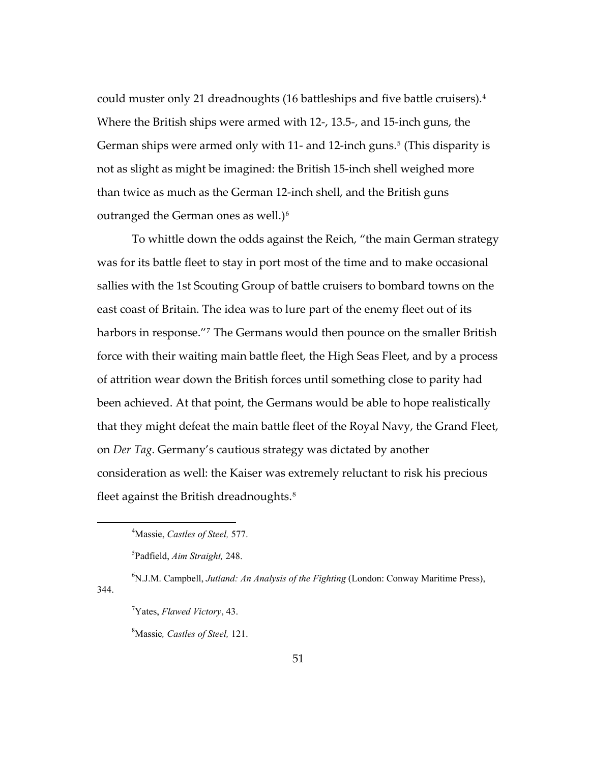could muster only 21 dreadnoughts (16 battleships and five battle cruisers).[4] Where the British ships were armed with 12-, 13.5-, and 15-inch guns, the German ships were armed only with 11- and 12-inch guns.[5] (This disparity is not as slight as might be imagined: the British 15-inch shell weighed more than twice as much as the German 12-inch shell, and the British guns outranged the German ones as well.)[6]

To whittle down the odds against the Reich, "the main German strategy was for its battle fleet to stay in port most of the time and to make occasional sallies with the 1st Scouting Group of battle cruisers to bombard towns on the east coast of Britain. The idea was to lure part of the enemy fleet out of its harbors in response."[7] The Germans would then pounce on the smaller British force with their waiting main battle fleet, the High Seas Fleet, and by a process of attrition wear down the British forces until something close to parity had been achieved. At that point, the Germans would be able to hope realistically that they might defeat the main battle fleet of the Royal Navy, the Grand Fleet, on *Der Tag*. Germany's cautious strategy was dictated by another consideration as well: the Kaiser was extremely reluctant to risk his precious fleet against the British dreadnoughts.[8]

---

[4]Massie, *Castles of Steel,* 577.

[5]Padfield, *Aim Straight,* 248.

[6]N.J.M. Campbell, *Jutland: An Analysis of the Fighting* (London: Conway Maritime Press), 344.

[7]Yates, *Flawed Victory*, 43.

[8]Massie*, Castles of Steel,* 121.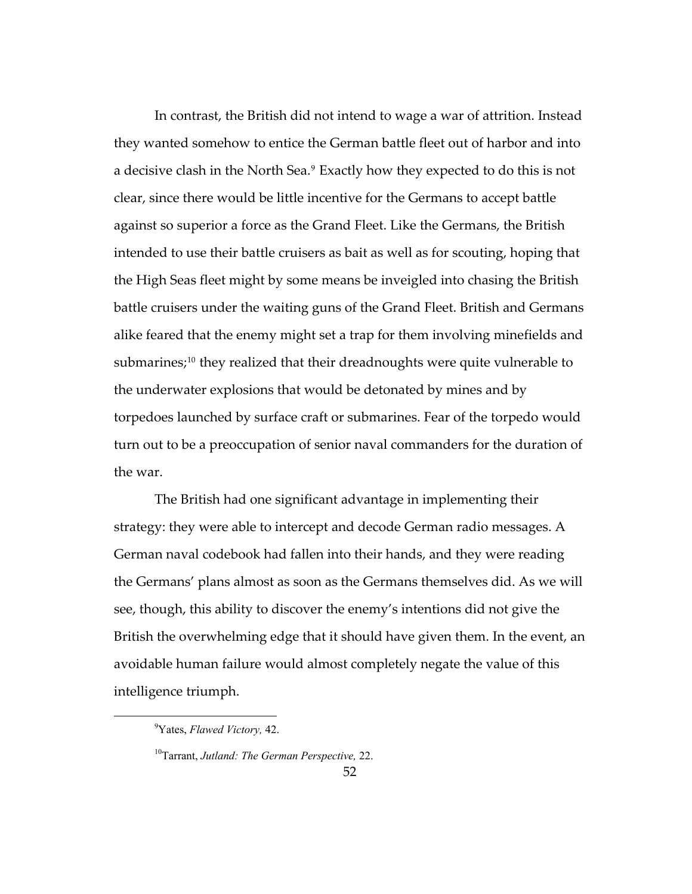In contrast, the British did not intend to wage a war of attrition. Instead they wanted somehow to entice the German battle fleet out of harbor and into a decisive clash in the North Sea.[9] Exactly how they expected to do this is not clear, since there would be little incentive for the Germans to accept battle against so superior a force as the Grand Fleet. Like the Germans, the British intended to use their battle cruisers as bait as well as for scouting, hoping that the High Seas fleet might by some means be inveigled into chasing the British battle cruisers under the waiting guns of the Grand Fleet. British and Germans alike feared that the enemy might set a trap for them involving minefields and submarines;[10] they realized that their dreadnoughts were quite vulnerable to the underwater explosions that would be detonated by mines and by torpedoes launched by surface craft or submarines. Fear of the torpedo would turn out to be a preoccupation of senior naval commanders for the duration of the war.

The British had one significant advantage in implementing their strategy: they were able to intercept and decode German radio messages. A German naval codebook had fallen into their hands, and they were reading the Germans' plans almost as soon as the Germans themselves did. As we will see, though, this ability to discover the enemy's intentions did not give the British the overwhelming edge that it should have given them. In the event, an avoidable human failure would almost completely negate the value of this intelligence triumph.

---

[9]Yates, *Flawed Victory,* 42.

[10]Tarrant, *Jutland: The German Perspective,* 22.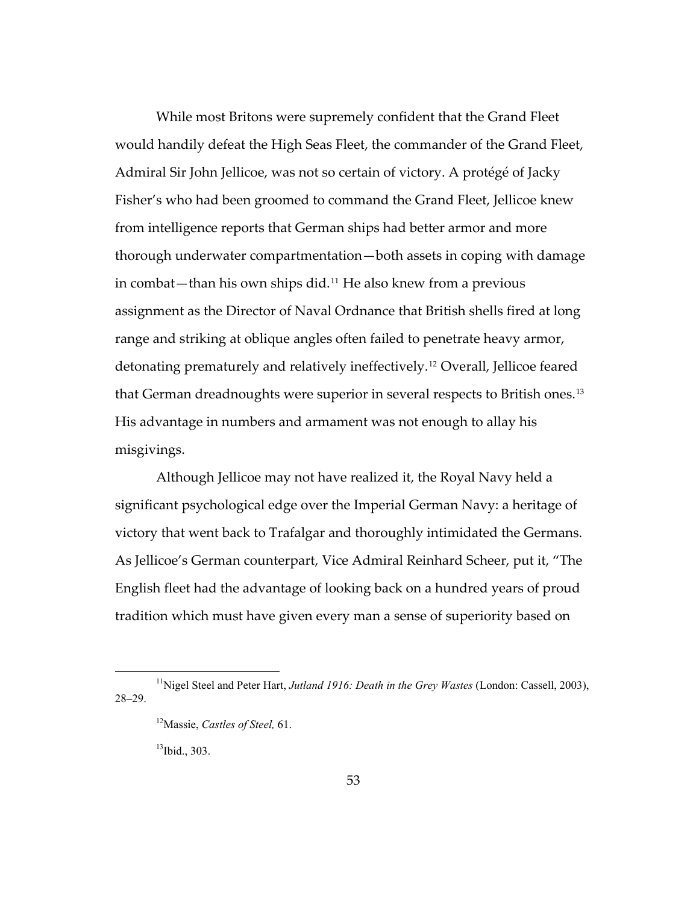While most Britons were supremely confident that the Grand Fleet would handily defeat the High Seas Fleet, the commander of the Grand Fleet, Admiral Sir John Jellicoe, was not so certain of victory. A protégé of Jacky Fisher's who had been groomed to command the Grand Fleet, Jellicoe knew from intelligence reports that German ships had better armor and more thorough underwater compartmentation—both assets in coping with damage in combat—than his own ships did.[11] He also knew from a previous assignment as the Director of Naval Ordnance that British shells fired at long range and striking at oblique angles often failed to penetrate heavy armor, detonating prematurely and relatively ineffectively.[12] Overall, Jellicoe feared that German dreadnoughts were superior in several respects to British ones.[13] His advantage in numbers and armament was not enough to allay his misgivings.

Although Jellicoe may not have realized it, the Royal Navy held a significant psychological edge over the Imperial German Navy: a heritage of victory that went back to Trafalgar and thoroughly intimidated the Germans. As Jellicoe's German counterpart, Vice Admiral Reinhard Scheer, put it, "The English fleet had the advantage of looking back on a hundred years of proud tradition which must have given every man a sense of superiority based on

---

[11] Nigel Steel and Peter Hart, *Jutland 1916: Death in the Grey Wastes* (London: Cassell, 2003), 28–29.

[12] Massie, *Castles of Steel,* 61.

[13] Ibid., 303.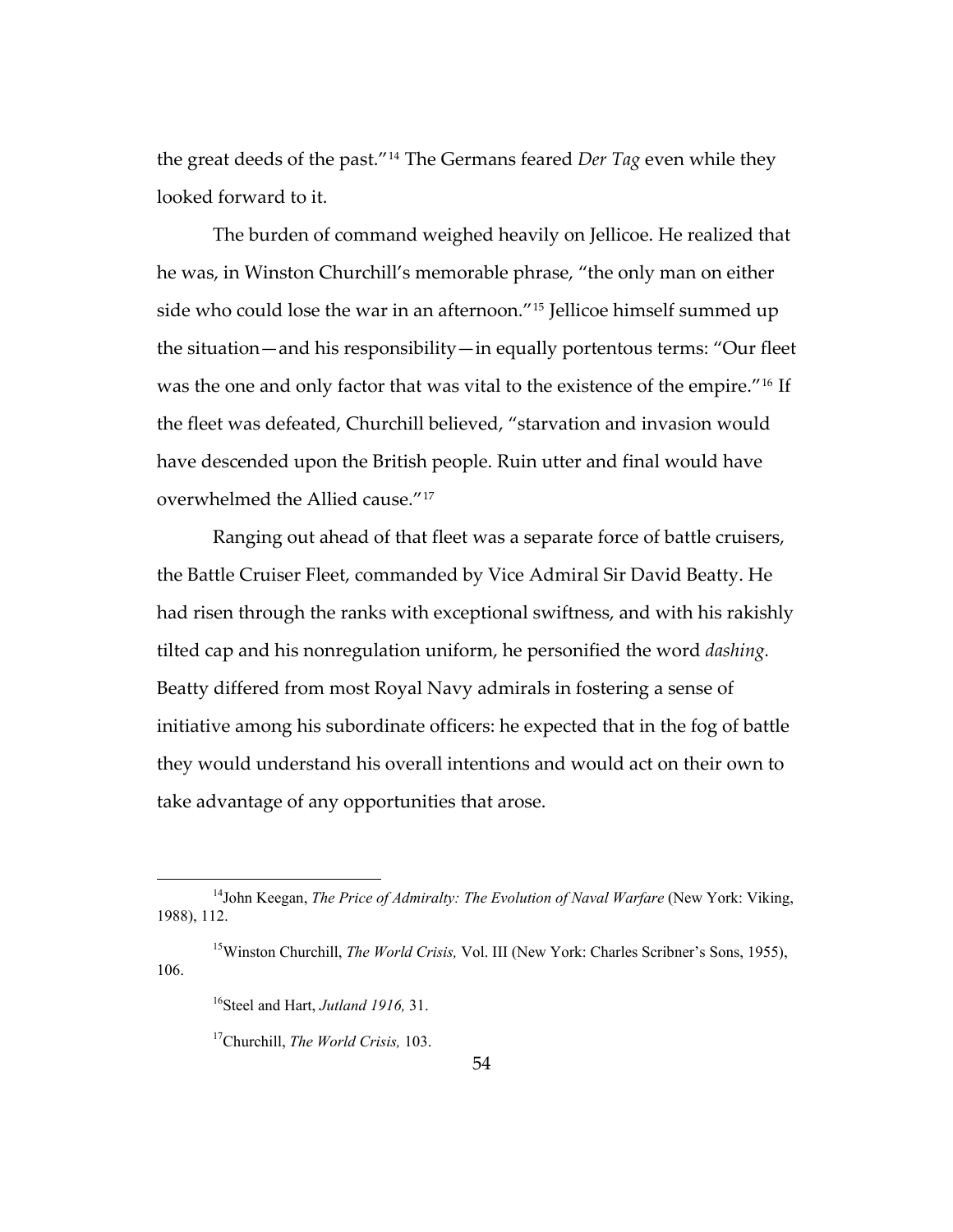the great deeds of the past."[14] The Germans feared *Der Tag* even while they looked forward to it.

The burden of command weighed heavily on Jellicoe. He realized that he was, in Winston Churchill's memorable phrase, "the only man on either side who could lose the war in an afternoon."[15] Jellicoe himself summed up the situation—and his responsibility—in equally portentous terms: "Our fleet was the one and only factor that was vital to the existence of the empire."[16] If the fleet was defeated, Churchill believed, "starvation and invasion would have descended upon the British people. Ruin utter and final would have overwhelmed the Allied cause."[17]

Ranging out ahead of that fleet was a separate force of battle cruisers, the Battle Cruiser Fleet, commanded by Vice Admiral Sir David Beatty. He had risen through the ranks with exceptional swiftness, and with his rakishly tilted cap and his nonregulation uniform, he personified the word *dashing*. Beatty differed from most Royal Navy admirals in fostering a sense of initiative among his subordinate officers: he expected that in the fog of battle they would understand his overall intentions and would act on their own to take advantage of any opportunities that arose.

---

[14] John Keegan, *The Price of Admiralty: The Evolution of Naval Warfare* (New York: Viking, 1988), 112.

[15] Winston Churchill, *The World Crisis,* Vol. III (New York: Charles Scribner's Sons, 1955), 106.

[16] Steel and Hart, *Jutland 1916,* 31.

[17] Churchill, *The World Crisis,* 103.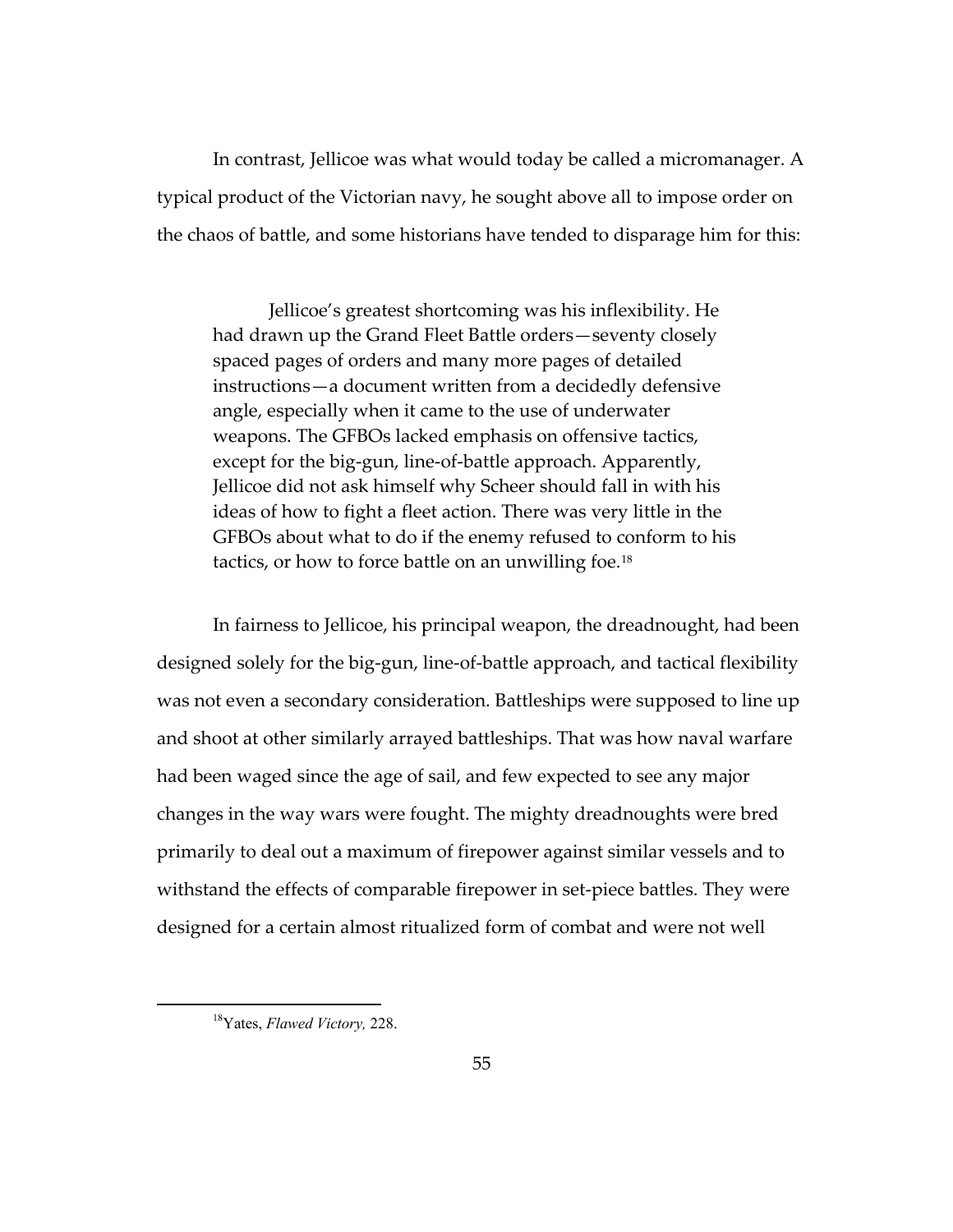In contrast, Jellicoe was what would today be called a micromanager. A typical product of the Victorian navy, he sought above all to impose order on the chaos of battle, and some historians have tended to disparage him for this:

> Jellicoe's greatest shortcoming was his inflexibility. He had drawn up the Grand Fleet Battle orders—seventy closely spaced pages of orders and many more pages of detailed instructions—a document written from a decidedly defensive angle, especially when it came to the use of underwater weapons. The GFBOs lacked emphasis on offensive tactics, except for the big-gun, line-of-battle approach. Apparently, Jellicoe did not ask himself why Scheer should fall in with his ideas of how to fight a fleet action. There was very little in the GFBOs about what to do if the enemy refused to conform to his tactics, or how to force battle on an unwilling foe.[18]

In fairness to Jellicoe, his principal weapon, the dreadnought, had been designed solely for the big-gun, line-of-battle approach, and tactical flexibility was not even a secondary consideration. Battleships were supposed to line up and shoot at other similarly arrayed battleships. That was how naval warfare had been waged since the age of sail, and few expected to see any major changes in the way wars were fought. The mighty dreadnoughts were bred primarily to deal out a maximum of firepower against similar vessels and to withstand the effects of comparable firepower in set-piece battles. They were designed for a certain almost ritualized form of combat and were not well

[18] Yates, *Flawed Victory,* 228.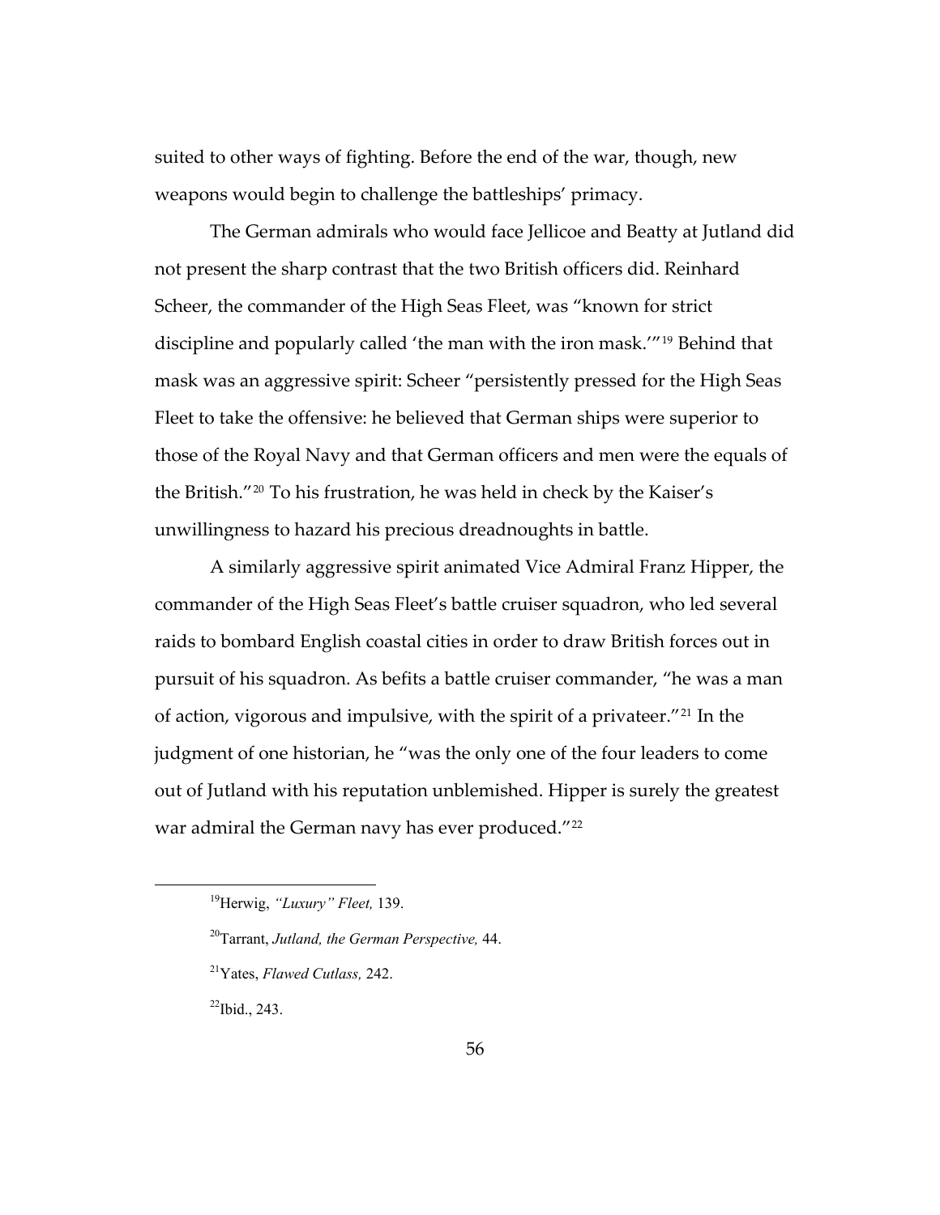suited to other ways of fighting. Before the end of the war, though, new weapons would begin to challenge the battleships' primacy.

The German admirals who would face Jellicoe and Beatty at Jutland did not present the sharp contrast that the two British officers did. Reinhard Scheer, the commander of the High Seas Fleet, was "known for strict discipline and popularly called 'the man with the iron mask.'"[19] Behind that mask was an aggressive spirit: Scheer "persistently pressed for the High Seas Fleet to take the offensive: he believed that German ships were superior to those of the Royal Navy and that German officers and men were the equals of the British."[20] To his frustration, he was held in check by the Kaiser's unwillingness to hazard his precious dreadnoughts in battle.

A similarly aggressive spirit animated Vice Admiral Franz Hipper, the commander of the High Seas Fleet's battle cruiser squadron, who led several raids to bombard English coastal cities in order to draw British forces out in pursuit of his squadron. As befits a battle cruiser commander, "he was a man of action, vigorous and impulsive, with the spirit of a privateer."[21] In the judgment of one historian, he "was the only one of the four leaders to come out of Jutland with his reputation unblemished. Hipper is surely the greatest war admiral the German navy has ever produced."[22]

---

[19]Herwig, *"Luxury" Fleet,* 139.

[20]Tarrant, *Jutland, the German Perspective,* 44.

[21]Yates, *Flawed Cutlass,* 242.

[22]Ibid., 243.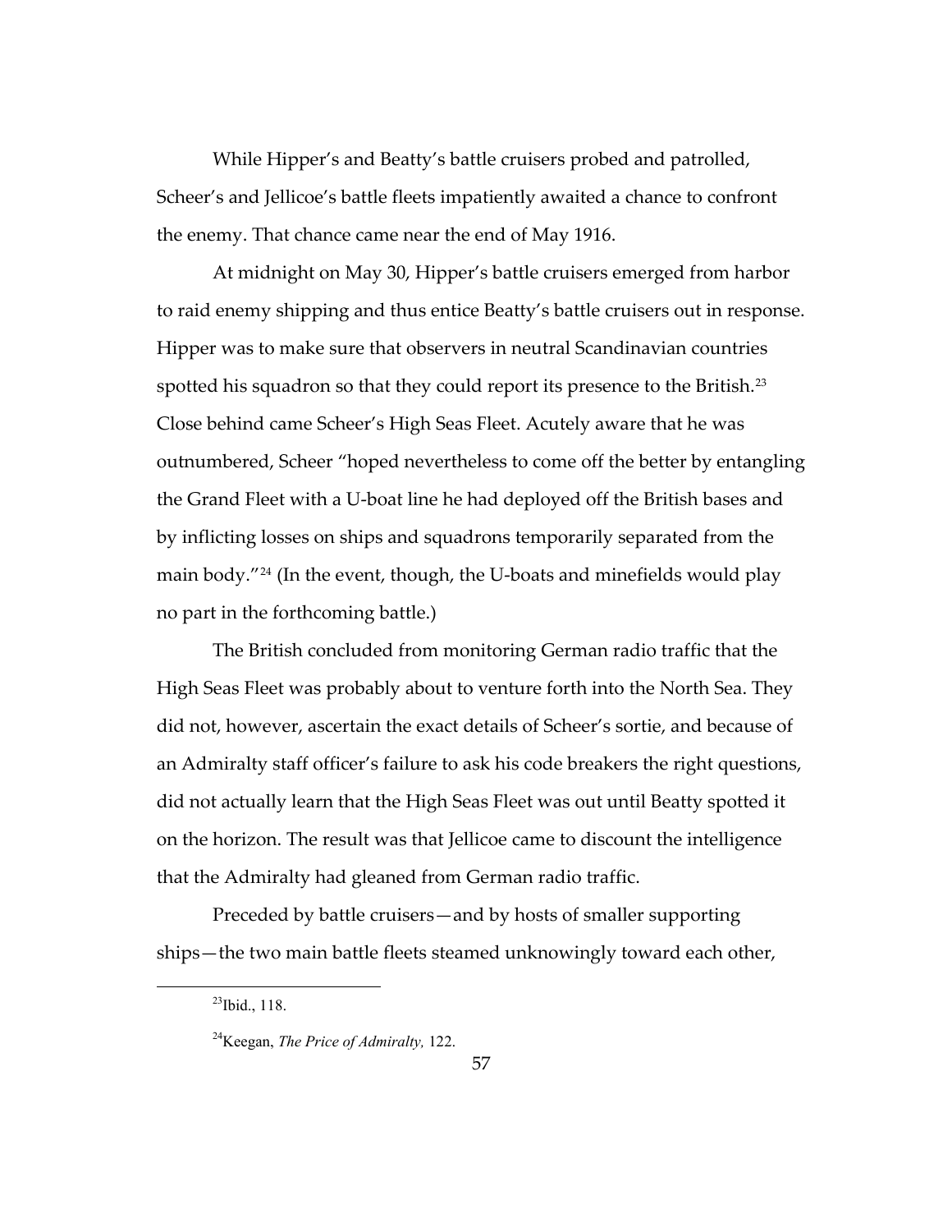While Hipper's and Beatty's battle cruisers probed and patrolled, Scheer's and Jellicoe's battle fleets impatiently awaited a chance to confront the enemy. That chance came near the end of May 1916.

At midnight on May 30, Hipper's battle cruisers emerged from harbor to raid enemy shipping and thus entice Beatty's battle cruisers out in response. Hipper was to make sure that observers in neutral Scandinavian countries spotted his squadron so that they could report its presence to the British.[23] Close behind came Scheer's High Seas Fleet. Acutely aware that he was outnumbered, Scheer "hoped nevertheless to come off the better by entangling the Grand Fleet with a U-boat line he had deployed off the British bases and by inflicting losses on ships and squadrons temporarily separated from the main body."[24] (In the event, though, the U-boats and minefields would play no part in the forthcoming battle.)

The British concluded from monitoring German radio traffic that the High Seas Fleet was probably about to venture forth into the North Sea. They did not, however, ascertain the exact details of Scheer's sortie, and because of an Admiralty staff officer's failure to ask his code breakers the right questions, did not actually learn that the High Seas Fleet was out until Beatty spotted it on the horizon. The result was that Jellicoe came to discount the intelligence that the Admiralty had gleaned from German radio traffic.

Preceded by battle cruisers—and by hosts of smaller supporting ships—the two main battle fleets steamed unknowingly toward each other,

---

[23]Ibid., 118.

[24]Keegan, *The Price of Admiralty,* 122.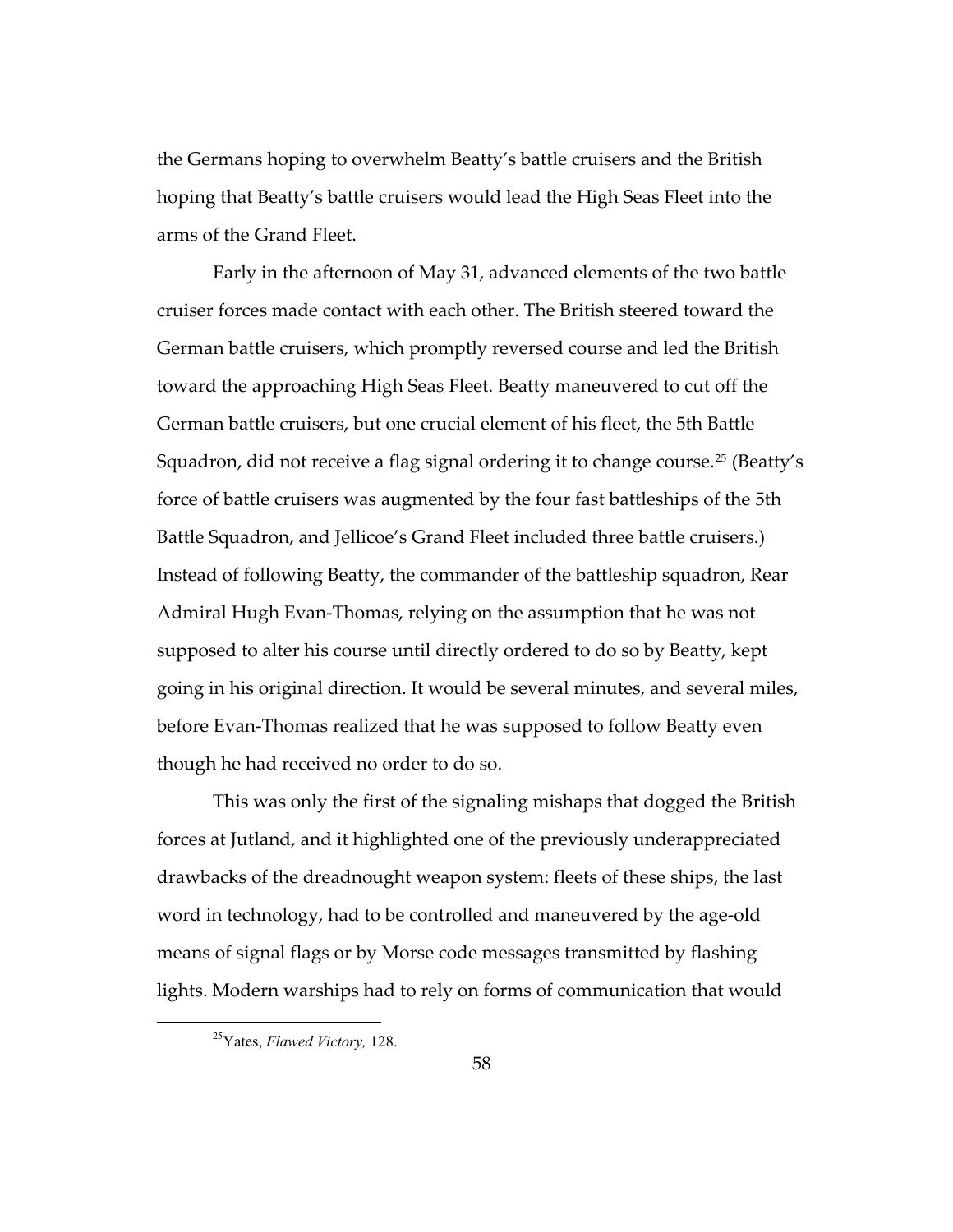the Germans hoping to overwhelm Beatty's battle cruisers and the British hoping that Beatty's battle cruisers would lead the High Seas Fleet into the arms of the Grand Fleet.

Early in the afternoon of May 31, advanced elements of the two battle cruiser forces made contact with each other. The British steered toward the German battle cruisers, which promptly reversed course and led the British toward the approaching High Seas Fleet. Beatty maneuvered to cut off the German battle cruisers, but one crucial element of his fleet, the 5th Battle Squadron, did not receive a flag signal ordering it to change course.[25] (Beatty's force of battle cruisers was augmented by the four fast battleships of the 5th Battle Squadron, and Jellicoe's Grand Fleet included three battle cruisers.) Instead of following Beatty, the commander of the battleship squadron, Rear Admiral Hugh Evan-Thomas, relying on the assumption that he was not supposed to alter his course until directly ordered to do so by Beatty, kept going in his original direction. It would be several minutes, and several miles, before Evan-Thomas realized that he was supposed to follow Beatty even though he had received no order to do so.

This was only the first of the signaling mishaps that dogged the British forces at Jutland, and it highlighted one of the previously underappreciated drawbacks of the dreadnought weapon system: fleets of these ships, the last word in technology, had to be controlled and maneuvered by the age-old means of signal flags or by Morse code messages transmitted by flashing lights. Modern warships had to rely on forms of communication that would

[25] Yates, *Flawed Victory,* 128.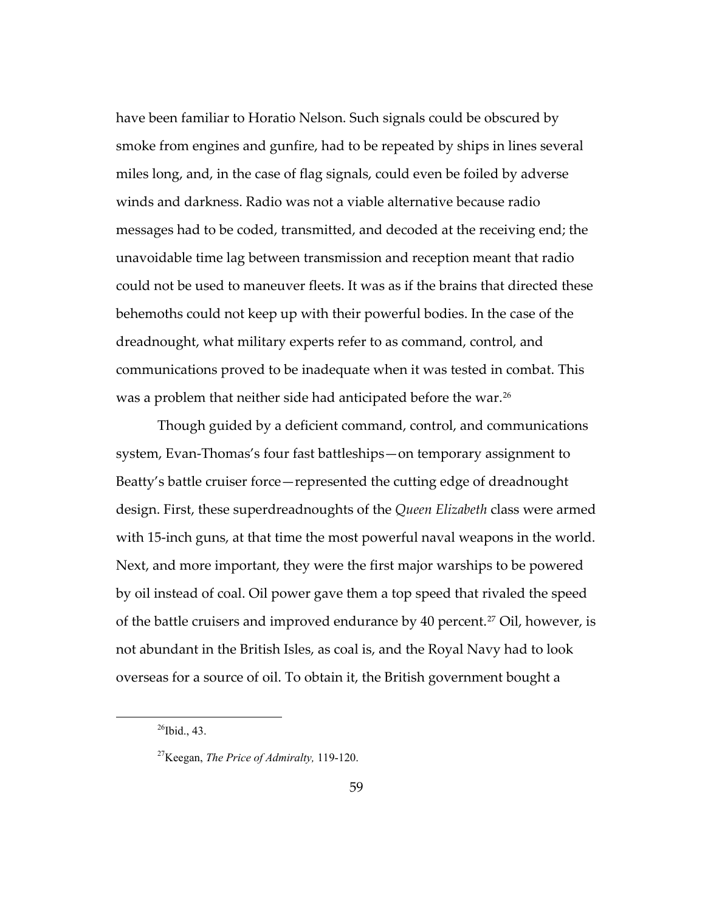have been familiar to Horatio Nelson. Such signals could be obscured by smoke from engines and gunfire, had to be repeated by ships in lines several miles long, and, in the case of flag signals, could even be foiled by adverse winds and darkness. Radio was not a viable alternative because radio messages had to be coded, transmitted, and decoded at the receiving end; the unavoidable time lag between transmission and reception meant that radio could not be used to maneuver fleets. It was as if the brains that directed these behemoths could not keep up with their powerful bodies. In the case of the dreadnought, what military experts refer to as command, control, and communications proved to be inadequate when it was tested in combat. This was a problem that neither side had anticipated before the war.[26]

Though guided by a deficient command, control, and communications system, Evan-Thomas's four fast battleships—on temporary assignment to Beatty's battle cruiser force—represented the cutting edge of dreadnought design. First, these superdreadnoughts of the *Queen Elizabeth* class were armed with 15-inch guns, at that time the most powerful naval weapons in the world. Next, and more important, they were the first major warships to be powered by oil instead of coal. Oil power gave them a top speed that rivaled the speed of the battle cruisers and improved endurance by 40 percent.[27] Oil, however, is not abundant in the British Isles, as coal is, and the Royal Navy had to look overseas for a source of oil. To obtain it, the British government bought a

---

[26]Ibid., 43.

[27]Keegan, *The Price of Admiralty,* 119-120.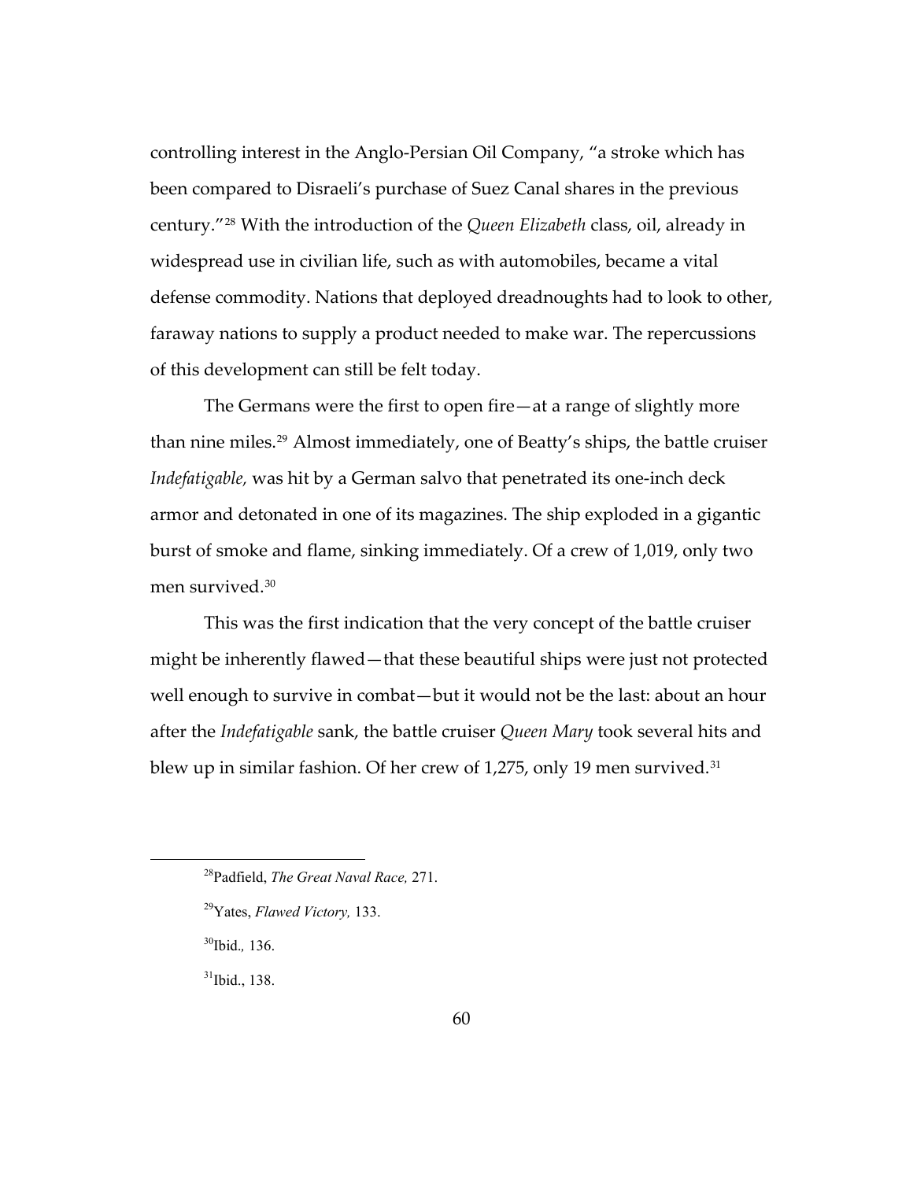controlling interest in the Anglo-Persian Oil Company, "a stroke which has been compared to Disraeli's purchase of Suez Canal shares in the previous century."[28] With the introduction of the *Queen Elizabeth* class, oil, already in widespread use in civilian life, such as with automobiles, became a vital defense commodity. Nations that deployed dreadnoughts had to look to other, faraway nations to supply a product needed to make war. The repercussions of this development can still be felt today.

The Germans were the first to open fire—at a range of slightly more than nine miles.[29] Almost immediately, one of Beatty's ships, the battle cruiser *Indefatigable,* was hit by a German salvo that penetrated its one-inch deck armor and detonated in one of its magazines. The ship exploded in a gigantic burst of smoke and flame, sinking immediately. Of a crew of 1,019, only two men survived.[30]

This was the first indication that the very concept of the battle cruiser might be inherently flawed—that these beautiful ships were just not protected well enough to survive in combat—but it would not be the last: about an hour after the *Indefatigable* sank, the battle cruiser *Queen Mary* took several hits and blew up in similar fashion. Of her crew of 1,275, only 19 men survived.[31]

---

[28] Padfield, *The Great Naval Race,* 271.

[29] Yates, *Flawed Victory,* 133.

[30] Ibid., 136.

[31] Ibid., 138.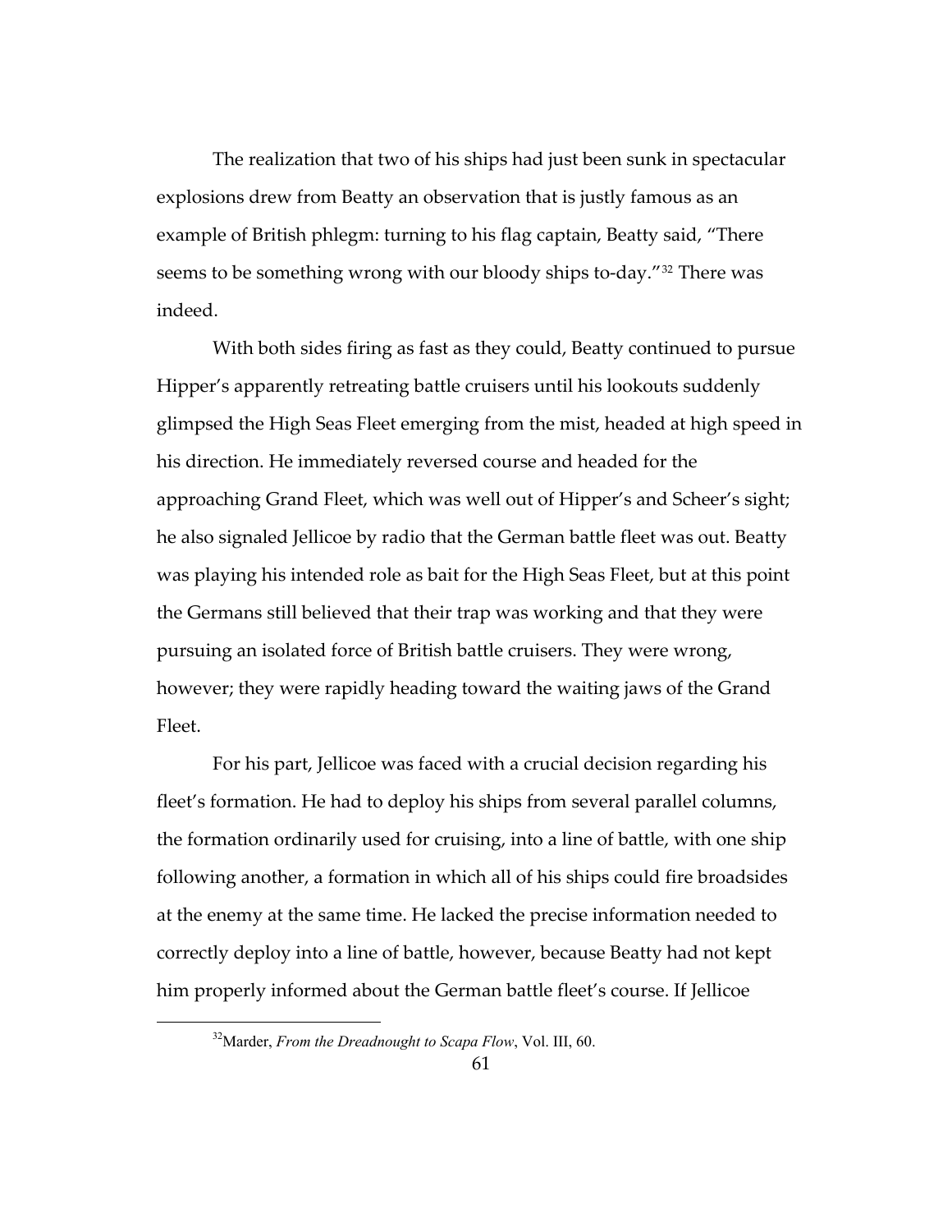The realization that two of his ships had just been sunk in spectacular explosions drew from Beatty an observation that is justly famous as an example of British phlegm: turning to his flag captain, Beatty said, "There seems to be something wrong with our bloody ships to-day."[32] There was indeed.

With both sides firing as fast as they could, Beatty continued to pursue Hipper's apparently retreating battle cruisers until his lookouts suddenly glimpsed the High Seas Fleet emerging from the mist, headed at high speed in his direction. He immediately reversed course and headed for the approaching Grand Fleet, which was well out of Hipper's and Scheer's sight; he also signaled Jellicoe by radio that the German battle fleet was out. Beatty was playing his intended role as bait for the High Seas Fleet, but at this point the Germans still believed that their trap was working and that they were pursuing an isolated force of British battle cruisers. They were wrong, however; they were rapidly heading toward the waiting jaws of the Grand Fleet.

For his part, Jellicoe was faced with a crucial decision regarding his fleet's formation. He had to deploy his ships from several parallel columns, the formation ordinarily used for cruising, into a line of battle, with one ship following another, a formation in which all of his ships could fire broadsides at the enemy at the same time. He lacked the precise information needed to correctly deploy into a line of battle, however, because Beatty had not kept him properly informed about the German battle fleet's course. If Jellicoe

[32] Marder, *From the Dreadnought to Scapa Flow*, Vol. III, 60.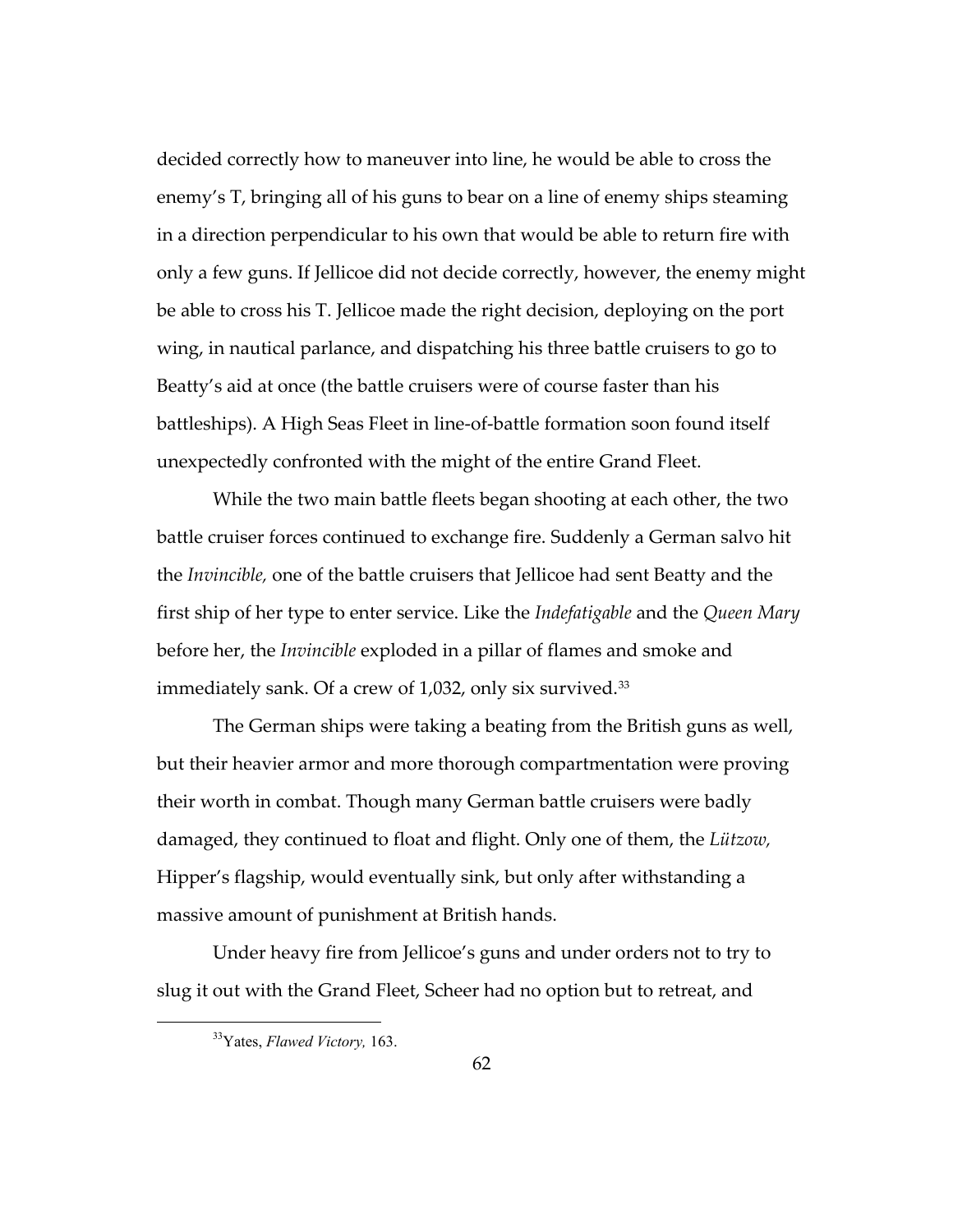decided correctly how to maneuver into line, he would be able to cross the enemy's T, bringing all of his guns to bear on a line of enemy ships steaming in a direction perpendicular to his own that would be able to return fire with only a few guns. If Jellicoe did not decide correctly, however, the enemy might be able to cross his T. Jellicoe made the right decision, deploying on the port wing, in nautical parlance, and dispatching his three battle cruisers to go to Beatty's aid at once (the battle cruisers were of course faster than his battleships). A High Seas Fleet in line-of-battle formation soon found itself unexpectedly confronted with the might of the entire Grand Fleet.

While the two main battle fleets began shooting at each other, the two battle cruiser forces continued to exchange fire. Suddenly a German salvo hit the *Invincible,* one of the battle cruisers that Jellicoe had sent Beatty and the first ship of her type to enter service. Like the *Indefatigable* and the *Queen Mary* before her, the *Invincible* exploded in a pillar of flames and smoke and immediately sank. Of a crew of 1,032, only six survived.[33]

The German ships were taking a beating from the British guns as well, but their heavier armor and more thorough compartmentation were proving their worth in combat. Though many German battle cruisers were badly damaged, they continued to float and flight. Only one of them, the *Lützow,* Hipper's flagship, would eventually sink, but only after withstanding a massive amount of punishment at British hands.

Under heavy fire from Jellicoe's guns and under orders not to try to slug it out with the Grand Fleet, Scheer had no option but to retreat, and

[33] Yates, *Flawed Victory,* 163.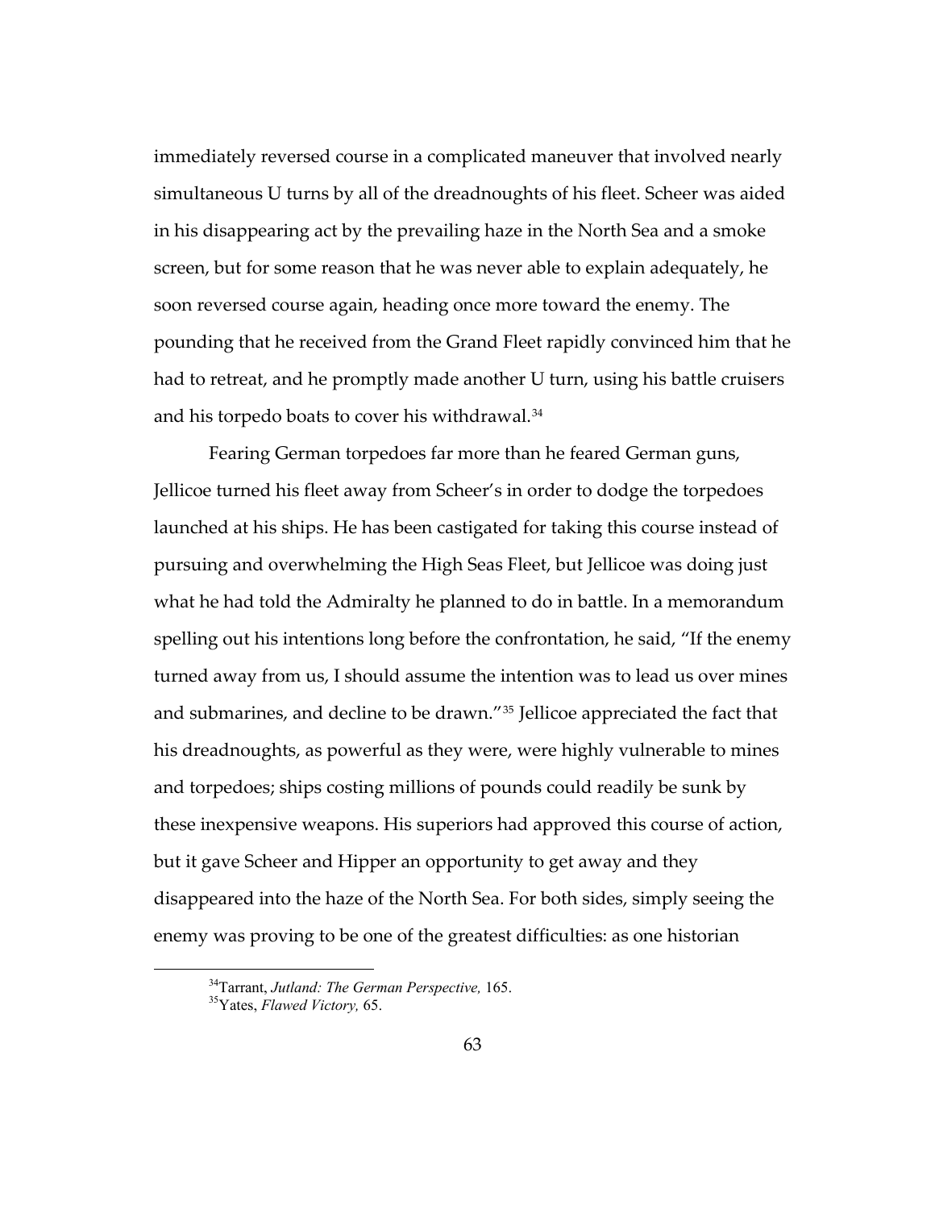immediately reversed course in a complicated maneuver that involved nearly simultaneous U turns by all of the dreadnoughts of his fleet. Scheer was aided in his disappearing act by the prevailing haze in the North Sea and a smoke screen, but for some reason that he was never able to explain adequately, he soon reversed course again, heading once more toward the enemy. The pounding that he received from the Grand Fleet rapidly convinced him that he had to retreat, and he promptly made another U turn, using his battle cruisers and his torpedo boats to cover his withdrawal.[34]

Fearing German torpedoes far more than he feared German guns, Jellicoe turned his fleet away from Scheer's in order to dodge the torpedoes launched at his ships. He has been castigated for taking this course instead of pursuing and overwhelming the High Seas Fleet, but Jellicoe was doing just what he had told the Admiralty he planned to do in battle. In a memorandum spelling out his intentions long before the confrontation, he said, "If the enemy turned away from us, I should assume the intention was to lead us over mines and submarines, and decline to be drawn."[35] Jellicoe appreciated the fact that his dreadnoughts, as powerful as they were, were highly vulnerable to mines and torpedoes; ships costing millions of pounds could readily be sunk by these inexpensive weapons. His superiors had approved this course of action, but it gave Scheer and Hipper an opportunity to get away and they disappeared into the haze of the North Sea. For both sides, simply seeing the enemy was proving to be one of the greatest difficulties: as one historian

[34]Tarrant, *Jutland: The German Perspective,* 165.

[35]Yates, *Flawed Victory,* 65.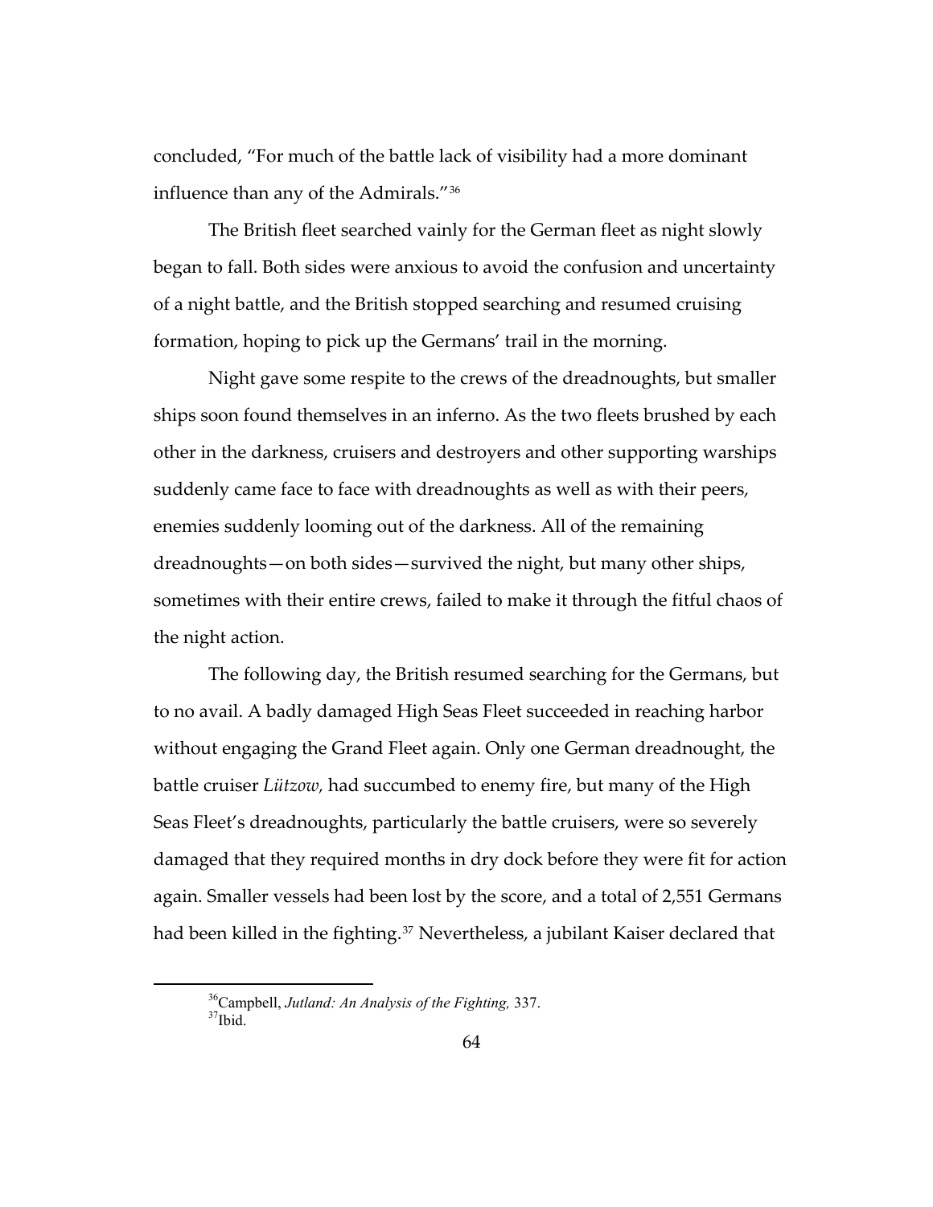concluded, "For much of the battle lack of visibility had a more dominant influence than any of the Admirals."[36]

The British fleet searched vainly for the German fleet as night slowly began to fall. Both sides were anxious to avoid the confusion and uncertainty of a night battle, and the British stopped searching and resumed cruising formation, hoping to pick up the Germans' trail in the morning.

Night gave some respite to the crews of the dreadnoughts, but smaller ships soon found themselves in an inferno. As the two fleets brushed by each other in the darkness, cruisers and destroyers and other supporting warships suddenly came face to face with dreadnoughts as well as with their peers, enemies suddenly looming out of the darkness. All of the remaining dreadnoughts—on both sides—survived the night, but many other ships, sometimes with their entire crews, failed to make it through the fitful chaos of the night action.

The following day, the British resumed searching for the Germans, but to no avail. A badly damaged High Seas Fleet succeeded in reaching harbor without engaging the Grand Fleet again. Only one German dreadnought, the battle cruiser *Lützow*, had succumbed to enemy fire, but many of the High Seas Fleet's dreadnoughts, particularly the battle cruisers, were so severely damaged that they required months in dry dock before they were fit for action again. Smaller vessels had been lost by the score, and a total of 2,551 Germans had been killed in the fighting.[37] Nevertheless, a jubilant Kaiser declared that

---

[36] Campbell, *Jutland: An Analysis of the Fighting,* 337.
[37] Ibid.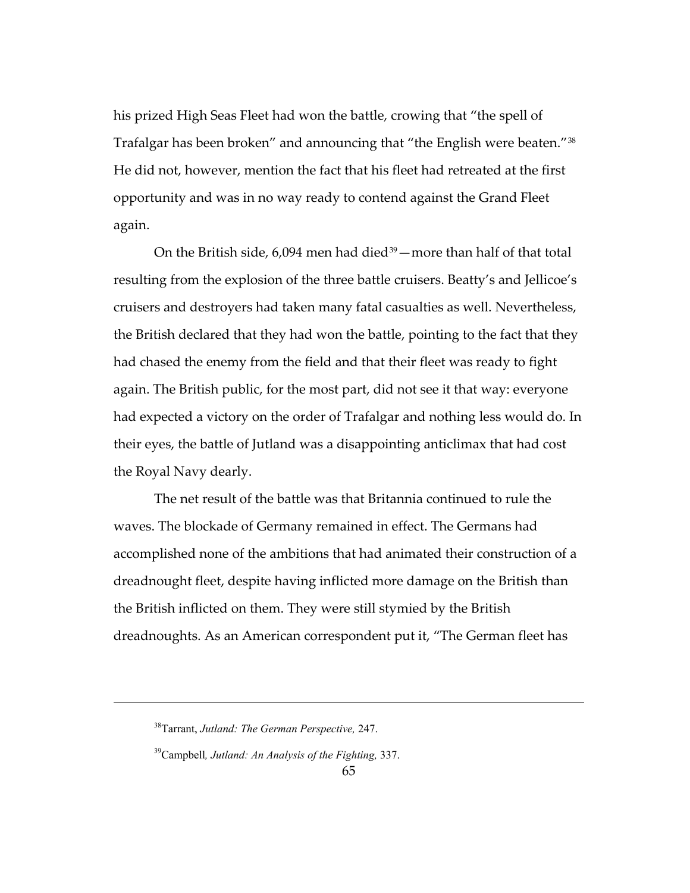his prized High Seas Fleet had won the battle, crowing that "the spell of Trafalgar has been broken" and announcing that "the English were beaten."[38] He did not, however, mention the fact that his fleet had retreated at the first opportunity and was in no way ready to contend against the Grand Fleet again.

On the British side, 6,094 men had died[39]—more than half of that total resulting from the explosion of the three battle cruisers. Beatty's and Jellicoe's cruisers and destroyers had taken many fatal casualties as well. Nevertheless, the British declared that they had won the battle, pointing to the fact that they had chased the enemy from the field and that their fleet was ready to fight again. The British public, for the most part, did not see it that way: everyone had expected a victory on the order of Trafalgar and nothing less would do. In their eyes, the battle of Jutland was a disappointing anticlimax that had cost the Royal Navy dearly.

The net result of the battle was that Britannia continued to rule the waves. The blockade of Germany remained in effect. The Germans had accomplished none of the ambitions that had animated their construction of a dreadnought fleet, despite having inflicted more damage on the British than the British inflicted on them. They were still stymied by the British dreadnoughts. As an American correspondent put it, "The German fleet has

---

[38]Tarrant, *Jutland: The German Perspective,* 247.

[39]Campbell*, Jutland: An Analysis of the Fighting*, 337.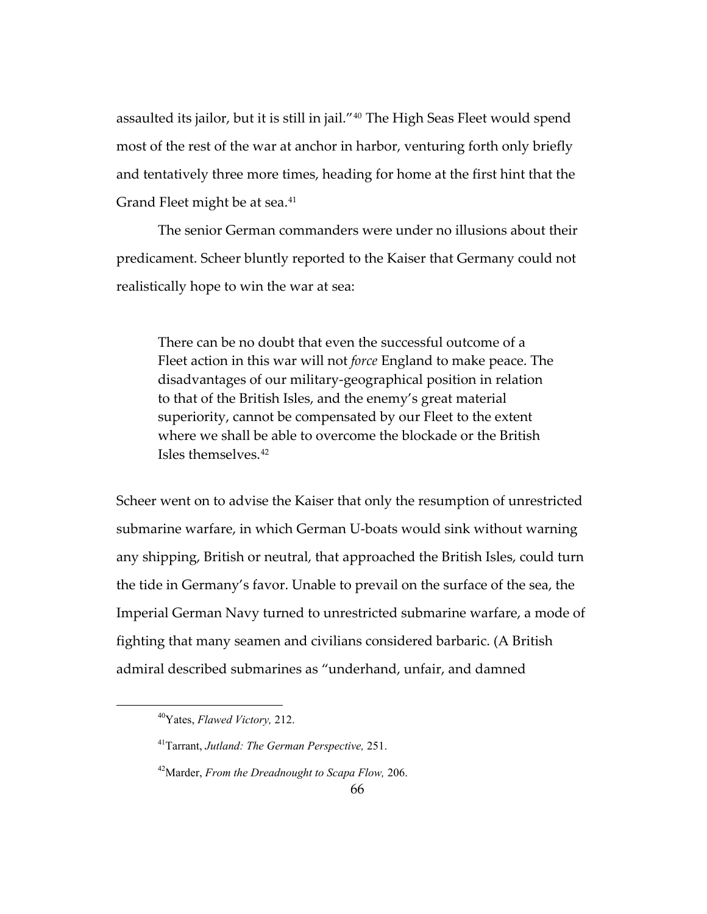assaulted its jailor, but it is still in jail."[40] The High Seas Fleet would spend most of the rest of the war at anchor in harbor, venturing forth only briefly and tentatively three more times, heading for home at the first hint that the Grand Fleet might be at sea.[41]

The senior German commanders were under no illusions about their predicament. Scheer bluntly reported to the Kaiser that Germany could not realistically hope to win the war at sea:

> There can be no doubt that even the successful outcome of a Fleet action in this war will not *force* England to make peace. The disadvantages of our military-geographical position in relation to that of the British Isles, and the enemy's great material superiority, cannot be compensated by our Fleet to the extent where we shall be able to overcome the blockade or the British Isles themselves.[42]

Scheer went on to advise the Kaiser that only the resumption of unrestricted submarine warfare, in which German U-boats would sink without warning any shipping, British or neutral, that approached the British Isles, could turn the tide in Germany's favor. Unable to prevail on the surface of the sea, the Imperial German Navy turned to unrestricted submarine warfare, a mode of fighting that many seamen and civilians considered barbaric. (A British admiral described submarines as "underhand, unfair, and damned

---

[40] Yates, *Flawed Victory,* 212.

[41] Tarrant, *Jutland: The German Perspective,* 251.

[42] Marder, *From the Dreadnought to Scapa Flow,* 206.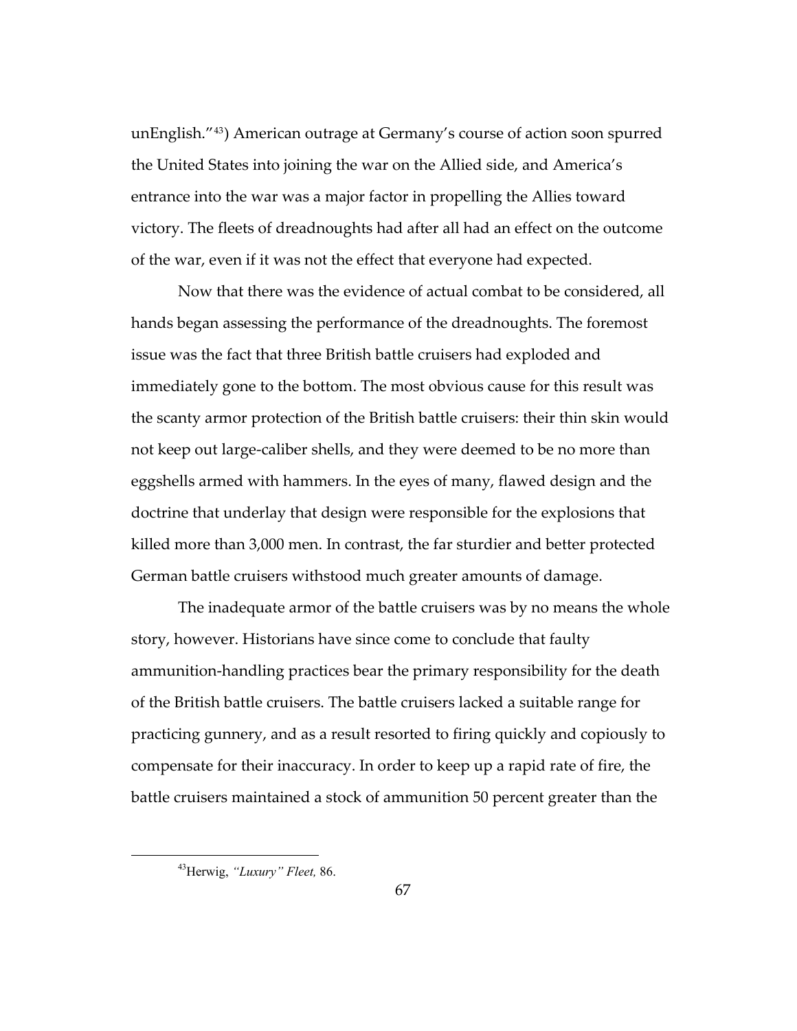unEnglish."[43]) American outrage at Germany's course of action soon spurred the United States into joining the war on the Allied side, and America's entrance into the war was a major factor in propelling the Allies toward victory. The fleets of dreadnoughts had after all had an effect on the outcome of the war, even if it was not the effect that everyone had expected.

Now that there was the evidence of actual combat to be considered, all hands began assessing the performance of the dreadnoughts. The foremost issue was the fact that three British battle cruisers had exploded and immediately gone to the bottom. The most obvious cause for this result was the scanty armor protection of the British battle cruisers: their thin skin would not keep out large-caliber shells, and they were deemed to be no more than eggshells armed with hammers. In the eyes of many, flawed design and the doctrine that underlay that design were responsible for the explosions that killed more than 3,000 men. In contrast, the far sturdier and better protected German battle cruisers withstood much greater amounts of damage.

The inadequate armor of the battle cruisers was by no means the whole story, however. Historians have since come to conclude that faulty ammunition-handling practices bear the primary responsibility for the death of the British battle cruisers. The battle cruisers lacked a suitable range for practicing gunnery, and as a result resorted to firing quickly and copiously to compensate for their inaccuracy. In order to keep up a rapid rate of fire, the battle cruisers maintained a stock of ammunition 50 percent greater than the

[43] Herwig, *"Luxury" Fleet,* 86.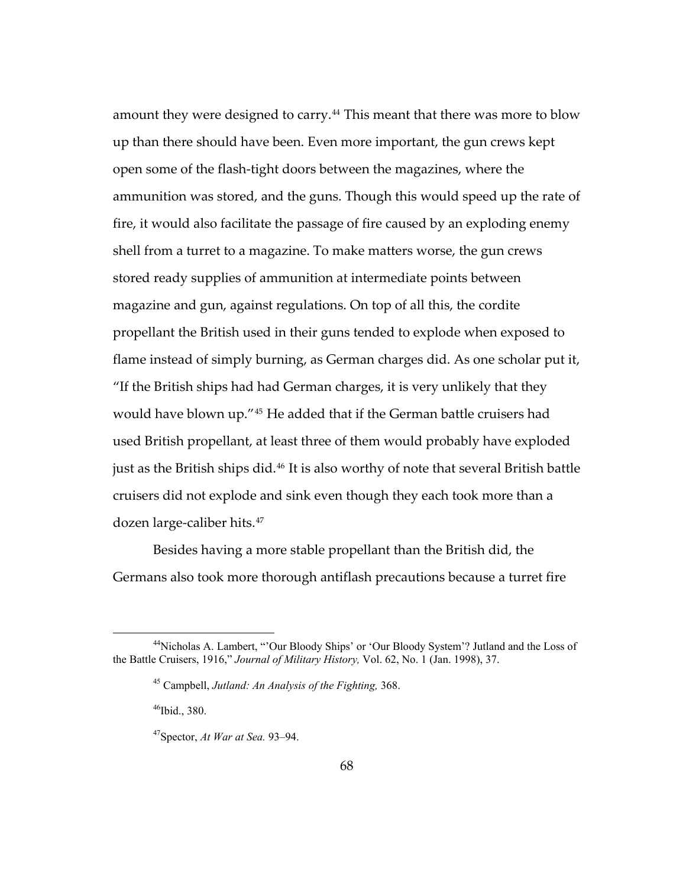amount they were designed to carry.[44] This meant that there was more to blow up than there should have been. Even more important, the gun crews kept open some of the flash-tight doors between the magazines, where the ammunition was stored, and the guns. Though this would speed up the rate of fire, it would also facilitate the passage of fire caused by an exploding enemy shell from a turret to a magazine. To make matters worse, the gun crews stored ready supplies of ammunition at intermediate points between magazine and gun, against regulations. On top of all this, the cordite propellant the British used in their guns tended to explode when exposed to flame instead of simply burning, as German charges did. As one scholar put it, "If the British ships had had German charges, it is very unlikely that they would have blown up."[45] He added that if the German battle cruisers had used British propellant, at least three of them would probably have exploded just as the British ships did.[46] It is also worthy of note that several British battle cruisers did not explode and sink even though they each took more than a dozen large-caliber hits.[47]

Besides having a more stable propellant than the British did, the Germans also took more thorough antiflash precautions because a turret fire

---

[44] Nicholas A. Lambert, "'Our Bloody Ships' or 'Our Bloody System'? Jutland and the Loss of the Battle Cruisers, 1916," *Journal of Military History,* Vol. 62, No. 1 (Jan. 1998), 37.

[45] Campbell, *Jutland: An Analysis of the Fighting,* 368.

[46] Ibid., 380.

[47] Spector, *At War at Sea.* 93–94.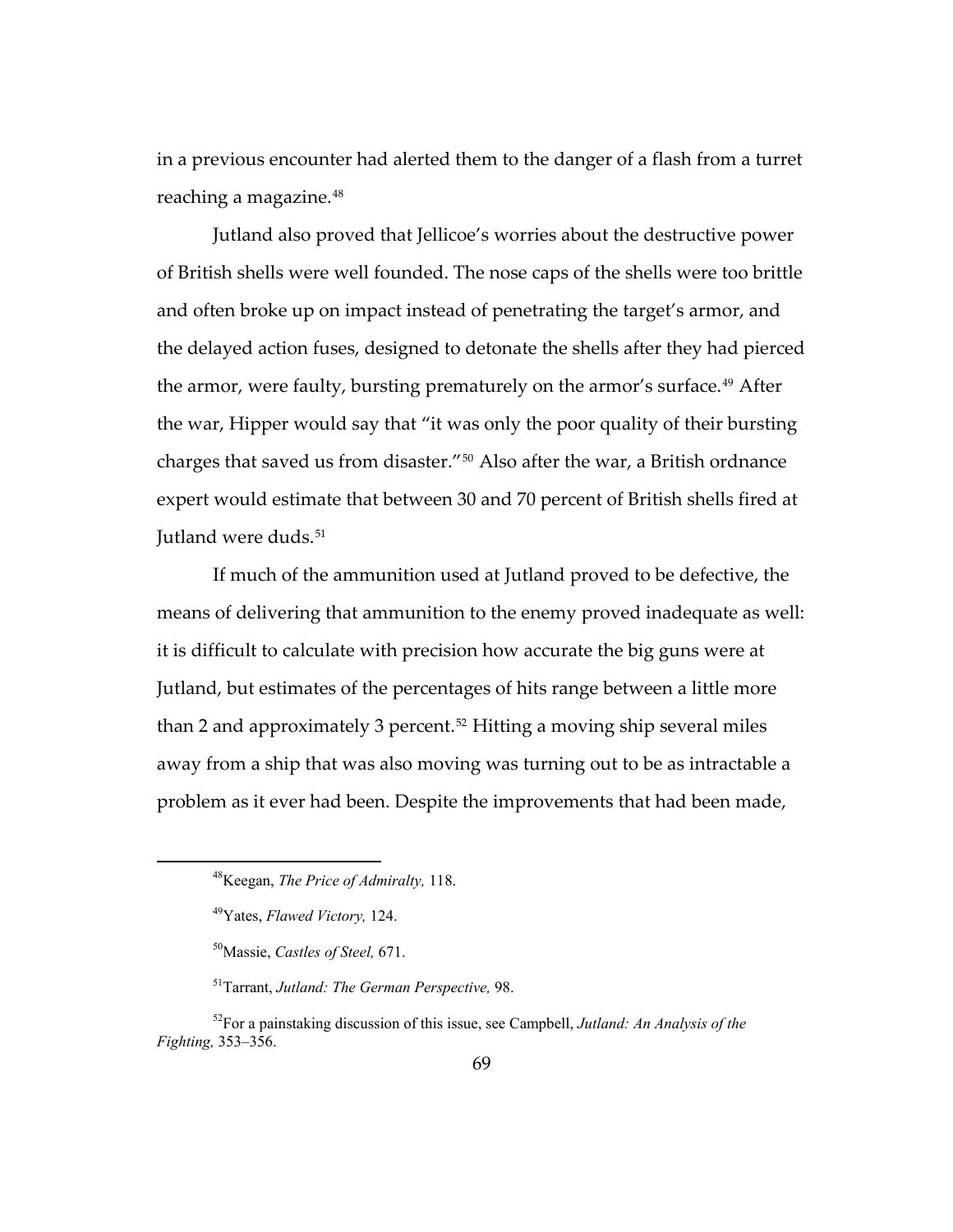in a previous encounter had alerted them to the danger of a flash from a turret reaching a magazine.[48]

Jutland also proved that Jellicoe's worries about the destructive power of British shells were well founded. The nose caps of the shells were too brittle and often broke up on impact instead of penetrating the target's armor, and the delayed action fuses, designed to detonate the shells after they had pierced the armor, were faulty, bursting prematurely on the armor's surface.[49] After the war, Hipper would say that "it was only the poor quality of their bursting charges that saved us from disaster."[50] Also after the war, a British ordnance expert would estimate that between 30 and 70 percent of British shells fired at Jutland were duds.[51]

If much of the ammunition used at Jutland proved to be defective, the means of delivering that ammunition to the enemy proved inadequate as well: it is difficult to calculate with precision how accurate the big guns were at Jutland, but estimates of the percentages of hits range between a little more than 2 and approximately 3 percent.[52] Hitting a moving ship several miles away from a ship that was also moving was turning out to be as intractable a problem as it ever had been. Despite the improvements that had been made,

---

[48] Keegan, *The Price of Admiralty,* 118.

[49] Yates, *Flawed Victory,* 124.

[50] Massie, *Castles of Steel,* 671.

[51] Tarrant, *Jutland: The German Perspective,* 98.

[52] For a painstaking discussion of this issue, see Campbell, *Jutland: An Analysis of the Fighting,* 353–356.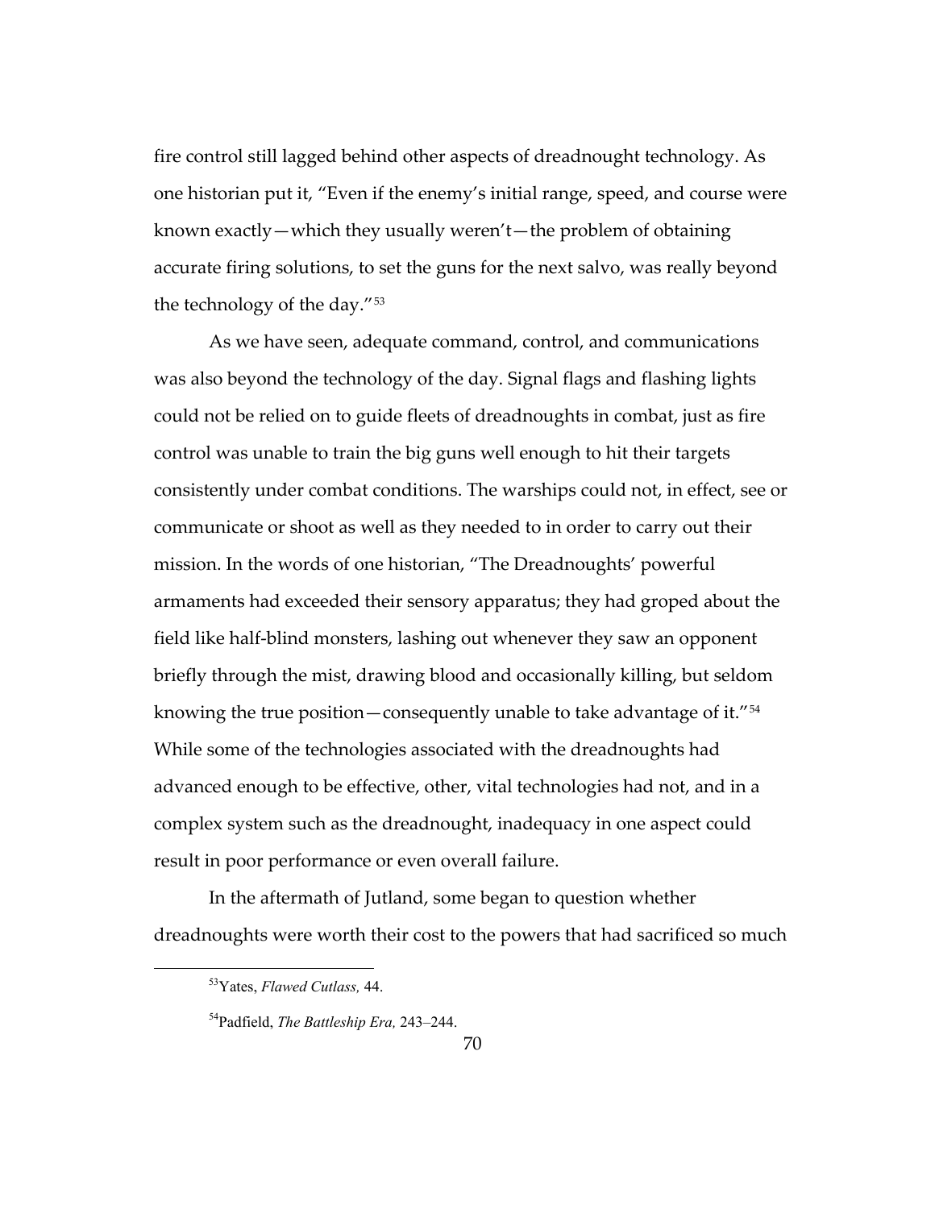fire control still lagged behind other aspects of dreadnought technology. As one historian put it, "Even if the enemy's initial range, speed, and course were known exactly—which they usually weren't—the problem of obtaining accurate firing solutions, to set the guns for the next salvo, was really beyond the technology of the day."[53]

As we have seen, adequate command, control, and communications was also beyond the technology of the day. Signal flags and flashing lights could not be relied on to guide fleets of dreadnoughts in combat, just as fire control was unable to train the big guns well enough to hit their targets consistently under combat conditions. The warships could not, in effect, see or communicate or shoot as well as they needed to in order to carry out their mission. In the words of one historian, "The Dreadnoughts' powerful armaments had exceeded their sensory apparatus; they had groped about the field like half-blind monsters, lashing out whenever they saw an opponent briefly through the mist, drawing blood and occasionally killing, but seldom knowing the true position—consequently unable to take advantage of it."[54] While some of the technologies associated with the dreadnoughts had advanced enough to be effective, other, vital technologies had not, and in a complex system such as the dreadnought, inadequacy in one aspect could result in poor performance or even overall failure.

In the aftermath of Jutland, some began to question whether dreadnoughts were worth their cost to the powers that had sacrificed so much

---

[53]Yates, *Flawed Cutlass,* 44.

[54]Padfield, *The Battleship Era,* 243–244.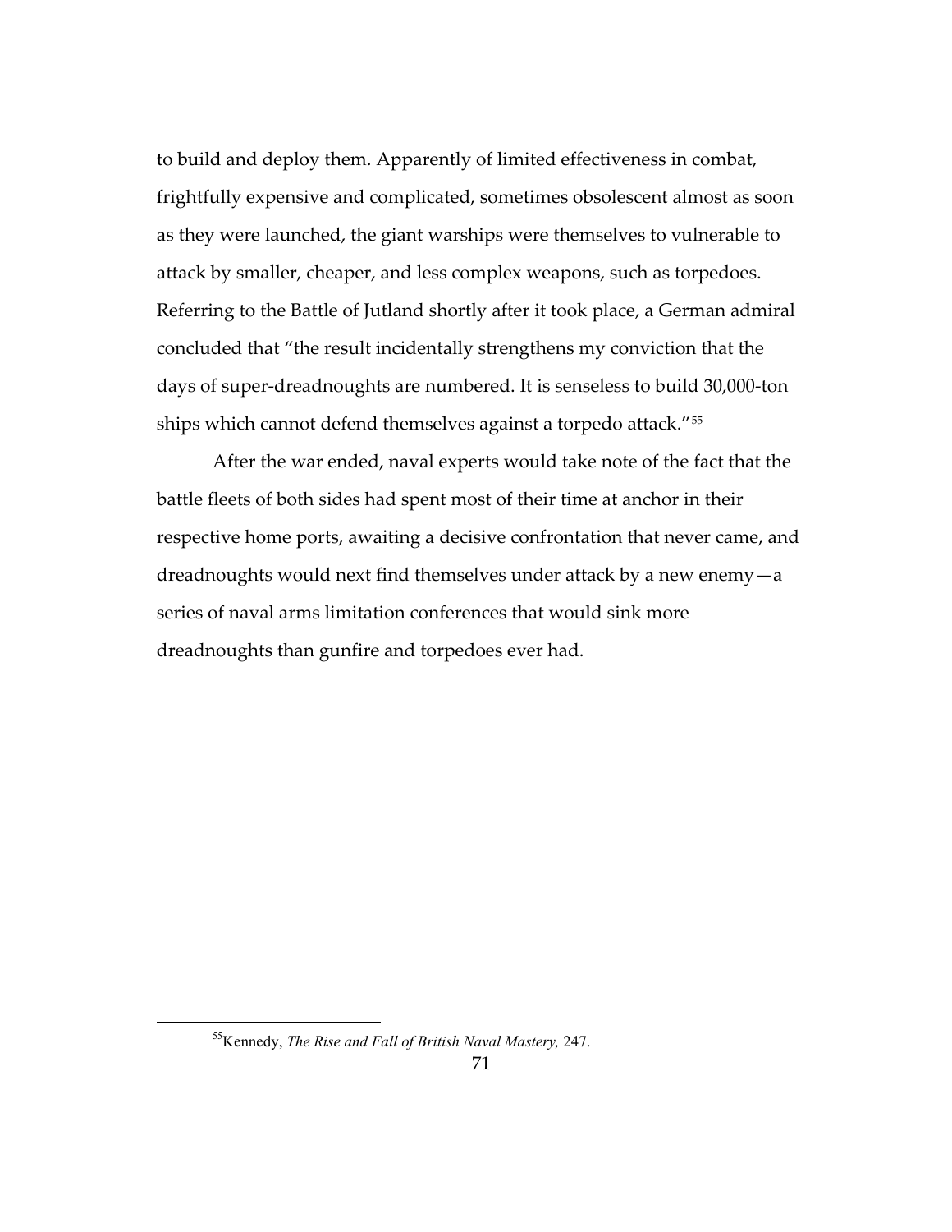to build and deploy them. Apparently of limited effectiveness in combat, frightfully expensive and complicated, sometimes obsolescent almost as soon as they were launched, the giant warships were themselves to vulnerable to attack by smaller, cheaper, and less complex weapons, such as torpedoes. Referring to the Battle of Jutland shortly after it took place, a German admiral concluded that "the result incidentally strengthens my conviction that the days of super-dreadnoughts are numbered. It is senseless to build 30,000-ton ships which cannot defend themselves against a torpedo attack."[55]

After the war ended, naval experts would take note of the fact that the battle fleets of both sides had spent most of their time at anchor in their respective home ports, awaiting a decisive confrontation that never came, and dreadnoughts would next find themselves under attack by a new enemy—a series of naval arms limitation conferences that would sink more dreadnoughts than gunfire and torpedoes ever had.

---

[55] Kennedy, *The Rise and Fall of British Naval Mastery,* 247.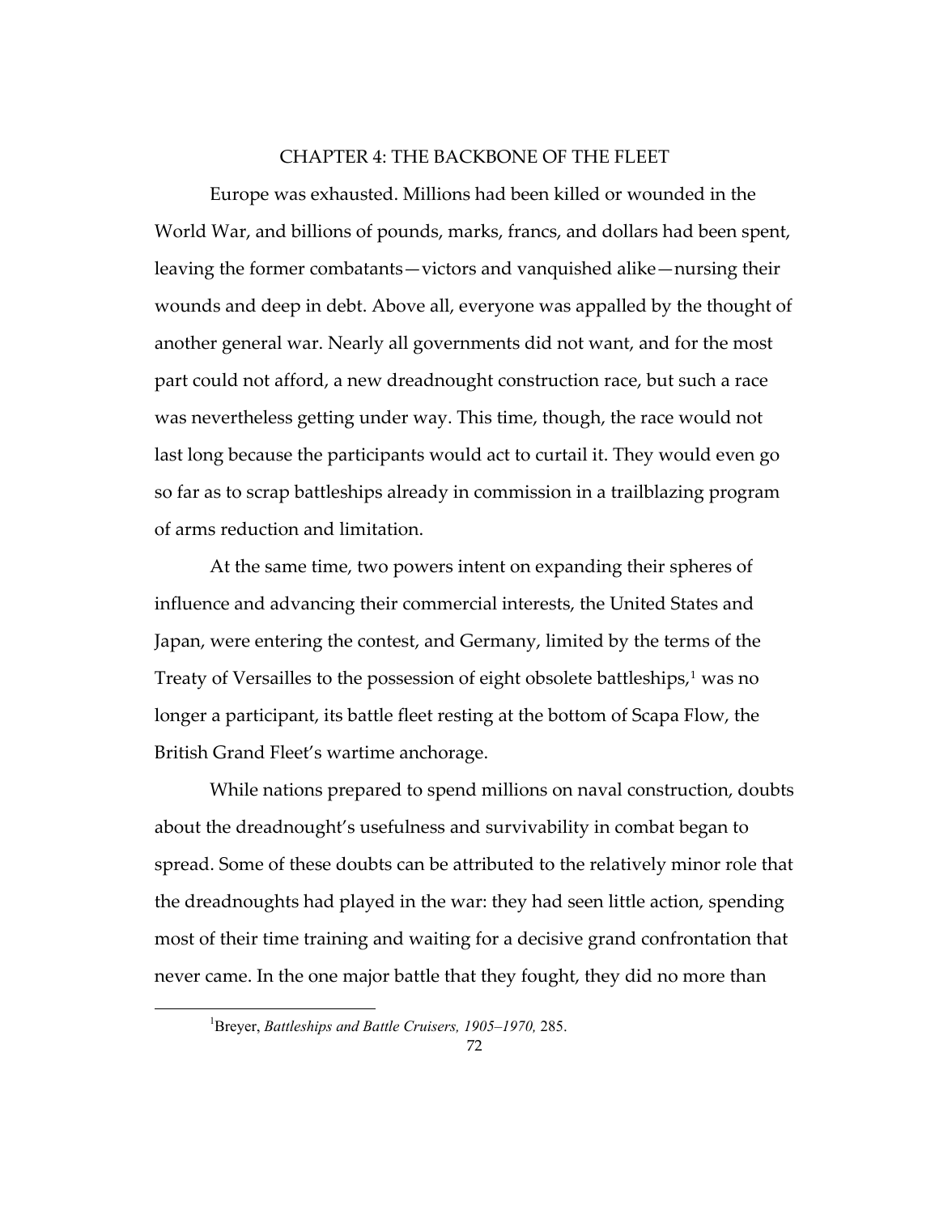# CHAPTER 4: THE BACKBONE OF THE FLEET

Europe was exhausted. Millions had been killed or wounded in the World War, and billions of pounds, marks, francs, and dollars had been spent, leaving the former combatants—victors and vanquished alike—nursing their wounds and deep in debt. Above all, everyone was appalled by the thought of another general war. Nearly all governments did not want, and for the most part could not afford, a new dreadnought construction race, but such a race was nevertheless getting under way. This time, though, the race would not last long because the participants would act to curtail it. They would even go so far as to scrap battleships already in commission in a trailblazing program of arms reduction and limitation.

At the same time, two powers intent on expanding their spheres of influence and advancing their commercial interests, the United States and Japan, were entering the contest, and Germany, limited by the terms of the Treaty of Versailles to the possession of eight obsolete battleships,[1] was no longer a participant, its battle fleet resting at the bottom of Scapa Flow, the British Grand Fleet's wartime anchorage.

While nations prepared to spend millions on naval construction, doubts about the dreadnought's usefulness and survivability in combat began to spread. Some of these doubts can be attributed to the relatively minor role that the dreadnoughts had played in the war: they had seen little action, spending most of their time training and waiting for a decisive grand confrontation that never came. In the one major battle that they fought, they did no more than

[1] Breyer, *Battleships and Battle Cruisers, 1905–1970*, 285.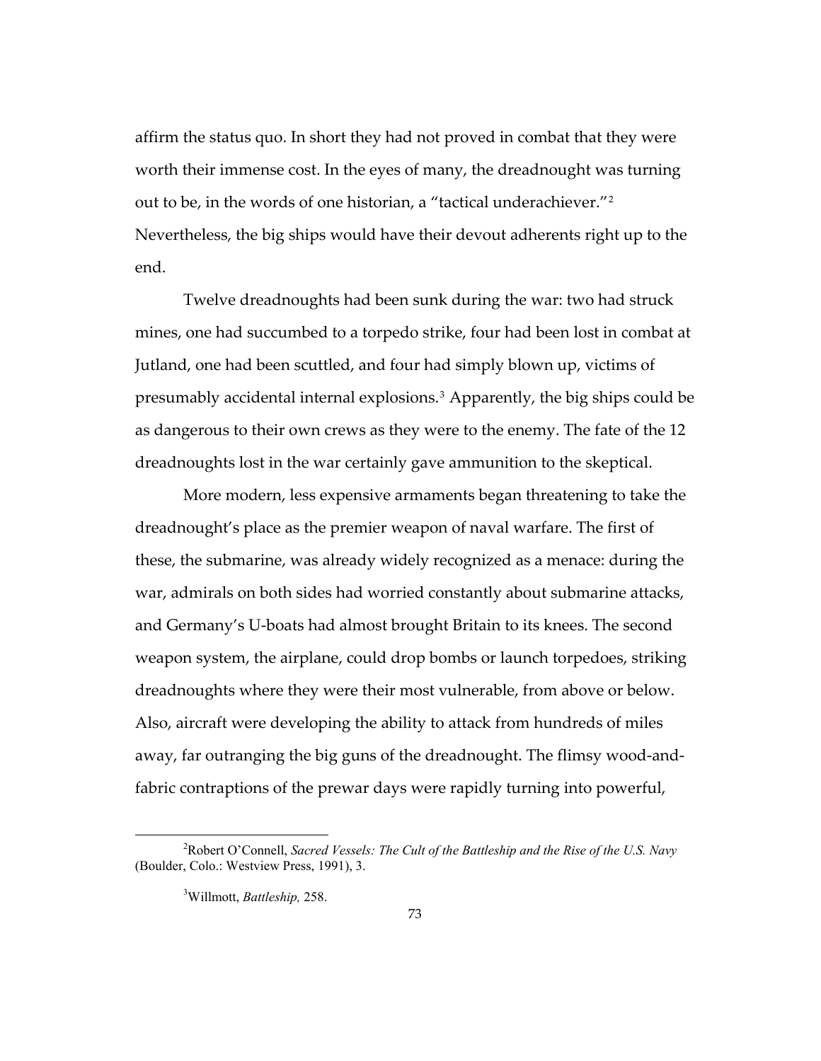affirm the status quo. In short they had not proved in combat that they were worth their immense cost. In the eyes of many, the dreadnought was turning out to be, in the words of one historian, a "tactical underachiever."[2] Nevertheless, the big ships would have their devout adherents right up to the end.

Twelve dreadnoughts had been sunk during the war: two had struck mines, one had succumbed to a torpedo strike, four had been lost in combat at Jutland, one had been scuttled, and four had simply blown up, victims of presumably accidental internal explosions.[3] Apparently, the big ships could be as dangerous to their own crews as they were to the enemy. The fate of the 12 dreadnoughts lost in the war certainly gave ammunition to the skeptical.

More modern, less expensive armaments began threatening to take the dreadnought's place as the premier weapon of naval warfare. The first of these, the submarine, was already widely recognized as a menace: during the war, admirals on both sides had worried constantly about submarine attacks, and Germany's U-boats had almost brought Britain to its knees. The second weapon system, the airplane, could drop bombs or launch torpedoes, striking dreadnoughts where they were their most vulnerable, from above or below. Also, aircraft were developing the ability to attack from hundreds of miles away, far outranging the big guns of the dreadnought. The flimsy wood-and-fabric contraptions of the prewar days were rapidly turning into powerful,

---

[2]Robert O'Connell, *Sacred Vessels: The Cult of the Battleship and the Rise of the U.S. Navy* (Boulder, Colo.: Westview Press, 1991), 3.

[3]Willmott, *Battleship,* 258.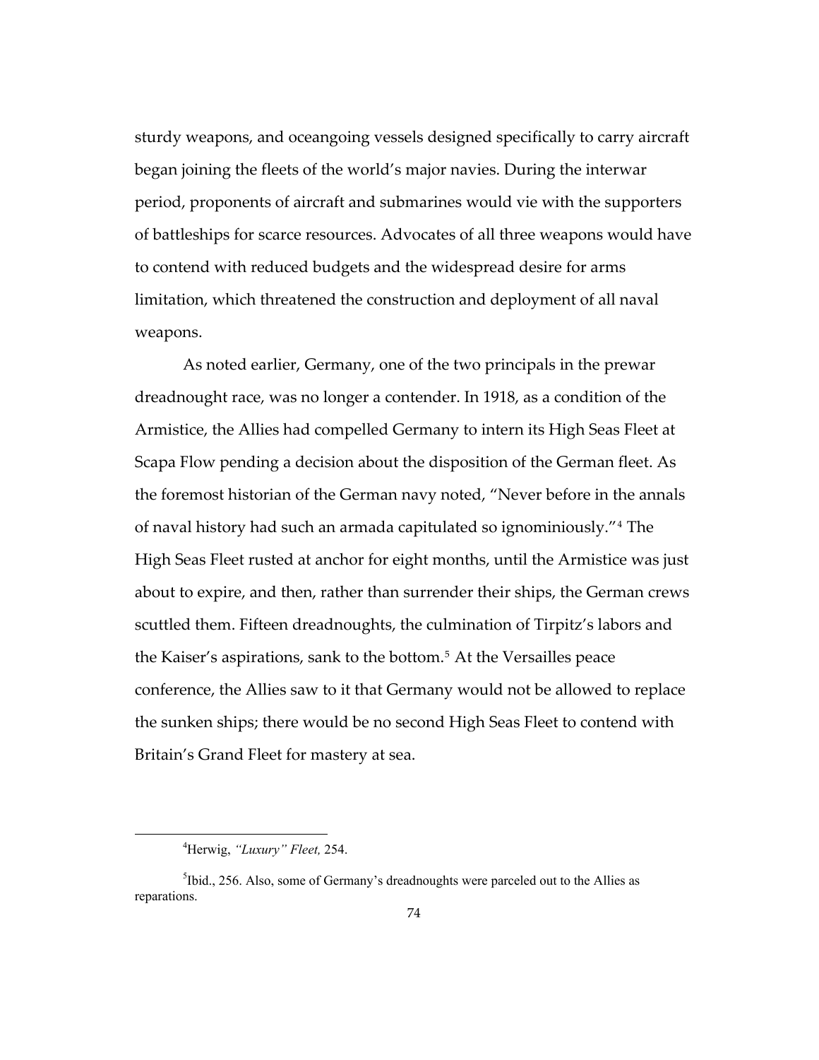sturdy weapons, and oceangoing vessels designed specifically to carry aircraft began joining the fleets of the world's major navies. During the interwar period, proponents of aircraft and submarines would vie with the supporters of battleships for scarce resources. Advocates of all three weapons would have to contend with reduced budgets and the widespread desire for arms limitation, which threatened the construction and deployment of all naval weapons.

As noted earlier, Germany, one of the two principals in the prewar dreadnought race, was no longer a contender. In 1918, as a condition of the Armistice, the Allies had compelled Germany to intern its High Seas Fleet at Scapa Flow pending a decision about the disposition of the German fleet. As the foremost historian of the German navy noted, "Never before in the annals of naval history had such an armada capitulated so ignominiously."[4] The High Seas Fleet rusted at anchor for eight months, until the Armistice was just about to expire, and then, rather than surrender their ships, the German crews scuttled them. Fifteen dreadnoughts, the culmination of Tirpitz's labors and the Kaiser's aspirations, sank to the bottom.[5] At the Versailles peace conference, the Allies saw to it that Germany would not be allowed to replace the sunken ships; there would be no second High Seas Fleet to contend with Britain's Grand Fleet for mastery at sea.

---

[4] Herwig, *"Luxury" Fleet,* 254.

[5] Ibid., 256. Also, some of Germany's dreadnoughts were parceled out to the Allies as reparations.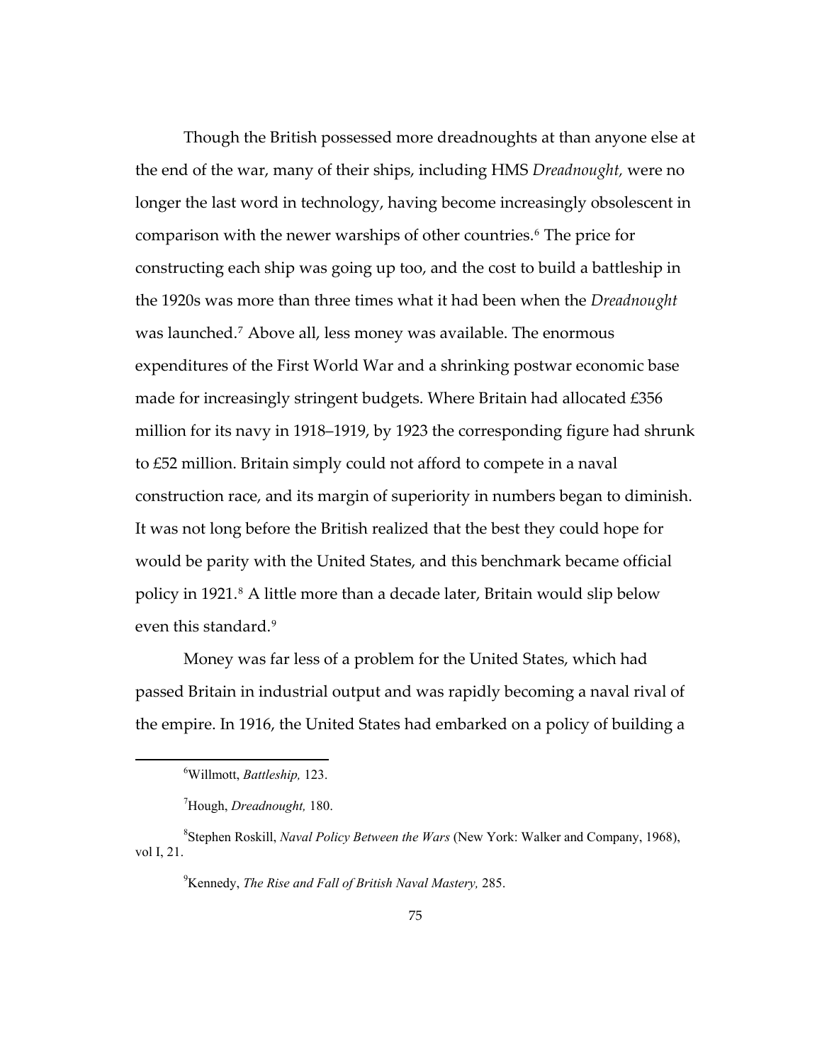Though the British possessed more dreadnoughts at than anyone else at the end of the war, many of their ships, including HMS *Dreadnought,* were no longer the last word in technology, having become increasingly obsolescent in comparison with the newer warships of other countries.[6] The price for constructing each ship was going up too, and the cost to build a battleship in the 1920s was more than three times what it had been when the *Dreadnought* was launched.[7] Above all, less money was available. The enormous expenditures of the First World War and a shrinking postwar economic base made for increasingly stringent budgets. Where Britain had allocated £356 million for its navy in 1918–1919, by 1923 the corresponding figure had shrunk to £52 million. Britain simply could not afford to compete in a naval construction race, and its margin of superiority in numbers began to diminish. It was not long before the British realized that the best they could hope for would be parity with the United States, and this benchmark became official policy in 1921.[8] A little more than a decade later, Britain would slip below even this standard.[9]

Money was far less of a problem for the United States, which had passed Britain in industrial output and was rapidly becoming a naval rival of the empire. In 1916, the United States had embarked on a policy of building a

---

[6]Willmott, *Battleship,* 123.

[7]Hough, *Dreadnought,* 180.

[8]Stephen Roskill, *Naval Policy Between the Wars* (New York: Walker and Company, 1968), vol I, 21.

[9]Kennedy, *The Rise and Fall of British Naval Mastery,* 285.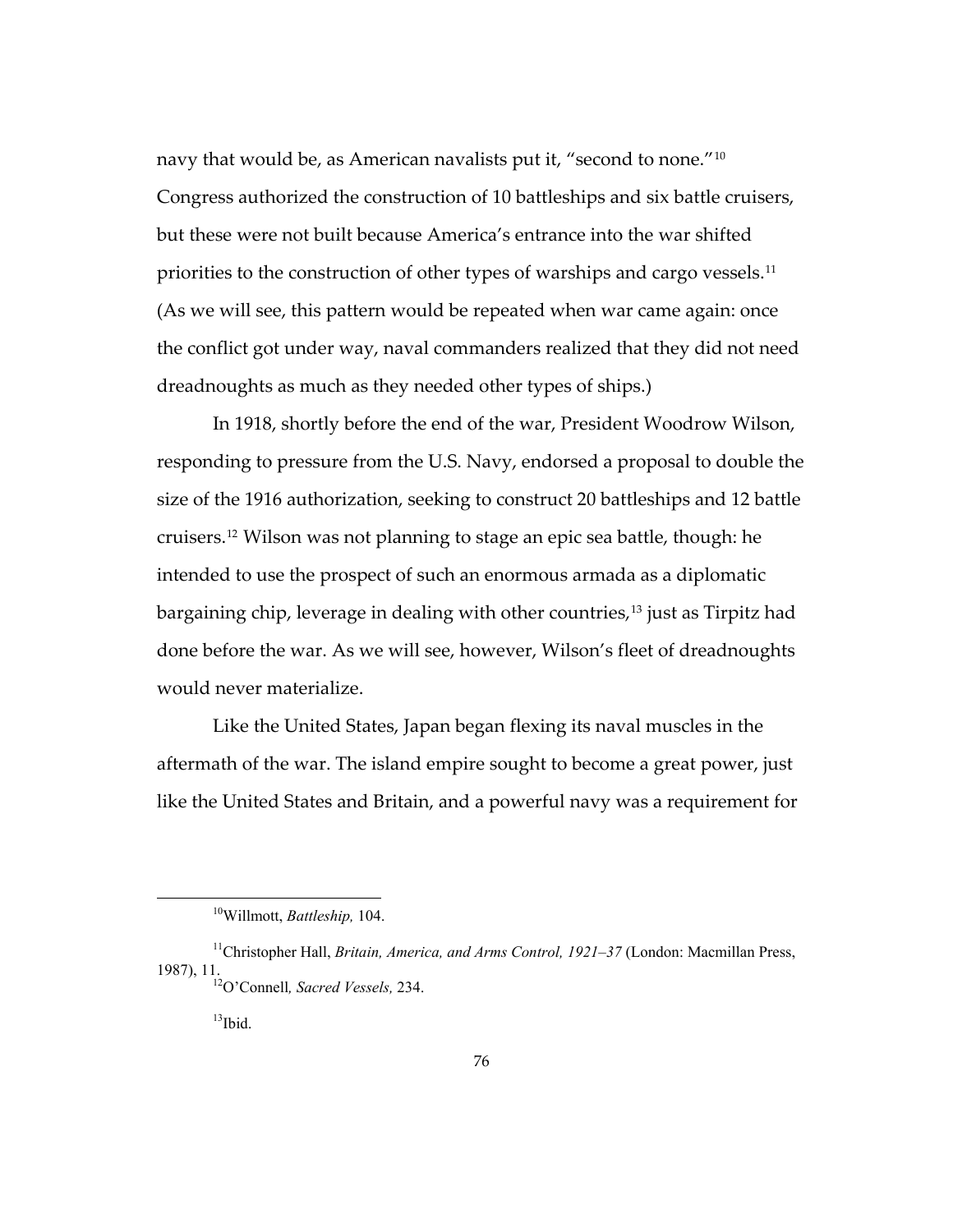navy that would be, as American navalists put it, "second to none."[10] Congress authorized the construction of 10 battleships and six battle cruisers, but these were not built because America's entrance into the war shifted priorities to the construction of other types of warships and cargo vessels.[11] (As we will see, this pattern would be repeated when war came again: once the conflict got under way, naval commanders realized that they did not need dreadnoughts as much as they needed other types of ships.)

In 1918, shortly before the end of the war, President Woodrow Wilson, responding to pressure from the U.S. Navy, endorsed a proposal to double the size of the 1916 authorization, seeking to construct 20 battleships and 12 battle cruisers.[12] Wilson was not planning to stage an epic sea battle, though: he intended to use the prospect of such an enormous armada as a diplomatic bargaining chip, leverage in dealing with other countries,[13] just as Tirpitz had done before the war. As we will see, however, Wilson's fleet of dreadnoughts would never materialize.

Like the United States, Japan began flexing its naval muscles in the aftermath of the war. The island empire sought to become a great power, just like the United States and Britain, and a powerful navy was a requirement for

---

[10]Willmott, *Battleship,* 104.

[11]Christopher Hall, *Britain, America, and Arms Control, 1921–37* (London: Macmillan Press, 1987), 11.

[12]O'Connell, *Sacred Vessels,* 234.

[13]Ibid.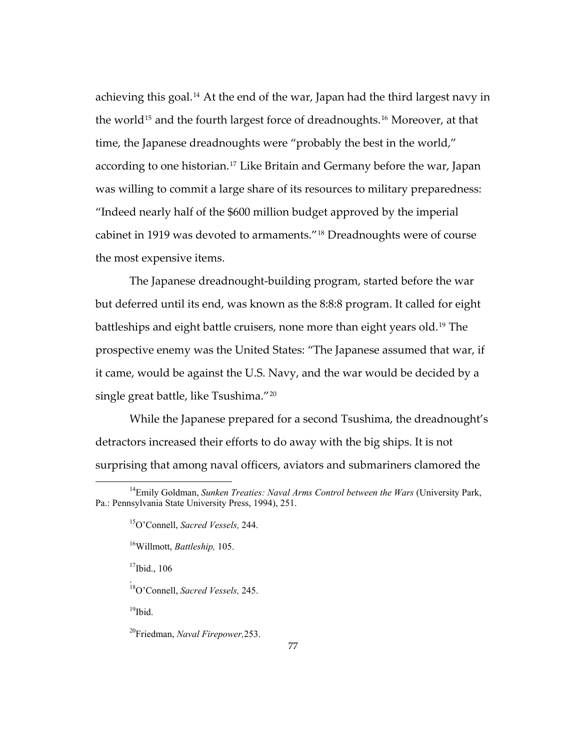achieving this goal.[14] At the end of the war, Japan had the third largest navy in the world[15] and the fourth largest force of dreadnoughts.[16] Moreover, at that time, the Japanese dreadnoughts were "probably the best in the world," according to one historian.[17] Like Britain and Germany before the war, Japan was willing to commit a large share of its resources to military preparedness: "Indeed nearly half of the $600 million budget approved by the imperial cabinet in 1919 was devoted to armaments."[18] Dreadnoughts were of course the most expensive items.

The Japanese dreadnought-building program, started before the war but deferred until its end, was known as the 8:8:8 program. It called for eight battleships and eight battle cruisers, none more than eight years old.[19] The prospective enemy was the United States: "The Japanese assumed that war, if it came, would be against the U.S. Navy, and the war would be decided by a single great battle, like Tsushima."[20]

While the Japanese prepared for a second Tsushima, the dreadnought's detractors increased their efforts to do away with the big ships. It is not surprising that among naval officers, aviators and submariners clamored the

---

[14]Emily Goldman, *Sunken Treaties: Naval Arms Control between the Wars* (University Park, Pa.: Pennsylvania State University Press, 1994), 251.

[15]O'Connell, *Sacred Vessels,* 244.

[16]Willmott, *Battleship,* 105.

[17]Ibid., 106

[18]O'Connell, *Sacred Vessels,* 245.

[19]Ibid.

[20]Friedman, *Naval Firepower,*253.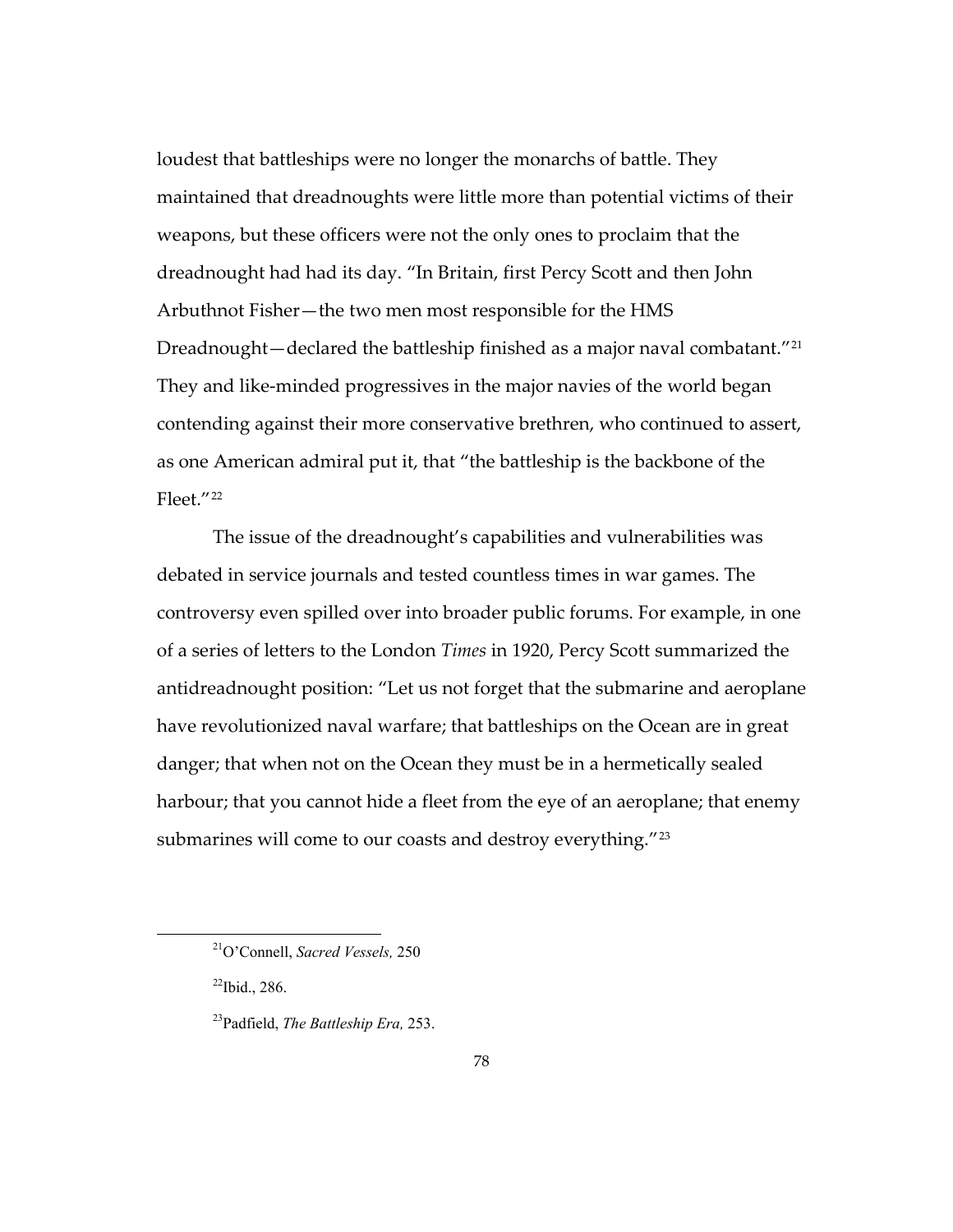loudest that battleships were no longer the monarchs of battle. They maintained that dreadnoughts were little more than potential victims of their weapons, but these officers were not the only ones to proclaim that the dreadnought had had its day. "In Britain, first Percy Scott and then John Arbuthnot Fisher—the two men most responsible for the HMS Dreadnought—declared the battleship finished as a major naval combatant."[21] They and like-minded progressives in the major navies of the world began contending against their more conservative brethren, who continued to assert, as one American admiral put it, that "the battleship is the backbone of the Fleet."[22]

The issue of the dreadnought's capabilities and vulnerabilities was debated in service journals and tested countless times in war games. The controversy even spilled over into broader public forums. For example, in one of a series of letters to the London *Times* in 1920, Percy Scott summarized the antidreadnought position: "Let us not forget that the submarine and aeroplane have revolutionized naval warfare; that battleships on the Ocean are in great danger; that when not on the Ocean they must be in a hermetically sealed harbour; that you cannot hide a fleet from the eye of an aeroplane; that enemy submarines will come to our coasts and destroy everything."[23]

---

[21] O'Connell, *Sacred Vessels,* 250

[22] Ibid., 286.

[23] Padfield, *The Battleship Era,* 253.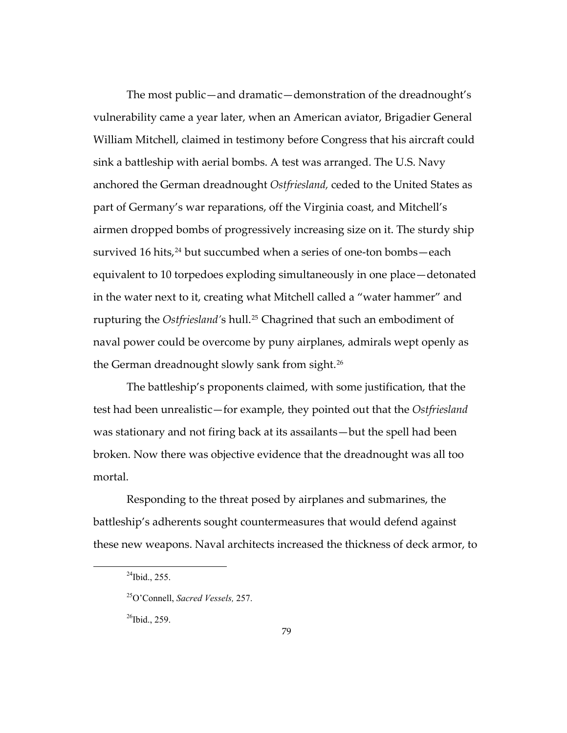The most public—and dramatic—demonstration of the dreadnought's vulnerability came a year later, when an American aviator, Brigadier General William Mitchell, claimed in testimony before Congress that his aircraft could sink a battleship with aerial bombs. A test was arranged. The U.S. Navy anchored the German dreadnought *Ostfriesland,* ceded to the United States as part of Germany's war reparations, off the Virginia coast, and Mitchell's airmen dropped bombs of progressively increasing size on it. The sturdy ship survived 16 hits,[24] but succumbed when a series of one-ton bombs—each equivalent to 10 torpedoes exploding simultaneously in one place—detonated in the water next to it, creating what Mitchell called a "water hammer" and rupturing the *Ostfriesland*'s hull.[25] Chagrined that such an embodiment of naval power could be overcome by puny airplanes, admirals wept openly as the German dreadnought slowly sank from sight.[26]

The battleship's proponents claimed, with some justification, that the test had been unrealistic—for example, they pointed out that the *Ostfriesland* was stationary and not firing back at its assailants—but the spell had been broken. Now there was objective evidence that the dreadnought was all too mortal.

Responding to the threat posed by airplanes and submarines, the battleship's adherents sought countermeasures that would defend against these new weapons. Naval architects increased the thickness of deck armor, to

---

[24] Ibid., 255.

[25] O'Connell, *Sacred Vessels,* 257.

[26] Ibid., 259.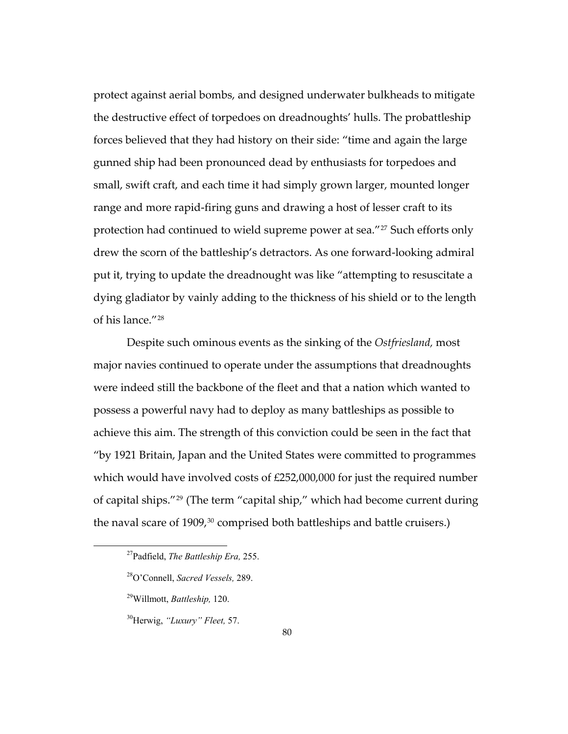protect against aerial bombs, and designed underwater bulkheads to mitigate the destructive effect of torpedoes on dreadnoughts' hulls. The probattleship forces believed that they had history on their side: "time and again the large gunned ship had been pronounced dead by enthusiasts for torpedoes and small, swift craft, and each time it had simply grown larger, mounted longer range and more rapid-firing guns and drawing a host of lesser craft to its protection had continued to wield supreme power at sea."[27] Such efforts only drew the scorn of the battleship's detractors. As one forward-looking admiral put it, trying to update the dreadnought was like "attempting to resuscitate a dying gladiator by vainly adding to the thickness of his shield or to the length of his lance."[28]

Despite such ominous events as the sinking of the *Ostfriesland,* most major navies continued to operate under the assumptions that dreadnoughts were indeed still the backbone of the fleet and that a nation which wanted to possess a powerful navy had to deploy as many battleships as possible to achieve this aim. The strength of this conviction could be seen in the fact that "by 1921 Britain, Japan and the United States were committed to programmes which would have involved costs of £252,000,000 for just the required number of capital ships."[29] (The term "capital ship," which had become current during the naval scare of 1909,[30] comprised both battleships and battle cruisers.)

---

[27] Padfield, *The Battleship Era,* 255.

[28] O'Connell, *Sacred Vessels,* 289.

[29] Willmott, *Battleship,* 120.

[30] Herwig, *"Luxury" Fleet,* 57.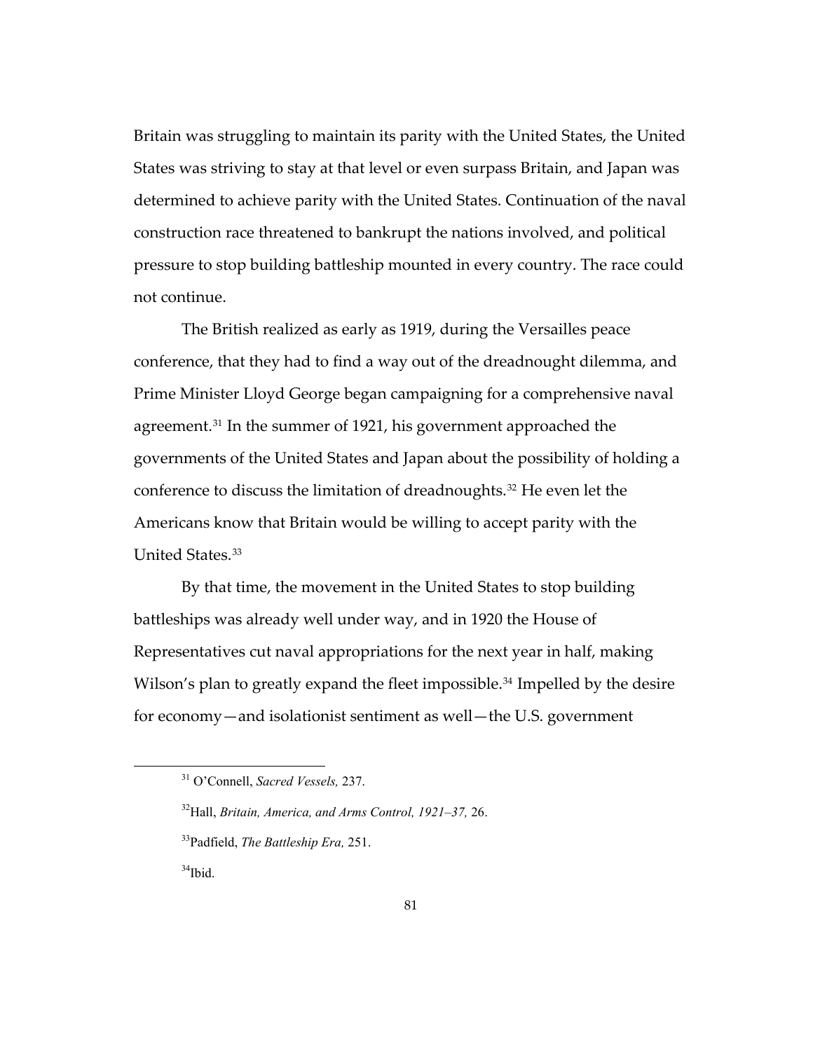Britain was struggling to maintain its parity with the United States, the United States was striving to stay at that level or even surpass Britain, and Japan was determined to achieve parity with the United States. Continuation of the naval construction race threatened to bankrupt the nations involved, and political pressure to stop building battleship mounted in every country. The race could not continue.

The British realized as early as 1919, during the Versailles peace conference, that they had to find a way out of the dreadnought dilemma, and Prime Minister Lloyd George began campaigning for a comprehensive naval agreement.[31] In the summer of 1921, his government approached the governments of the United States and Japan about the possibility of holding a conference to discuss the limitation of dreadnoughts.[32] He even let the Americans know that Britain would be willing to accept parity with the United States.[33]

By that time, the movement in the United States to stop building battleships was already well under way, and in 1920 the House of Representatives cut naval appropriations for the next year in half, making Wilson's plan to greatly expand the fleet impossible.[34] Impelled by the desire for economy—and isolationist sentiment as well—the U.S. government

---

[31] O'Connell, *Sacred Vessels,* 237.

[32] Hall, *Britain, America, and Arms Control, 1921–37,* 26.

[33] Padfield, *The Battleship Era,* 251.

[34] Ibid.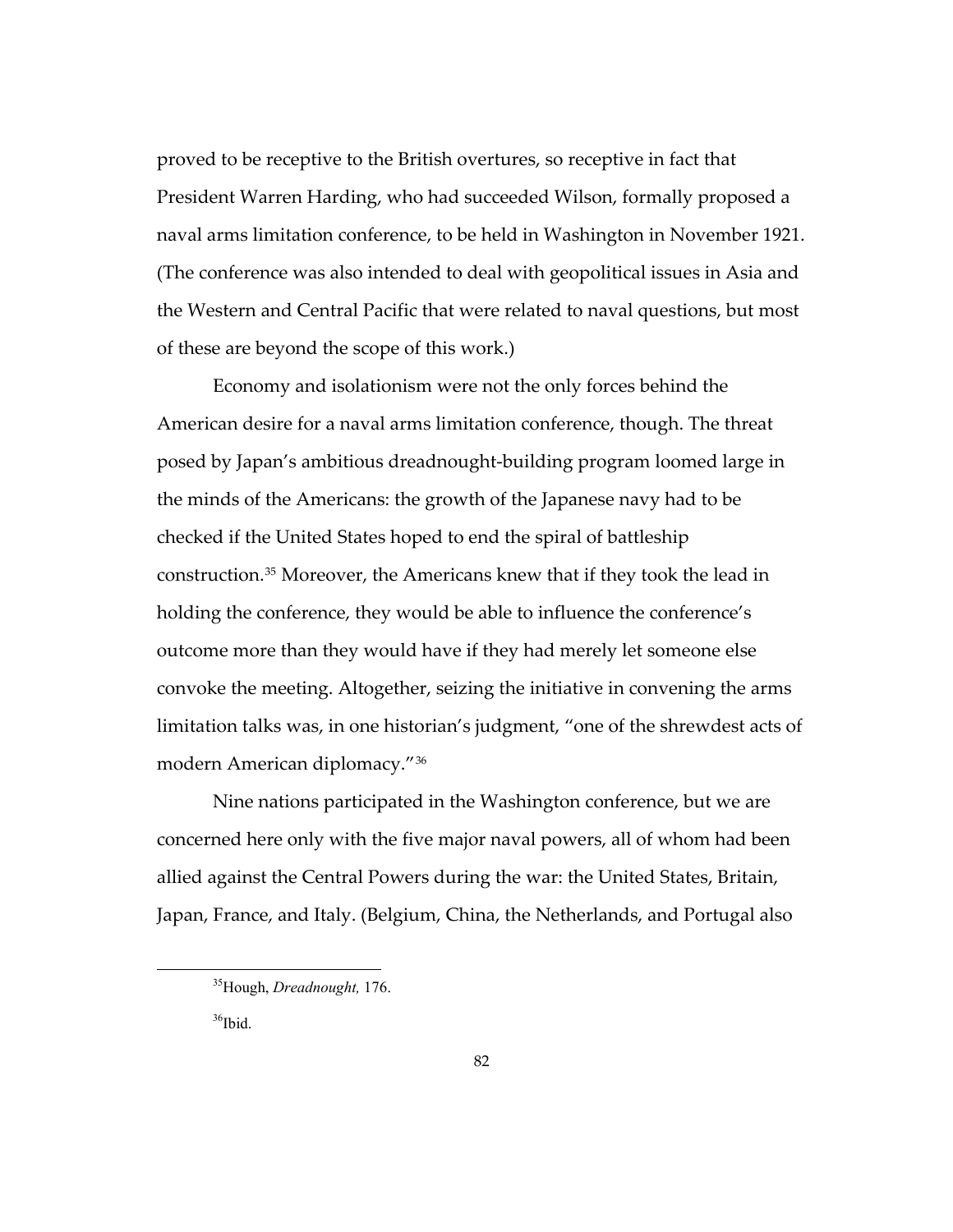proved to be receptive to the British overtures, so receptive in fact that President Warren Harding, who had succeeded Wilson, formally proposed a naval arms limitation conference, to be held in Washington in November 1921. (The conference was also intended to deal with geopolitical issues in Asia and the Western and Central Pacific that were related to naval questions, but most of these are beyond the scope of this work.)

Economy and isolationism were not the only forces behind the American desire for a naval arms limitation conference, though. The threat posed by Japan's ambitious dreadnought-building program loomed large in the minds of the Americans: the growth of the Japanese navy had to be checked if the United States hoped to end the spiral of battleship construction.[35] Moreover, the Americans knew that if they took the lead in holding the conference, they would be able to influence the conference's outcome more than they would have if they had merely let someone else convoke the meeting. Altogether, seizing the initiative in convening the arms limitation talks was, in one historian's judgment, "one of the shrewdest acts of modern American diplomacy."[36]

Nine nations participated in the Washington conference, but we are concerned here only with the five major naval powers, all of whom had been allied against the Central Powers during the war: the United States, Britain, Japan, France, and Italy. (Belgium, China, the Netherlands, and Portugal also

---

[35] Hough, *Dreadnought,* 176.

[36] Ibid.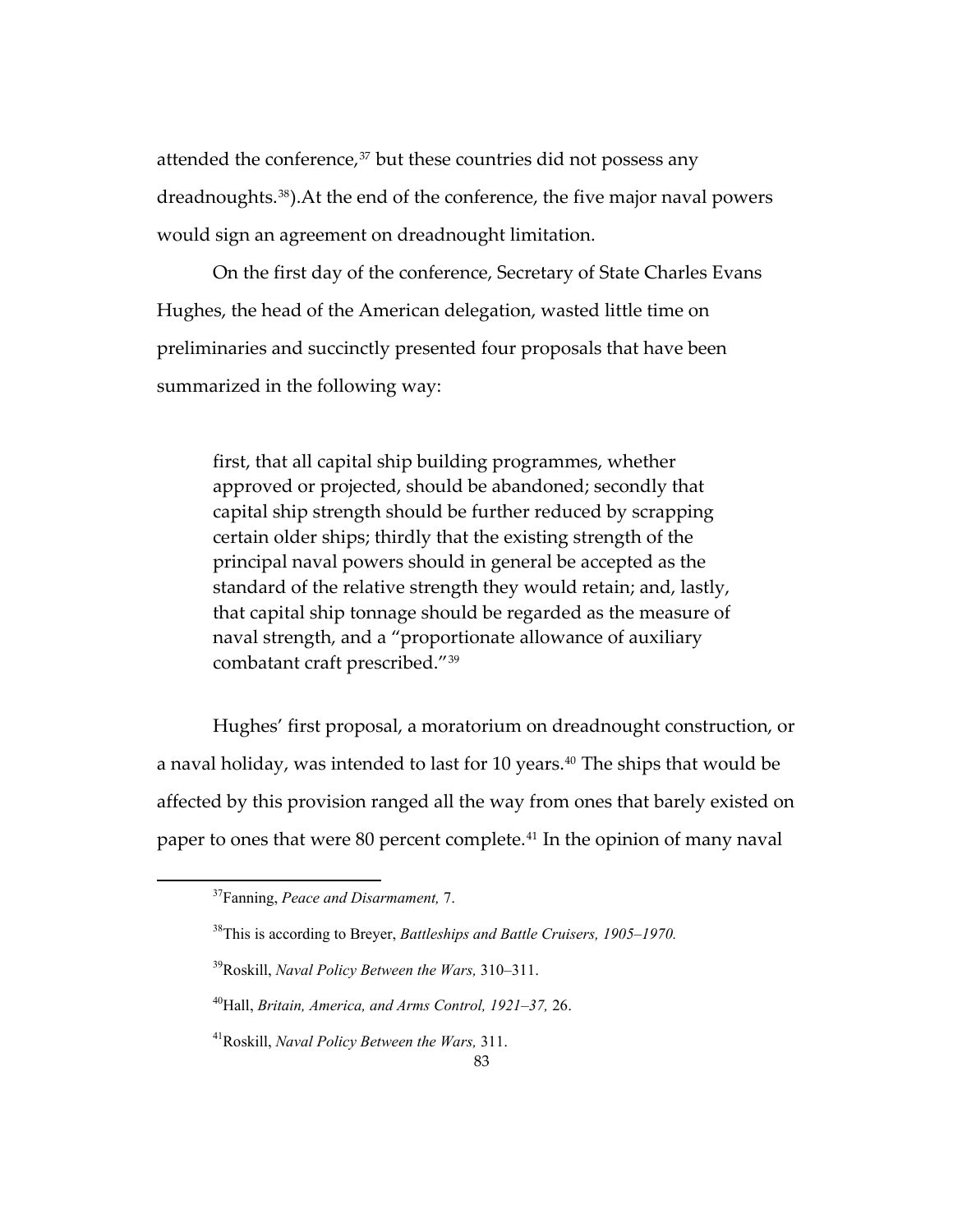attended the conference,[37] but these countries did not possess any dreadnoughts.[38]).At the end of the conference, the five major naval powers would sign an agreement on dreadnought limitation.

On the first day of the conference, Secretary of State Charles Evans Hughes, the head of the American delegation, wasted little time on preliminaries and succinctly presented four proposals that have been summarized in the following way:

> first, that all capital ship building programmes, whether approved or projected, should be abandoned; secondly that capital ship strength should be further reduced by scrapping certain older ships; thirdly that the existing strength of the principal naval powers should in general be accepted as the standard of the relative strength they would retain; and, lastly, that capital ship tonnage should be regarded as the measure of naval strength, and a "proportionate allowance of auxiliary combatant craft prescribed."[39]

Hughes' first proposal, a moratorium on dreadnought construction, or a naval holiday, was intended to last for 10 years.[40] The ships that would be affected by this provision ranged all the way from ones that barely existed on paper to ones that were 80 percent complete.[41] In the opinion of many naval

---

[37] Fanning, *Peace and Disarmament,* 7.

[38] This is according to Breyer, *Battleships and Battle Cruisers, 1905–1970.*

[39] Roskill, *Naval Policy Between the Wars,* 310–311.

[40] Hall, *Britain, America, and Arms Control, 1921–37,* 26.

[41] Roskill, *Naval Policy Between the Wars,* 311.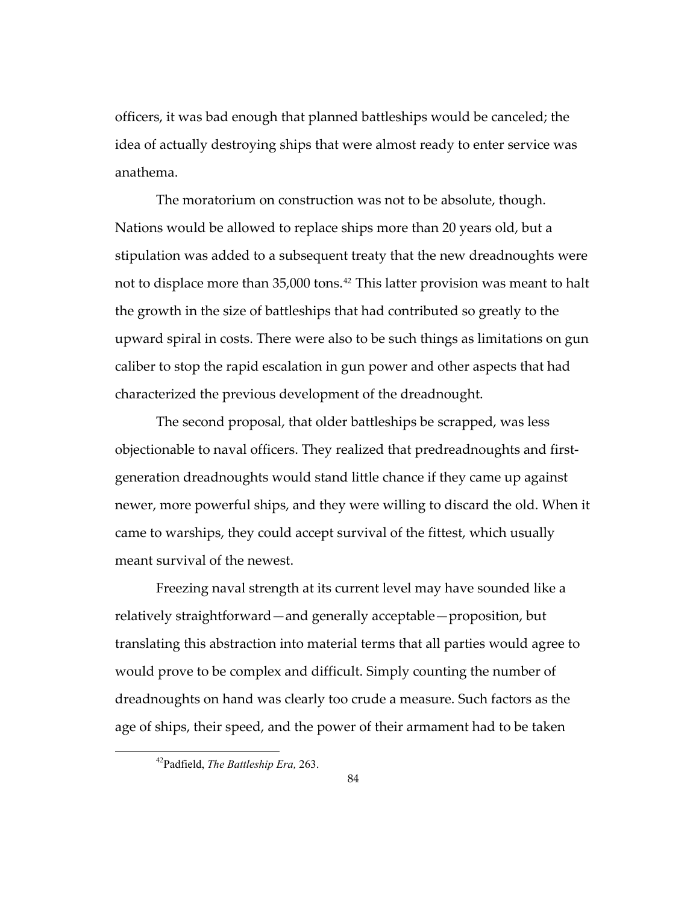officers, it was bad enough that planned battleships would be canceled; the idea of actually destroying ships that were almost ready to enter service was anathema.

The moratorium on construction was not to be absolute, though. Nations would be allowed to replace ships more than 20 years old, but a stipulation was added to a subsequent treaty that the new dreadnoughts were not to displace more than 35,000 tons.[42] This latter provision was meant to halt the growth in the size of battleships that had contributed so greatly to the upward spiral in costs. There were also to be such things as limitations on gun caliber to stop the rapid escalation in gun power and other aspects that had characterized the previous development of the dreadnought.

The second proposal, that older battleships be scrapped, was less objectionable to naval officers. They realized that predreadnoughts and first-generation dreadnoughts would stand little chance if they came up against newer, more powerful ships, and they were willing to discard the old. When it came to warships, they could accept survival of the fittest, which usually meant survival of the newest.

Freezing naval strength at its current level may have sounded like a relatively straightforward—and generally acceptable—proposition, but translating this abstraction into material terms that all parties would agree to would prove to be complex and difficult. Simply counting the number of dreadnoughts on hand was clearly too crude a measure. Such factors as the age of ships, their speed, and the power of their armament had to be taken

---

[42] Padfield, *The Battleship Era,* 263.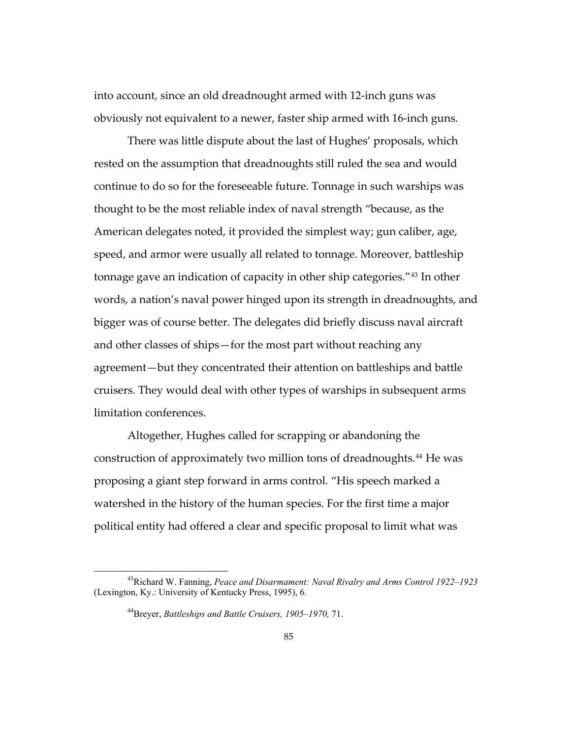into account, since an old dreadnought armed with 12-inch guns was obviously not equivalent to a newer, faster ship armed with 16-inch guns.

There was little dispute about the last of Hughes' proposals, which rested on the assumption that dreadnoughts still ruled the sea and would continue to do so for the foreseeable future. Tonnage in such warships was thought to be the most reliable index of naval strength "because, as the American delegates noted, it provided the simplest way; gun caliber, age, speed, and armor were usually all related to tonnage. Moreover, battleship tonnage gave an indication of capacity in other ship categories."[43] In other words, a nation's naval power hinged upon its strength in dreadnoughts, and bigger was of course better. The delegates did briefly discuss naval aircraft and other classes of ships—for the most part without reaching any agreement—but they concentrated their attention on battleships and battle cruisers. They would deal with other types of warships in subsequent arms limitation conferences.

Altogether, Hughes called for scrapping or abandoning the construction of approximately two million tons of dreadnoughts.[44] He was proposing a giant step forward in arms control. "His speech marked a watershed in the history of the human species. For the first time a major political entity had offered a clear and specific proposal to limit what was

---

[43] Richard W. Fanning, *Peace and Disarmament: Naval Rivalry and Arms Control 1922–1923* (Lexington, Ky.: University of Kentucky Press, 1995), 6.

[44] Breyer, *Battleships and Battle Cruisers, 1905–1970,* 71.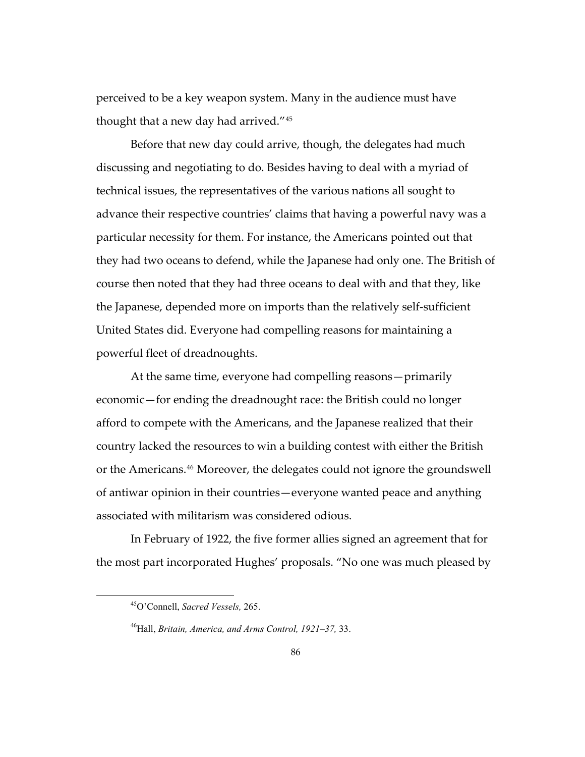perceived to be a key weapon system. Many in the audience must have thought that a new day had arrived."[45]

Before that new day could arrive, though, the delegates had much discussing and negotiating to do. Besides having to deal with a myriad of technical issues, the representatives of the various nations all sought to advance their respective countries' claims that having a powerful navy was a particular necessity for them. For instance, the Americans pointed out that they had two oceans to defend, while the Japanese had only one. The British of course then noted that they had three oceans to deal with and that they, like the Japanese, depended more on imports than the relatively self-sufficient United States did. Everyone had compelling reasons for maintaining a powerful fleet of dreadnoughts.

At the same time, everyone had compelling reasons—primarily economic—for ending the dreadnought race: the British could no longer afford to compete with the Americans, and the Japanese realized that their country lacked the resources to win a building contest with either the British or the Americans.[46] Moreover, the delegates could not ignore the groundswell of antiwar opinion in their countries—everyone wanted peace and anything associated with militarism was considered odious.

In February of 1922, the five former allies signed an agreement that for the most part incorporated Hughes' proposals. "No one was much pleased by

---

[45] O'Connell, *Sacred Vessels,* 265.

[46] Hall, *Britain, America, and Arms Control, 1921–37,* 33.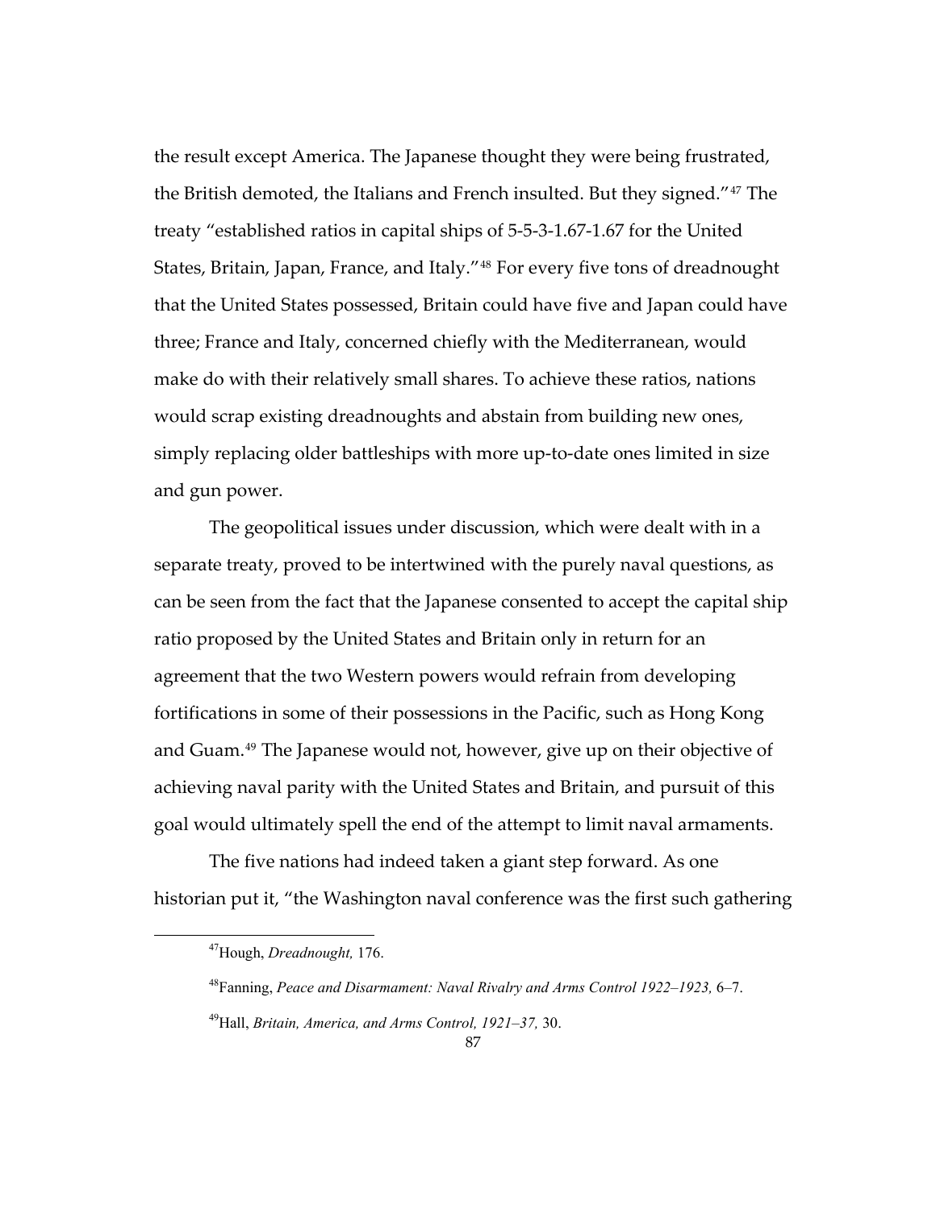the result except America. The Japanese thought they were being frustrated, the British demoted, the Italians and French insulted. But they signed."[47] The treaty "established ratios in capital ships of 5-5-3-1.67-1.67 for the United States, Britain, Japan, France, and Italy."[48] For every five tons of dreadnought that the United States possessed, Britain could have five and Japan could have three; France and Italy, concerned chiefly with the Mediterranean, would make do with their relatively small shares. To achieve these ratios, nations would scrap existing dreadnoughts and abstain from building new ones, simply replacing older battleships with more up-to-date ones limited in size and gun power.

The geopolitical issues under discussion, which were dealt with in a separate treaty, proved to be intertwined with the purely naval questions, as can be seen from the fact that the Japanese consented to accept the capital ship ratio proposed by the United States and Britain only in return for an agreement that the two Western powers would refrain from developing fortifications in some of their possessions in the Pacific, such as Hong Kong and Guam.[49] The Japanese would not, however, give up on their objective of achieving naval parity with the United States and Britain, and pursuit of this goal would ultimately spell the end of the attempt to limit naval armaments.

The five nations had indeed taken a giant step forward. As one historian put it, "the Washington naval conference was the first such gathering

---

[47] Hough, *Dreadnought,* 176.

[48] Fanning, *Peace and Disarmament: Naval Rivalry and Arms Control 1922–1923,* 6–7.

[49] Hall, *Britain, America, and Arms Control, 1921–37,* 30.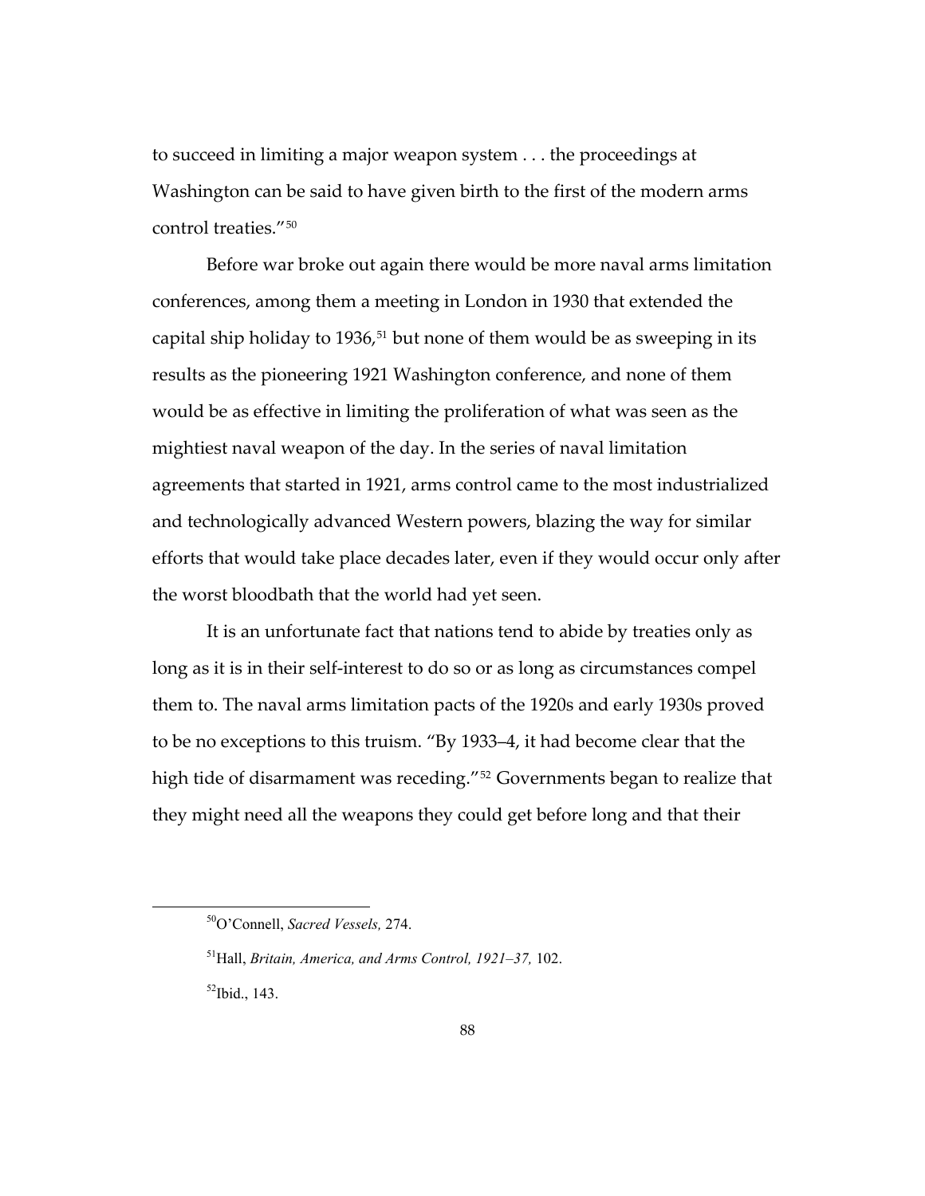to succeed in limiting a major weapon system . . . the proceedings at Washington can be said to have given birth to the first of the modern arms control treaties."[50]

Before war broke out again there would be more naval arms limitation conferences, among them a meeting in London in 1930 that extended the capital ship holiday to 1936,[51] but none of them would be as sweeping in its results as the pioneering 1921 Washington conference, and none of them would be as effective in limiting the proliferation of what was seen as the mightiest naval weapon of the day. In the series of naval limitation agreements that started in 1921, arms control came to the most industrialized and technologically advanced Western powers, blazing the way for similar efforts that would take place decades later, even if they would occur only after the worst bloodbath that the world had yet seen.

It is an unfortunate fact that nations tend to abide by treaties only as long as it is in their self-interest to do so or as long as circumstances compel them to. The naval arms limitation pacts of the 1920s and early 1930s proved to be no exceptions to this truism. "By 1933–4, it had become clear that the high tide of disarmament was receding."[52] Governments began to realize that they might need all the weapons they could get before long and that their

[50] O'Connell, *Sacred Vessels,* 274.

[51] Hall, *Britain, America, and Arms Control, 1921–37,* 102.

[52] Ibid., 143.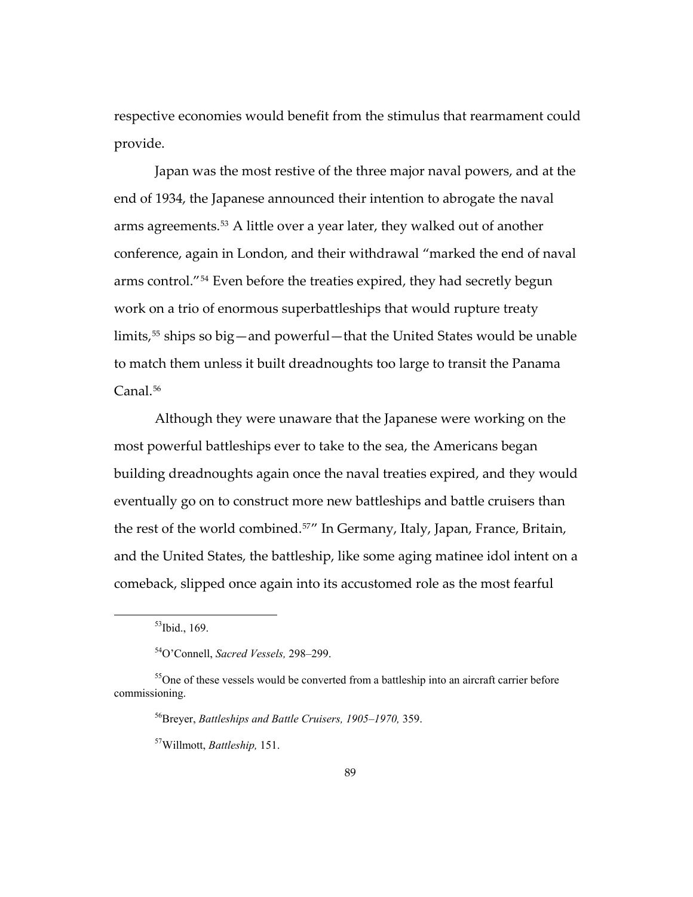respective economies would benefit from the stimulus that rearmament could provide.

Japan was the most restive of the three major naval powers, and at the end of 1934, the Japanese announced their intention to abrogate the naval arms agreements.[53] A little over a year later, they walked out of another conference, again in London, and their withdrawal "marked the end of naval arms control."[54] Even before the treaties expired, they had secretly begun work on a trio of enormous superbattleships that would rupture treaty limits,[55] ships so big—and powerful—that the United States would be unable to match them unless it built dreadnoughts too large to transit the Panama Canal.[56]

Although they were unaware that the Japanese were working on the most powerful battleships ever to take to the sea, the Americans began building dreadnoughts again once the naval treaties expired, and they would eventually go on to construct more new battleships and battle cruisers than the rest of the world combined.[57]" In Germany, Italy, Japan, France, Britain, and the United States, the battleship, like some aging matinee idol intent on a comeback, slipped once again into its accustomed role as the most fearful

---

[53] Ibid., 169.

[54] O'Connell, *Sacred Vessels,* 298–299.

[55] One of these vessels would be converted from a battleship into an aircraft carrier before commissioning.

[56] Breyer, *Battleships and Battle Cruisers, 1905–1970,* 359.

[57] Willmott, *Battleship,* 151.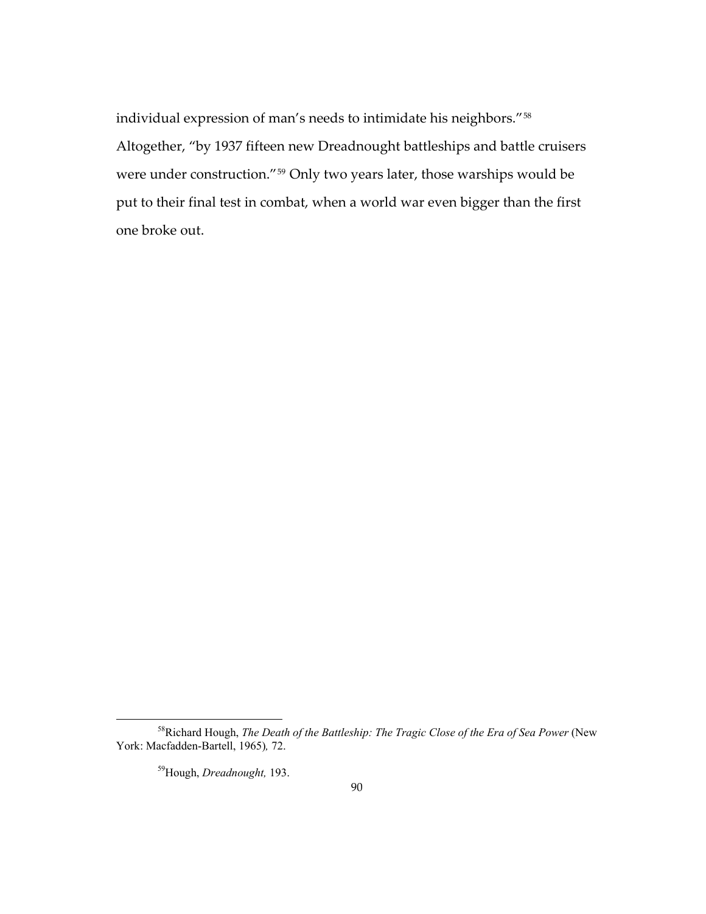individual expression of man's needs to intimidate his neighbors."[58] Altogether, "by 1937 fifteen new Dreadnought battleships and battle cruisers were under construction."[59] Only two years later, those warships would be put to their final test in combat, when a world war even bigger than the first one broke out.

---

[58]Richard Hough, *The Death of the Battleship: The Tragic Close of the Era of Sea Power* (New York: Macfadden-Bartell, 1965), 72.

[59]Hough, *Dreadnought,* 193.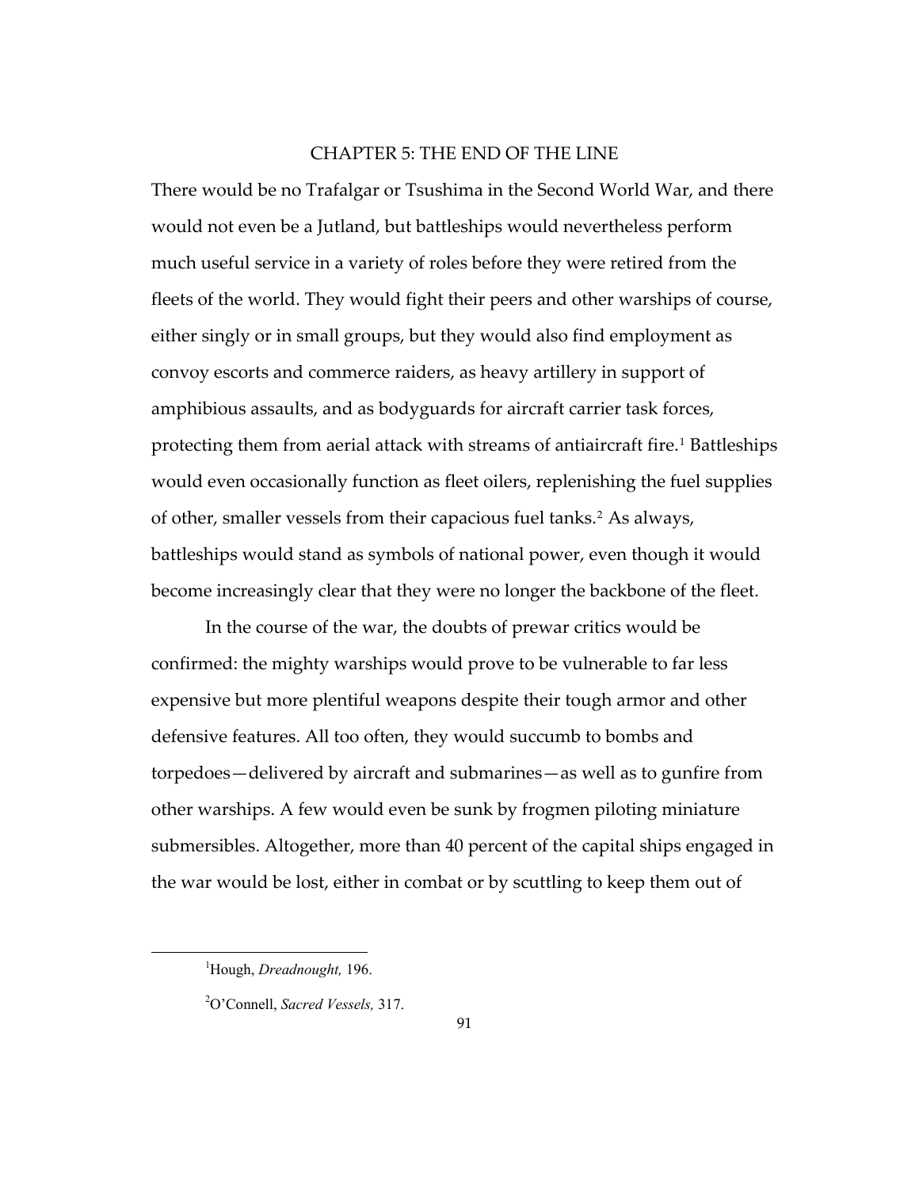# CHAPTER 5: THE END OF THE LINE

There would be no Trafalgar or Tsushima in the Second World War, and there would not even be a Jutland, but battleships would nevertheless perform much useful service in a variety of roles before they were retired from the fleets of the world. They would fight their peers and other warships of course, either singly or in small groups, but they would also find employment as convoy escorts and commerce raiders, as heavy artillery in support of amphibious assaults, and as bodyguards for aircraft carrier task forces, protecting them from aerial attack with streams of antiaircraft fire.[1] Battleships would even occasionally function as fleet oilers, replenishing the fuel supplies of other, smaller vessels from their capacious fuel tanks.[2] As always, battleships would stand as symbols of national power, even though it would become increasingly clear that they were no longer the backbone of the fleet.

In the course of the war, the doubts of prewar critics would be confirmed: the mighty warships would prove to be vulnerable to far less expensive but more plentiful weapons despite their tough armor and other defensive features. All too often, they would succumb to bombs and torpedoes—delivered by aircraft and submarines—as well as to gunfire from other warships. A few would even be sunk by frogmen piloting miniature submersibles. Altogether, more than 40 percent of the capital ships engaged in the war would be lost, either in combat or by scuttling to keep them out of

---

[1]Hough, *Dreadnought,* 196.

[2]O'Connell, *Sacred Vessels,* 317.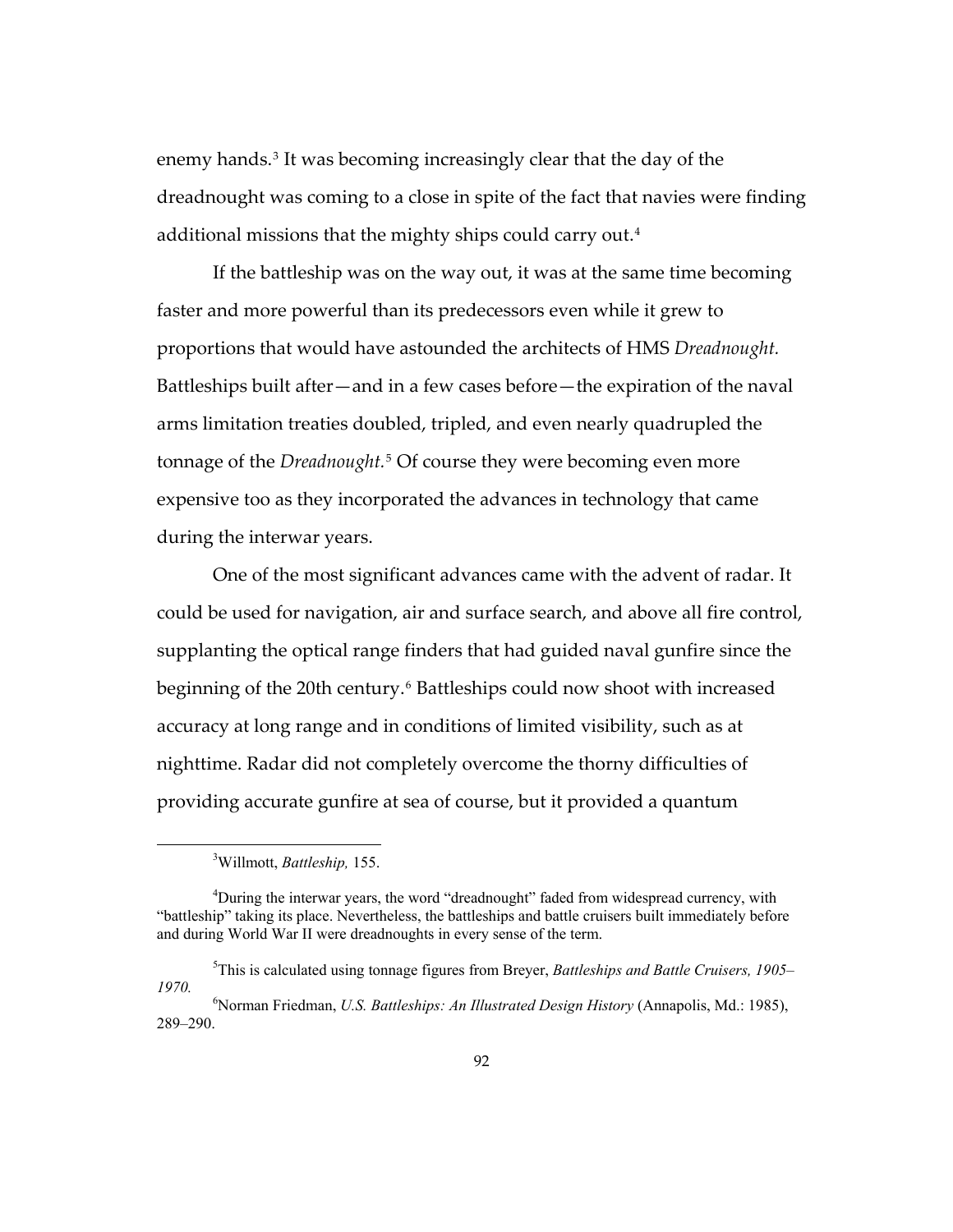enemy hands.[3] It was becoming increasingly clear that the day of the dreadnought was coming to a close in spite of the fact that navies were finding additional missions that the mighty ships could carry out.[4]

If the battleship was on the way out, it was at the same time becoming faster and more powerful than its predecessors even while it grew to proportions that would have astounded the architects of HMS *Dreadnought*. Battleships built after—and in a few cases before—the expiration of the naval arms limitation treaties doubled, tripled, and even nearly quadrupled the tonnage of the *Dreadnought*.[5] Of course they were becoming even more expensive too as they incorporated the advances in technology that came during the interwar years.

One of the most significant advances came with the advent of radar. It could be used for navigation, air and surface search, and above all fire control, supplanting the optical range finders that had guided naval gunfire since the beginning of the 20th century.[6] Battleships could now shoot with increased accuracy at long range and in conditions of limited visibility, such as at nighttime. Radar did not completely overcome the thorny difficulties of providing accurate gunfire at sea of course, but it provided a quantum

---

[3] Willmott, *Battleship,* 155.

[4] During the interwar years, the word "dreadnought" faded from widespread currency, with "battleship" taking its place. Nevertheless, the battleships and battle cruisers built immediately before and during World War II were dreadnoughts in every sense of the term.

[5] This is calculated using tonnage figures from Breyer, *Battleships and Battle Cruisers, 1905–1970.*

[6] Norman Friedman, *U.S. Battleships: An Illustrated Design History* (Annapolis, Md.: 1985), 289–290.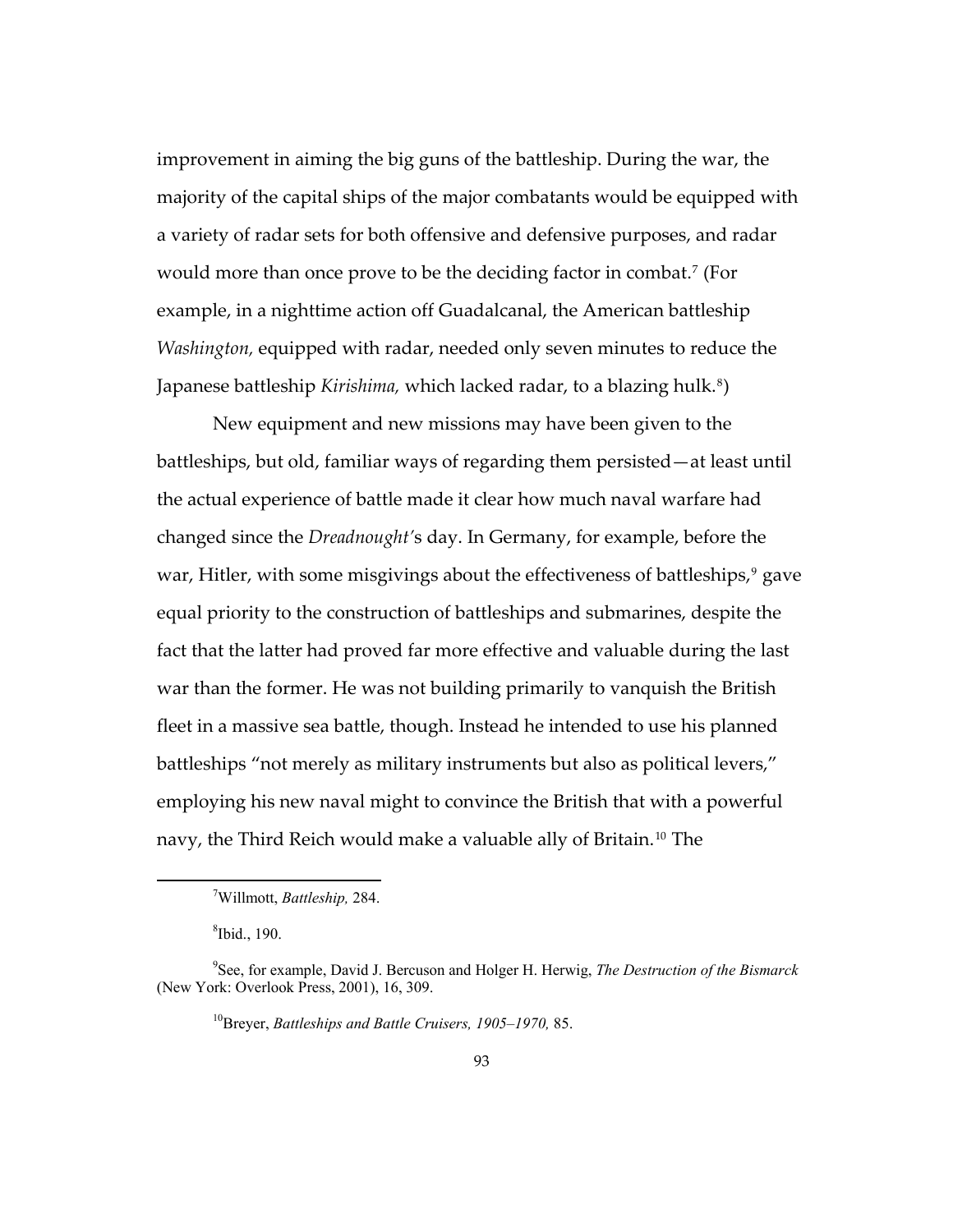improvement in aiming the big guns of the battleship. During the war, the majority of the capital ships of the major combatants would be equipped with a variety of radar sets for both offensive and defensive purposes, and radar would more than once prove to be the deciding factor in combat.[7] (For example, in a nighttime action off Guadalcanal, the American battleship *Washington,* equipped with radar, needed only seven minutes to reduce the Japanese battleship *Kirishima,* which lacked radar, to a blazing hulk.[8])

New equipment and new missions may have been given to the battleships, but old, familiar ways of regarding them persisted—at least until the actual experience of battle made it clear how much naval warfare had changed since the *Dreadnought*'s day. In Germany, for example, before the war, Hitler, with some misgivings about the effectiveness of battleships,[9] gave equal priority to the construction of battleships and submarines, despite the fact that the latter had proved far more effective and valuable during the last war than the former. He was not building primarily to vanquish the British fleet in a massive sea battle, though. Instead he intended to use his planned battleships "not merely as military instruments but also as political levers," employing his new naval might to convince the British that with a powerful navy, the Third Reich would make a valuable ally of Britain.[10] The

---

[7] Willmott, *Battleship,* 284.

[8] Ibid., 190.

[9] See, for example, David J. Bercuson and Holger H. Herwig, *The Destruction of the Bismarck* (New York: Overlook Press, 2001), 16, 309.

[10] Breyer, *Battleships and Battle Cruisers, 1905–1970,* 85.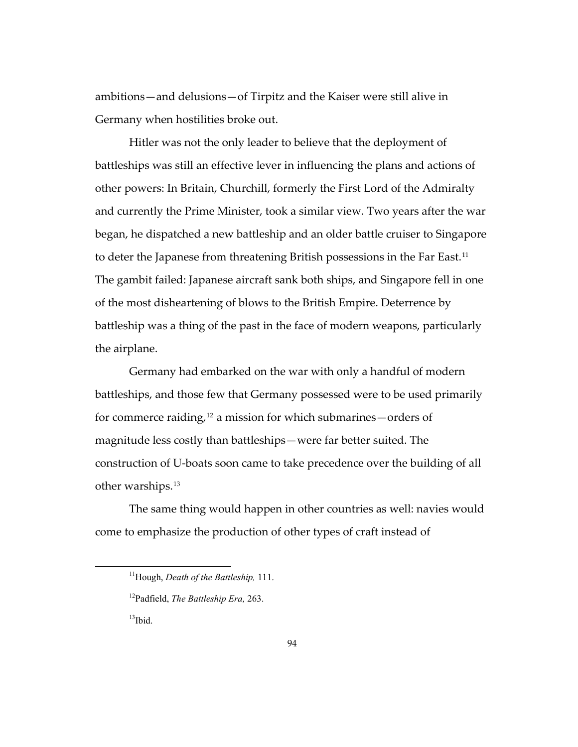ambitions—and delusions—of Tirpitz and the Kaiser were still alive in Germany when hostilities broke out.

Hitler was not the only leader to believe that the deployment of battleships was still an effective lever in influencing the plans and actions of other powers: In Britain, Churchill, formerly the First Lord of the Admiralty and currently the Prime Minister, took a similar view. Two years after the war began, he dispatched a new battleship and an older battle cruiser to Singapore to deter the Japanese from threatening British possessions in the Far East.[11] The gambit failed: Japanese aircraft sank both ships, and Singapore fell in one of the most disheartening of blows to the British Empire. Deterrence by battleship was a thing of the past in the face of modern weapons, particularly the airplane.

Germany had embarked on the war with only a handful of modern battleships, and those few that Germany possessed were to be used primarily for commerce raiding,[12] a mission for which submarines—orders of magnitude less costly than battleships—were far better suited. The construction of U-boats soon came to take precedence over the building of all other warships.[13]

The same thing would happen in other countries as well: navies would come to emphasize the production of other types of craft instead of

---

[11] Hough, *Death of the Battleship,* 111.

[12] Padfield, *The Battleship Era,* 263.

[13] Ibid.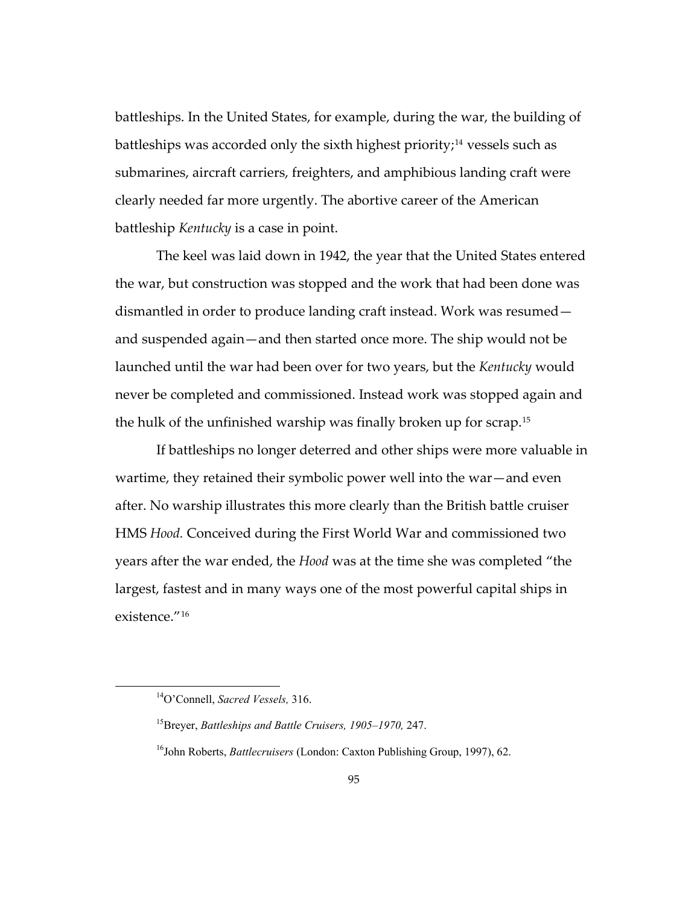battleships. In the United States, for example, during the war, the building of battleships was accorded only the sixth highest priority;[14] vessels such as submarines, aircraft carriers, freighters, and amphibious landing craft were clearly needed far more urgently. The abortive career of the American battleship *Kentucky* is a case in point.

The keel was laid down in 1942, the year that the United States entered the war, but construction was stopped and the work that had been done was dismantled in order to produce landing craft instead. Work was resumed—and suspended again—and then started once more. The ship would not be launched until the war had been over for two years, but the *Kentucky* would never be completed and commissioned. Instead work was stopped again and the hulk of the unfinished warship was finally broken up for scrap.[15]

If battleships no longer deterred and other ships were more valuable in wartime, they retained their symbolic power well into the war—and even after. No warship illustrates this more clearly than the British battle cruiser HMS *Hood.* Conceived during the First World War and commissioned two years after the war ended, the *Hood* was at the time she was completed "the largest, fastest and in many ways one of the most powerful capital ships in existence."[16]

---

[14] O'Connell, *Sacred Vessels,* 316.

[15] Breyer, *Battleships and Battle Cruisers, 1905–1970,* 247.

[16] John Roberts, *Battlecruisers* (London: Caxton Publishing Group, 1997), 62.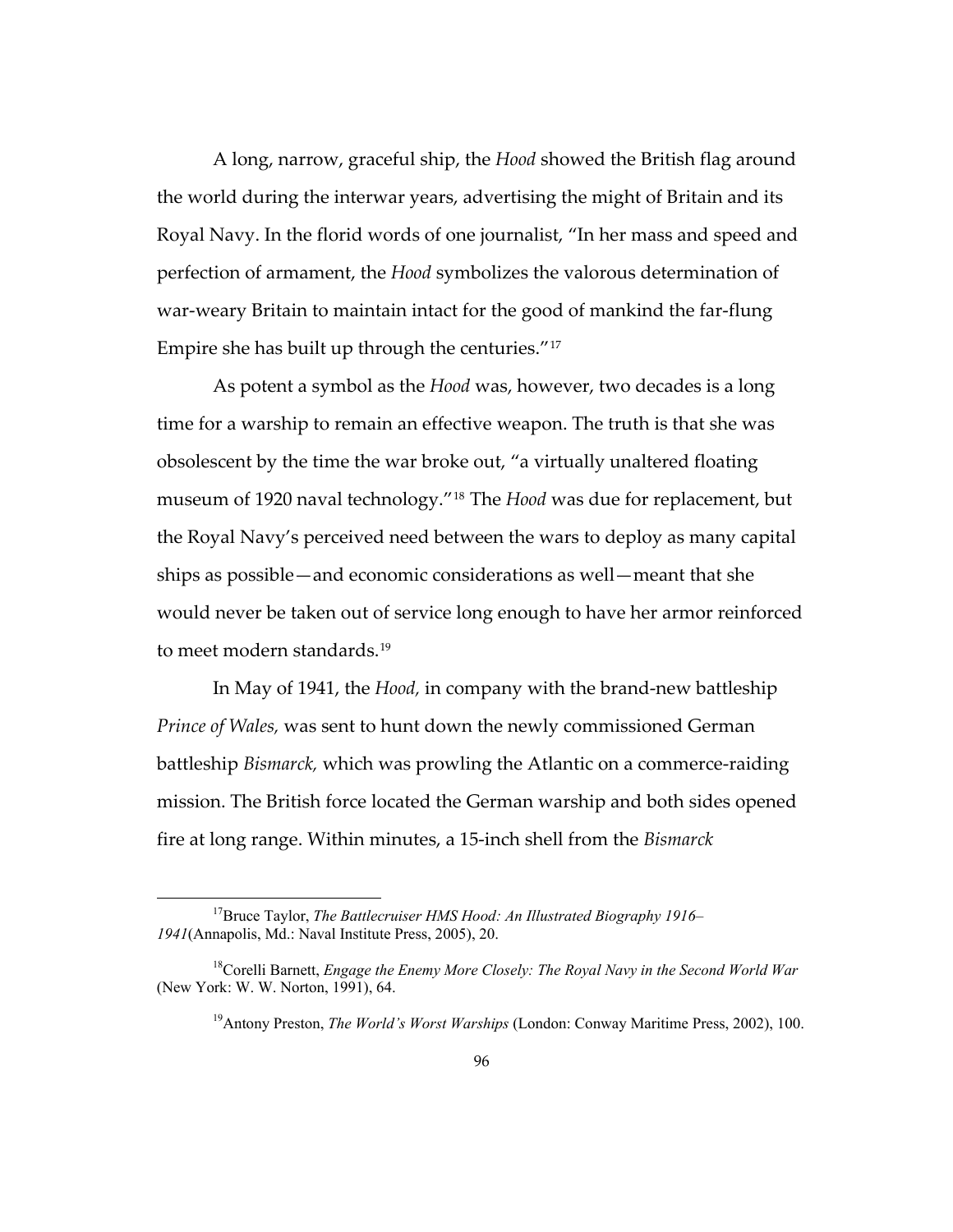A long, narrow, graceful ship, the *Hood* showed the British flag around the world during the interwar years, advertising the might of Britain and its Royal Navy. In the florid words of one journalist, "In her mass and speed and perfection of armament, the *Hood* symbolizes the valorous determination of war-weary Britain to maintain intact for the good of mankind the far-flung Empire she has built up through the centuries."[17]

As potent a symbol as the *Hood* was, however, two decades is a long time for a warship to remain an effective weapon. The truth is that she was obsolescent by the time the war broke out, "a virtually unaltered floating museum of 1920 naval technology."[18] The *Hood* was due for replacement, but the Royal Navy's perceived need between the wars to deploy as many capital ships as possible—and economic considerations as well—meant that she would never be taken out of service long enough to have her armor reinforced to meet modern standards.[19]

In May of 1941, the *Hood,* in company with the brand-new battleship *Prince of Wales,* was sent to hunt down the newly commissioned German battleship *Bismarck,* which was prowling the Atlantic on a commerce-raiding mission. The British force located the German warship and both sides opened fire at long range. Within minutes, a 15-inch shell from the *Bismarck*

---

[17] Bruce Taylor, *The Battlecruiser HMS Hood: An Illustrated Biography 1916–1941*(Annapolis, Md.: Naval Institute Press, 2005), 20.

[18] Corelli Barnett, *Engage the Enemy More Closely: The Royal Navy in the Second World War* (New York: W. W. Norton, 1991), 64.

[19] Antony Preston, *The World's Worst Warships* (London: Conway Maritime Press, 2002), 100.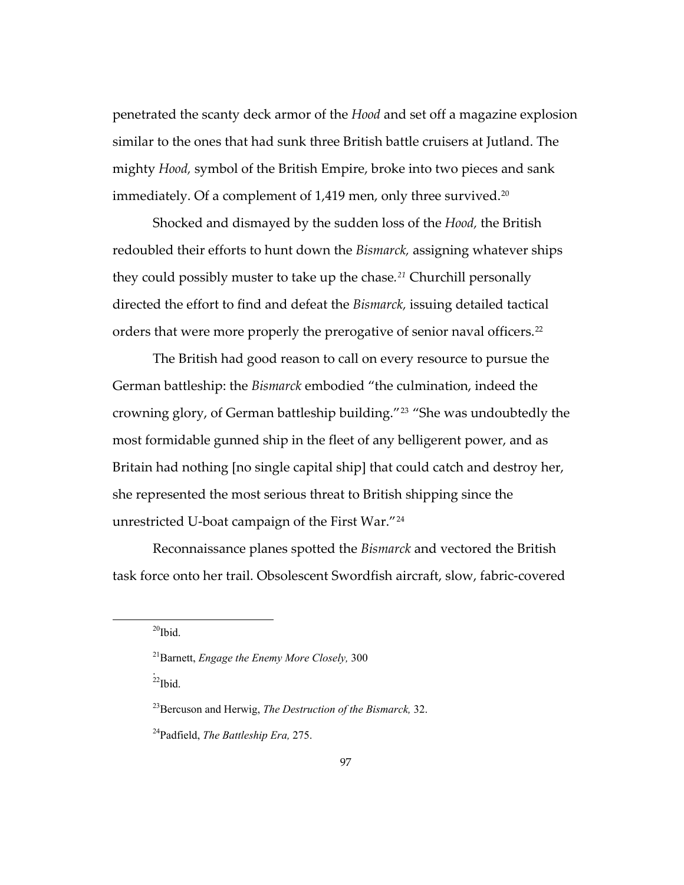penetrated the scanty deck armor of the *Hood* and set off a magazine explosion similar to the ones that had sunk three British battle cruisers at Jutland. The mighty *Hood,* symbol of the British Empire, broke into two pieces and sank immediately. Of a complement of 1,419 men, only three survived.[20]

Shocked and dismayed by the sudden loss of the *Hood,* the British redoubled their efforts to hunt down the *Bismarck,* assigning whatever ships they could possibly muster to take up the chase.[21] Churchill personally directed the effort to find and defeat the *Bismarck,* issuing detailed tactical orders that were more properly the prerogative of senior naval officers.[22]

The British had good reason to call on every resource to pursue the German battleship: the *Bismarck* embodied "the culmination, indeed the crowning glory, of German battleship building."[23] "She was undoubtedly the most formidable gunned ship in the fleet of any belligerent power, and as Britain had nothing [no single capital ship] that could catch and destroy her, she represented the most serious threat to British shipping since the unrestricted U-boat campaign of the First War."[24]

Reconnaissance planes spotted the *Bismarck* and vectored the British task force onto her trail. Obsolescent Swordfish aircraft, slow, fabric-covered

---

[20]Ibid.

[21]Barnett, *Engage the Enemy More Closely,* 300

.

[22]Ibid.

[23]Bercuson and Herwig, *The Destruction of the Bismarck,* 32.

[24]Padfield, *The Battleship Era,* 275.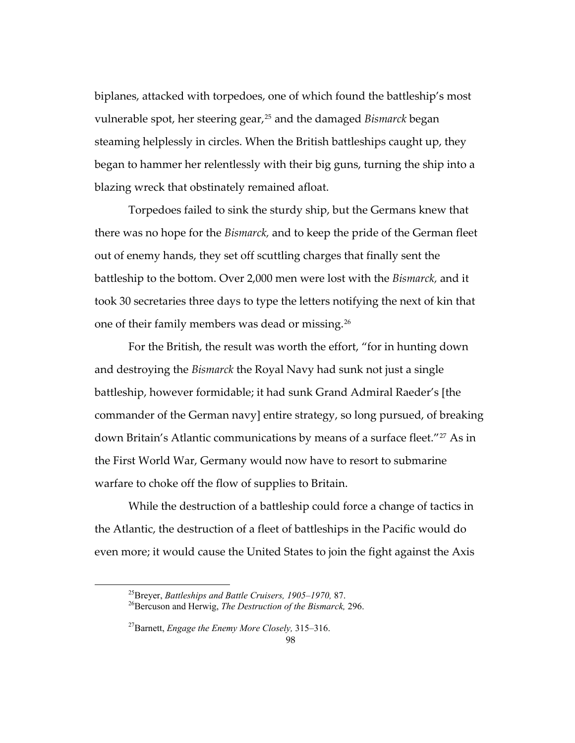biplanes, attacked with torpedoes, one of which found the battleship's most vulnerable spot, her steering gear,[25] and the damaged *Bismarck* began steaming helplessly in circles. When the British battleships caught up, they began to hammer her relentlessly with their big guns, turning the ship into a blazing wreck that obstinately remained afloat.

Torpedoes failed to sink the sturdy ship, but the Germans knew that there was no hope for the *Bismarck,* and to keep the pride of the German fleet out of enemy hands, they set off scuttling charges that finally sent the battleship to the bottom. Over 2,000 men were lost with the *Bismarck,* and it took 30 secretaries three days to type the letters notifying the next of kin that one of their family members was dead or missing.[26]

For the British, the result was worth the effort, "for in hunting down and destroying the *Bismarck* the Royal Navy had sunk not just a single battleship, however formidable; it had sunk Grand Admiral Raeder's [the commander of the German navy] entire strategy, so long pursued, of breaking down Britain's Atlantic communications by means of a surface fleet."[27] As in the First World War, Germany would now have to resort to submarine warfare to choke off the flow of supplies to Britain.

While the destruction of a battleship could force a change of tactics in the Atlantic, the destruction of a fleet of battleships in the Pacific would do even more; it would cause the United States to join the fight against the Axis

---

[25] Breyer, *Battleships and Battle Cruisers, 1905–1970,* 87.

[26] Bercuson and Herwig, *The Destruction of the Bismarck,* 296.

[27] Barnett, *Engage the Enemy More Closely,* 315–316.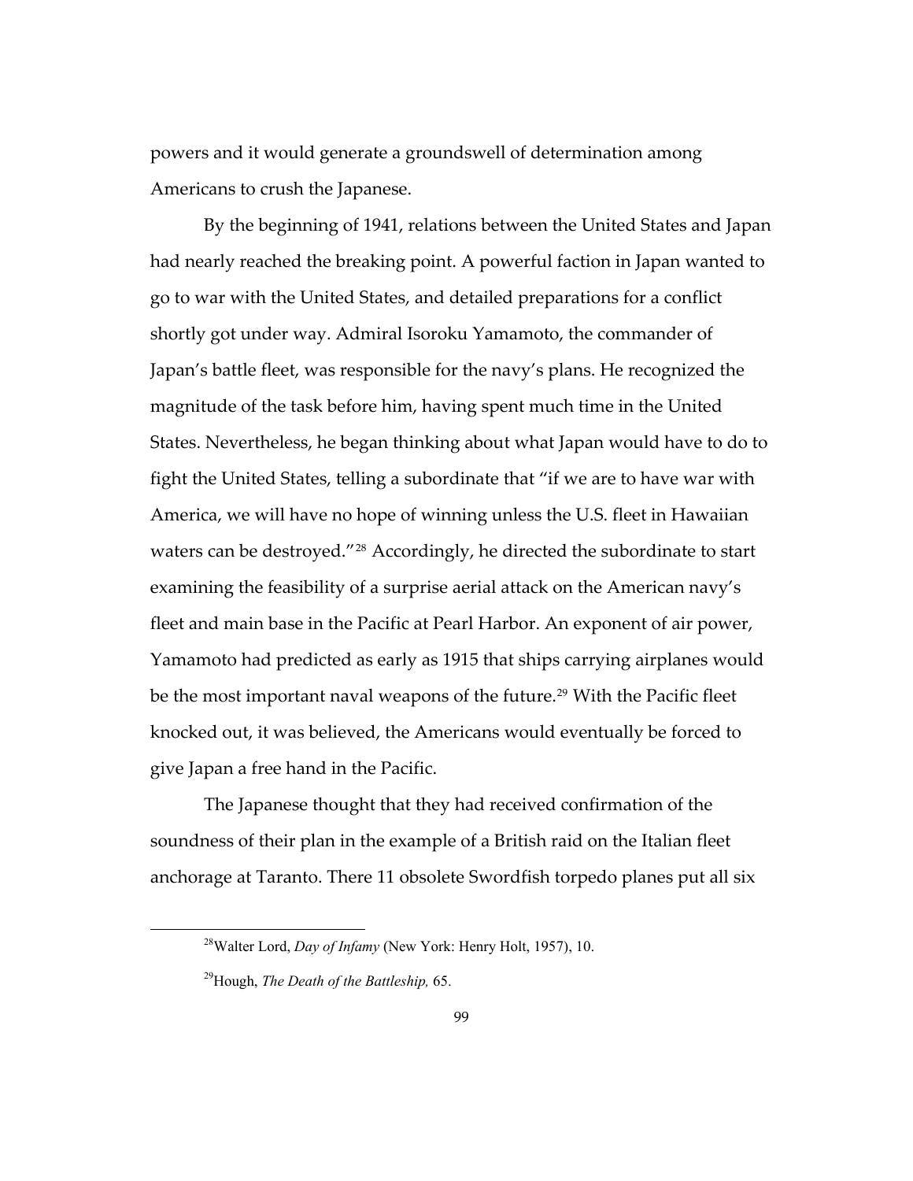powers and it would generate a groundswell of determination among Americans to crush the Japanese.

By the beginning of 1941, relations between the United States and Japan had nearly reached the breaking point. A powerful faction in Japan wanted to go to war with the United States, and detailed preparations for a conflict shortly got under way. Admiral Isoroku Yamamoto, the commander of Japan's battle fleet, was responsible for the navy's plans. He recognized the magnitude of the task before him, having spent much time in the United States. Nevertheless, he began thinking about what Japan would have to do to fight the United States, telling a subordinate that "if we are to have war with America, we will have no hope of winning unless the U.S. fleet in Hawaiian waters can be destroyed."[28] Accordingly, he directed the subordinate to start examining the feasibility of a surprise aerial attack on the American navy's fleet and main base in the Pacific at Pearl Harbor. An exponent of air power, Yamamoto had predicted as early as 1915 that ships carrying airplanes would be the most important naval weapons of the future.[29] With the Pacific fleet knocked out, it was believed, the Americans would eventually be forced to give Japan a free hand in the Pacific.

The Japanese thought that they had received confirmation of the soundness of their plan in the example of a British raid on the Italian fleet anchorage at Taranto. There 11 obsolete Swordfish torpedo planes put all six

---

[28] Walter Lord, *Day of Infamy* (New York: Henry Holt, 1957), 10.

[29] Hough, *The Death of the Battleship,* 65.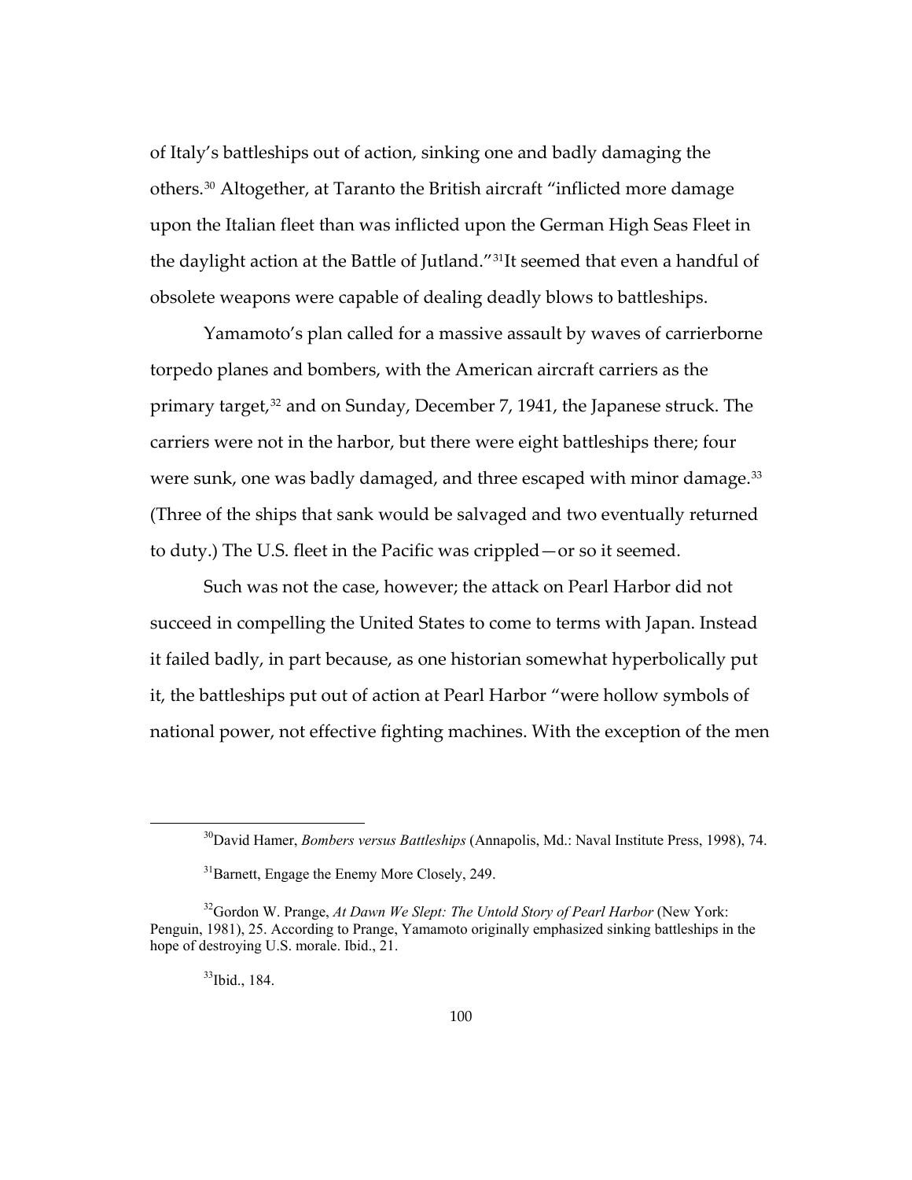of Italy's battleships out of action, sinking one and badly damaging the others.[30] Altogether, at Taranto the British aircraft "inflicted more damage upon the Italian fleet than was inflicted upon the German High Seas Fleet in the daylight action at the Battle of Jutland."[31]It seemed that even a handful of obsolete weapons were capable of dealing deadly blows to battleships.

Yamamoto's plan called for a massive assault by waves of carrierborne torpedo planes and bombers, with the American aircraft carriers as the primary target,[32] and on Sunday, December 7, 1941, the Japanese struck. The carriers were not in the harbor, but there were eight battleships there; four were sunk, one was badly damaged, and three escaped with minor damage.[33] (Three of the ships that sank would be salvaged and two eventually returned to duty.) The U.S. fleet in the Pacific was crippled—or so it seemed.

Such was not the case, however; the attack on Pearl Harbor did not succeed in compelling the United States to come to terms with Japan. Instead it failed badly, in part because, as one historian somewhat hyperbolically put it, the battleships put out of action at Pearl Harbor "were hollow symbols of national power, not effective fighting machines. With the exception of the men

---

[30]David Hamer, *Bombers versus Battleships* (Annapolis, Md.: Naval Institute Press, 1998), 74.

[31]Barnett, Engage the Enemy More Closely, 249.

[32]Gordon W. Prange, *At Dawn We Slept: The Untold Story of Pearl Harbor* (New York: Penguin, 1981), 25. According to Prange, Yamamoto originally emphasized sinking battleships in the hope of destroying U.S. morale. Ibid., 21.

[33]Ibid., 184.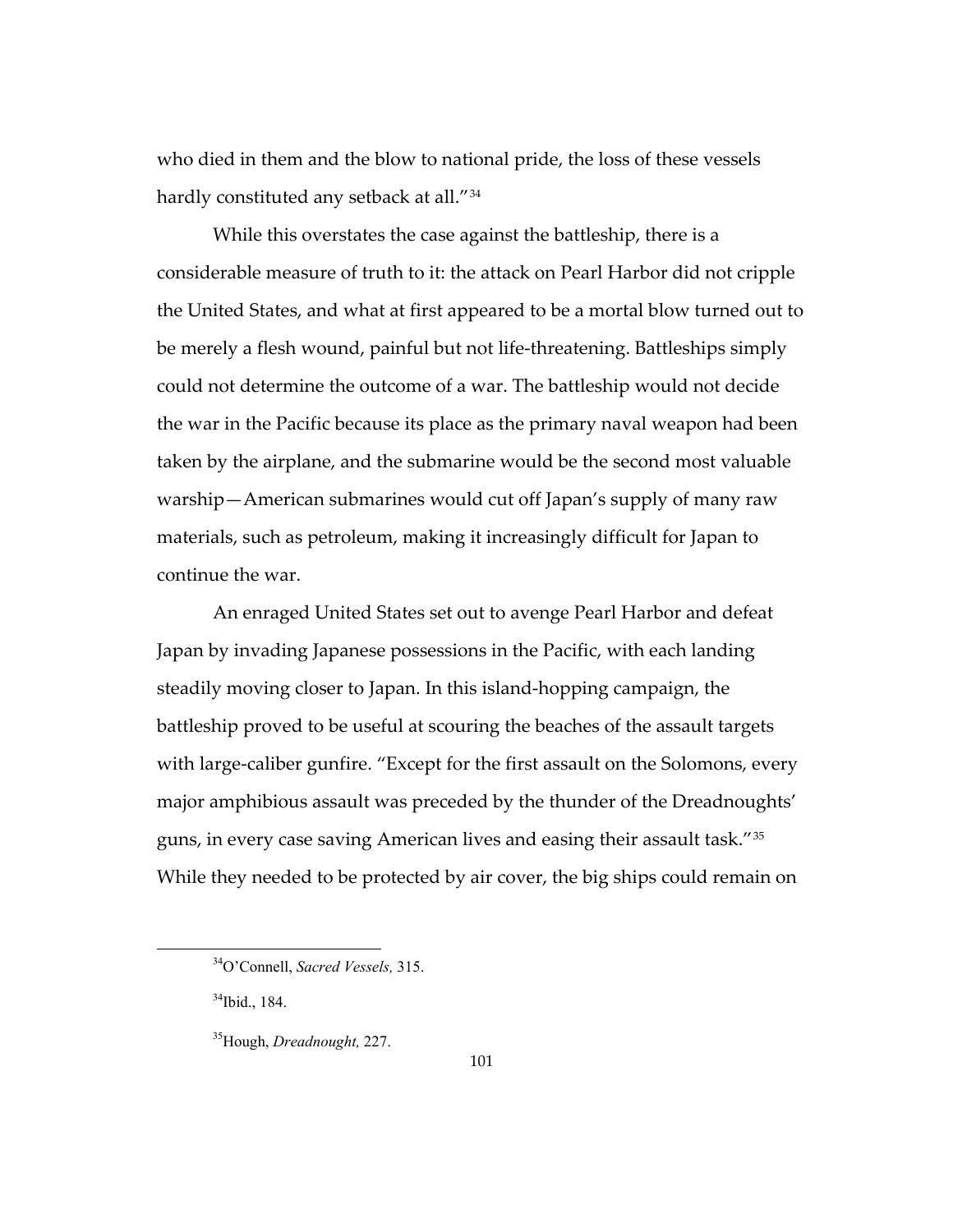who died in them and the blow to national pride, the loss of these vessels hardly constituted any setback at all."[34]

While this overstates the case against the battleship, there is a considerable measure of truth to it: the attack on Pearl Harbor did not cripple the United States, and what at first appeared to be a mortal blow turned out to be merely a flesh wound, painful but not life-threatening. Battleships simply could not determine the outcome of a war. The battleship would not decide the war in the Pacific because its place as the primary naval weapon had been taken by the airplane, and the submarine would be the second most valuable warship—American submarines would cut off Japan's supply of many raw materials, such as petroleum, making it increasingly difficult for Japan to continue the war.

An enraged United States set out to avenge Pearl Harbor and defeat Japan by invading Japanese possessions in the Pacific, with each landing steadily moving closer to Japan. In this island-hopping campaign, the battleship proved to be useful at scouring the beaches of the assault targets with large-caliber gunfire. "Except for the first assault on the Solomons, every major amphibious assault was preceded by the thunder of the Dreadnoughts' guns, in every case saving American lives and easing their assault task."[35] While they needed to be protected by air cover, the big ships could remain on

---

[34]O'Connell, *Sacred Vessels,* 315.

[34]Ibid., 184.

[35]Hough, *Dreadnought,* 227.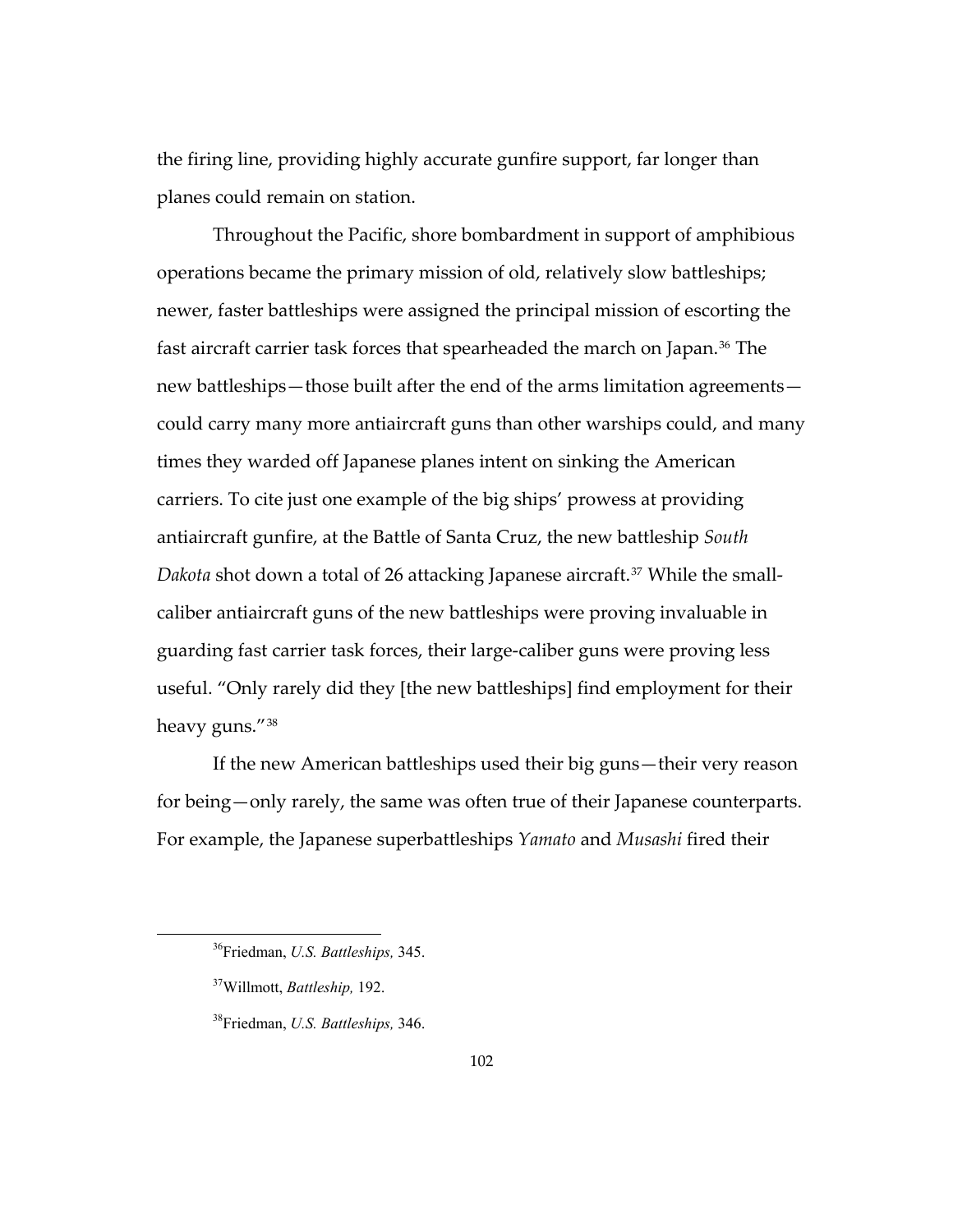the firing line, providing highly accurate gunfire support, far longer than planes could remain on station.

Throughout the Pacific, shore bombardment in support of amphibious operations became the primary mission of old, relatively slow battleships; newer, faster battleships were assigned the principal mission of escorting the fast aircraft carrier task forces that spearheaded the march on Japan.[36] The new battleships—those built after the end of the arms limitation agreements—could carry many more antiaircraft guns than other warships could, and many times they warded off Japanese planes intent on sinking the American carriers. To cite just one example of the big ships' prowess at providing antiaircraft gunfire, at the Battle of Santa Cruz, the new battleship *South Dakota* shot down a total of 26 attacking Japanese aircraft.[37] While the small-caliber antiaircraft guns of the new battleships were proving invaluable in guarding fast carrier task forces, their large-caliber guns were proving less useful. "Only rarely did they [the new battleships] find employment for their heavy guns."[38]

If the new American battleships used their big guns—their very reason for being—only rarely, the same was often true of their Japanese counterparts. For example, the Japanese superbattleships *Yamato* and *Musashi* fired their

---

[36] Friedman, *U.S. Battleships,* 345.

[37] Willmott, *Battleship,* 192.

[38] Friedman, *U.S. Battleships,* 346.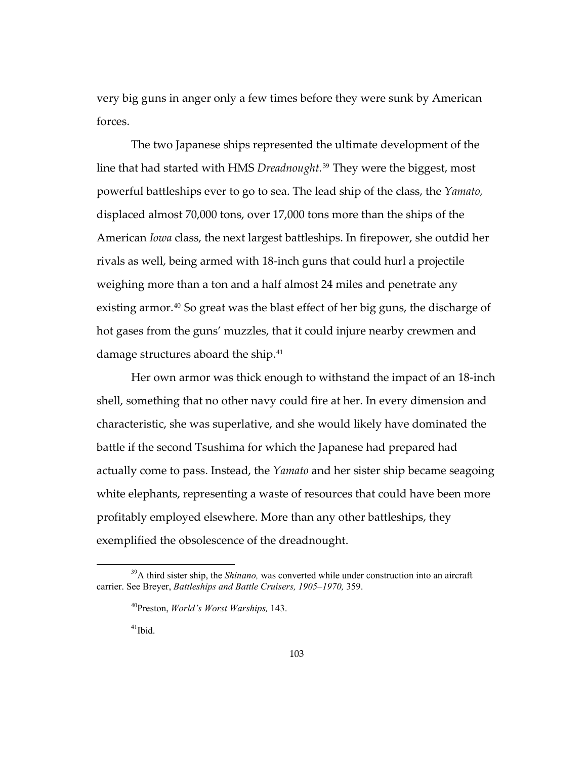very big guns in anger only a few times before they were sunk by American forces.

The two Japanese ships represented the ultimate development of the line that had started with HMS *Dreadnought*.[39] They were the biggest, most powerful battleships ever to go to sea. The lead ship of the class, the *Yamato,* displaced almost 70,000 tons, over 17,000 tons more than the ships of the American *Iowa* class, the next largest battleships. In firepower, she outdid her rivals as well, being armed with 18-inch guns that could hurl a projectile weighing more than a ton and a half almost 24 miles and penetrate any existing armor.[40] So great was the blast effect of her big guns, the discharge of hot gases from the guns' muzzles, that it could injure nearby crewmen and damage structures aboard the ship.[41]

Her own armor was thick enough to withstand the impact of an 18-inch shell, something that no other navy could fire at her. In every dimension and characteristic, she was superlative, and she would likely have dominated the battle if the second Tsushima for which the Japanese had prepared had actually come to pass. Instead, the *Yamato* and her sister ship became seagoing white elephants, representing a waste of resources that could have been more profitably employed elsewhere. More than any other battleships, they exemplified the obsolescence of the dreadnought.

---

[39]A third sister ship, the *Shinano,* was converted while under construction into an aircraft carrier. See Breyer, *Battleships and Battle Cruisers, 1905–1970,* 359.

[40]Preston, *World's Worst Warships,* 143.

[41]Ibid.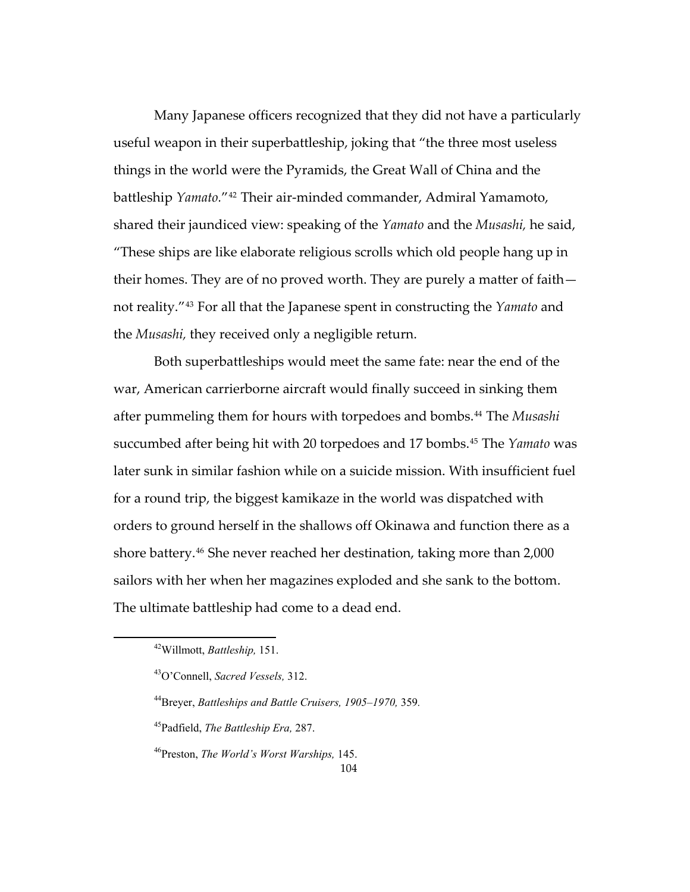Many Japanese officers recognized that they did not have a particularly useful weapon in their superbattleship, joking that "the three most useless things in the world were the Pyramids, the Great Wall of China and the battleship *Yamato*."[42] Their air-minded commander, Admiral Yamamoto, shared their jaundiced view: speaking of the *Yamato* and the *Musashi,* he said, "These ships are like elaborate religious scrolls which old people hang up in their homes. They are of no proved worth. They are purely a matter of faith—not reality."[43] For all that the Japanese spent in constructing the *Yamato* and the *Musashi,* they received only a negligible return.

Both superbattleships would meet the same fate: near the end of the war, American carrierborne aircraft would finally succeed in sinking them after pummeling them for hours with torpedoes and bombs.[44] The *Musashi* succumbed after being hit with 20 torpedoes and 17 bombs.[45] The *Yamato* was later sunk in similar fashion while on a suicide mission. With insufficient fuel for a round trip, the biggest kamikaze in the world was dispatched with orders to ground herself in the shallows off Okinawa and function there as a shore battery.[46] She never reached her destination, taking more than 2,000 sailors with her when her magazines exploded and she sank to the bottom. The ultimate battleship had come to a dead end.

---

[42] Willmott, *Battleship,* 151.

[43] O'Connell, *Sacred Vessels,* 312.

[44] Breyer, *Battleships and Battle Cruisers, 1905–1970,* 359.

[45] Padfield, *The Battleship Era,* 287.

[46] Preston, *The World's Worst Warships,* 145.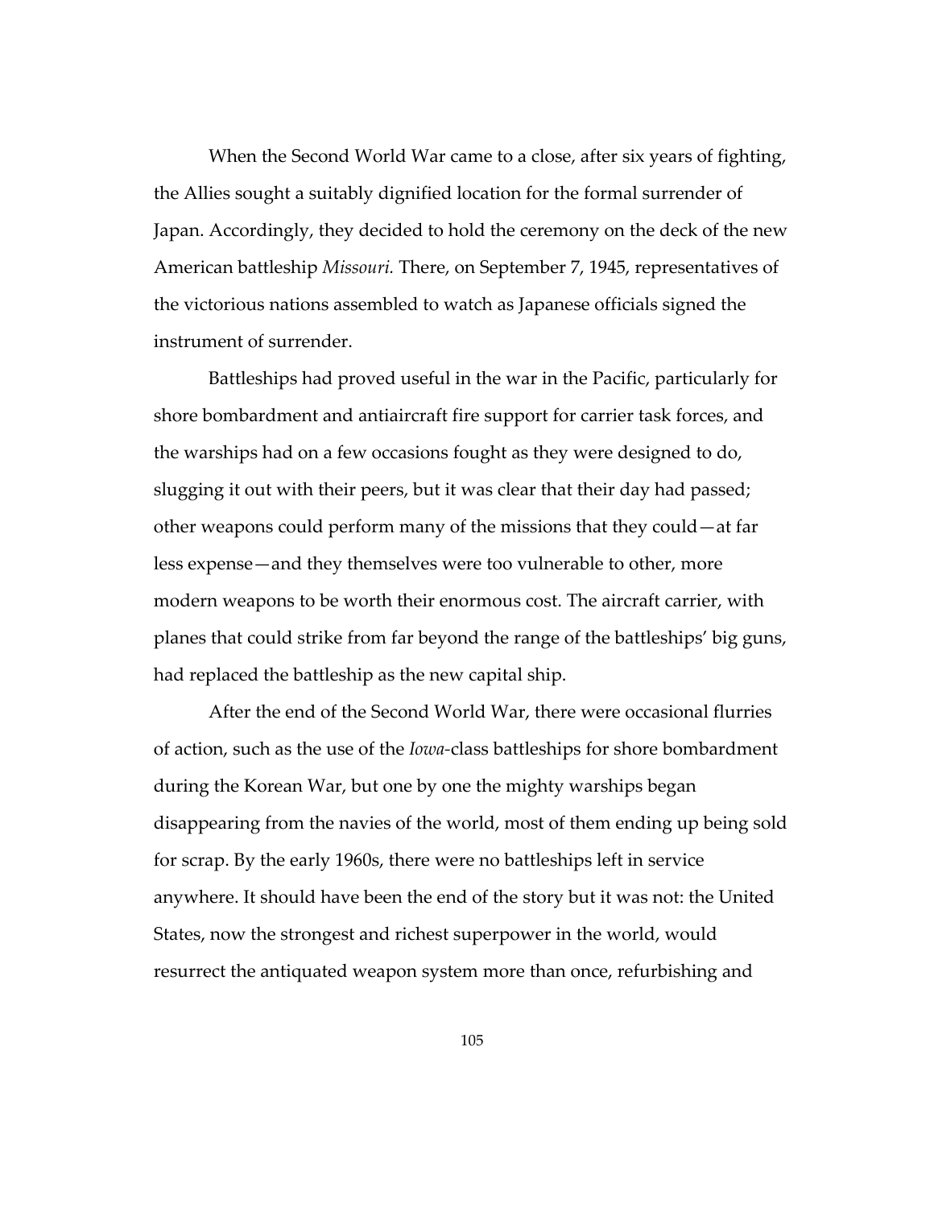When the Second World War came to a close, after six years of fighting, the Allies sought a suitably dignified location for the formal surrender of Japan. Accordingly, they decided to hold the ceremony on the deck of the new American battleship *Missouri.* There, on September 7, 1945, representatives of the victorious nations assembled to watch as Japanese officials signed the instrument of surrender.

Battleships had proved useful in the war in the Pacific, particularly for shore bombardment and antiaircraft fire support for carrier task forces, and the warships had on a few occasions fought as they were designed to do, slugging it out with their peers, but it was clear that their day had passed; other weapons could perform many of the missions that they could—at far less expense—and they themselves were too vulnerable to other, more modern weapons to be worth their enormous cost. The aircraft carrier, with planes that could strike from far beyond the range of the battleships' big guns, had replaced the battleship as the new capital ship.

After the end of the Second World War, there were occasional flurries of action, such as the use of the *Iowa*-class battleships for shore bombardment during the Korean War, but one by one the mighty warships began disappearing from the navies of the world, most of them ending up being sold for scrap. By the early 1960s, there were no battleships left in service anywhere. It should have been the end of the story but it was not: the United States, now the strongest and richest superpower in the world, would resurrect the antiquated weapon system more than once, refurbishing and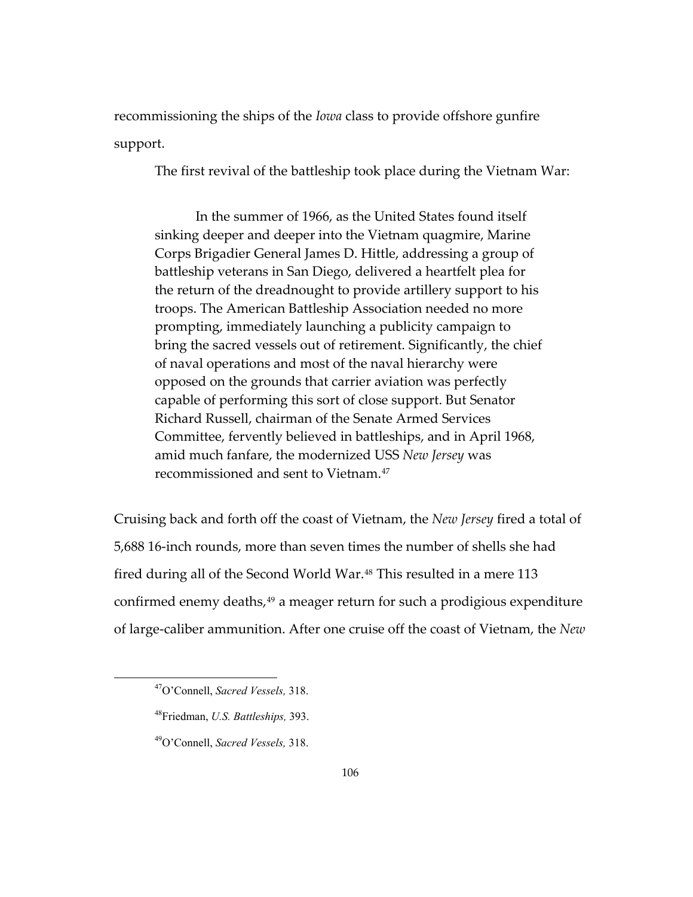recommissioning the ships of the *Iowa* class to provide offshore gunfire support.

The first revival of the battleship took place during the Vietnam War:

> In the summer of 1966, as the United States found itself sinking deeper and deeper into the Vietnam quagmire, Marine Corps Brigadier General James D. Hittle, addressing a group of battleship veterans in San Diego, delivered a heartfelt plea for the return of the dreadnought to provide artillery support to his troops. The American Battleship Association needed no more prompting, immediately launching a publicity campaign to bring the sacred vessels out of retirement. Significantly, the chief of naval operations and most of the naval hierarchy were opposed on the grounds that carrier aviation was perfectly capable of performing this sort of close support. But Senator Richard Russell, chairman of the Senate Armed Services Committee, fervently believed in battleships, and in April 1968, amid much fanfare, the modernized USS *New Jersey* was recommissioned and sent to Vietnam.[47]

Cruising back and forth off the coast of Vietnam, the *New Jersey* fired a total of 5,688 16-inch rounds, more than seven times the number of shells she had fired during all of the Second World War.[48] This resulted in a mere 113 confirmed enemy deaths,[49] a meager return for such a prodigious expenditure of large-caliber ammunition. After one cruise off the coast of Vietnam, the *New*

---

[47] O'Connell, *Sacred Vessels,* 318.

[48] Friedman, *U.S. Battleships,* 393.

[49] O'Connell, *Sacred Vessels,* 318.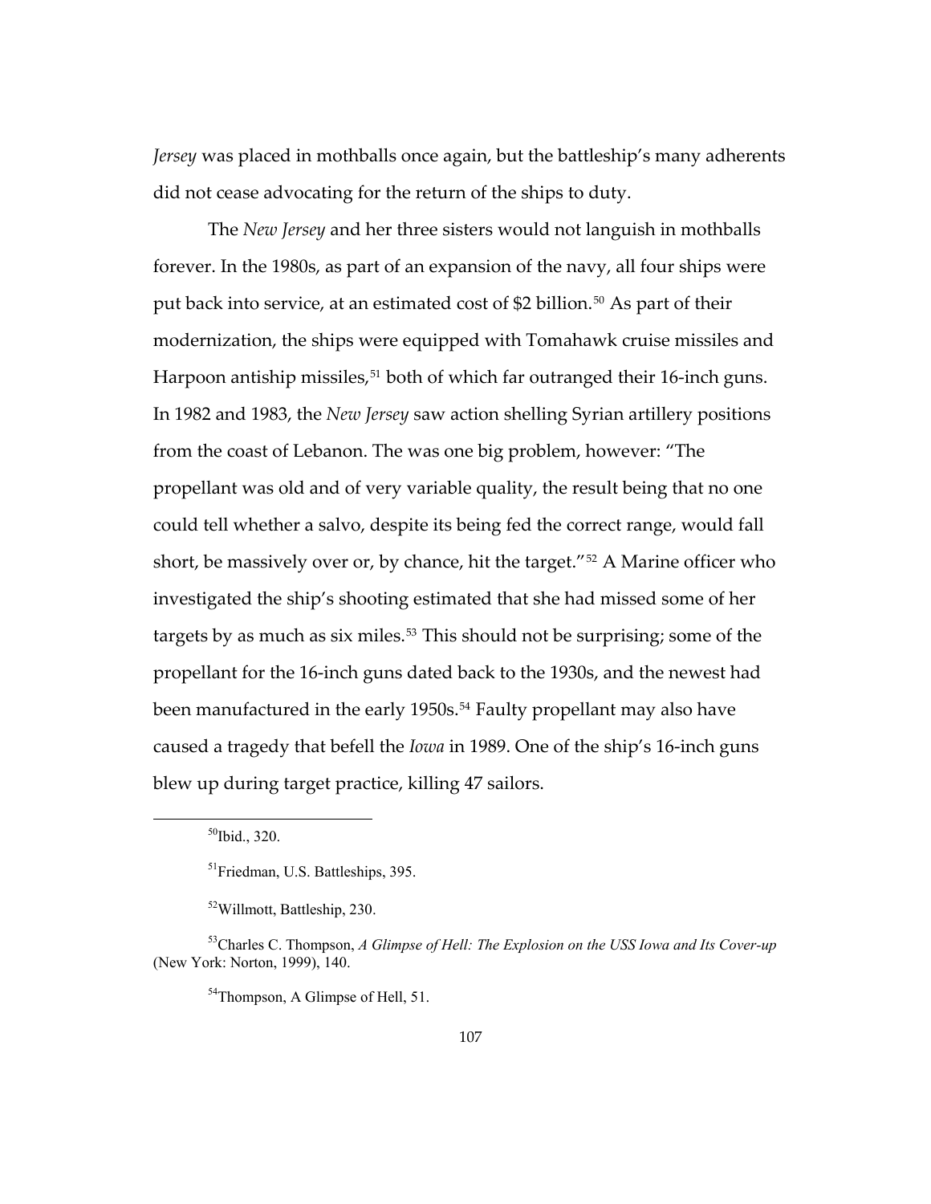*Jersey* was placed in mothballs once again, but the battleship's many adherents did not cease advocating for the return of the ships to duty.

The *New Jersey* and her three sisters would not languish in mothballs forever. In the 1980s, as part of an expansion of the navy, all four ships were put back into service, at an estimated cost of $2 billion.[50] As part of their modernization, the ships were equipped with Tomahawk cruise missiles and Harpoon antiship missiles,[51] both of which far outranged their 16-inch guns. In 1982 and 1983, the *New Jersey* saw action shelling Syrian artillery positions from the coast of Lebanon. The was one big problem, however: "The propellant was old and of very variable quality, the result being that no one could tell whether a salvo, despite its being fed the correct range, would fall short, be massively over or, by chance, hit the target."[52] A Marine officer who investigated the ship's shooting estimated that she had missed some of her targets by as much as six miles.[53] This should not be surprising; some of the propellant for the 16-inch guns dated back to the 1930s, and the newest had been manufactured in the early 1950s.[54] Faulty propellant may also have caused a tragedy that befell the *Iowa* in 1989. One of the ship's 16-inch guns blew up during target practice, killing 47 sailors.

---

[50]Ibid., 320.

[51]Friedman, U.S. Battleships, 395.

[52]Willmott, Battleship, 230.

[53]Charles C. Thompson, *A Glimpse of Hell: The Explosion on the USS Iowa and Its Cover-up* (New York: Norton, 1999), 140.

[54]Thompson, A Glimpse of Hell, 51.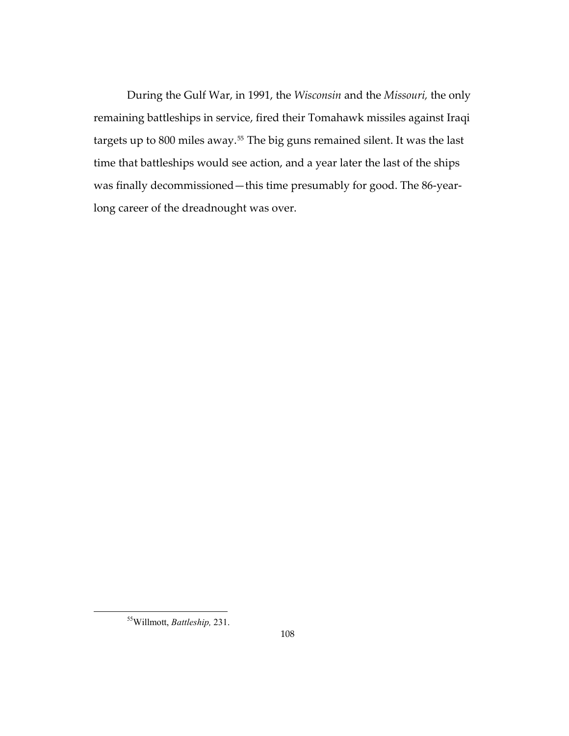During the Gulf War, in 1991, the *Wisconsin* and the *Missouri,* the only remaining battleships in service, fired their Tomahawk missiles against Iraqi targets up to 800 miles away.[55] The big guns remained silent. It was the last time that battleships would see action, and a year later the last of the ships was finally decommissioned—this time presumably for good. The 86-year-long career of the dreadnought was over.

---

[55] Willmott, *Battleship,* 231.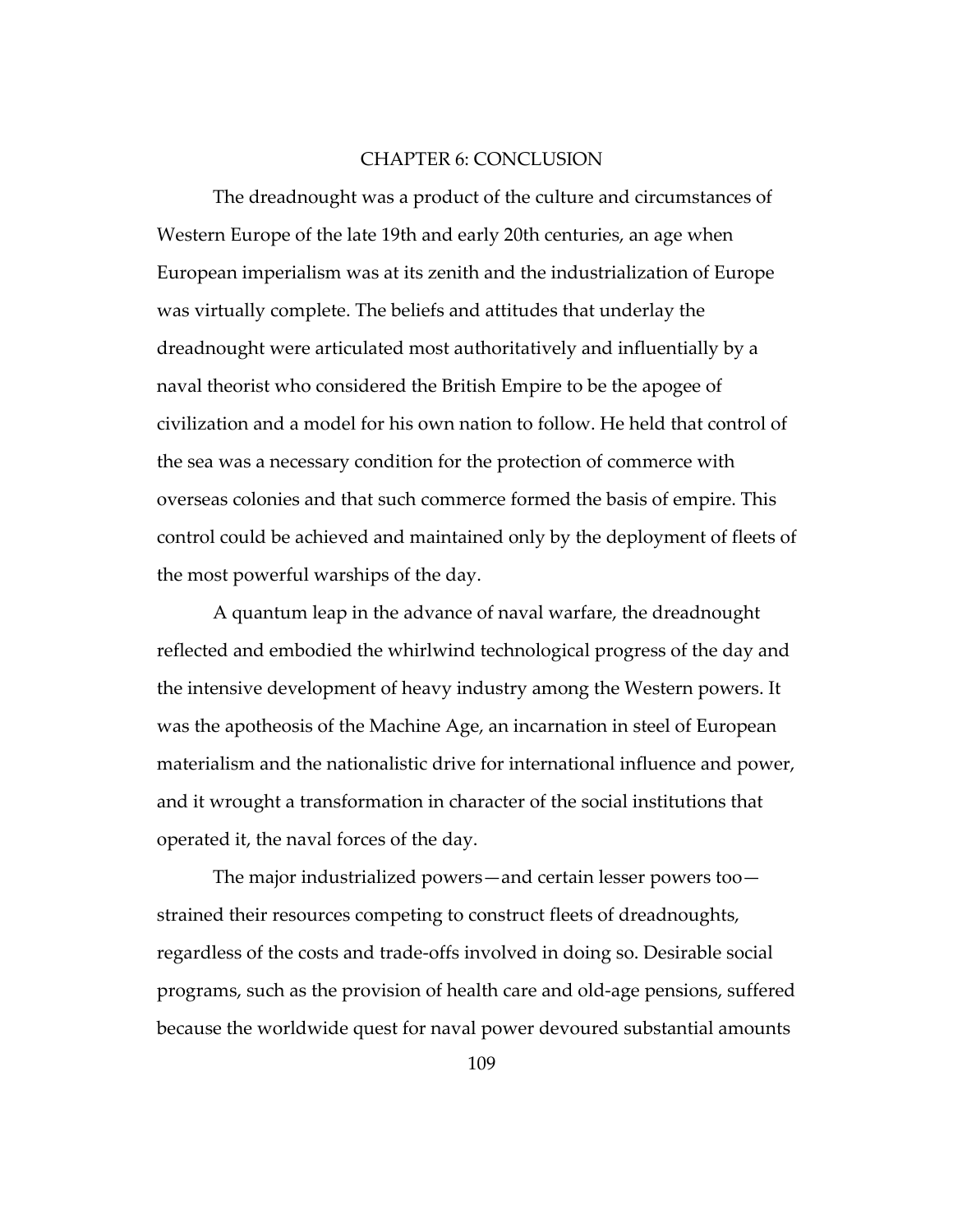# CHAPTER 6: CONCLUSION

The dreadnought was a product of the culture and circumstances of Western Europe of the late 19th and early 20th centuries, an age when European imperialism was at its zenith and the industrialization of Europe was virtually complete. The beliefs and attitudes that underlay the dreadnought were articulated most authoritatively and influentially by a naval theorist who considered the British Empire to be the apogee of civilization and a model for his own nation to follow. He held that control of the sea was a necessary condition for the protection of commerce with overseas colonies and that such commerce formed the basis of empire. This control could be achieved and maintained only by the deployment of fleets of the most powerful warships of the day.

A quantum leap in the advance of naval warfare, the dreadnought reflected and embodied the whirlwind technological progress of the day and the intensive development of heavy industry among the Western powers. It was the apotheosis of the Machine Age, an incarnation in steel of European materialism and the nationalistic drive for international influence and power, and it wrought a transformation in character of the social institutions that operated it, the naval forces of the day.

The major industrialized powers—and certain lesser powers too—strained their resources competing to construct fleets of dreadnoughts, regardless of the costs and trade-offs involved in doing so. Desirable social programs, such as the provision of health care and old-age pensions, suffered because the worldwide quest for naval power devoured substantial amounts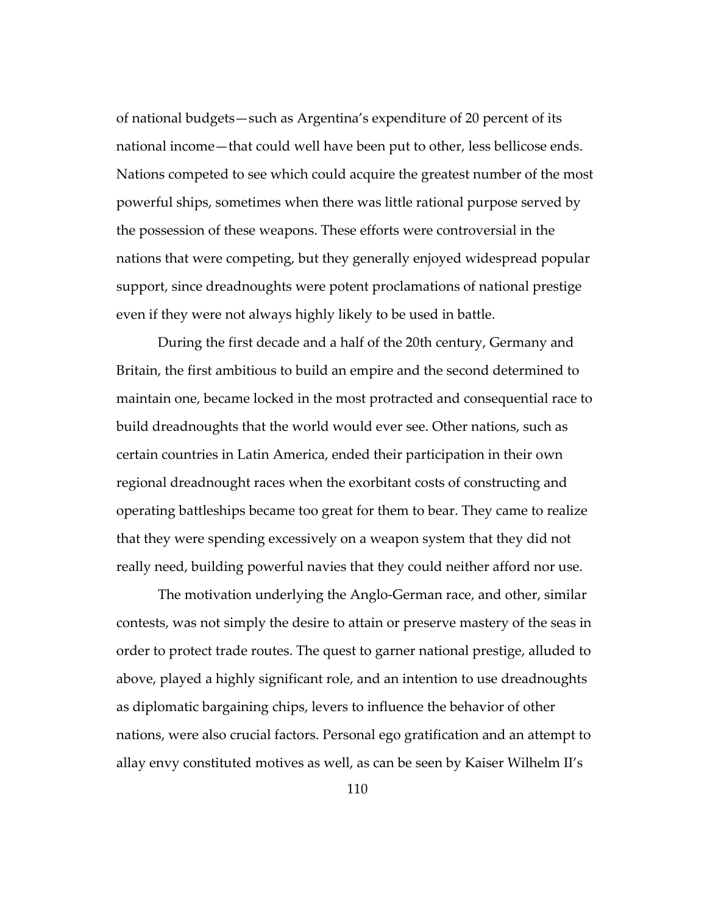of national budgets—such as Argentina's expenditure of 20 percent of its national income—that could well have been put to other, less bellicose ends. Nations competed to see which could acquire the greatest number of the most powerful ships, sometimes when there was little rational purpose served by the possession of these weapons. These efforts were controversial in the nations that were competing, but they generally enjoyed widespread popular support, since dreadnoughts were potent proclamations of national prestige even if they were not always highly likely to be used in battle.

During the first decade and a half of the 20th century, Germany and Britain, the first ambitious to build an empire and the second determined to maintain one, became locked in the most protracted and consequential race to build dreadnoughts that the world would ever see. Other nations, such as certain countries in Latin America, ended their participation in their own regional dreadnought races when the exorbitant costs of constructing and operating battleships became too great for them to bear. They came to realize that they were spending excessively on a weapon system that they did not really need, building powerful navies that they could neither afford nor use.

The motivation underlying the Anglo-German race, and other, similar contests, was not simply the desire to attain or preserve mastery of the seas in order to protect trade routes. The quest to garner national prestige, alluded to above, played a highly significant role, and an intention to use dreadnoughts as diplomatic bargaining chips, levers to influence the behavior of other nations, were also crucial factors. Personal ego gratification and an attempt to allay envy constituted motives as well, as can be seen by Kaiser Wilhelm II's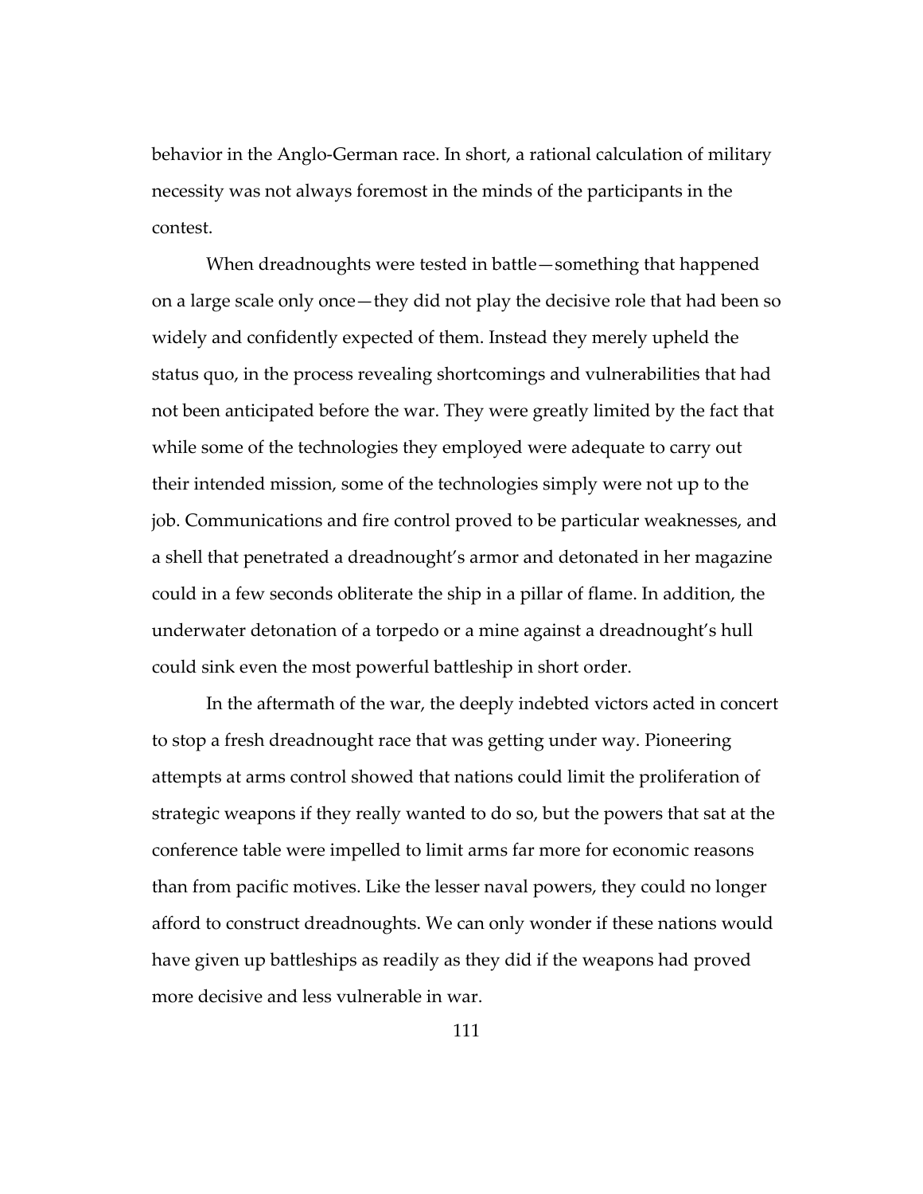behavior in the Anglo-German race. In short, a rational calculation of military necessity was not always foremost in the minds of the participants in the contest.

When dreadnoughts were tested in battle—something that happened on a large scale only once—they did not play the decisive role that had been so widely and confidently expected of them. Instead they merely upheld the status quo, in the process revealing shortcomings and vulnerabilities that had not been anticipated before the war. They were greatly limited by the fact that while some of the technologies they employed were adequate to carry out their intended mission, some of the technologies simply were not up to the job. Communications and fire control proved to be particular weaknesses, and a shell that penetrated a dreadnought's armor and detonated in her magazine could in a few seconds obliterate the ship in a pillar of flame. In addition, the underwater detonation of a torpedo or a mine against a dreadnought's hull could sink even the most powerful battleship in short order.

In the aftermath of the war, the deeply indebted victors acted in concert to stop a fresh dreadnought race that was getting under way. Pioneering attempts at arms control showed that nations could limit the proliferation of strategic weapons if they really wanted to do so, but the powers that sat at the conference table were impelled to limit arms far more for economic reasons than from pacific motives. Like the lesser naval powers, they could no longer afford to construct dreadnoughts. We can only wonder if these nations would have given up battleships as readily as they did if the weapons had proved more decisive and less vulnerable in war.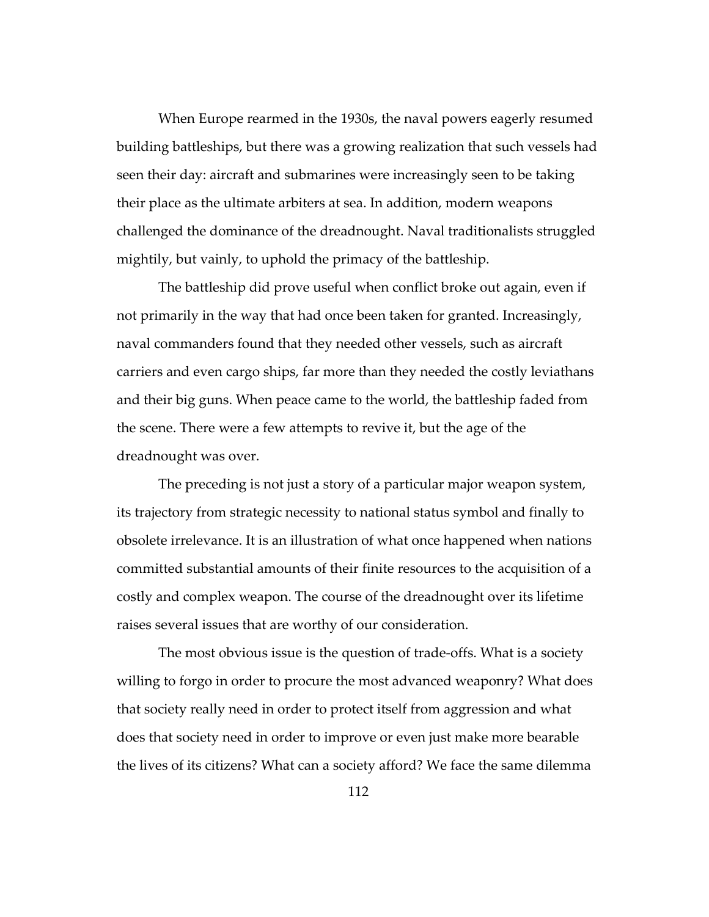When Europe rearmed in the 1930s, the naval powers eagerly resumed building battleships, but there was a growing realization that such vessels had seen their day: aircraft and submarines were increasingly seen to be taking their place as the ultimate arbiters at sea. In addition, modern weapons challenged the dominance of the dreadnought. Naval traditionalists struggled mightily, but vainly, to uphold the primacy of the battleship.

The battleship did prove useful when conflict broke out again, even if not primarily in the way that had once been taken for granted. Increasingly, naval commanders found that they needed other vessels, such as aircraft carriers and even cargo ships, far more than they needed the costly leviathans and their big guns. When peace came to the world, the battleship faded from the scene. There were a few attempts to revive it, but the age of the dreadnought was over.

The preceding is not just a story of a particular major weapon system, its trajectory from strategic necessity to national status symbol and finally to obsolete irrelevance. It is an illustration of what once happened when nations committed substantial amounts of their finite resources to the acquisition of a costly and complex weapon. The course of the dreadnought over its lifetime raises several issues that are worthy of our consideration.

The most obvious issue is the question of trade-offs. What is a society willing to forgo in order to procure the most advanced weaponry? What does that society really need in order to protect itself from aggression and what does that society need in order to improve or even just make more bearable the lives of its citizens? What can a society afford? We face the same dilemma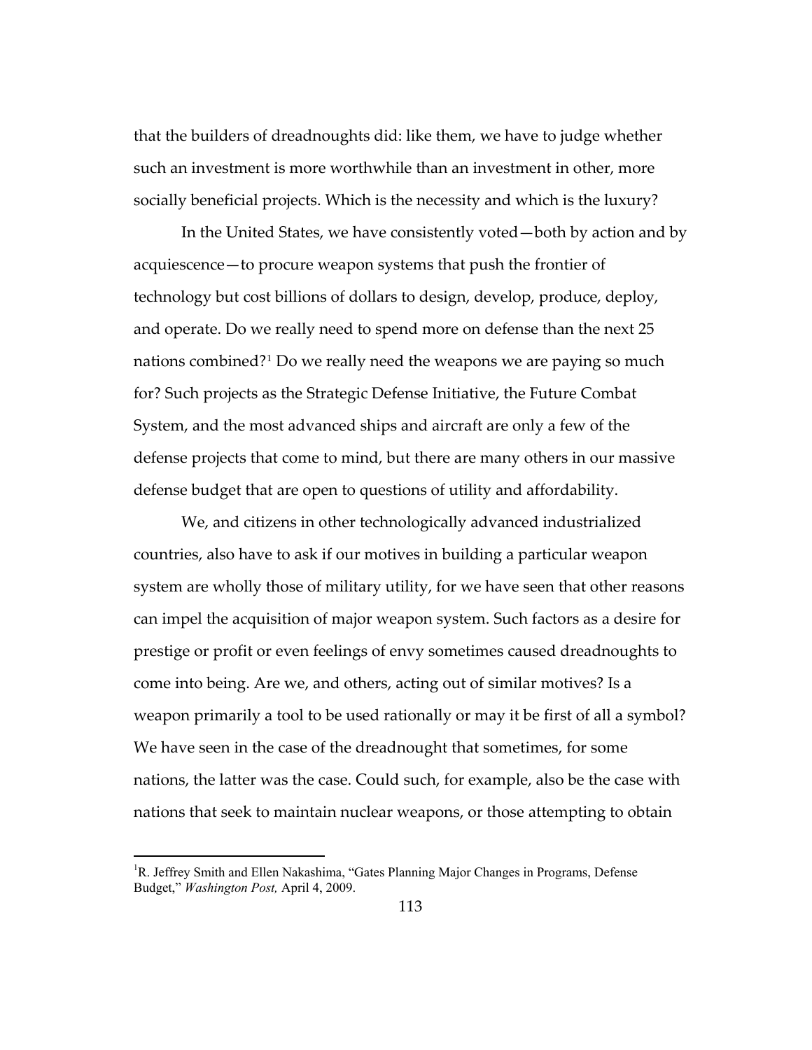that the builders of dreadnoughts did: like them, we have to judge whether such an investment is more worthwhile than an investment in other, more socially beneficial projects. Which is the necessity and which is the luxury?

In the United States, we have consistently voted—both by action and by acquiescence—to procure weapon systems that push the frontier of technology but cost billions of dollars to design, develop, produce, deploy, and operate. Do we really need to spend more on defense than the next 25 nations combined?[1] Do we really need the weapons we are paying so much for? Such projects as the Strategic Defense Initiative, the Future Combat System, and the most advanced ships and aircraft are only a few of the defense projects that come to mind, but there are many others in our massive defense budget that are open to questions of utility and affordability.

We, and citizens in other technologically advanced industrialized countries, also have to ask if our motives in building a particular weapon system are wholly those of military utility, for we have seen that other reasons can impel the acquisition of major weapon system. Such factors as a desire for prestige or profit or even feelings of envy sometimes caused dreadnoughts to come into being. Are we, and others, acting out of similar motives? Is a weapon primarily a tool to be used rationally or may it be first of all a symbol? We have seen in the case of the dreadnought that sometimes, for some nations, the latter was the case. Could such, for example, also be the case with nations that seek to maintain nuclear weapons, or those attempting to obtain

[1]R. Jeffrey Smith and Ellen Nakashima, "Gates Planning Major Changes in Programs, Defense Budget," *Washington Post,* April 4, 2009.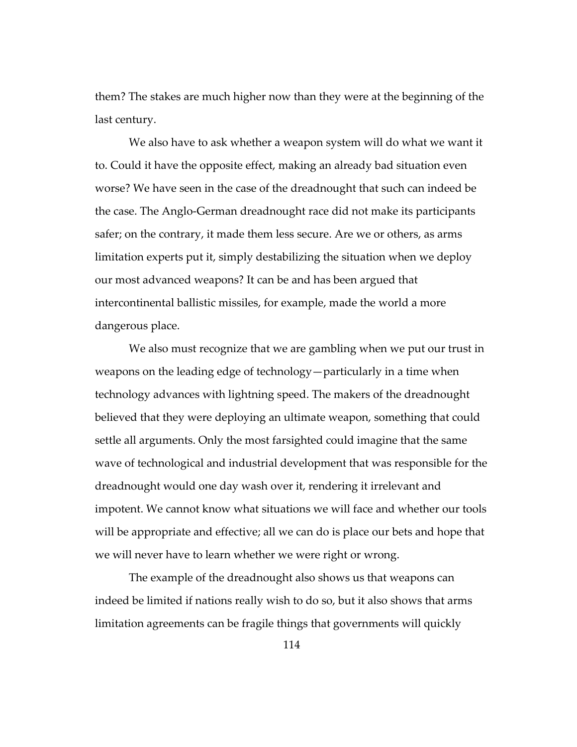them? The stakes are much higher now than they were at the beginning of the last century.

We also have to ask whether a weapon system will do what we want it to. Could it have the opposite effect, making an already bad situation even worse? We have seen in the case of the dreadnought that such can indeed be the case. The Anglo-German dreadnought race did not make its participants safer; on the contrary, it made them less secure. Are we or others, as arms limitation experts put it, simply destabilizing the situation when we deploy our most advanced weapons? It can be and has been argued that intercontinental ballistic missiles, for example, made the world a more dangerous place.

We also must recognize that we are gambling when we put our trust in weapons on the leading edge of technology—particularly in a time when technology advances with lightning speed. The makers of the dreadnought believed that they were deploying an ultimate weapon, something that could settle all arguments. Only the most farsighted could imagine that the same wave of technological and industrial development that was responsible for the dreadnought would one day wash over it, rendering it irrelevant and impotent. We cannot know what situations we will face and whether our tools will be appropriate and effective; all we can do is place our bets and hope that we will never have to learn whether we were right or wrong.

The example of the dreadnought also shows us that weapons can indeed be limited if nations really wish to do so, but it also shows that arms limitation agreements can be fragile things that governments will quickly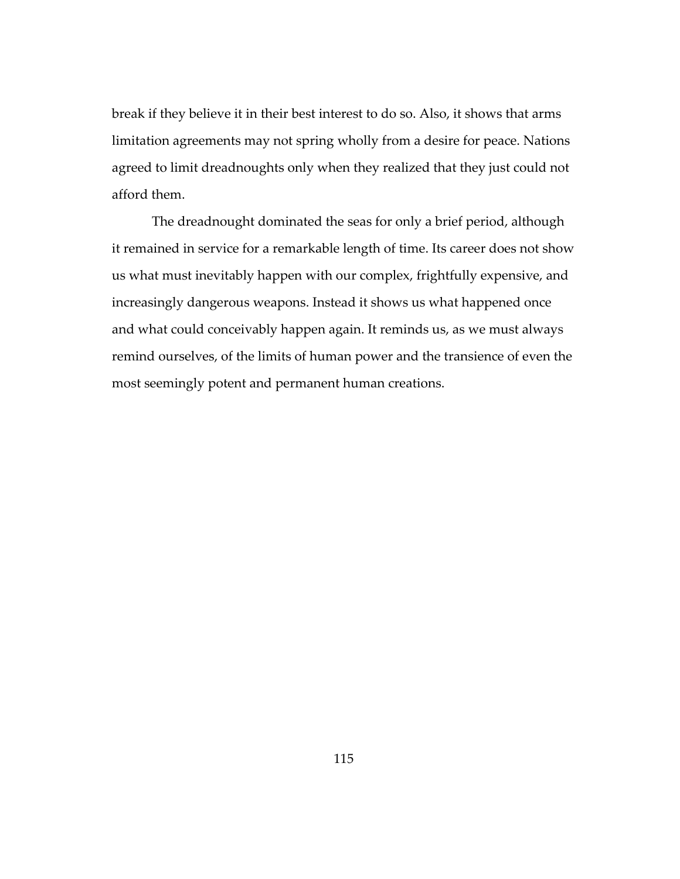break if they believe it in their best interest to do so. Also, it shows that arms limitation agreements may not spring wholly from a desire for peace. Nations agreed to limit dreadnoughts only when they realized that they just could not afford them.

The dreadnought dominated the seas for only a brief period, although it remained in service for a remarkable length of time. Its career does not show us what must inevitably happen with our complex, frightfully expensive, and increasingly dangerous weapons. Instead it shows us what happened once and what could conceivably happen again. It reminds us, as we must always remind ourselves, of the limits of human power and the transience of even the most seemingly potent and permanent human creations.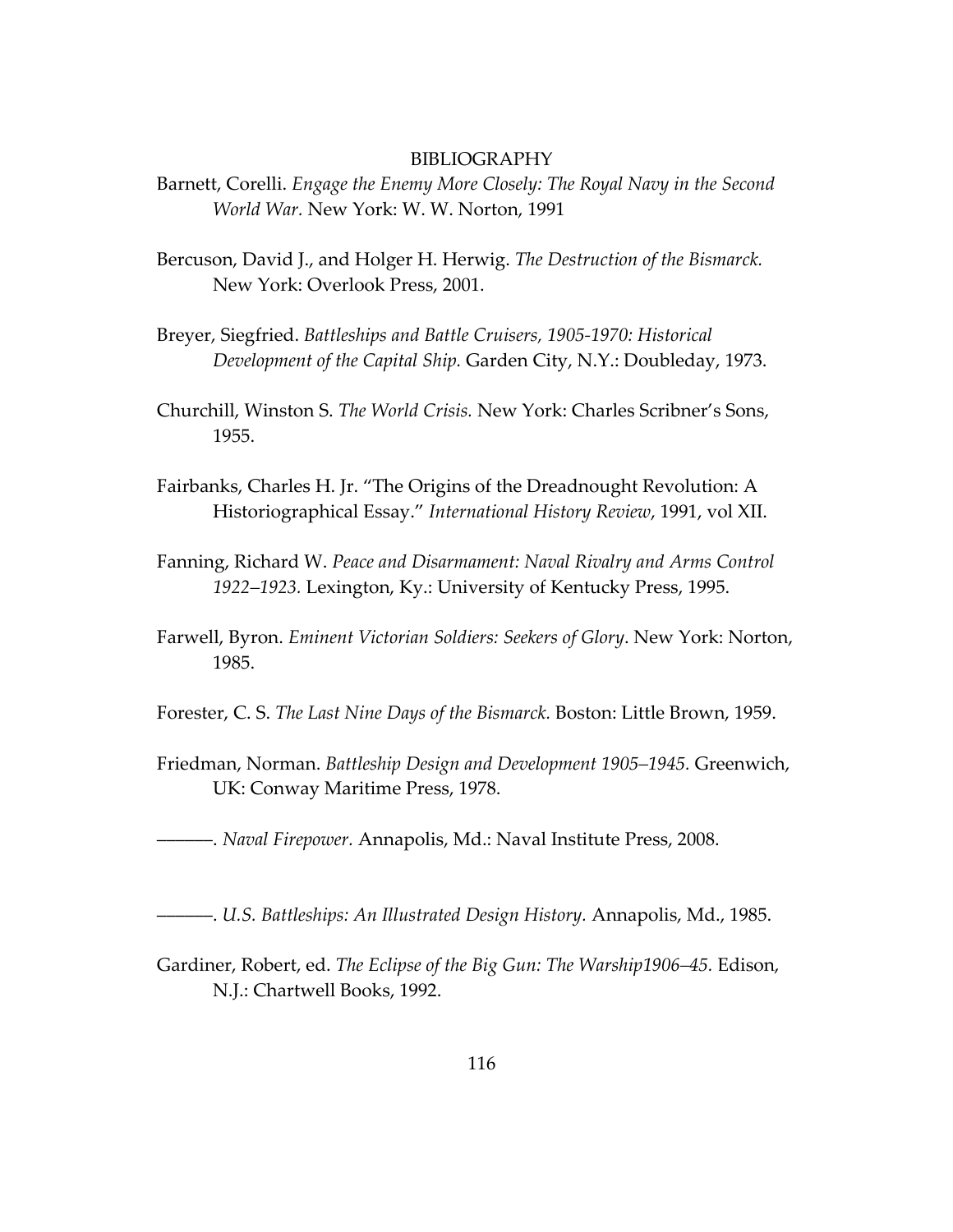# BIBLIOGRAPHY

Barnett, Corelli. *Engage the Enemy More Closely: The Royal Navy in the Second World War.* New York: W. W. Norton, 1991

Bercuson, David J., and Holger H. Herwig. *The Destruction of the Bismarck.* New York: Overlook Press, 2001.

Breyer, Siegfried. *Battleships and Battle Cruisers, 1905-1970: Historical Development of the Capital Ship.* Garden City, N.Y.: Doubleday, 1973.

Churchill, Winston S. *The World Crisis.* New York: Charles Scribner's Sons, 1955.

Fairbanks, Charles H. Jr. "The Origins of the Dreadnought Revolution: A Historiographical Essay." *International History Review*, 1991, vol XII.

Fanning, Richard W. *Peace and Disarmament: Naval Rivalry and Arms Control 1922–1923.* Lexington, Ky.: University of Kentucky Press, 1995.

Farwell, Byron. *Eminent Victorian Soldiers: Seekers of Glory*. New York: Norton, 1985.

Forester, C. S. *The Last Nine Days of the Bismarck.* Boston: Little Brown, 1959.

Friedman, Norman. *Battleship Design and Development 1905–1945.* Greenwich, UK: Conway Maritime Press, 1978.

———. *Naval Firepower.* Annapolis, Md.: Naval Institute Press, 2008.

———. *U.S. Battleships: An Illustrated Design History.* Annapolis, Md., 1985.

Gardiner, Robert, ed. *The Eclipse of the Big Gun: The Warship1906–45.* Edison, N.J.: Chartwell Books, 1992.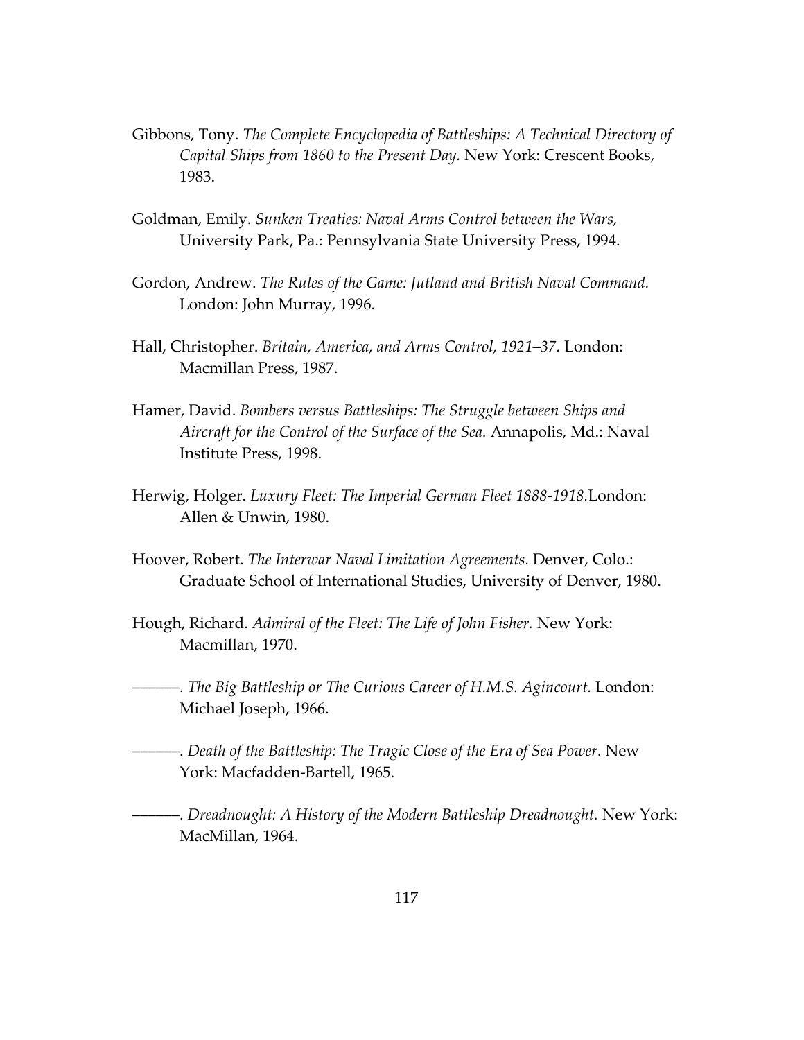Gibbons, Tony. *The Complete Encyclopedia of Battleships: A Technical Directory of Capital Ships from 1860 to the Present Day.* New York: Crescent Books, 1983.

Goldman, Emily. *Sunken Treaties: Naval Arms Control between the Wars,* University Park, Pa.: Pennsylvania State University Press, 1994.

Gordon, Andrew. *The Rules of the Game: Jutland and British Naval Command.* London: John Murray, 1996.

Hall, Christopher. *Britain, America, and Arms Control, 1921–37.* London: Macmillan Press, 1987.

Hamer, David. *Bombers versus Battleships: The Struggle between Ships and Aircraft for the Control of the Surface of the Sea.* Annapolis, Md.: Naval Institute Press, 1998.

Herwig, Holger. *Luxury Fleet: The Imperial German Fleet 1888-1918.*London: Allen & Unwin, 1980.

Hoover, Robert. *The Interwar Naval Limitation Agreements.* Denver, Colo.: Graduate School of International Studies, University of Denver, 1980.

Hough, Richard. *Admiral of the Fleet: The Life of John Fisher.* New York: Macmillan, 1970.

———. *The Big Battleship or The Curious Career of H.M.S. Agincourt.* London: Michael Joseph, 1966.

———. *Death of the Battleship: The Tragic Close of the Era of Sea Power.* New York: Macfadden-Bartell, 1965.

———. *Dreadnought: A History of the Modern Battleship Dreadnought.* New York: MacMillan, 1964.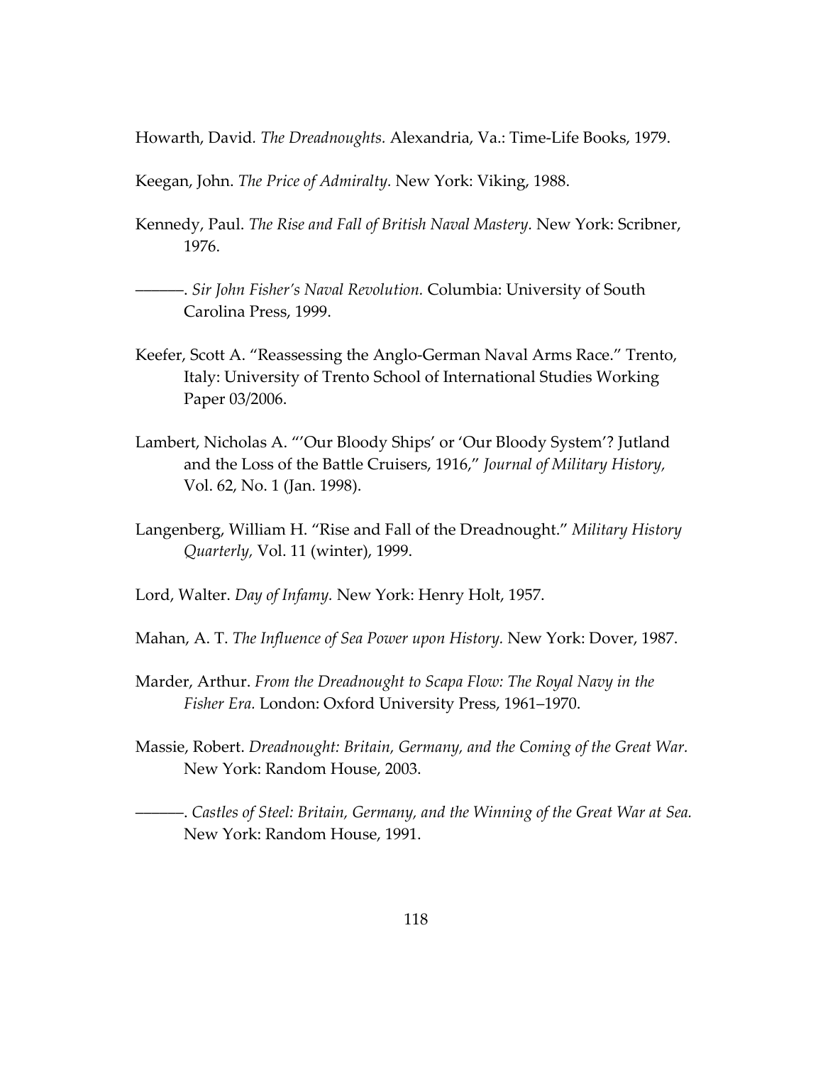Howarth, David. *The Dreadnoughts.* Alexandria, Va.: Time-Life Books, 1979.

Keegan, John. *The Price of Admiralty.* New York: Viking, 1988.

Kennedy, Paul. *The Rise and Fall of British Naval Mastery.* New York: Scribner, 1976.

———. *Sir John Fisher's Naval Revolution.* Columbia: University of South Carolina Press, 1999.

Keefer, Scott A. "Reassessing the Anglo-German Naval Arms Race." Trento, Italy: University of Trento School of International Studies Working Paper 03/2006.

Lambert, Nicholas A. "'Our Bloody Ships' or 'Our Bloody System'? Jutland and the Loss of the Battle Cruisers, 1916," *Journal of Military History,* Vol. 62, No. 1 (Jan. 1998).

Langenberg, William H. "Rise and Fall of the Dreadnought." *Military History Quarterly,* Vol. 11 (winter), 1999.

Lord, Walter. *Day of Infamy.* New York: Henry Holt, 1957.

Mahan, A. T. *The Influence of Sea Power upon History.* New York: Dover, 1987.

Marder, Arthur. *From the Dreadnought to Scapa Flow: The Royal Navy in the Fisher Era.* London: Oxford University Press, 1961–1970.

Massie, Robert. *Dreadnought: Britain, Germany, and the Coming of the Great War.* New York: Random House, 2003.

———. *Castles of Steel: Britain, Germany, and the Winning of the Great War at Sea.* New York: Random House, 1991.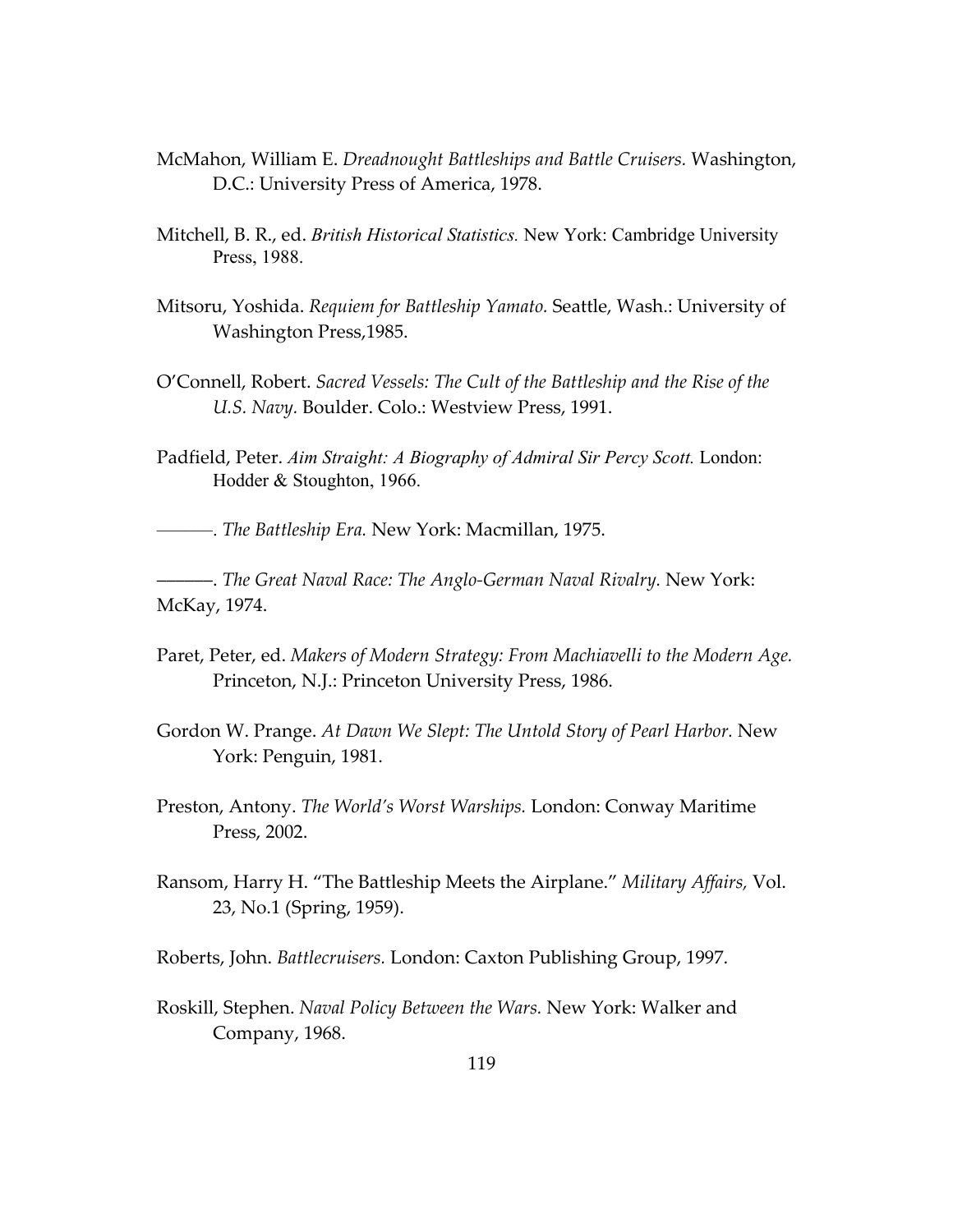McMahon, William E. *Dreadnought Battleships and Battle Cruisers.* Washington, D.C.: University Press of America, 1978.

Mitchell, B. R., ed. *British Historical Statistics.* New York: Cambridge University Press, 1988.

Mitsoru, Yoshida. *Requiem for Battleship Yamato.* Seattle, Wash.: University of Washington Press,1985.

O'Connell, Robert. *Sacred Vessels: The Cult of the Battleship and the Rise of the U.S. Navy.* Boulder. Colo.: Westview Press, 1991.

Padfield, Peter. *Aim Straight: A Biography of Admiral Sir Percy Scott.* London: Hodder & Stoughton, 1966.

———. *The Battleship Era.* New York: Macmillan, 1975.

———. *The Great Naval Race: The Anglo-German Naval Rivalry.* New York: McKay, 1974.

Paret, Peter, ed. *Makers of Modern Strategy: From Machiavelli to the Modern Age.* Princeton, N.J.: Princeton University Press, 1986.

Gordon W. Prange. *At Dawn We Slept: The Untold Story of Pearl Harbor.* New York: Penguin, 1981.

Preston, Antony. *The World's Worst Warships.* London: Conway Maritime Press, 2002.

Ransom, Harry H. "The Battleship Meets the Airplane." *Military Affairs,* Vol. 23, No.1 (Spring, 1959).

Roberts, John. *Battlecruisers.* London: Caxton Publishing Group, 1997.

Roskill, Stephen. *Naval Policy Between the Wars.* New York: Walker and Company, 1968.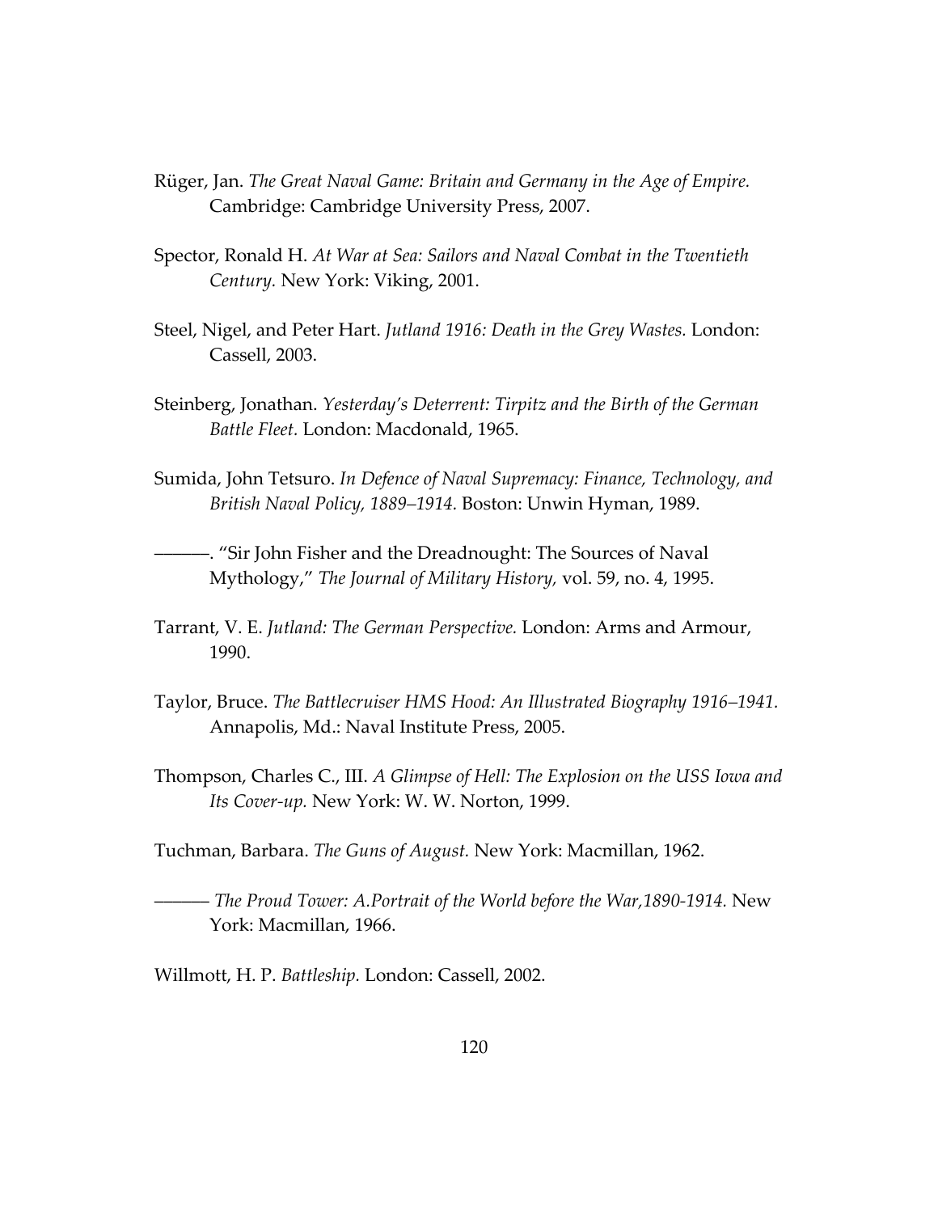Rüger, Jan. *The Great Naval Game: Britain and Germany in the Age of Empire.* Cambridge: Cambridge University Press, 2007.

Spector, Ronald H. *At War at Sea: Sailors and Naval Combat in the Twentieth Century.* New York: Viking, 2001.

Steel, Nigel, and Peter Hart. *Jutland 1916: Death in the Grey Wastes.* London: Cassell, 2003.

Steinberg, Jonathan. *Yesterday's Deterrent: Tirpitz and the Birth of the German Battle Fleet.* London: Macdonald, 1965.

Sumida, John Tetsuro. *In Defence of Naval Supremacy: Finance, Technology, and British Naval Policy, 1889–1914.* Boston: Unwin Hyman, 1989.

———. "Sir John Fisher and the Dreadnought: The Sources of Naval Mythology," *The Journal of Military History,* vol. 59, no. 4, 1995.

Tarrant, V. E. *Jutland: The German Perspective.* London: Arms and Armour, 1990.

Taylor, Bruce. *The Battlecruiser HMS Hood: An Illustrated Biography 1916–1941.* Annapolis, Md.: Naval Institute Press, 2005.

Thompson, Charles C., III. *A Glimpse of Hell: The Explosion on the USS Iowa and Its Cover-up.* New York: W. W. Norton, 1999.

Tuchman, Barbara. *The Guns of August.* New York: Macmillan, 1962.

——— *The Proud Tower: A.Portrait of the World before the War,1890-1914.* New York: Macmillan, 1966.

Willmott, H. P. *Battleship.* London: Cassell, 2002.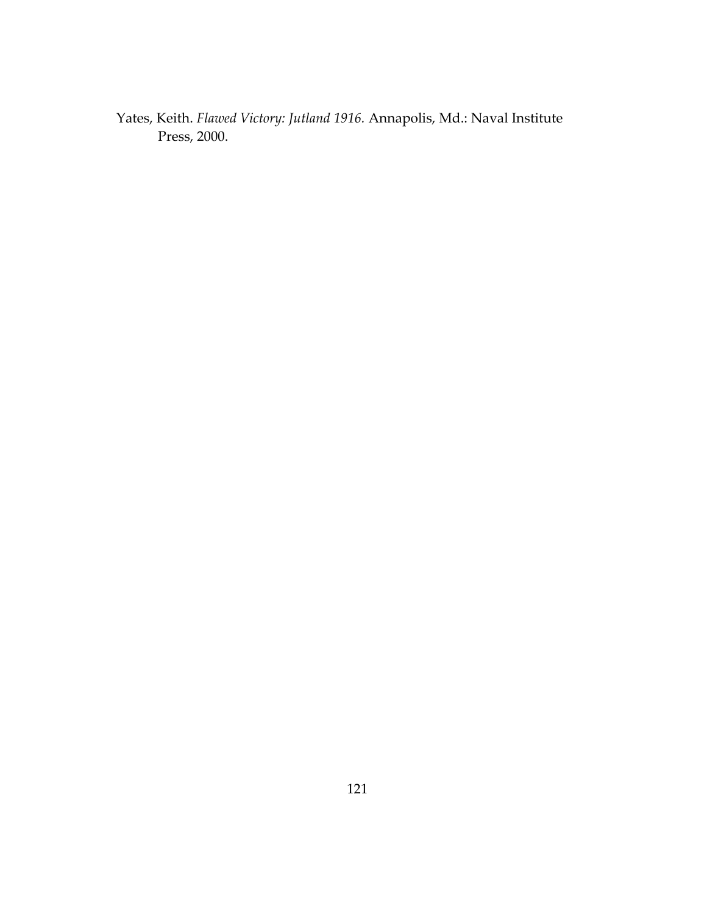Yates, Keith. *Flawed Victory: Jutland 1916.* Annapolis, Md.: Naval Institute Press, 2000.